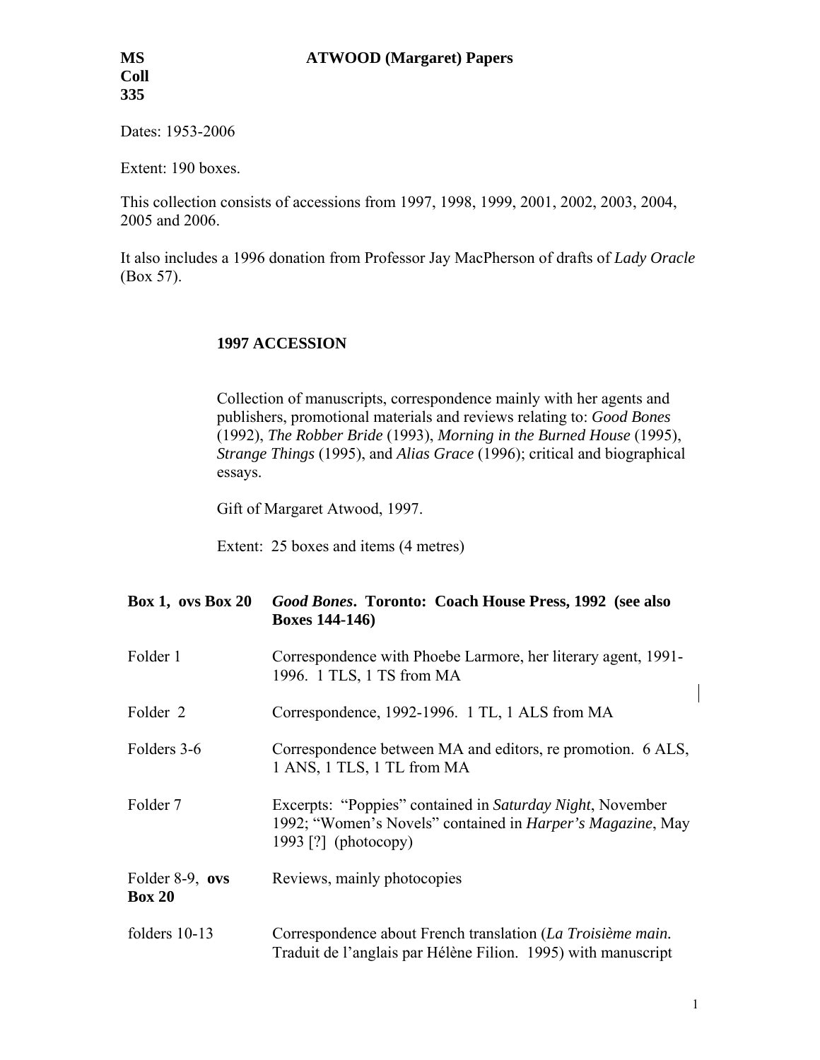**MS Coll 335** **ATWOOD (Margaret) Papers**

Dates: 1953-2006

Extent: 190 boxes.

This collection consists of accessions from 1997, 1998, 1999, 2001, 2002, 2003, 2004, 2005 and 2006.

It also includes a 1996 donation from Professor Jay MacPherson of drafts of *Lady Oracle* (Box 57).

## 1997 ACCESSION

Collection of manuscripts, correspondence mainly with her agents and publishers, promotional materials and reviews relating to: *Good Bones* (1992), *The Robber Bride* (1993), *Morning in the Burned House* (1995), *Strange Things* (1995), and *Alias Grace* (1996); critical and biographical essays.

Gift of Margaret Atwood, 1997.

Extent: 25 boxes and items (4 metres)

| **Box 1, ovs Box 20** | ***Good Bones*. Toronto: Coach House Press, 1992 (see also Boxes 144-146)** |
|---|---|
| Folder 1 | Correspondence with Phoebe Larmore, her literary agent, 1991-1996. 1 TLS, 1 TS from MA |
| Folder 2 | Correspondence, 1992-1996. 1 TL, 1 ALS from MA |
| Folders 3-6 | Correspondence between MA and editors, re promotion. 6 ALS, 1 ANS, 1 TLS, 1 TL from MA |
| Folder 7 | Excerpts: "Poppies" contained in *Saturday Night*, November 1992; "Women's Novels" contained in *Harper's Magazine*, May 1993 [?] (photocopy) |
| Folder 8-9, **ovs Box 20** | Reviews, mainly photocopies |
| folders 10-13 | Correspondence about French translation (*La Troisième main.* Traduit de l'anglais par Hélène Filion. 1995) with manuscript |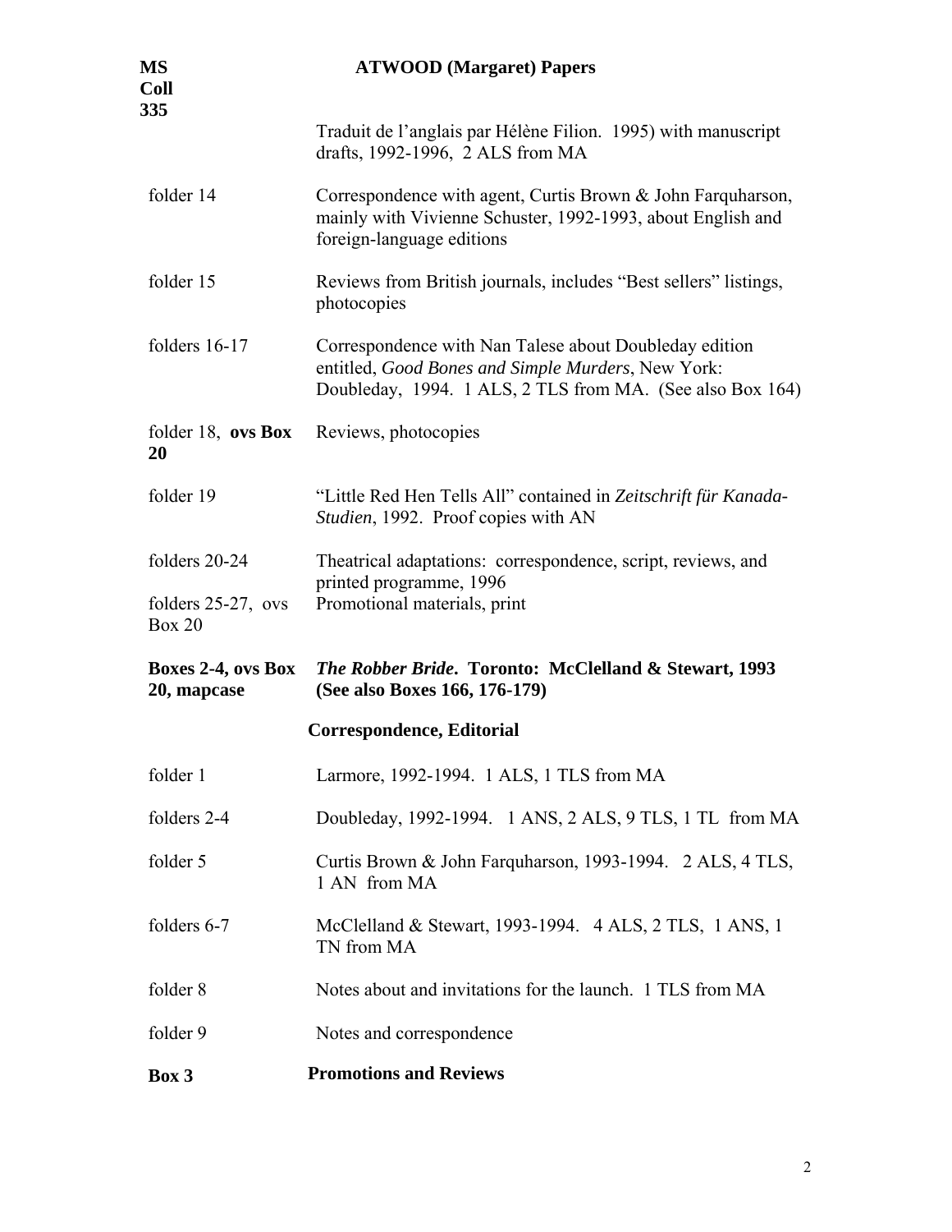Traduit de l'anglais par Hélène Filion. 1995) with manuscript drafts, 1992-1996, 2 ALS from MA

| | |
|---|---|
| folder 14 | Correspondence with agent, Curtis Brown & John Farquharson, mainly with Vivienne Schuster, 1992-1993, about English and foreign-language editions |
| folder 15 | Reviews from British journals, includes "Best sellers" listings, photocopies |
| folders 16-17 | Correspondence with Nan Talese about Doubleday edition entitled, *Good Bones and Simple Murders*, New York: Doubleday, 1994. 1 ALS, 2 TLS from MA. (See also Box 164) |
| folder 18, **ovs Box 20** | Reviews, photocopies |
| folder 19 | "Little Red Hen Tells All" contained in *Zeitschrift für Kanada-Studien*, 1992. Proof copies with AN |
| folders 20-24 | Theatrical adaptations: correspondence, script, reviews, and printed programme, 1996 |
| folders 25-27, ovs Box 20 | Promotional materials, print |

**Boxes 2-4, ovs Box 20, mapcase** — ***The Robber Bride*. Toronto: McClelland & Stewart, 1993 (See also Boxes 166, 176-179)**

**Correspondence, Editorial**

| | |
|---|---|
| folder 1 | Larmore, 1992-1994. 1 ALS, 1 TLS from MA |
| folders 2-4 | Doubleday, 1992-1994. 1 ANS, 2 ALS, 9 TLS, 1 TL from MA |
| folder 5 | Curtis Brown & John Farquharson, 1993-1994. 2 ALS, 4 TLS, 1 AN from MA |
| folders 6-7 | McClelland & Stewart, 1993-1994. 4 ALS, 2 TLS, 1 ANS, 1 TN from MA |
| folder 8 | Notes about and invitations for the launch. 1 TLS from MA |
| folder 9 | Notes and correspondence |

**Box 3** — **Promotions and Reviews**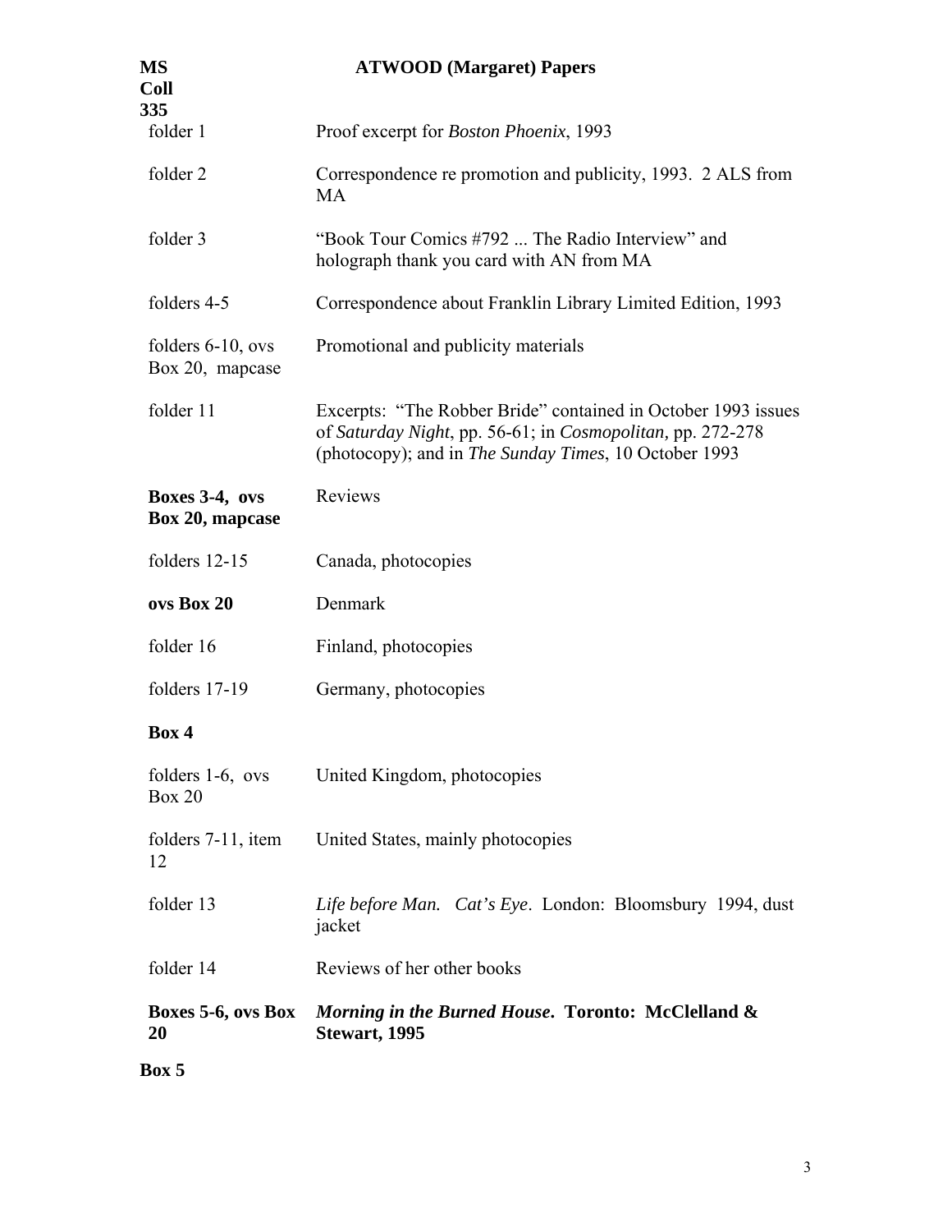| **MS Coll 335** | **ATWOOD (Margaret) Papers** |
|---|---|
| folder 1 | Proof excerpt for *Boston Phoenix*, 1993 |
| folder 2 | Correspondence re promotion and publicity, 1993. 2 ALS from MA |
| folder 3 | "Book Tour Comics #792 ... The Radio Interview" and holograph thank you card with AN from MA |
| folders 4-5 | Correspondence about Franklin Library Limited Edition, 1993 |
| folders 6-10, ovs Box 20, mapcase | Promotional and publicity materials |
| folder 11 | Excerpts: "The Robber Bride" contained in October 1993 issues of *Saturday Night*, pp. 56-61; in *Cosmopolitan*, pp. 272-278 (photocopy); and in *The Sunday Times*, 10 October 1993 |
| **Boxes 3-4, ovs Box 20, mapcase** | Reviews |
| folders 12-15 | Canada, photocopies |
| **ovs Box 20** | Denmark |
| folder 16 | Finland, photocopies |
| folders 17-19 | Germany, photocopies |
| **Box 4** | |
| folders 1-6, ovs Box 20 | United Kingdom, photocopies |
| folders 7-11, item 12 | United States, mainly photocopies |
| folder 13 | *Life before Man. Cat's Eye*. London: Bloomsbury 1994, dust jacket |
| folder 14 | Reviews of her other books |
| **Boxes 5-6, ovs Box 20** | ***Morning in the Burned House*. Toronto: McClelland & Stewart, 1995** |
| **Box 5** | |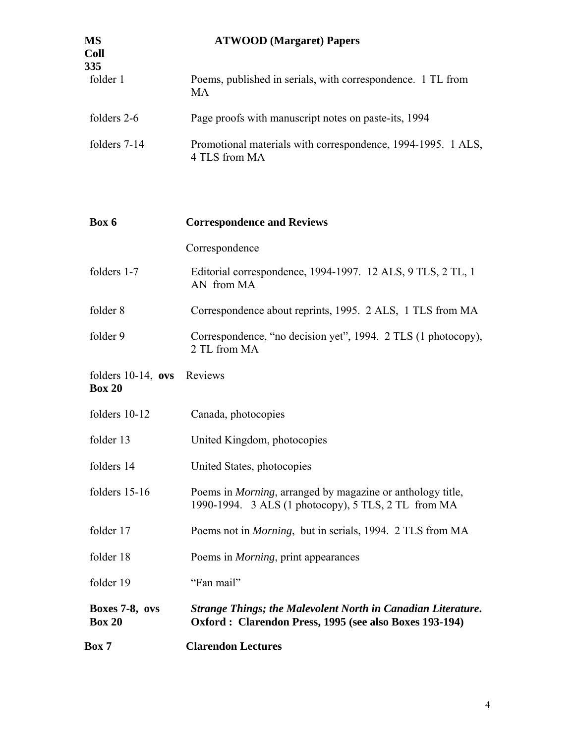**MS Coll 335** **ATWOOD (Margaret) Papers**

| | |
|---|---|
| folder 1 | Poems, published in serials, with correspondence. 1 TL from MA |
| folders 2-6 | Page proofs with manuscript notes on paste-its, 1994 |
| folders 7-14 | Promotional materials with correspondence, 1994-1995. 1 ALS, 4 TLS from MA |

| | |
|---|---|
| **Box 6** | **Correspondence and Reviews** |
| | Correspondence |
| folders 1-7 | Editorial correspondence, 1994-1997. 12 ALS, 9 TLS, 2 TL, 1 AN from MA |
| folder 8 | Correspondence about reprints, 1995. 2 ALS, 1 TLS from MA |
| folder 9 | Correspondence, "no decision yet", 1994. 2 TLS (1 photocopy), 2 TL from MA |
| folders 10-14, **ovs Box 20** | Reviews |
| folders 10-12 | Canada, photocopies |
| folder 13 | United Kingdom, photocopies |
| folders 14 | United States, photocopies |
| folders 15-16 | Poems in *Morning*, arranged by magazine or anthology title, 1990-1994. 3 ALS (1 photocopy), 5 TLS, 2 TL from MA |
| folder 17 | Poems not in *Morning*, but in serials, 1994. 2 TLS from MA |
| folder 18 | Poems in *Morning*, print appearances |
| folder 19 | "Fan mail" |
| **Boxes 7-8, ovs Box 20** | ***Strange Things; the Malevolent North in Canadian Literature*. Oxford : Clarendon Press, 1995 (see also Boxes 193-194)** |
| **Box 7** | **Clarendon Lectures** |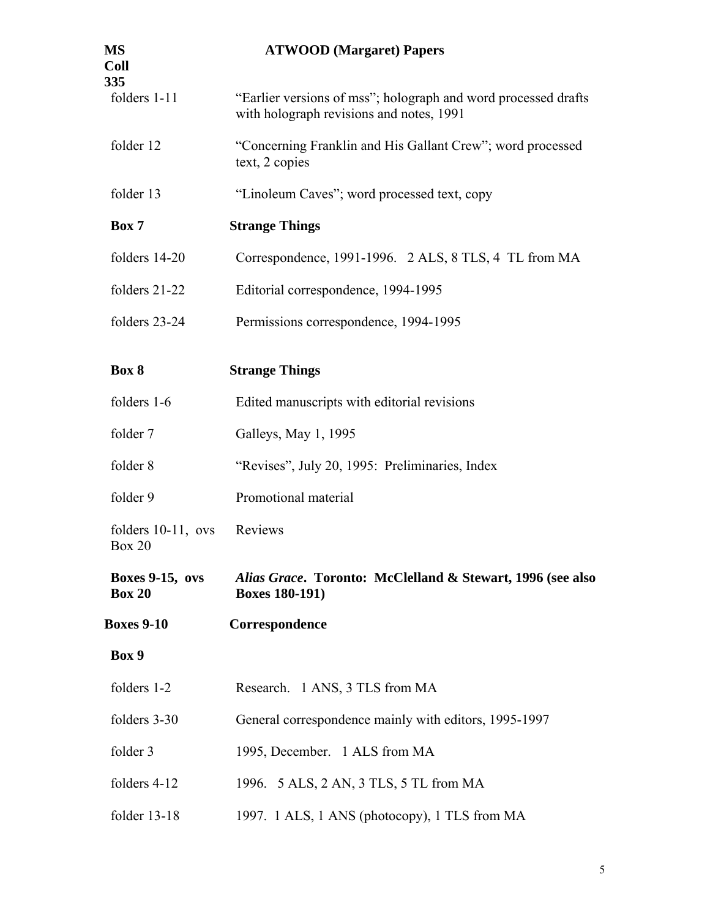| MS Coll 335 | ATWOOD (Margaret) Papers |
| --- | --- |
| folders 1-11 | "Earlier versions of mss"; holograph and word processed drafts with holograph revisions and notes, 1991 |
| folder 12 | "Concerning Franklin and His Gallant Crew"; word processed text, 2 copies |
| folder 13 | "Linoleum Caves"; word processed text, copy |
| **Box 7** | **Strange Things** |
| folders 14-20 | Correspondence, 1991-1996. 2 ALS, 8 TLS, 4 TL from MA |
| folders 21-22 | Editorial correspondence, 1994-1995 |
| folders 23-24 | Permissions correspondence, 1994-1995 |
| **Box 8** | **Strange Things** |
| folders 1-6 | Edited manuscripts with editorial revisions |
| folder 7 | Galleys, May 1, 1995 |
| folder 8 | "Revises", July 20, 1995: Preliminaries, Index |
| folder 9 | Promotional material |
| folders 10-11, ovs Box 20 | Reviews |
| **Boxes 9-15, ovs Box 20** | ***Alias Grace*. Toronto: McClelland & Stewart, 1996 (see also Boxes 180-191)** |
| **Boxes 9-10** | **Correspondence** |
| **Box 9** | |
| folders 1-2 | Research. 1 ANS, 3 TLS from MA |
| folders 3-30 | General correspondence mainly with editors, 1995-1997 |
| folder 3 | 1995, December. 1 ALS from MA |
| folders 4-12 | 1996. 5 ALS, 2 AN, 3 TLS, 5 TL from MA |
| folder 13-18 | 1997. 1 ALS, 1 ANS (photocopy), 1 TLS from MA |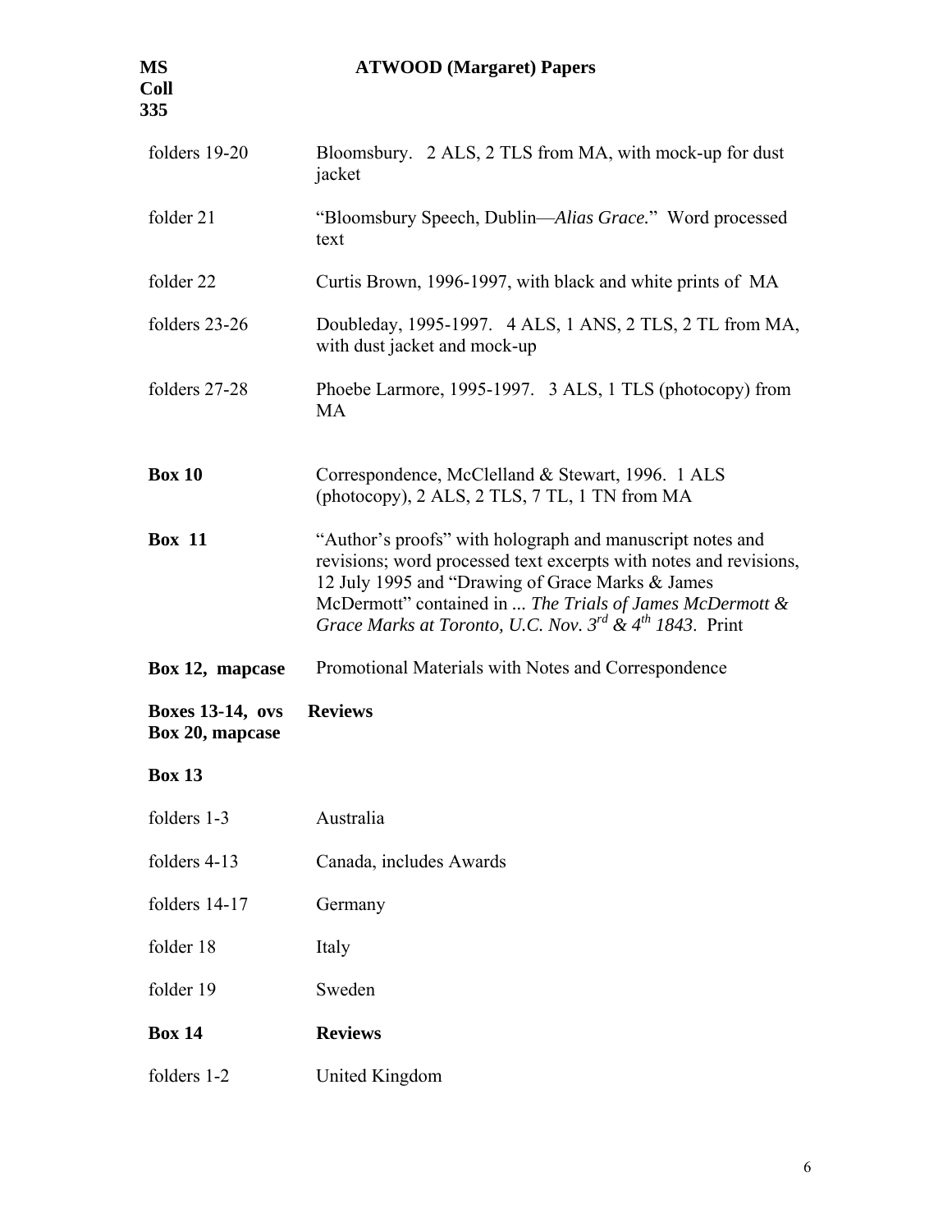| | |
|---|---|
| folders 19-20 | Bloomsbury. 2 ALS, 2 TLS from MA, with mock-up for dust jacket |
| folder 21 | "Bloomsbury Speech, Dublin—*Alias Grace.*" Word processed text |
| folder 22 | Curtis Brown, 1996-1997, with black and white prints of MA |
| folders 23-26 | Doubleday, 1995-1997. 4 ALS, 1 ANS, 2 TLS, 2 TL from MA, with dust jacket and mock-up |
| folders 27-28 | Phoebe Larmore, 1995-1997. 3 ALS, 1 TLS (photocopy) from MA |
| **Box 10** | Correspondence, McClelland & Stewart, 1996. 1 ALS (photocopy), 2 ALS, 2 TLS, 7 TL, 1 TN from MA |
| **Box 11** | "Author's proofs" with holograph and manuscript notes and revisions; word processed text excerpts with notes and revisions, 12 July 1995 and "Drawing of Grace Marks & James McDermott" contained in ... *The Trials of James McDermott & Grace Marks at Toronto, U.C. Nov. 3rd & 4th 1843*. Print |
| **Box 12, mapcase** | Promotional Materials with Notes and Correspondence |
| **Boxes 13-14, ovs Box 20, mapcase** | **Reviews** |
| **Box 13** | |
| folders 1-3 | Australia |
| folders 4-13 | Canada, includes Awards |
| folders 14-17 | Germany |
| folder 18 | Italy |
| folder 19 | Sweden |
| **Box 14** | **Reviews** |
| folders 1-2 | United Kingdom |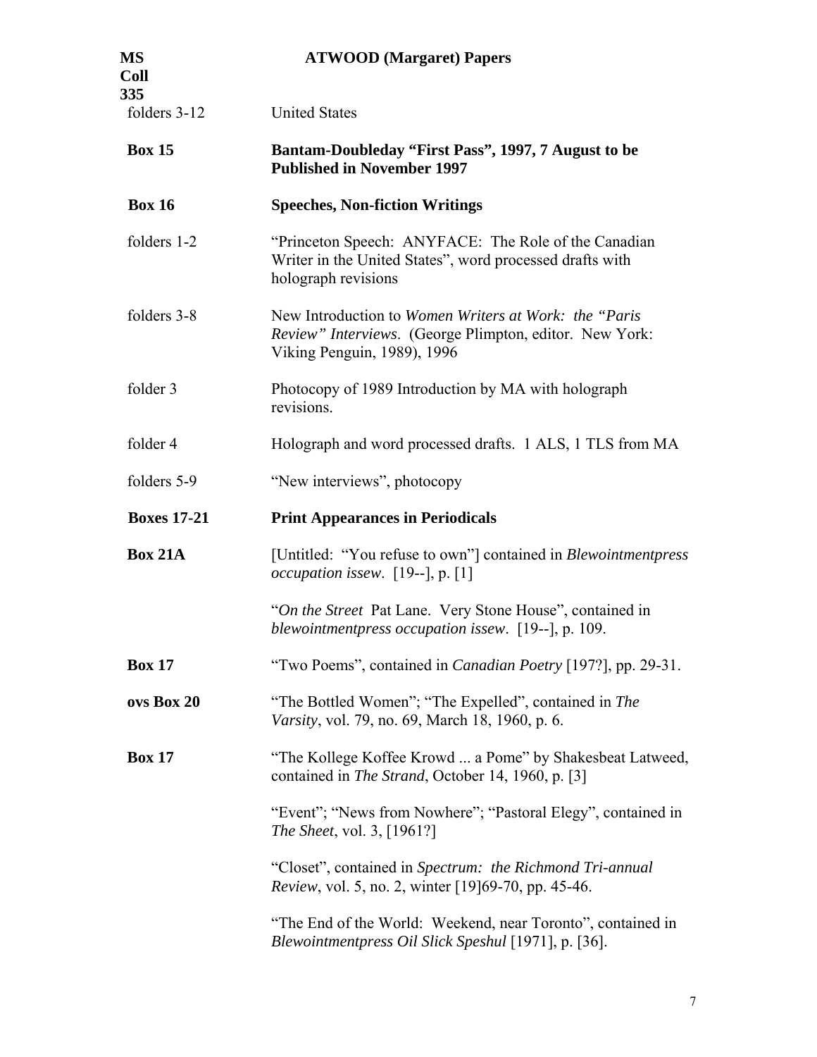| | |
|---|---|
| folders 3-12 | United States |
| **Box 15** | **Bantam-Doubleday "First Pass", 1997, 7 August to be Published in November 1997** |
| **Box 16** | **Speeches, Non-fiction Writings** |
| folders 1-2 | "Princeton Speech: ANYFACE: The Role of the Canadian Writer in the United States", word processed drafts with holograph revisions |
| folders 3-8 | New Introduction to *Women Writers at Work: the "Paris Review" Interviews*. (George Plimpton, editor. New York: Viking Penguin, 1989), 1996 |
| folder 3 | Photocopy of 1989 Introduction by MA with holograph revisions. |
| folder 4 | Holograph and word processed drafts. 1 ALS, 1 TLS from MA |
| folders 5-9 | "New interviews", photocopy |
| **Boxes 17-21** | **Print Appearances in Periodicals** |
| **Box 21A** | [Untitled: "You refuse to own"] contained in *Blewointmentpress occupation issew*. [19--], p. [1] |
| | "*On the Street* Pat Lane. Very Stone House", contained in *blewointmentpress occupation issew*. [19--], p. 109. |
| **Box 17** | "Two Poems", contained in *Canadian Poetry* [197?], pp. 29-31. |
| **ovs Box 20** | "The Bottled Women"; "The Expelled", contained in *The Varsity*, vol. 79, no. 69, March 18, 1960, p. 6. |
| **Box 17** | "The Kollege Koffee Krowd ... a Pome" by Shakesbeat Latweed, contained in *The Strand*, October 14, 1960, p. [3] |
| | "Event"; "News from Nowhere"; "Pastoral Elegy", contained in *The Sheet*, vol. 3, [1961?] |
| | "Closet", contained in *Spectrum: the Richmond Tri-annual Review*, vol. 5, no. 2, winter [19]69-70, pp. 45-46. |
| | "The End of the World: Weekend, near Toronto", contained in *Blewointmentpress Oil Slick Speshul* [1971], p. [36]. |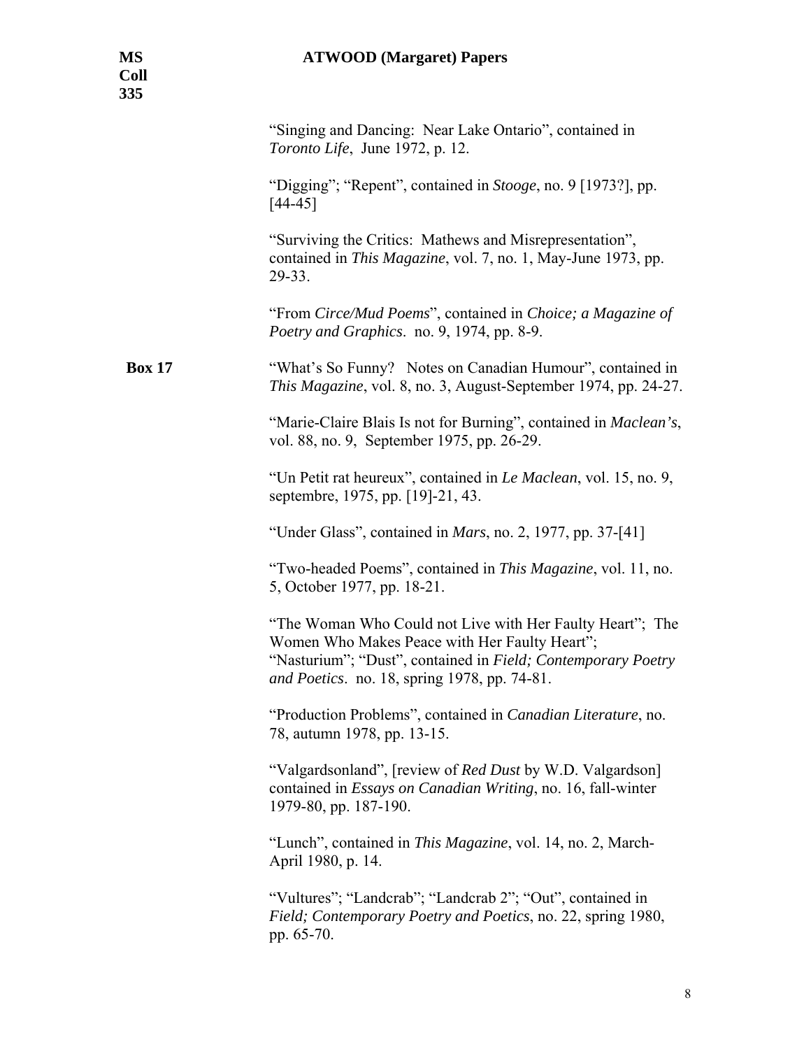"Singing and Dancing: Near Lake Ontario", contained in *Toronto Life*, June 1972, p. 12.

"Digging"; "Repent", contained in *Stooge*, no. 9 [1973?], pp. [44-45]

"Surviving the Critics: Mathews and Misrepresentation", contained in *This Magazine*, vol. 7, no. 1, May-June 1973, pp. 29-33.

"From *Circe/Mud Poems*", contained in *Choice; a Magazine of Poetry and Graphics*. no. 9, 1974, pp. 8-9.

**Box 17**

"What's So Funny? Notes on Canadian Humour", contained in *This Magazine*, vol. 8, no. 3, August-September 1974, pp. 24-27.

"Marie-Claire Blais Is not for Burning", contained in *Maclean's*, vol. 88, no. 9, September 1975, pp. 26-29.

"Un Petit rat heureux", contained in *Le Maclean*, vol. 15, no. 9, septembre, 1975, pp. [19]-21, 43.

"Under Glass", contained in *Mars*, no. 2, 1977, pp. 37-[41]

"Two-headed Poems", contained in *This Magazine*, vol. 11, no. 5, October 1977, pp. 18-21.

"The Woman Who Could not Live with Her Faulty Heart"; The Women Who Makes Peace with Her Faulty Heart"; "Nasturium"; "Dust", contained in *Field; Contemporary Poetry and Poetics*. no. 18, spring 1978, pp. 74-81.

"Production Problems", contained in *Canadian Literature*, no. 78, autumn 1978, pp. 13-15.

"Valgardsonland", [review of *Red Dust* by W.D. Valgardson] contained in *Essays on Canadian Writing*, no. 16, fall-winter 1979-80, pp. 187-190.

"Lunch", contained in *This Magazine*, vol. 14, no. 2, March-April 1980, p. 14.

"Vultures"; "Landcrab"; "Landcrab 2"; "Out", contained in *Field; Contemporary Poetry and Poetics*, no. 22, spring 1980, pp. 65-70.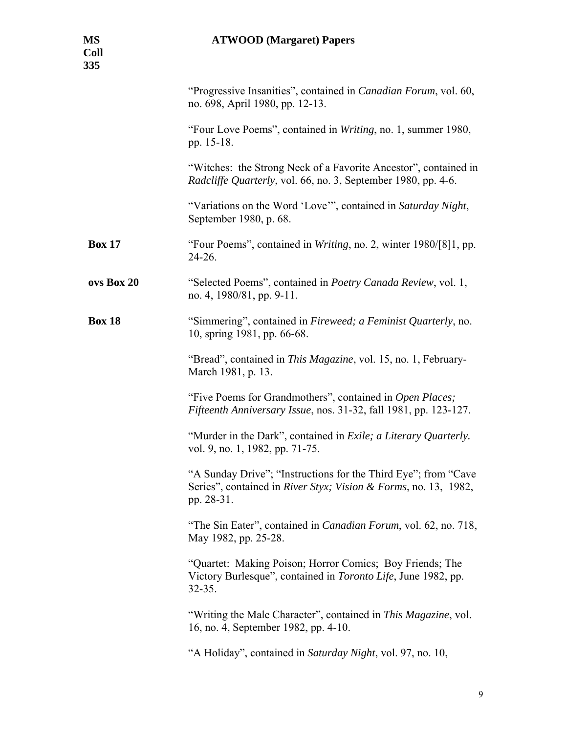"Progressive Insanities", contained in *Canadian Forum*, vol. 60, no. 698, April 1980, pp. 12-13.

"Four Love Poems", contained in *Writing*, no. 1, summer 1980, pp. 15-18.

"Witches: the Strong Neck of a Favorite Ancestor", contained in *Radcliffe Quarterly*, vol. 66, no. 3, September 1980, pp. 4-6.

"Variations on the Word 'Love'", contained in *Saturday Night*, September 1980, p. 68.

**Box 17** "Four Poems", contained in *Writing*, no. 2, winter 1980/[8]1, pp. 24-26.

**ovs Box 20** "Selected Poems", contained in *Poetry Canada Review*, vol. 1, no. 4, 1980/81, pp. 9-11.

**Box 18** "Simmering", contained in *Fireweed; a Feminist Quarterly*, no. 10, spring 1981, pp. 66-68.

"Bread", contained in *This Magazine*, vol. 15, no. 1, February-March 1981, p. 13.

"Five Poems for Grandmothers", contained in *Open Places; Fifteenth Anniversary Issue*, nos. 31-32, fall 1981, pp. 123-127.

"Murder in the Dark", contained in *Exile; a Literary Quarterly.* vol. 9, no. 1, 1982, pp. 71-75.

"A Sunday Drive"; "Instructions for the Third Eye"; from "Cave Series", contained in *River Styx; Vision & Forms*, no. 13, 1982, pp. 28-31.

"The Sin Eater", contained in *Canadian Forum*, vol. 62, no. 718, May 1982, pp. 25-28.

"Quartet: Making Poison; Horror Comics; Boy Friends; The Victory Burlesque", contained in *Toronto Life*, June 1982, pp. 32-35.

"Writing the Male Character", contained in *This Magazine*, vol. 16, no. 4, September 1982, pp. 4-10.

"A Holiday", contained in *Saturday Night*, vol. 97, no. 10,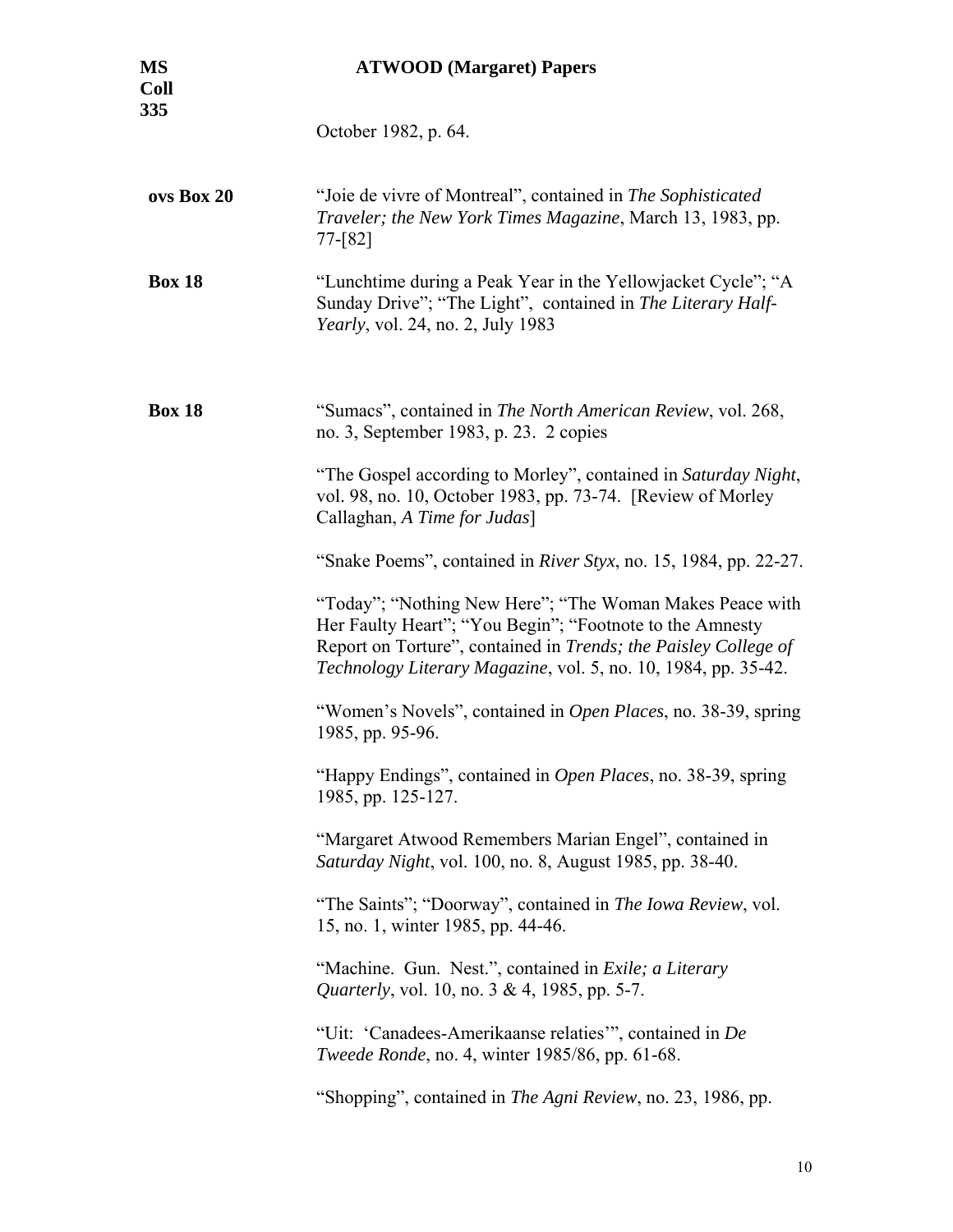October 1982, p. 64.

| | |
|---|---|
| **ovs Box 20** | "Joie de vivre of Montreal", contained in *The Sophisticated Traveler; the New York Times Magazine*, March 13, 1983, pp. 77-[82] |
| **Box 18** | "Lunchtime during a Peak Year in the Yellowjacket Cycle"; "A Sunday Drive"; "The Light", contained in *The Literary Half-Yearly*, vol. 24, no. 2, July 1983 |
| **Box 18** | "Sumacs", contained in *The North American Review*, vol. 268, no. 3, September 1983, p. 23. 2 copies |
| | "The Gospel according to Morley", contained in *Saturday Night*, vol. 98, no. 10, October 1983, pp. 73-74. [Review of Morley Callaghan, *A Time for Judas*] |
| | "Snake Poems", contained in *River Styx*, no. 15, 1984, pp. 22-27. |
| | "Today"; "Nothing New Here"; "The Woman Makes Peace with Her Faulty Heart"; "You Begin"; "Footnote to the Amnesty Report on Torture", contained in *Trends; the Paisley College of Technology Literary Magazine*, vol. 5, no. 10, 1984, pp. 35-42. |
| | "Women's Novels", contained in *Open Places*, no. 38-39, spring 1985, pp. 95-96. |
| | "Happy Endings", contained in *Open Places*, no. 38-39, spring 1985, pp. 125-127. |
| | "Margaret Atwood Remembers Marian Engel", contained in *Saturday Night*, vol. 100, no. 8, August 1985, pp. 38-40. |
| | "The Saints"; "Doorway", contained in *The Iowa Review*, vol. 15, no. 1, winter 1985, pp. 44-46. |
| | "Machine. Gun. Nest.", contained in *Exile; a Literary Quarterly*, vol. 10, no. 3 & 4, 1985, pp. 5-7. |
| | "Uit: 'Canadees-Amerikaanse relaties'", contained in *De Tweede Ronde*, no. 4, winter 1985/86, pp. 61-68. |
| | "Shopping", contained in *The Agni Review*, no. 23, 1986, pp. |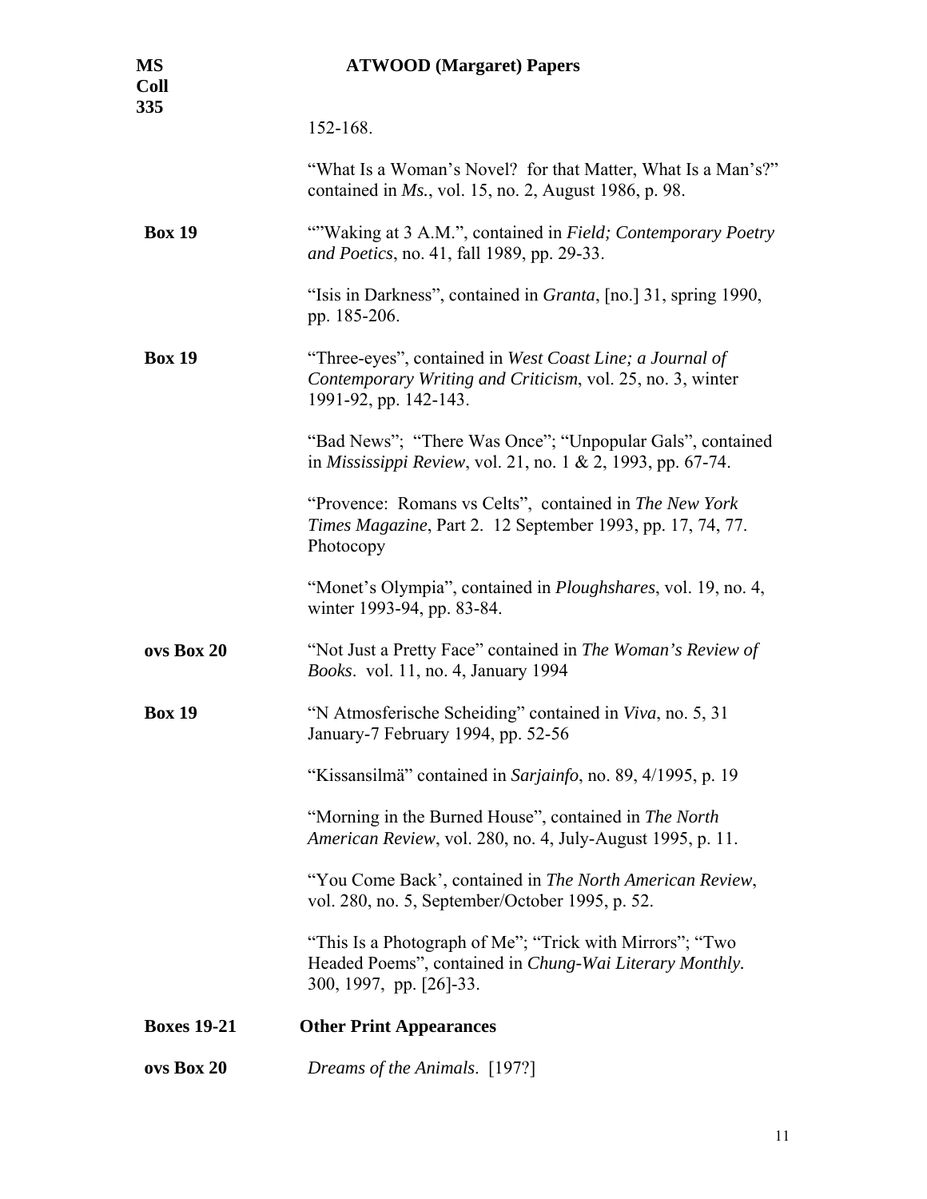152-168.

"What Is a Woman's Novel? for that Matter, What Is a Man's?" contained in *Ms.*, vol. 15, no. 2, August 1986, p. 98.

**Box 19** ""Waking at 3 A.M.", contained in *Field; Contemporary Poetry and Poetics*, no. 41, fall 1989, pp. 29-33.

"Isis in Darkness", contained in *Granta*, [no.] 31, spring 1990, pp. 185-206.

**Box 19** "Three-eyes", contained in *West Coast Line; a Journal of Contemporary Writing and Criticism*, vol. 25, no. 3, winter 1991-92, pp. 142-143.

"Bad News"; "There Was Once"; "Unpopular Gals", contained in *Mississippi Review*, vol. 21, no. 1 & 2, 1993, pp. 67-74.

"Provence: Romans vs Celts", contained in *The New York Times Magazine*, Part 2. 12 September 1993, pp. 17, 74, 77. Photocopy

"Monet's Olympia", contained in *Ploughshares*, vol. 19, no. 4, winter 1993-94, pp. 83-84.

**ovs Box 20** "Not Just a Pretty Face" contained in *The Woman's Review of Books*. vol. 11, no. 4, January 1994

**Box 19** "N Atmosferische Scheiding" contained in *Viva*, no. 5, 31 January-7 February 1994, pp. 52-56

"Kissansilmä" contained in *Sarjainfo*, no. 89, 4/1995, p. 19

"Morning in the Burned House", contained in *The North American Review*, vol. 280, no. 4, July-August 1995, p. 11.

"You Come Back', contained in *The North American Review*, vol. 280, no. 5, September/October 1995, p. 52.

"This Is a Photograph of Me"; "Trick with Mirrors"; "Two Headed Poems", contained in *Chung-Wai Literary Monthly.* 300, 1997, pp. [26]-33.

**Boxes 19-21** **Other Print Appearances**

**ovs Box 20** *Dreams of the Animals*. [197?]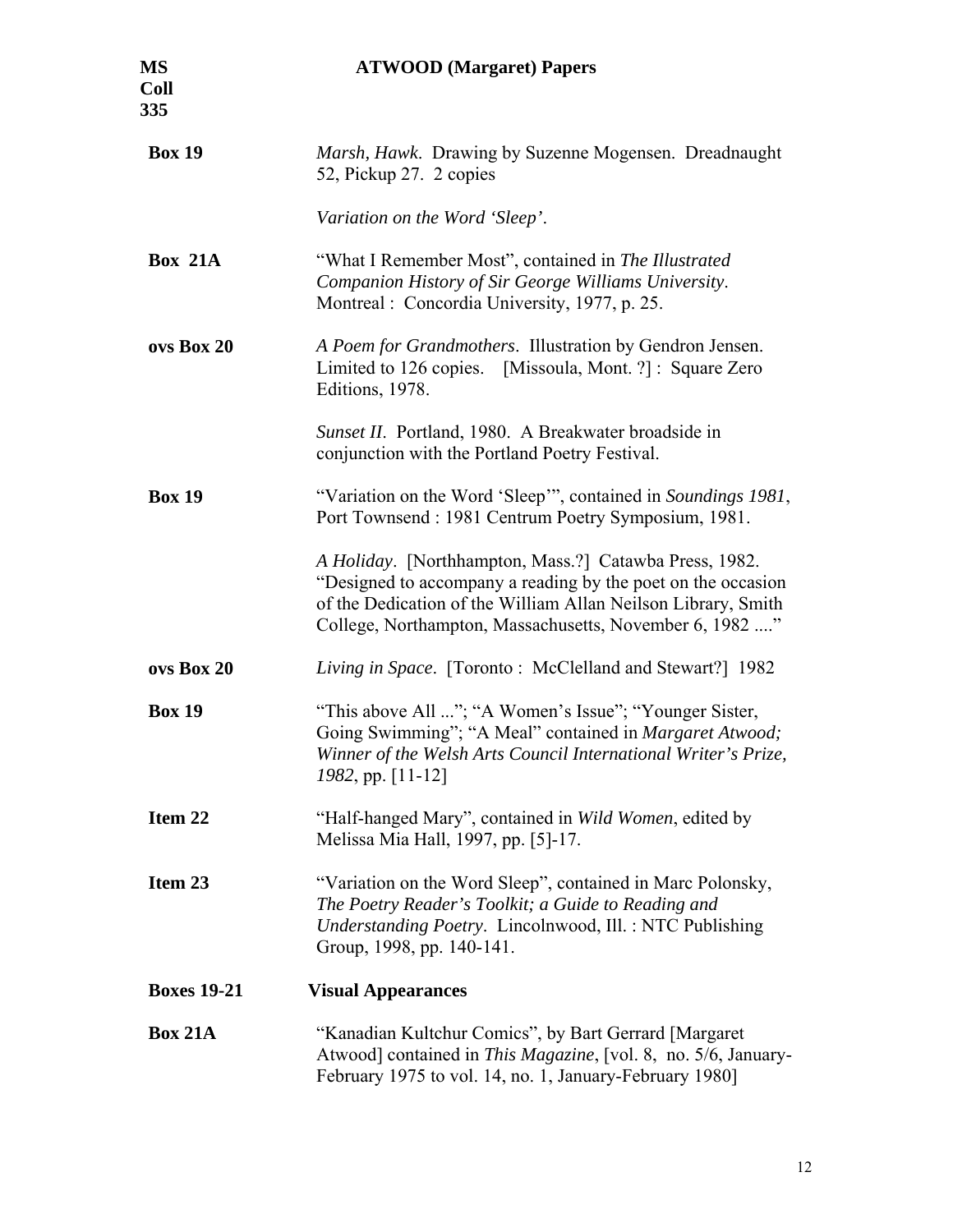| | |
|---|---|
| **Box 19** | *Marsh, Hawk*. Drawing by Suzenne Mogensen. Dreadnaught 52, Pickup 27. 2 copies |
| | *Variation on the Word 'Sleep'*. |
| **Box 21A** | "What I Remember Most", contained in *The Illustrated Companion History of Sir George Williams University*. Montreal : Concordia University, 1977, p. 25. |
| **ovs Box 20** | *A Poem for Grandmothers*. Illustration by Gendron Jensen. Limited to 126 copies. [Missoula, Mont. ?] : Square Zero Editions, 1978. |
| | *Sunset II*. Portland, 1980. A Breakwater broadside in conjunction with the Portland Poetry Festival. |
| **Box 19** | "Variation on the Word 'Sleep'", contained in *Soundings 1981*, Port Townsend : 1981 Centrum Poetry Symposium, 1981. |
| | *A Holiday*. [Northhampton, Mass.?] Catawba Press, 1982. "Designed to accompany a reading by the poet on the occasion of the Dedication of the William Allan Neilson Library, Smith College, Northampton, Massachusetts, November 6, 1982 ...." |
| **ovs Box 20** | *Living in Space*. [Toronto : McClelland and Stewart?] 1982 |
| **Box 19** | "This above All ..."; "A Women's Issue"; "Younger Sister, Going Swimming"; "A Meal" contained in *Margaret Atwood; Winner of the Welsh Arts Council International Writer's Prize, 1982*, pp. [11-12] |
| **Item 22** | "Half-hanged Mary", contained in *Wild Women*, edited by Melissa Mia Hall, 1997, pp. [5]-17. |
| **Item 23** | "Variation on the Word Sleep", contained in Marc Polonsky, *The Poetry Reader's Toolkit; a Guide to Reading and Understanding Poetry*. Lincolnwood, Ill. : NTC Publishing Group, 1998, pp. 140-141. |
| **Boxes 19-21** | **Visual Appearances** |
| **Box 21A** | "Kanadian Kultchur Comics", by Bart Gerrard [Margaret Atwood] contained in *This Magazine*, [vol. 8, no. 5/6, January-February 1975 to vol. 14, no. 1, January-February 1980] |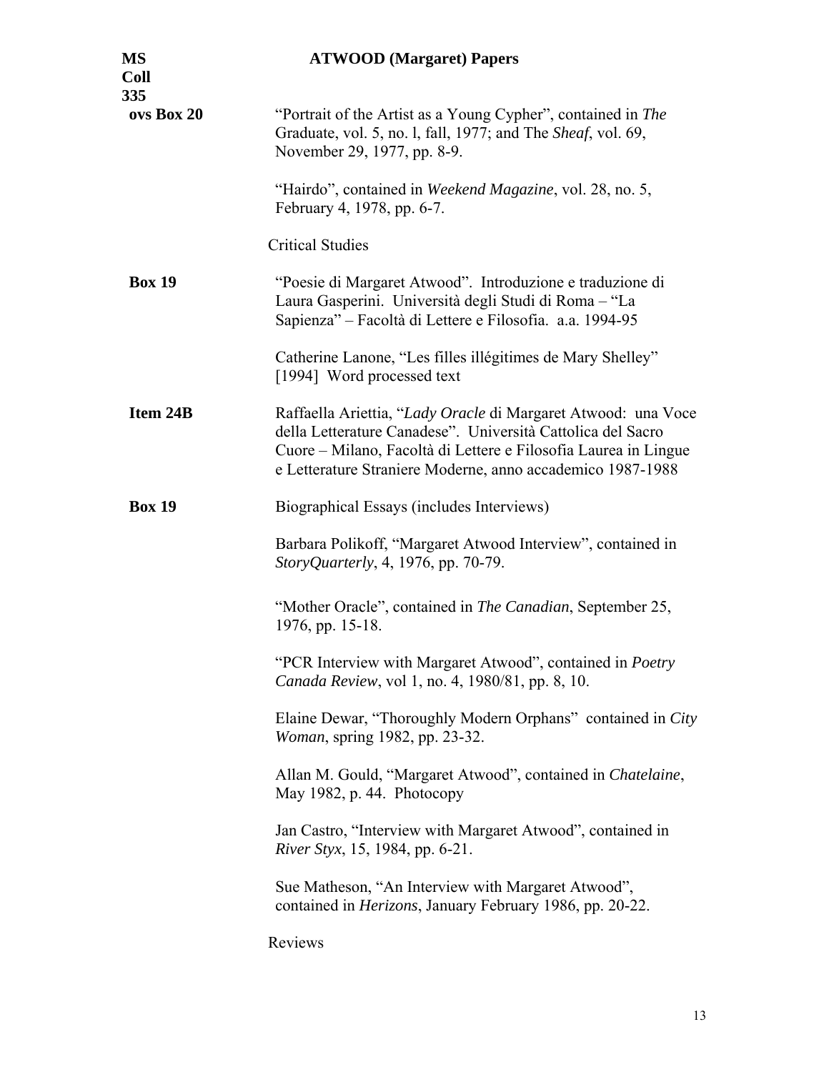**MS Coll 335** **ATWOOD (Margaret) Papers**

**ovs Box 20** "Portrait of the Artist as a Young Cypher", contained in *The* Graduate, vol. 5, no. l, fall, 1977; and The *Sheaf*, vol. 69, November 29, 1977, pp. 8-9.

"Hairdo", contained in *Weekend Magazine*, vol. 28, no. 5, February 4, 1978, pp. 6-7.

Critical Studies

**Box 19** "Poesie di Margaret Atwood". Introduzione e traduzione di Laura Gasperini. Università degli Studi di Roma – "La Sapienza" – Facoltà di Lettere e Filosofia. a.a. 1994-95

Catherine Lanone, "Les filles illégitimes de Mary Shelley" [1994] Word processed text

**Item 24B** Raffaella Ariettia, "*Lady Oracle* di Margaret Atwood: una Voce della Letterature Canadese". Università Cattolica del Sacro Cuore – Milano, Facoltà di Lettere e Filosofia Laurea in Lingue e Letterature Straniere Moderne, anno accademico 1987-1988

**Box 19** Biographical Essays (includes Interviews)

Barbara Polikoff, "Margaret Atwood Interview", contained in *StoryQuarterly*, 4, 1976, pp. 70-79.

"Mother Oracle", contained in *The Canadian*, September 25, 1976, pp. 15-18.

"PCR Interview with Margaret Atwood", contained in *Poetry Canada Review*, vol 1, no. 4, 1980/81, pp. 8, 10.

Elaine Dewar, "Thoroughly Modern Orphans" contained in *City Woman*, spring 1982, pp. 23-32.

Allan M. Gould, "Margaret Atwood", contained in *Chatelaine*, May 1982, p. 44. Photocopy

Jan Castro, "Interview with Margaret Atwood", contained in *River Styx*, 15, 1984, pp. 6-21.

Sue Matheson, "An Interview with Margaret Atwood", contained in *Herizons*, January February 1986, pp. 20-22.

Reviews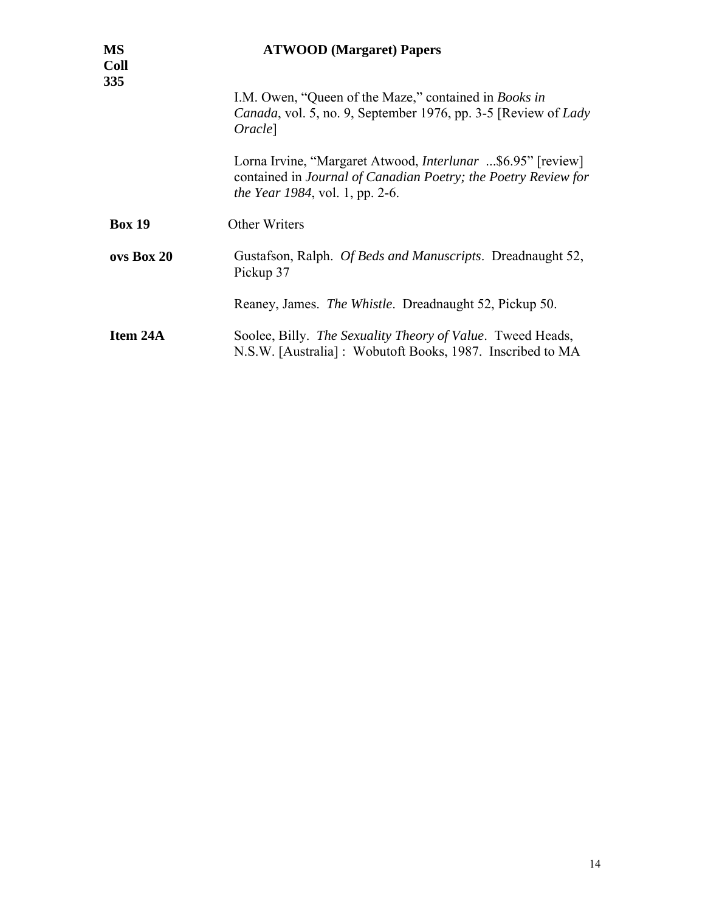**MS Coll 335** **ATWOOD (Margaret) Papers**

I.M. Owen, "Queen of the Maze," contained in *Books in Canada*, vol. 5, no. 9, September 1976, pp. 3-5 [Review of *Lady Oracle*]

Lorna Irvine, "Margaret Atwood, *Interlunar* ...$6.95" [review] contained in *Journal of Canadian Poetry; the Poetry Review for the Year 1984*, vol. 1, pp. 2-6.

**Box 19** Other Writers

**ovs Box 20** Gustafson, Ralph. *Of Beds and Manuscripts*. Dreadnaught 52, Pickup 37

Reaney, James. *The Whistle*. Dreadnaught 52, Pickup 50.

**Item 24A** Soolee, Billy. *The Sexuality Theory of Value*. Tweed Heads, N.S.W. [Australia] : Wobutoft Books, 1987. Inscribed to MA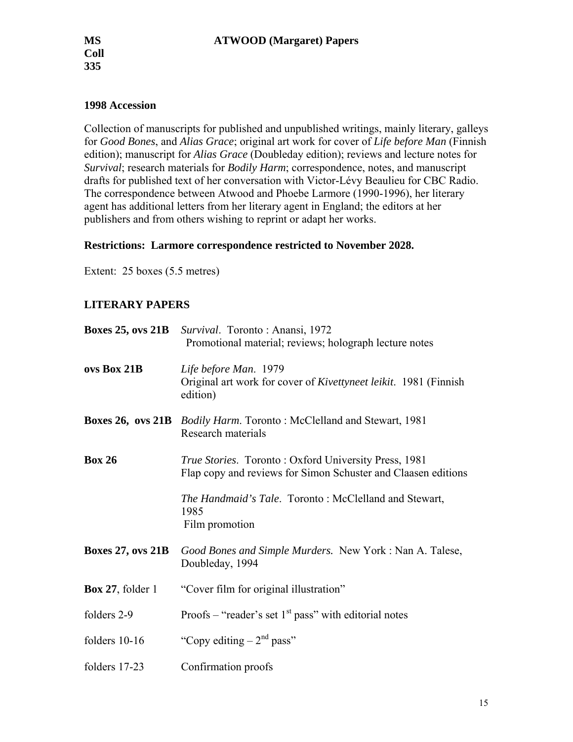**MS Coll 335** **ATWOOD (Margaret) Papers**

### 1998 Accession

Collection of manuscripts for published and unpublished writings, mainly literary, galleys for *Good Bones*, and *Alias Grace*; original art work for cover of *Life before Man* (Finnish edition); manuscript for *Alias Grace* (Doubleday edition); reviews and lecture notes for *Survival*; research materials for *Bodily Harm*; correspondence, notes, and manuscript drafts for published text of her conversation with Victor-Lévy Beaulieu for CBC Radio. The correspondence between Atwood and Phoebe Larmore (1990-1996), her literary agent has additional letters from her literary agent in England; the editors at her publishers and from others wishing to reprint or adapt her works.

**Restrictions: Larmore correspondence restricted to November 2028.**

Extent: 25 boxes (5.5 metres)

### LITERARY PAPERS

| | |
|---|---|
| **Boxes 25, ovs 21B** | *Survival*. Toronto : Anansi, 1972<br>Promotional material; reviews; holograph lecture notes |
| **ovs Box 21B** | *Life before Man*. 1979<br>Original art work for cover of *Kivettyneet leikit*. 1981 (Finnish edition) |
| **Boxes 26, ovs 21B** | *Bodily Harm*. Toronto : McClelland and Stewart, 1981<br>Research materials |
| **Box 26** | *True Stories*. Toronto : Oxford University Press, 1981<br>Flap copy and reviews for Simon Schuster and Claasen editions |
| | *The Handmaid's Tale*. Toronto : McClelland and Stewart, 1985<br>Film promotion |
| **Boxes 27, ovs 21B** | *Good Bones and Simple Murders.* New York : Nan A. Talese, Doubleday, 1994 |
| **Box 27**, folder 1 | "Cover film for original illustration" |
| folders 2-9 | Proofs – "reader's set 1st pass" with editorial notes |
| folders 10-16 | "Copy editing – 2nd pass" |
| folders 17-23 | Confirmation proofs |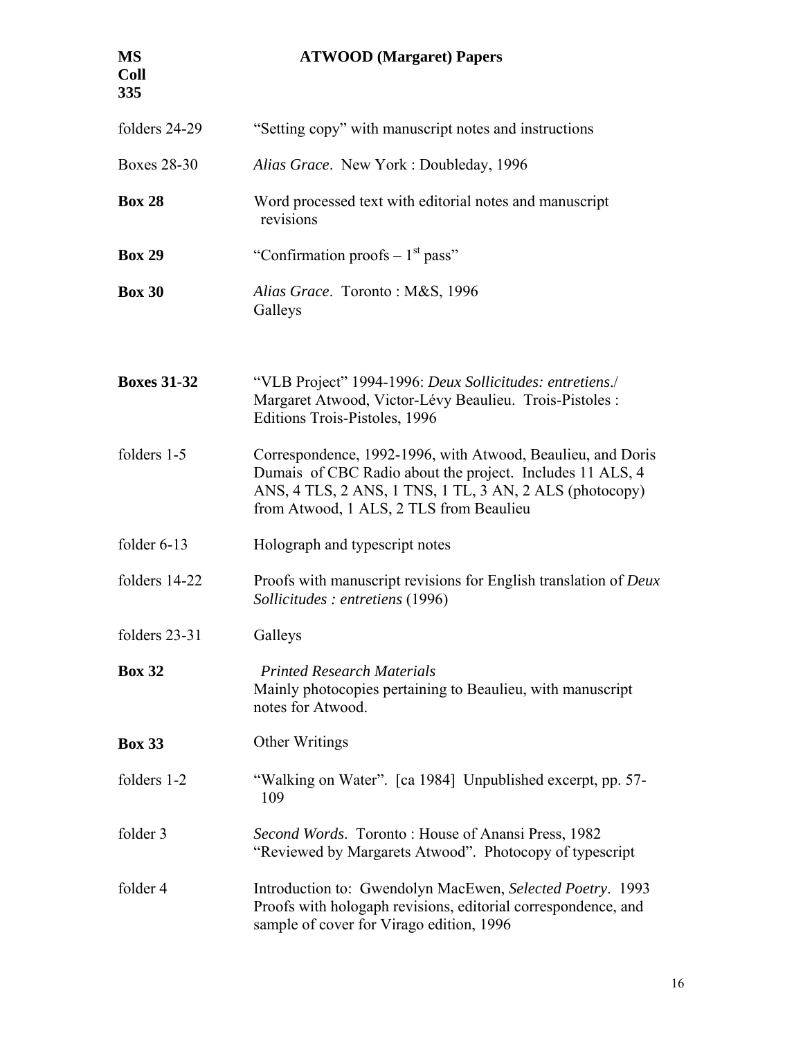| | |
|---|---|
| folders 24-29 | "Setting copy" with manuscript notes and instructions |
| Boxes 28-30 | *Alias Grace*. New York : Doubleday, 1996 |
| **Box 28** | Word processed text with editorial notes and manuscript revisions |
| **Box 29** | "Confirmation proofs – 1st pass" |
| **Box 30** | *Alias Grace*. Toronto : M&S, 1996<br>Galleys |
| | |
| **Boxes 31-32** | "VLB Project" 1994-1996: *Deux Sollicitudes: entretiens*./ Margaret Atwood, Victor-Lévy Beaulieu. Trois-Pistoles : Editions Trois-Pistoles, 1996 |
| folders 1-5 | Correspondence, 1992-1996, with Atwood, Beaulieu, and Doris Dumais of CBC Radio about the project. Includes 11 ALS, 4 ANS, 4 TLS, 2 ANS, 1 TNS, 1 TL, 3 AN, 2 ALS (photocopy) from Atwood, 1 ALS, 2 TLS from Beaulieu |
| folder 6-13 | Holograph and typescript notes |
| folders 14-22 | Proofs with manuscript revisions for English translation of *Deux Sollicitudes : entretiens* (1996) |
| folders 23-31 | Galleys |
| **Box 32** | *Printed Research Materials*<br>Mainly photocopies pertaining to Beaulieu, with manuscript notes for Atwood. |
| **Box 33** | Other Writings |
| folders 1-2 | "Walking on Water". [ca 1984] Unpublished excerpt, pp. 57-109 |
| folder 3 | *Second Words*. Toronto : House of Anansi Press, 1982<br>"Reviewed by Margarets Atwood". Photocopy of typescript |
| folder 4 | Introduction to: Gwendolyn MacEwen, *Selected Poetry*. 1993<br>Proofs with hologaph revisions, editorial correspondence, and sample of cover for Virago edition, 1996 |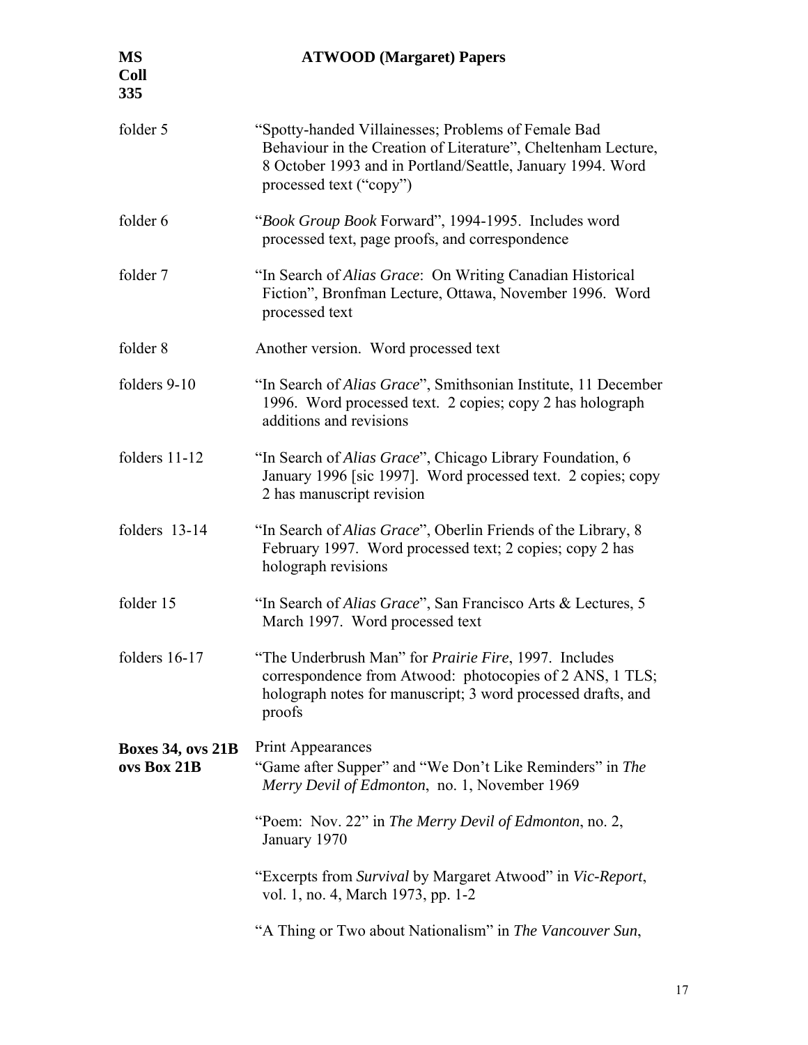| | |
|---|---|
| folder 5 | "Spotty-handed Villainesses; Problems of Female Bad Behaviour in the Creation of Literature", Cheltenham Lecture, 8 October 1993 and in Portland/Seattle, January 1994. Word processed text ("copy") |
| folder 6 | "*Book Group Book* Forward", 1994-1995. Includes word processed text, page proofs, and correspondence |
| folder 7 | "In Search of *Alias Grace*: On Writing Canadian Historical Fiction", Bronfman Lecture, Ottawa, November 1996. Word processed text |
| folder 8 | Another version. Word processed text |
| folders 9-10 | "In Search of *Alias Grace*", Smithsonian Institute, 11 December 1996. Word processed text. 2 copies; copy 2 has holograph additions and revisions |
| folders 11-12 | "In Search of *Alias Grace*", Chicago Library Foundation, 6 January 1996 [sic 1997]. Word processed text. 2 copies; copy 2 has manuscript revision |
| folders 13-14 | "In Search of *Alias Grace*", Oberlin Friends of the Library, 8 February 1997. Word processed text; 2 copies; copy 2 has holograph revisions |
| folder 15 | "In Search of *Alias Grace*", San Francisco Arts & Lectures, 5 March 1997. Word processed text |
| folders 16-17 | "The Underbrush Man" for *Prairie Fire*, 1997. Includes correspondence from Atwood: photocopies of 2 ANS, 1 TLS; holograph notes for manuscript; 3 word processed drafts, and proofs |
| **Boxes 34, ovs 21B** | Print Appearances |
| **ovs Box 21B** | "Game after Supper" and "We Don't Like Reminders" in *The Merry Devil of Edmonton*, no. 1, November 1969 |
| | "Poem: Nov. 22" in *The Merry Devil of Edmonton*, no. 2, January 1970 |
| | "Excerpts from *Survival* by Margaret Atwood" in *Vic-Report*, vol. 1, no. 4, March 1973, pp. 1-2 |
| | "A Thing or Two about Nationalism" in *The Vancouver Sun*, |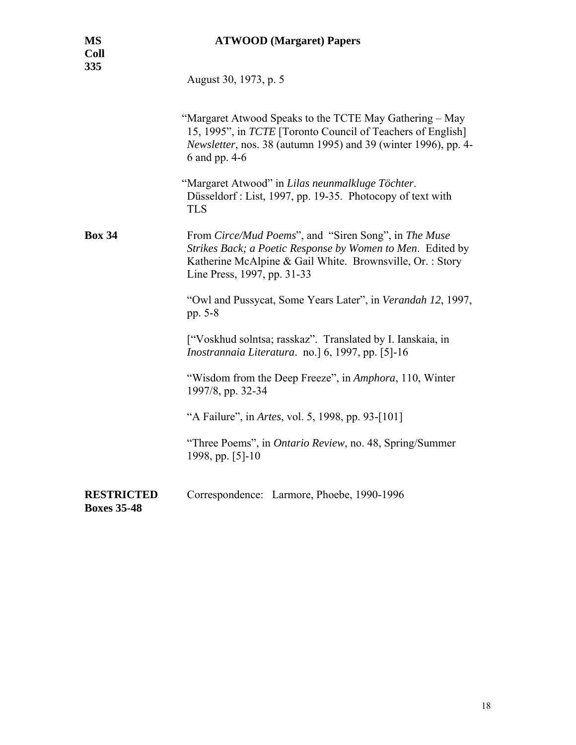August 30, 1973, p. 5

"Margaret Atwood Speaks to the TCTE May Gathering – May 15, 1995", in *TCTE* [Toronto Council of Teachers of English] *Newsletter*, nos. 38 (autumn 1995) and 39 (winter 1996), pp. 4-6 and pp. 4-6

"Margaret Atwood" in *Lilas neunmalkluge Töchter*. Düsseldorf : List, 1997, pp. 19-35. Photocopy of text with TLS

**Box 34**

From *Circe/Mud Poems*", and "Siren Song", in *The Muse Strikes Back; a Poetic Response by Women to Men*. Edited by Katherine McAlpine & Gail White. Brownsville, Or. : Story Line Press, 1997, pp. 31-33

"Owl and Pussycat, Some Years Later", in *Verandah 12*, 1997, pp. 5-8

["Voskhud solntsa; rasskaz". Translated by I. Ianskaia, in *Inostrannaia Literatura*. no.] 6, 1997, pp. [5]-16

"Wisdom from the Deep Freeze", in *Amphora*, 110, Winter 1997/8, pp. 32-34

"A Failure", in *Artes*, vol. 5, 1998, pp. 93-[101]

"Three Poems", in *Ontario Review*, no. 48, Spring/Summer 1998, pp. [5]-10

**RESTRICTED Boxes 35-48**

Correspondence: Larmore, Phoebe, 1990-1996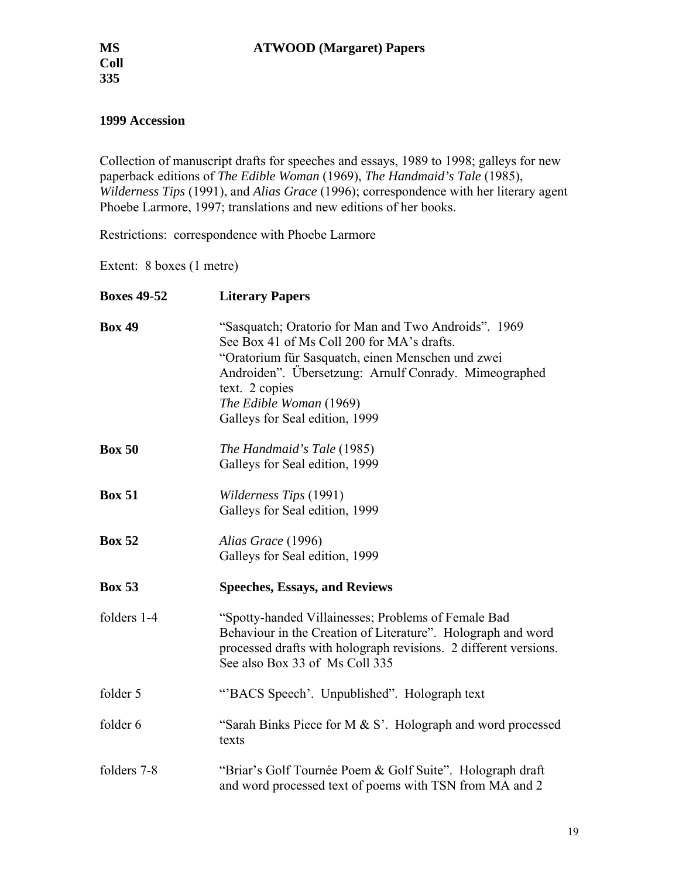**MS Coll 335** **ATWOOD (Margaret) Papers**

## 1999 Accession

Collection of manuscript drafts for speeches and essays, 1989 to 1998; galleys for new paperback editions of *The Edible Woman* (1969), *The Handmaid's Tale* (1985), *Wilderness Tips* (1991), and *Alias Grace* (1996); correspondence with her literary agent Phoebe Larmore, 1997; translations and new editions of her books.

Restrictions: correspondence with Phoebe Larmore

Extent: 8 boxes (1 metre)

| | |
|---|---|
| **Boxes 49-52** | **Literary Papers** |
| **Box 49** | "Sasquatch; Oratorio for Man and Two Androids". 1969<br>See Box 41 of Ms Coll 200 for MA's drafts.<br>"Oratorium für Sasquatch, einen Menschen und zwei Androiden". Űbersetzung: Arnulf Conrady. Mimeographed text. 2 copies<br>*The Edible Woman* (1969)<br>Galleys for Seal edition, 1999 |
| **Box 50** | *The Handmaid's Tale* (1985)<br>Galleys for Seal edition, 1999 |
| **Box 51** | *Wilderness Tips* (1991)<br>Galleys for Seal edition, 1999 |
| **Box 52** | *Alias Grace* (1996)<br>Galleys for Seal edition, 1999 |
| **Box 53** | **Speeches, Essays, and Reviews** |
| folders 1-4 | "Spotty-handed Villainesses; Problems of Female Bad Behaviour in the Creation of Literature". Holograph and word processed drafts with holograph revisions. 2 different versions. See also Box 33 of Ms Coll 335 |
| folder 5 | "'BACS Speech'. Unpublished". Holograph text |
| folder 6 | "Sarah Binks Piece for M & S'. Holograph and word processed texts |
| folders 7-8 | "Briar's Golf Tournée Poem & Golf Suite". Holograph draft and word processed text of poems with TSN from MA and 2 |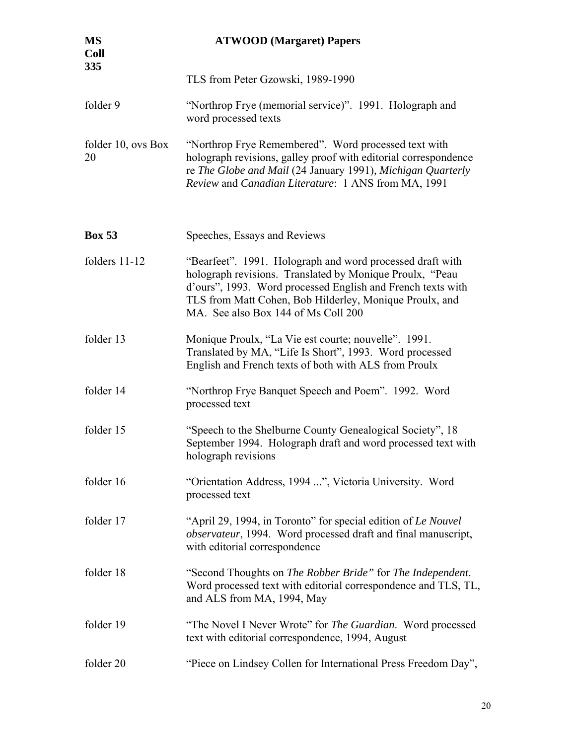TLS from Peter Gzowski, 1989-1990

| | |
|---|---|
| folder 9 | "Northrop Frye (memorial service)". 1991. Holograph and word processed texts |
| folder 10, ovs Box 20 | "Northrop Frye Remembered". Word processed text with holograph revisions, galley proof with editorial correspondence re *The Globe and Mail* (24 January 1991), *Michigan Quarterly Review* and *Canadian Literature*: 1 ANS from MA, 1991 |

**Box 53** Speeches, Essays and Reviews

| | |
|---|---|
| folders 11-12 | "Bearfeet". 1991. Holograph and word processed draft with holograph revisions. Translated by Monique Proulx, "Peau d'ours", 1993. Word processed English and French texts with TLS from Matt Cohen, Bob Hilderley, Monique Proulx, and MA. See also Box 144 of Ms Coll 200 |
| folder 13 | Monique Proulx, "La Vie est courte; nouvelle". 1991. Translated by MA, "Life Is Short", 1993. Word processed English and French texts of both with ALS from Proulx |
| folder 14 | "Northrop Frye Banquet Speech and Poem". 1992. Word processed text |
| folder 15 | "Speech to the Shelburne County Genealogical Society", 18 September 1994. Holograph draft and word processed text with holograph revisions |
| folder 16 | "Orientation Address, 1994 ...", Victoria University. Word processed text |
| folder 17 | "April 29, 1994, in Toronto" for special edition of *Le Nouvel observateur*, 1994. Word processed draft and final manuscript, with editorial correspondence |
| folder 18 | "Second Thoughts on *The Robber Bride"* for *The Independent*. Word processed text with editorial correspondence and TLS, TL, and ALS from MA, 1994, May |
| folder 19 | "The Novel I Never Wrote" for *The Guardian*. Word processed text with editorial correspondence, 1994, August |
| folder 20 | "Piece on Lindsey Collen for International Press Freedom Day", |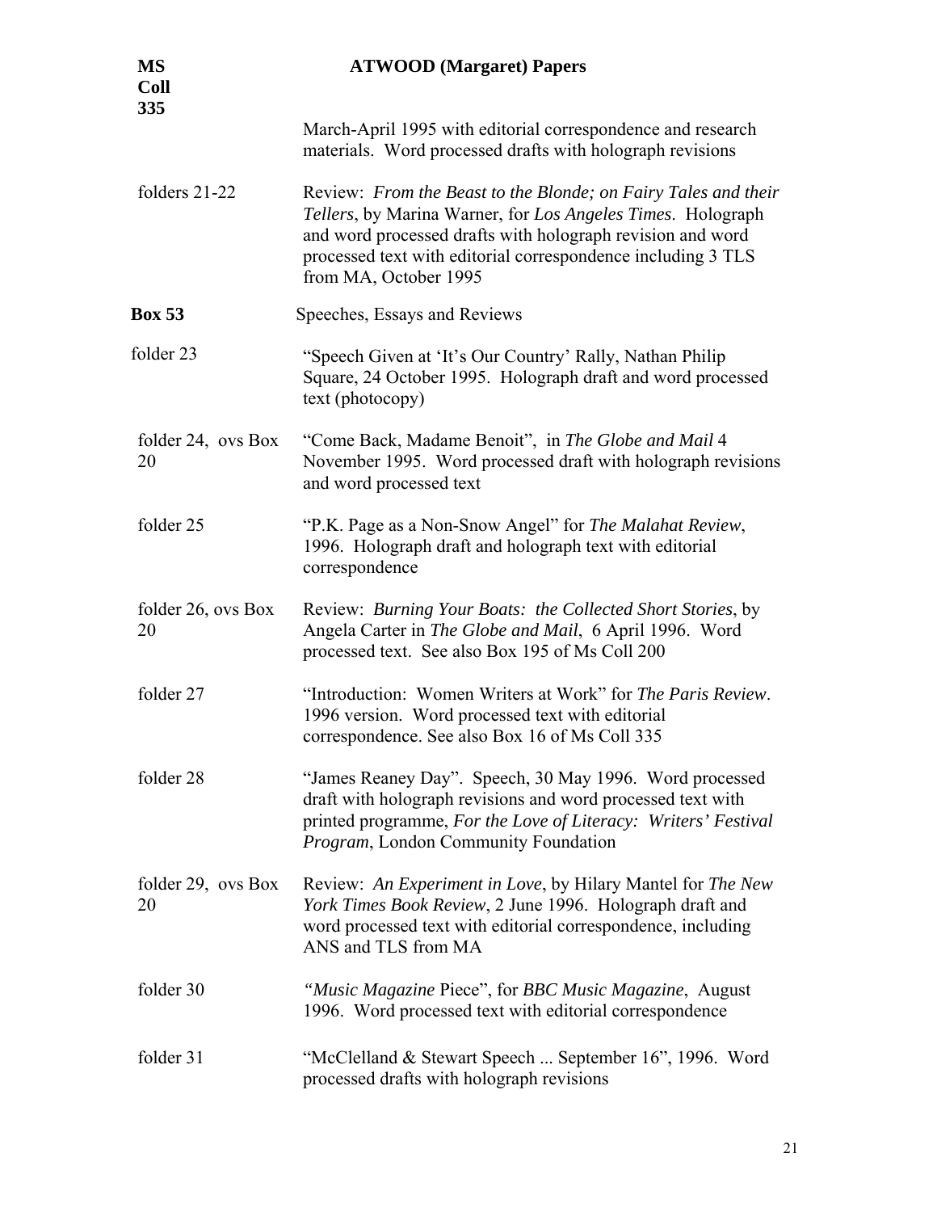March-April 1995 with editorial correspondence and research materials. Word processed drafts with holograph revisions

| | |
|---|---|
| folders 21-22 | Review: *From the Beast to the Blonde; on Fairy Tales and their Tellers*, by Marina Warner, for *Los Angeles Times*. Holograph and word processed drafts with holograph revision and word processed text with editorial correspondence including 3 TLS from MA, October 1995 |
| **Box 53** | Speeches, Essays and Reviews |
| folder 23 | "Speech Given at 'It's Our Country' Rally, Nathan Philip Square, 24 October 1995. Holograph draft and word processed text (photocopy) |
| folder 24, ovs Box 20 | "Come Back, Madame Benoit", in *The Globe and Mail* 4 November 1995. Word processed draft with holograph revisions and word processed text |
| folder 25 | "P.K. Page as a Non-Snow Angel" for *The Malahat Review*, 1996. Holograph draft and holograph text with editorial correspondence |
| folder 26, ovs Box 20 | Review: *Burning Your Boats: the Collected Short Stories*, by Angela Carter in *The Globe and Mail*, 6 April 1996. Word processed text. See also Box 195 of Ms Coll 200 |
| folder 27 | "Introduction: Women Writers at Work" for *The Paris Review*. 1996 version. Word processed text with editorial correspondence. See also Box 16 of Ms Coll 335 |
| folder 28 | "James Reaney Day". Speech, 30 May 1996. Word processed draft with holograph revisions and word processed text with printed programme, *For the Love of Literacy: Writers' Festival Program*, London Community Foundation |
| folder 29, ovs Box 20 | Review: *An Experiment in Love*, by Hilary Mantel for *The New York Times Book Review*, 2 June 1996. Holograph draft and word processed text with editorial correspondence, including ANS and TLS from MA |
| folder 30 | "*Music Magazine* Piece", for *BBC Music Magazine*, August 1996. Word processed text with editorial correspondence |
| folder 31 | "McClelland & Stewart Speech ... September 16", 1996. Word processed drafts with holograph revisions |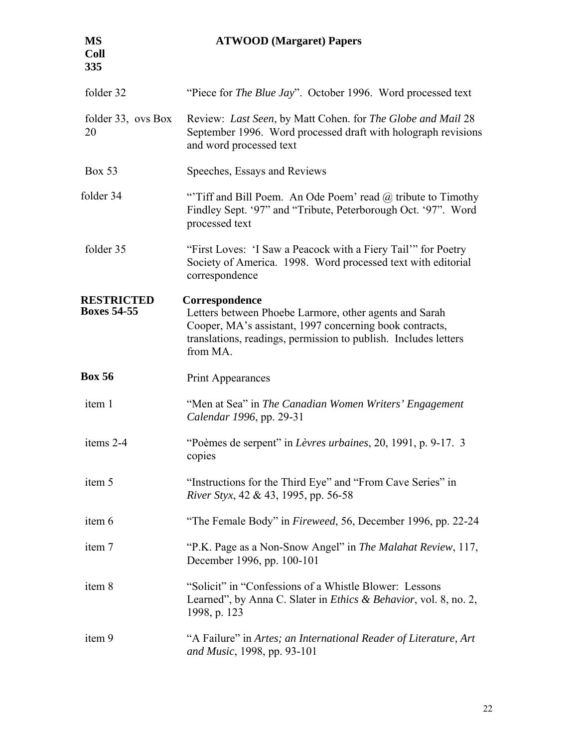**MS Coll 335** **ATWOOD (Margaret) Papers**

| | |
|---|---|
| folder 32 | "Piece for *The Blue Jay*". October 1996. Word processed text |
| folder 33, ovs Box 20 | Review: *Last Seen*, by Matt Cohen. for *The Globe and Mail* 28 September 1996. Word processed draft with holograph revisions and word processed text |
| Box 53 | Speeches, Essays and Reviews |
| folder 34 | "'Tiff and Bill Poem. An Ode Poem' read @ tribute to Timothy Findley Sept. '97" and "Tribute, Peterborough Oct. '97". Word processed text |
| folder 35 | "First Loves: 'I Saw a Peacock with a Fiery Tail'" for Poetry Society of America. 1998. Word processed text with editorial correspondence |
| **RESTRICTED Boxes 54-55** | **Correspondence** Letters between Phoebe Larmore, other agents and Sarah Cooper, MA's assistant, 1997 concerning book contracts, translations, readings, permission to publish. Includes letters from MA. |
| **Box 56** | Print Appearances |
| item 1 | "Men at Sea" in *The Canadian Women Writers' Engagement Calendar 1996*, pp. 29-31 |
| items 2-4 | "Poèmes de serpent" in *Lèvres urbaines*, 20, 1991, p. 9-17. 3 copies |
| item 5 | "Instructions for the Third Eye" and "From Cave Series" in *River Styx*, 42 & 43, 1995, pp. 56-58 |
| item 6 | "The Female Body" in *Fireweed*, 56, December 1996, pp. 22-24 |
| item 7 | "P.K. Page as a Non-Snow Angel" in *The Malahat Review*, 117, December 1996, pp. 100-101 |
| item 8 | "Solicit" in "Confessions of a Whistle Blower: Lessons Learned", by Anna C. Slater in *Ethics & Behavior*, vol. 8, no. 2, 1998, p. 123 |
| item 9 | "A Failure" in *Artes; an International Reader of Literature, Art and Music*, 1998, pp. 93-101 |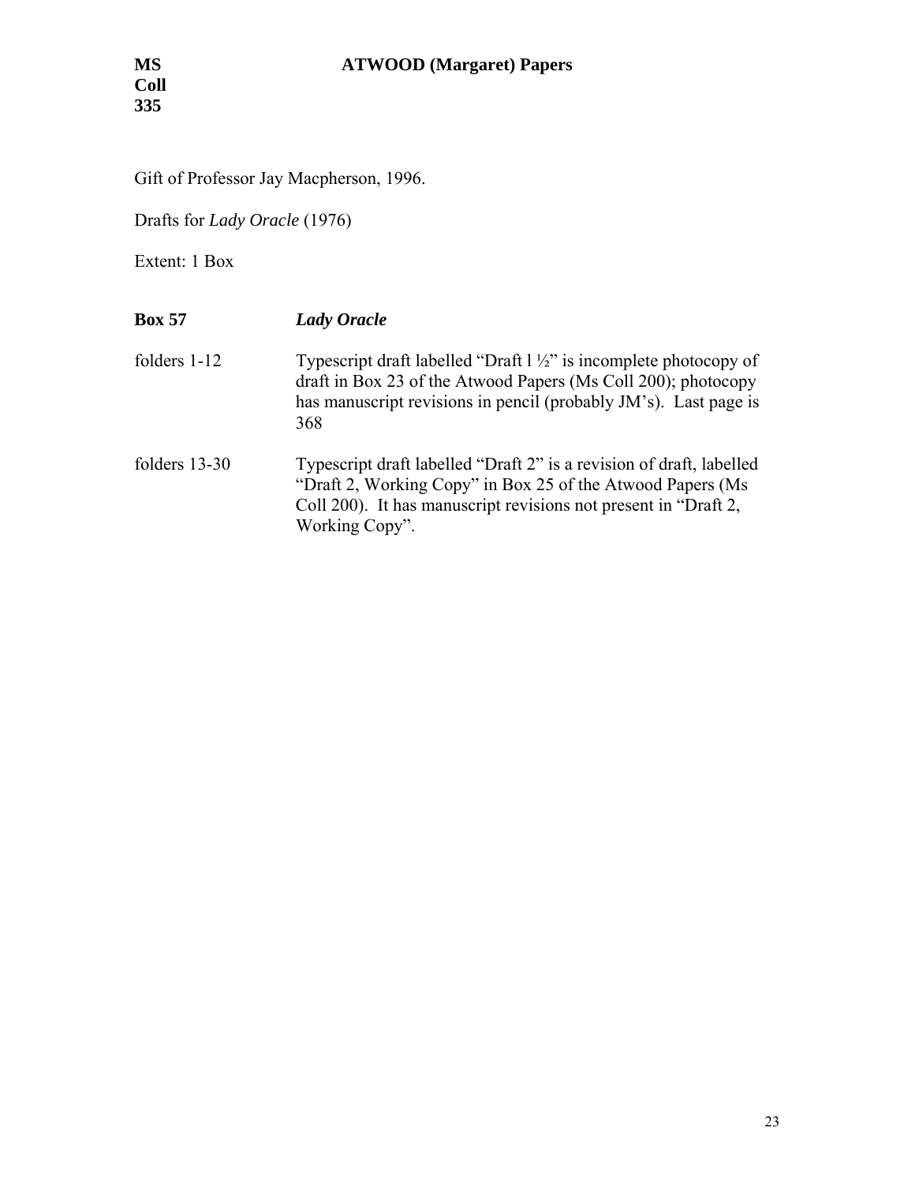**MS Coll 335** **ATWOOD (Margaret) Papers**

Gift of Professor Jay Macpherson, 1996.

Drafts for *Lady Oracle* (1976)

Extent: 1 Box

| **Box 57** | ***Lady Oracle*** |
|---|---|
| folders 1-12 | Typescript draft labelled "Draft l ½" is incomplete photocopy of draft in Box 23 of the Atwood Papers (Ms Coll 200); photocopy has manuscript revisions in pencil (probably JM's). Last page is 368 |
| folders 13-30 | Typescript draft labelled "Draft 2" is a revision of draft, labelled "Draft 2, Working Copy" in Box 25 of the Atwood Papers (Ms Coll 200). It has manuscript revisions not present in "Draft 2, Working Copy". |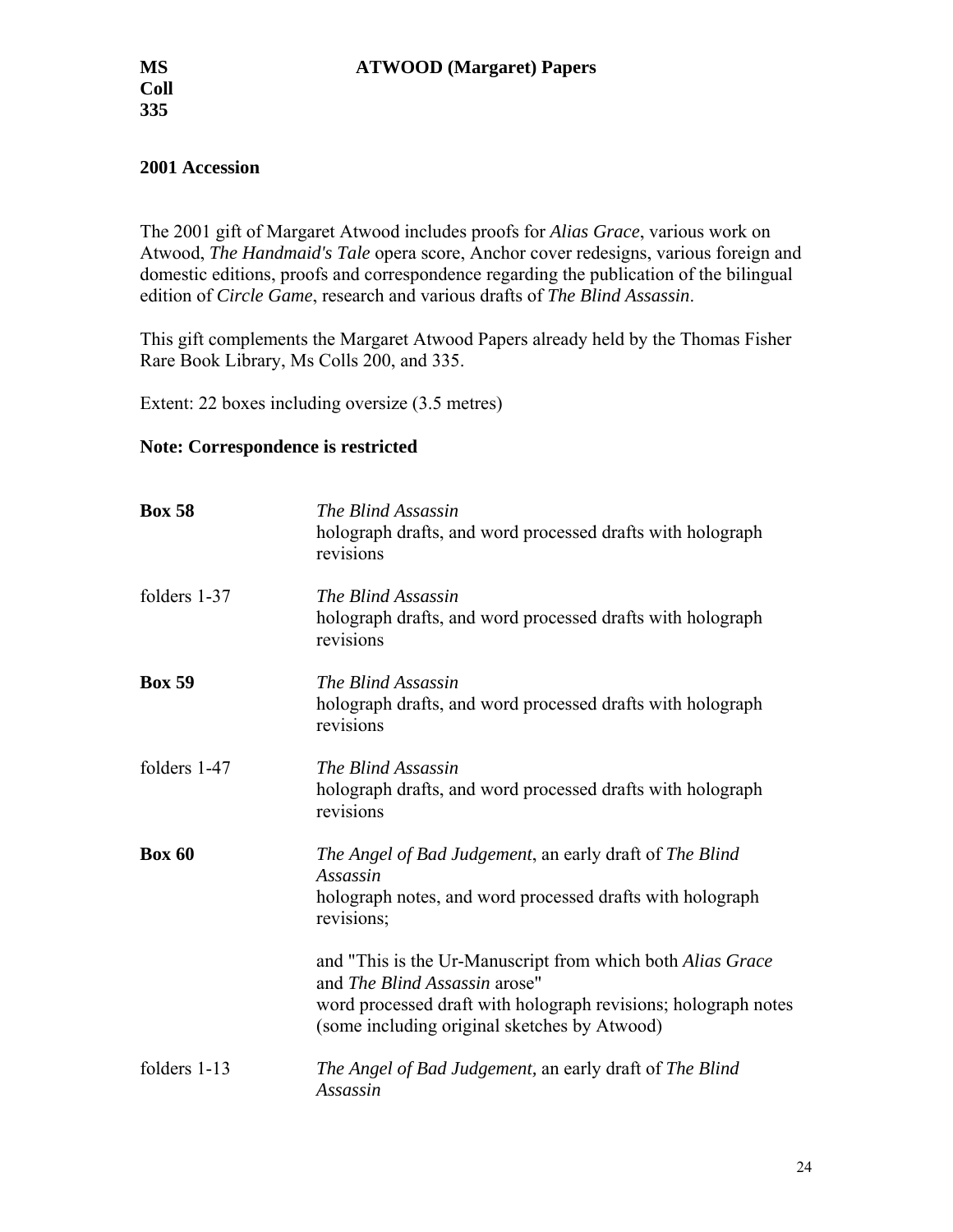## 2001 Accession

The 2001 gift of Margaret Atwood includes proofs for *Alias Grace*, various work on Atwood, *The Handmaid's Tale* opera score, Anchor cover redesigns, various foreign and domestic editions, proofs and correspondence regarding the publication of the bilingual edition of *Circle Game*, research and various drafts of *The Blind Assassin*.

This gift complements the Margaret Atwood Papers already held by the Thomas Fisher Rare Book Library, Ms Colls 200, and 335.

Extent: 22 boxes including oversize (3.5 metres)

**Note: Correspondence is restricted**

| | |
|---|---|
| **Box 58** | *The Blind Assassin*<br>holograph drafts, and word processed drafts with holograph revisions |
| folders 1-37 | *The Blind Assassin*<br>holograph drafts, and word processed drafts with holograph revisions |
| **Box 59** | *The Blind Assassin*<br>holograph drafts, and word processed drafts with holograph revisions |
| folders 1-47 | *The Blind Assassin*<br>holograph drafts, and word processed drafts with holograph revisions |
| **Box 60** | *The Angel of Bad Judgement*, an early draft of *The Blind Assassin*<br>holograph notes, and word processed drafts with holograph revisions;<br><br>and "This is the Ur-Manuscript from which both *Alias Grace* and *The Blind Assassin* arose"<br>word processed draft with holograph revisions; holograph notes (some including original sketches by Atwood) |
| folders 1-13 | *The Angel of Bad Judgement,* an early draft of *The Blind Assassin* |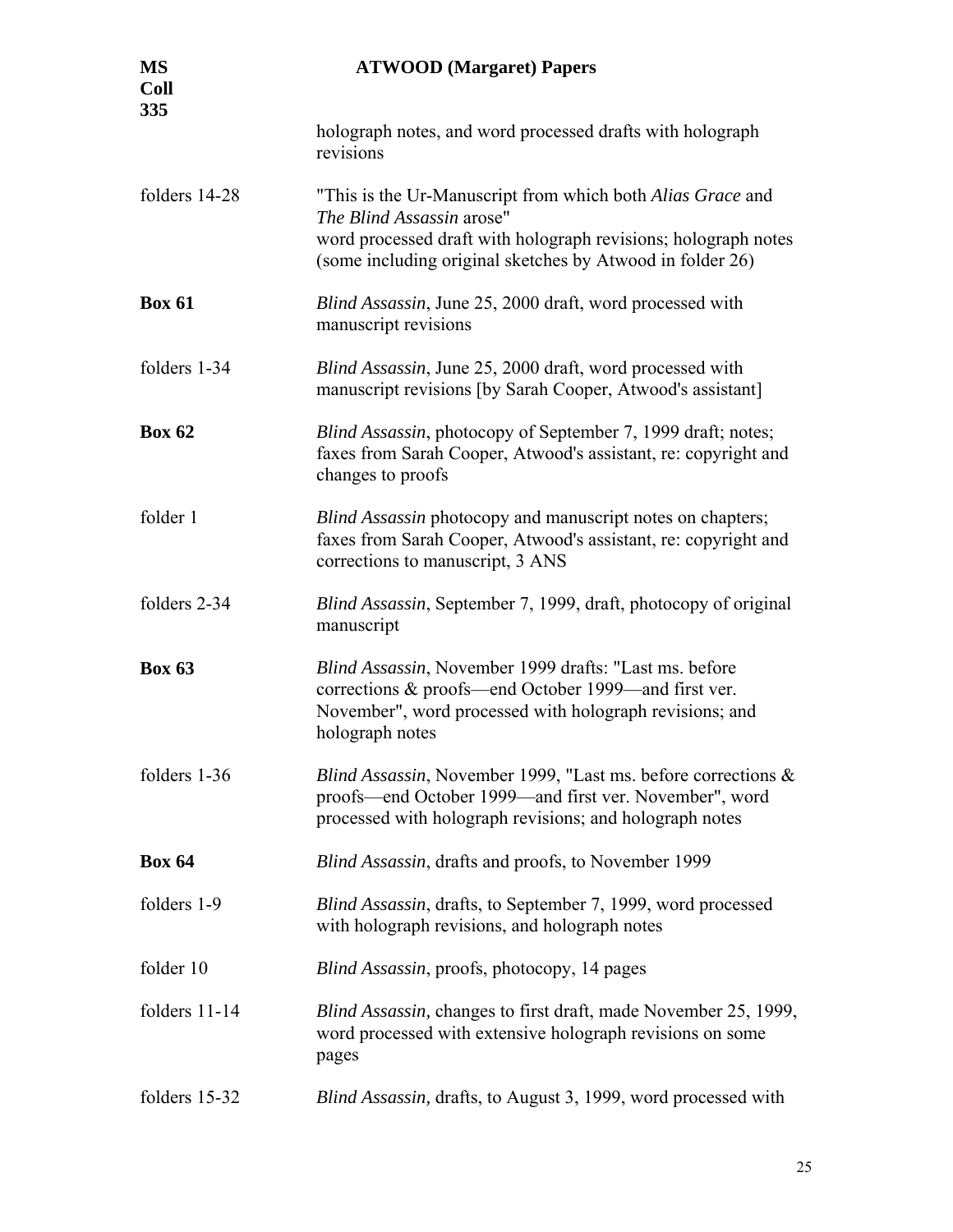| | |
|---|---|
| | holograph notes, and word processed drafts with holograph revisions |
| folders 14-28 | "This is the Ur-Manuscript from which both *Alias Grace* and *The Blind Assassin* arose" word processed draft with holograph revisions; holograph notes (some including original sketches by Atwood in folder 26) |
| **Box 61** | *Blind Assassin*, June 25, 2000 draft, word processed with manuscript revisions |
| folders 1-34 | *Blind Assassin*, June 25, 2000 draft, word processed with manuscript revisions [by Sarah Cooper, Atwood's assistant] |
| **Box 62** | *Blind Assassin*, photocopy of September 7, 1999 draft; notes; faxes from Sarah Cooper, Atwood's assistant, re: copyright and changes to proofs |
| folder 1 | *Blind Assassin* photocopy and manuscript notes on chapters; faxes from Sarah Cooper, Atwood's assistant, re: copyright and corrections to manuscript, 3 ANS |
| folders 2-34 | *Blind Assassin*, September 7, 1999, draft, photocopy of original manuscript |
| **Box 63** | *Blind Assassin*, November 1999 drafts: "Last ms. before corrections & proofs—end October 1999—and first ver. November", word processed with holograph revisions; and holograph notes |
| folders 1-36 | *Blind Assassin*, November 1999, "Last ms. before corrections & proofs—end October 1999—and first ver. November", word processed with holograph revisions; and holograph notes |
| **Box 64** | *Blind Assassin*, drafts and proofs, to November 1999 |
| folders 1-9 | *Blind Assassin*, drafts, to September 7, 1999, word processed with holograph revisions, and holograph notes |
| folder 10 | *Blind Assassin*, proofs, photocopy, 14 pages |
| folders 11-14 | *Blind Assassin,* changes to first draft, made November 25, 1999, word processed with extensive holograph revisions on some pages |
| folders 15-32 | *Blind Assassin,* drafts, to August 3, 1999, word processed with |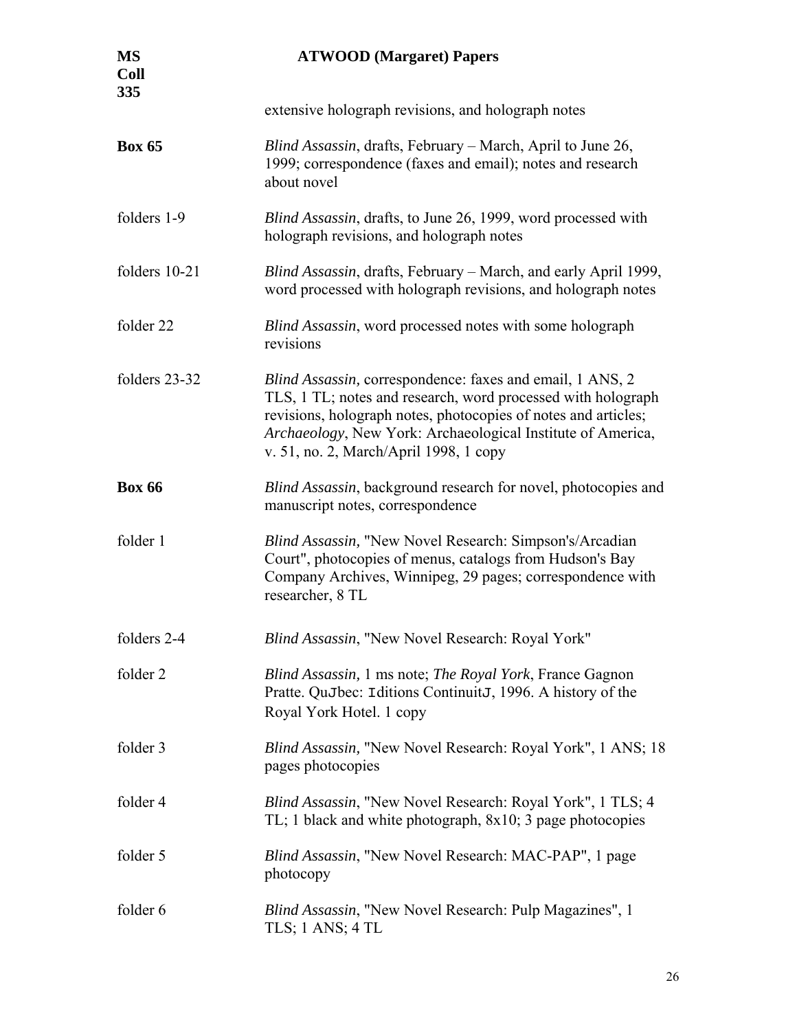extensive holograph revisions, and holograph notes

| | |
|---|---|
| **Box 65** | *Blind Assassin*, drafts, February – March, April to June 26, 1999; correspondence (faxes and email); notes and research about novel |
| folders 1-9 | *Blind Assassin*, drafts, to June 26, 1999, word processed with holograph revisions, and holograph notes |
| folders 10-21 | *Blind Assassin*, drafts, February – March, and early April 1999, word processed with holograph revisions, and holograph notes |
| folder 22 | *Blind Assassin*, word processed notes with some holograph revisions |
| folders 23-32 | *Blind Assassin,* correspondence: faxes and email, 1 ANS, 2 TLS, 1 TL; notes and research, word processed with holograph revisions, holograph notes, photocopies of notes and articles; *Archaeology*, New York: Archaeological Institute of America, v. 51, no. 2, March/April 1998, 1 copy |
| **Box 66** | *Blind Assassin*, background research for novel, photocopies and manuscript notes, correspondence |
| folder 1 | *Blind Assassin,* "New Novel Research: Simpson's/Arcadian Court", photocopies of menus, catalogs from Hudson's Bay Company Archives, Winnipeg, 29 pages; correspondence with researcher, 8 TL |
| folders 2-4 | *Blind Assassin*, "New Novel Research: Royal York" |
| folder 2 | *Blind Assassin,* 1 ms note; *The Royal York*, France Gagnon Pratte. QuJbec: Iditions ContinuitJ, 1996. A history of the Royal York Hotel. 1 copy |
| folder 3 | *Blind Assassin,* "New Novel Research: Royal York", 1 ANS; 18 pages photocopies |
| folder 4 | *Blind Assassin*, "New Novel Research: Royal York", 1 TLS; 4 TL; 1 black and white photograph, 8x10; 3 page photocopies |
| folder 5 | *Blind Assassin*, "New Novel Research: MAC-PAP", 1 page photocopy |
| folder 6 | *Blind Assassin*, "New Novel Research: Pulp Magazines", 1 TLS; 1 ANS; 4 TL |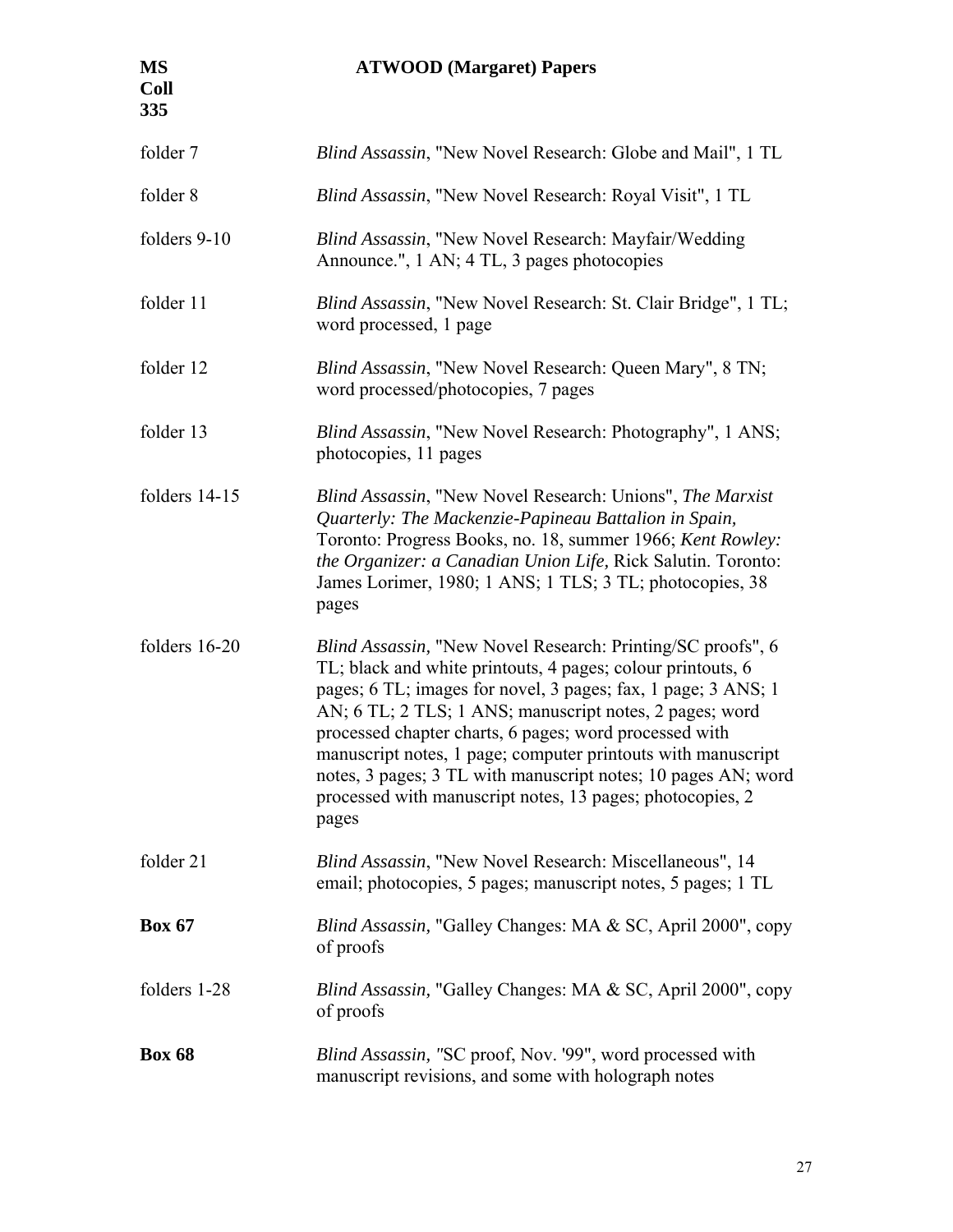| | |
|---|---|
| folder 7 | *Blind Assassin*, "New Novel Research: Globe and Mail", 1 TL |
| folder 8 | *Blind Assassin*, "New Novel Research: Royal Visit", 1 TL |
| folders 9-10 | *Blind Assassin*, "New Novel Research: Mayfair/Wedding Announce.", 1 AN; 4 TL, 3 pages photocopies |
| folder 11 | *Blind Assassin*, "New Novel Research: St. Clair Bridge", 1 TL; word processed, 1 page |
| folder 12 | *Blind Assassin*, "New Novel Research: Queen Mary", 8 TN; word processed/photocopies, 7 pages |
| folder 13 | *Blind Assassin*, "New Novel Research: Photography", 1 ANS; photocopies, 11 pages |
| folders 14-15 | *Blind Assassin*, "New Novel Research: Unions", *The Marxist Quarterly: The Mackenzie-Papineau Battalion in Spain,* Toronto: Progress Books, no. 18, summer 1966; *Kent Rowley: the Organizer: a Canadian Union Life,* Rick Salutin. Toronto: James Lorimer, 1980; 1 ANS; 1 TLS; 3 TL; photocopies, 38 pages |
| folders 16-20 | *Blind Assassin,* "New Novel Research: Printing/SC proofs", 6 TL; black and white printouts, 4 pages; colour printouts, 6 pages; 6 TL; images for novel, 3 pages; fax, 1 page; 3 ANS; 1 AN; 6 TL; 2 TLS; 1 ANS; manuscript notes, 2 pages; word processed chapter charts, 6 pages; word processed with manuscript notes, 1 page; computer printouts with manuscript notes, 3 pages; 3 TL with manuscript notes; 10 pages AN; word processed with manuscript notes, 13 pages; photocopies, 2 pages |
| folder 21 | *Blind Assassin*, "New Novel Research: Miscellaneous", 14 email; photocopies, 5 pages; manuscript notes, 5 pages; 1 TL |
| **Box 67** | *Blind Assassin,* "Galley Changes: MA & SC, April 2000", copy of proofs |
| folders 1-28 | *Blind Assassin,* "Galley Changes: MA & SC, April 2000", copy of proofs |
| **Box 68** | *Blind Assassin, "*SC proof, Nov. '99", word processed with manuscript revisions, and some with holograph notes |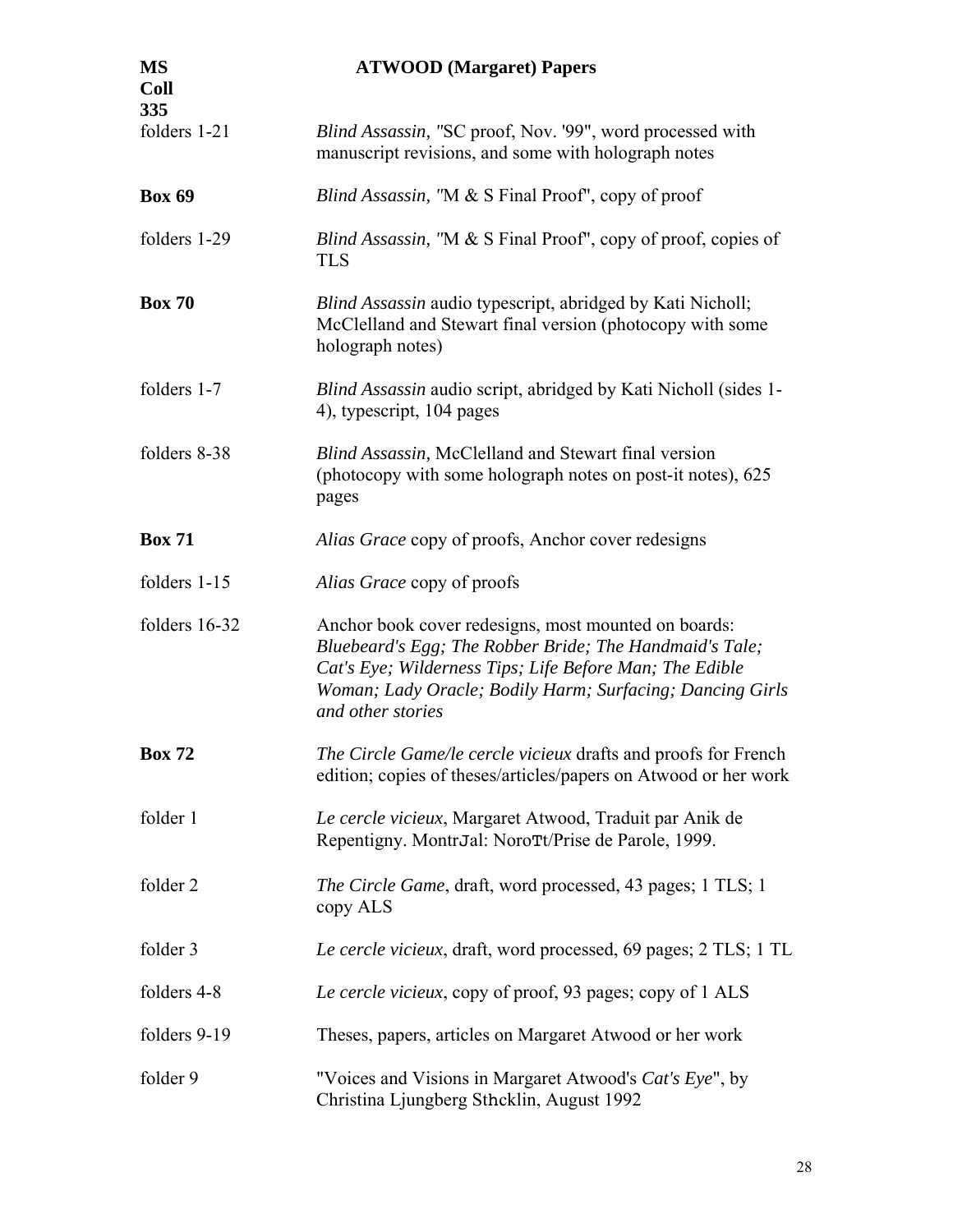| MS Coll 335 | ATWOOD (Margaret) Papers |
|---|---|
| folders 1-21 | *Blind Assassin, "*SC proof, Nov. '99", word processed with manuscript revisions, and some with holograph notes |
| **Box 69** | *Blind Assassin, "*M & S Final Proof", copy of proof |
| folders 1-29 | *Blind Assassin, "*M & S Final Proof", copy of proof, copies of TLS |
| **Box 70** | *Blind Assassin* audio typescript, abridged by Kati Nicholl; McClelland and Stewart final version (photocopy with some holograph notes) |
| folders 1-7 | *Blind Assassin* audio script, abridged by Kati Nicholl (sides 1-4), typescript, 104 pages |
| folders 8-38 | *Blind Assassin,* McClelland and Stewart final version (photocopy with some holograph notes on post-it notes), 625 pages |
| **Box 71** | *Alias Grace* copy of proofs, Anchor cover redesigns |
| folders 1-15 | *Alias Grace* copy of proofs |
| folders 16-32 | Anchor book cover redesigns, most mounted on boards: *Bluebeard's Egg; The Robber Bride; The Handmaid's Tale; Cat's Eye; Wilderness Tips; Life Before Man; The Edible Woman; Lady Oracle; Bodily Harm; Surfacing; Dancing Girls and other stories* |
| **Box 72** | *The Circle Game/le cercle vicieux* drafts and proofs for French edition; copies of theses/articles/papers on Atwood or her work |
| folder 1 | *Le cercle vicieux*, Margaret Atwood, Traduit par Anik de Repentigny. MontrJal: NoroTt/Prise de Parole, 1999. |
| folder 2 | *The Circle Game*, draft, word processed, 43 pages; 1 TLS; 1 copy ALS |
| folder 3 | *Le cercle vicieux*, draft, word processed, 69 pages; 2 TLS; 1 TL |
| folders 4-8 | *Le cercle vicieux*, copy of proof, 93 pages; copy of 1 ALS |
| folders 9-19 | Theses, papers, articles on Margaret Atwood or her work |
| folder 9 | "Voices and Visions in Margaret Atwood's *Cat's Eye*", by Christina Ljungberg Sthcklin, August 1992 |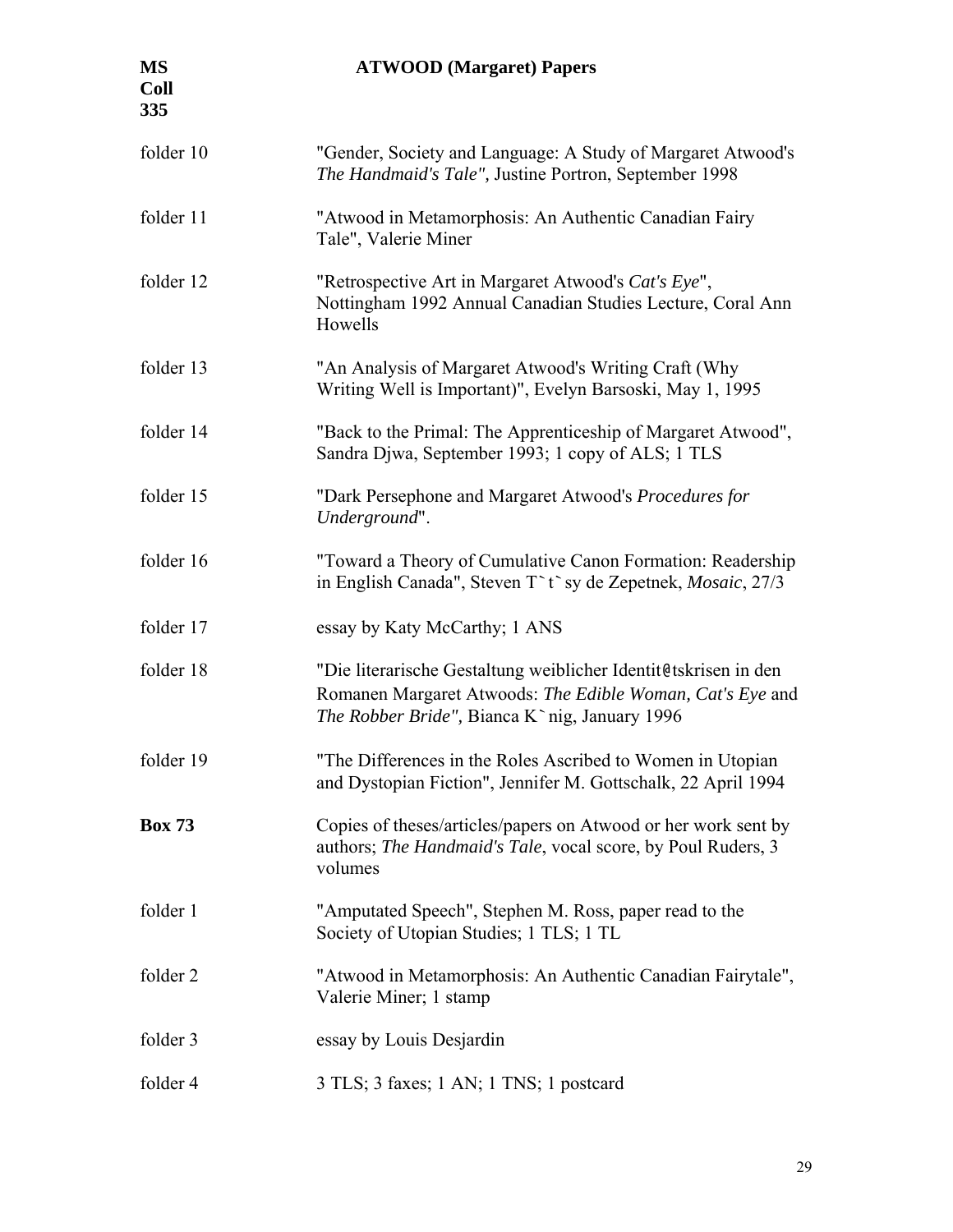| | |
|---|---|
| folder 10 | "Gender, Society and Language: A Study of Margaret Atwood's *The Handmaid's Tale",* Justine Portron, September 1998 |
| folder 11 | "Atwood in Metamorphosis: An Authentic Canadian Fairy Tale", Valerie Miner |
| folder 12 | "Retrospective Art in Margaret Atwood's *Cat's Eye*", Nottingham 1992 Annual Canadian Studies Lecture, Coral Ann Howells |
| folder 13 | "An Analysis of Margaret Atwood's Writing Craft (Why Writing Well is Important)", Evelyn Barsoski, May 1, 1995 |
| folder 14 | "Back to the Primal: The Apprenticeship of Margaret Atwood", Sandra Djwa, September 1993; 1 copy of ALS; 1 TLS |
| folder 15 | "Dark Persephone and Margaret Atwood's *Procedures for Underground*". |
| folder 16 | "Toward a Theory of Cumulative Canon Formation: Readership in English Canada", Steven T`t`sy de Zepetnek, *Mosaic*, 27/3 |
| folder 17 | essay by Katy McCarthy; 1 ANS |
| folder 18 | "Die literarische Gestaltung weiblicher Identit@tskrisen in den Romanen Margaret Atwoods: *The Edible Woman, Cat's Eye* and *The Robber Bride",* Bianca K`nig, January 1996 |
| folder 19 | "The Differences in the Roles Ascribed to Women in Utopian and Dystopian Fiction", Jennifer M. Gottschalk, 22 April 1994 |
| **Box 73** | Copies of theses/articles/papers on Atwood or her work sent by authors; *The Handmaid's Tale*, vocal score, by Poul Ruders, 3 volumes |
| folder 1 | "Amputated Speech", Stephen M. Ross, paper read to the Society of Utopian Studies; 1 TLS; 1 TL |
| folder 2 | "Atwood in Metamorphosis: An Authentic Canadian Fairytale", Valerie Miner; 1 stamp |
| folder 3 | essay by Louis Desjardin |
| folder 4 | 3 TLS; 3 faxes; 1 AN; 1 TNS; 1 postcard |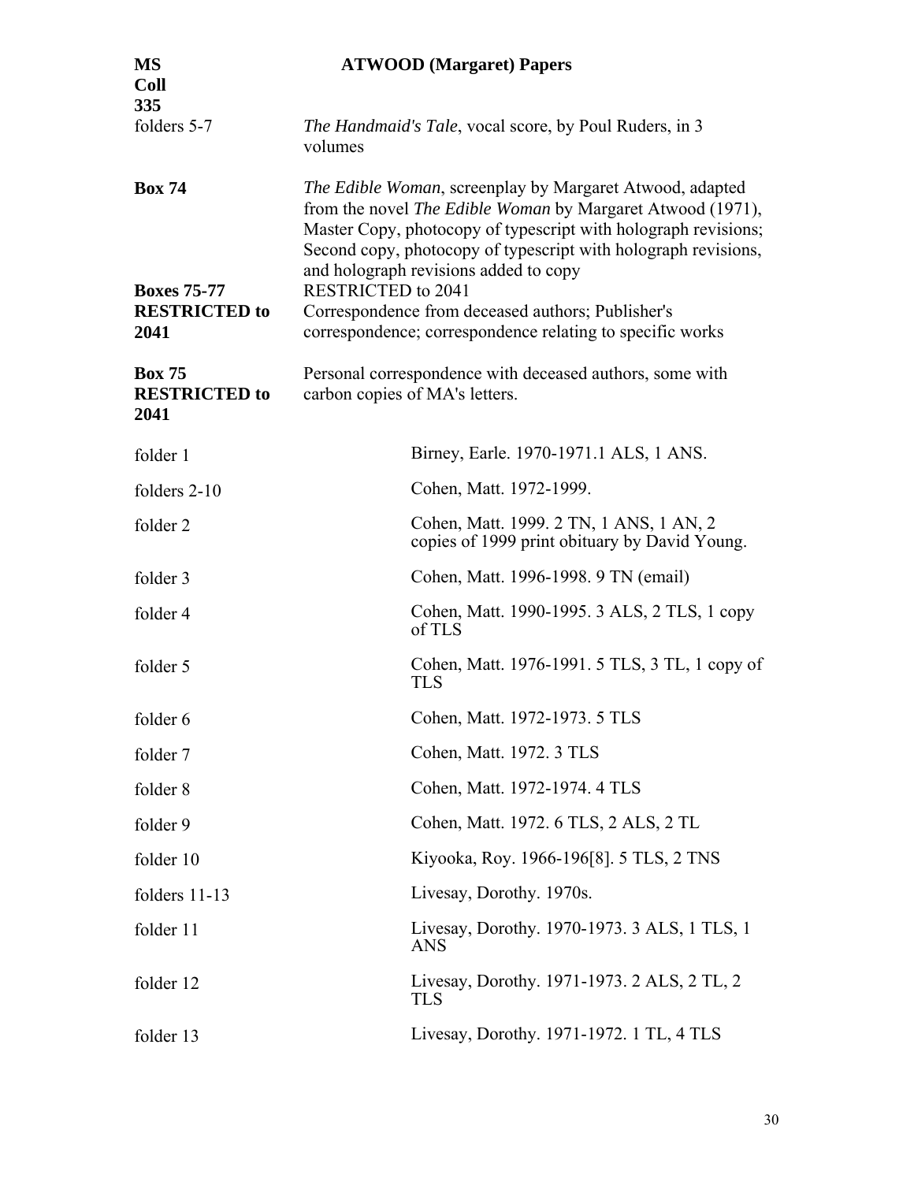**MS Coll 335** **ATWOOD (Margaret) Papers**

| | |
|---|---|
| folders 5-7 | *The Handmaid's Tale*, vocal score, by Poul Ruders, in 3 volumes |
| **Box 74** | *The Edible Woman*, screenplay by Margaret Atwood, adapted from the novel *The Edible Woman* by Margaret Atwood (1971), Master Copy, photocopy of typescript with holograph revisions; Second copy, photocopy of typescript with holograph revisions, and holograph revisions added to copy |
| **Boxes 75-77 RESTRICTED to 2041** | RESTRICTED to 2041<br>Correspondence from deceased authors; Publisher's correspondence; correspondence relating to specific works |
| **Box 75 RESTRICTED to 2041** | Personal correspondence with deceased authors, some with carbon copies of MA's letters. |
| folder 1 | Birney, Earle. 1970-1971.1 ALS, 1 ANS. |
| folders 2-10 | Cohen, Matt. 1972-1999. |
| folder 2 | Cohen, Matt. 1999. 2 TN, 1 ANS, 1 AN, 2 copies of 1999 print obituary by David Young. |
| folder 3 | Cohen, Matt. 1996-1998. 9 TN (email) |
| folder 4 | Cohen, Matt. 1990-1995. 3 ALS, 2 TLS, 1 copy of TLS |
| folder 5 | Cohen, Matt. 1976-1991. 5 TLS, 3 TL, 1 copy of TLS |
| folder 6 | Cohen, Matt. 1972-1973. 5 TLS |
| folder 7 | Cohen, Matt. 1972. 3 TLS |
| folder 8 | Cohen, Matt. 1972-1974. 4 TLS |
| folder 9 | Cohen, Matt. 1972. 6 TLS, 2 ALS, 2 TL |
| folder 10 | Kiyooka, Roy. 1966-196[8]. 5 TLS, 2 TNS |
| folders 11-13 | Livesay, Dorothy. 1970s. |
| folder 11 | Livesay, Dorothy. 1970-1973. 3 ALS, 1 TLS, 1 ANS |
| folder 12 | Livesay, Dorothy. 1971-1973. 2 ALS, 2 TL, 2 TLS |
| folder 13 | Livesay, Dorothy. 1971-1972. 1 TL, 4 TLS |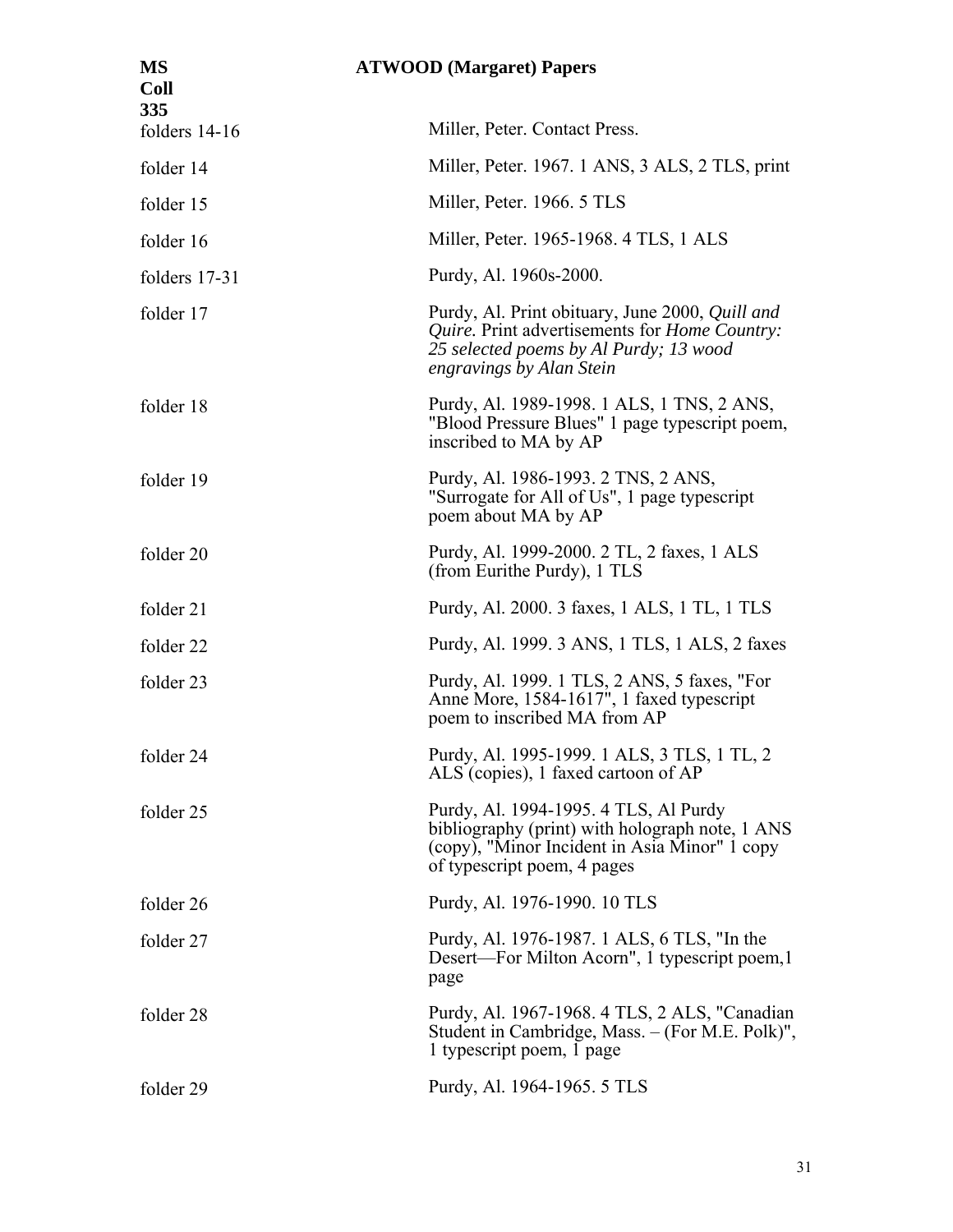| MS Coll 335 | ATWOOD (Margaret) Papers |
|---|---|
| folders 14-16 | Miller, Peter. Contact Press. |
| folder 14 | Miller, Peter. 1967. 1 ANS, 3 ALS, 2 TLS, print |
| folder 15 | Miller, Peter. 1966. 5 TLS |
| folder 16 | Miller, Peter. 1965-1968. 4 TLS, 1 ALS |
| folders 17-31 | Purdy, Al. 1960s-2000. |
| folder 17 | Purdy, Al. Print obituary, June 2000, *Quill and Quire.* Print advertisements for *Home Country: 25 selected poems by Al Purdy; 13 wood engravings by Alan Stein* |
| folder 18 | Purdy, Al. 1989-1998. 1 ALS, 1 TNS, 2 ANS, "Blood Pressure Blues" 1 page typescript poem, inscribed to MA by AP |
| folder 19 | Purdy, Al. 1986-1993. 2 TNS, 2 ANS, "Surrogate for All of Us", 1 page typescript poem about MA by AP |
| folder 20 | Purdy, Al. 1999-2000. 2 TL, 2 faxes, 1 ALS (from Eurithe Purdy), 1 TLS |
| folder 21 | Purdy, Al. 2000. 3 faxes, 1 ALS, 1 TL, 1 TLS |
| folder 22 | Purdy, Al. 1999. 3 ANS, 1 TLS, 1 ALS, 2 faxes |
| folder 23 | Purdy, Al. 1999. 1 TLS, 2 ANS, 5 faxes, "For Anne More, 1584-1617", 1 faxed typescript poem to inscribed MA from AP |
| folder 24 | Purdy, Al. 1995-1999. 1 ALS, 3 TLS, 1 TL, 2 ALS (copies), 1 faxed cartoon of AP |
| folder 25 | Purdy, Al. 1994-1995. 4 TLS, Al Purdy bibliography (print) with holograph note, 1 ANS (copy), "Minor Incident in Asia Minor" 1 copy of typescript poem, 4 pages |
| folder 26 | Purdy, Al. 1976-1990. 10 TLS |
| folder 27 | Purdy, Al. 1976-1987. 1 ALS, 6 TLS, "In the Desert—For Milton Acorn", 1 typescript poem,1 page |
| folder 28 | Purdy, Al. 1967-1968. 4 TLS, 2 ALS, "Canadian Student in Cambridge, Mass. – (For M.E. Polk)", 1 typescript poem, 1 page |
| folder 29 | Purdy, Al. 1964-1965. 5 TLS |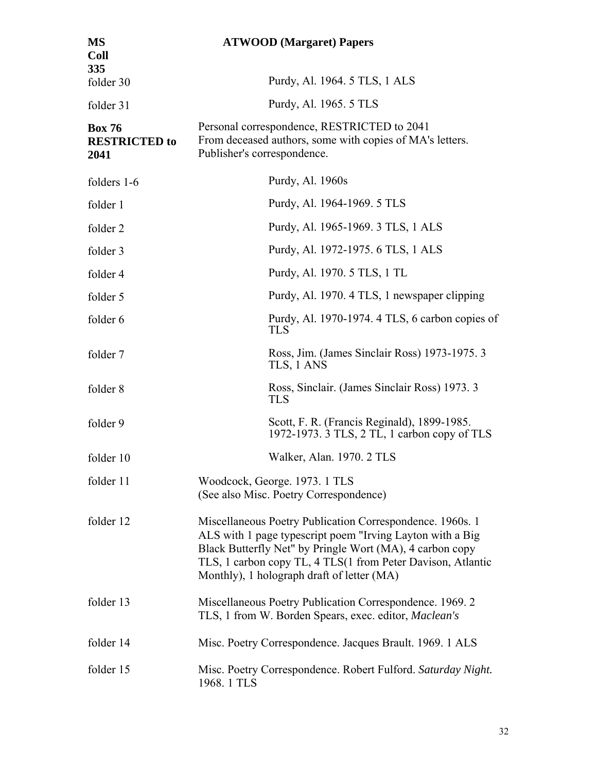| | |
|---|---|
| folder 30 | Purdy, Al. 1964. 5 TLS, 1 ALS |
| folder 31 | Purdy, Al. 1965. 5 TLS |
| **Box 76 RESTRICTED to 2041** | Personal correspondence, RESTRICTED to 2041<br>From deceased authors, some with copies of MA's letters.<br>Publisher's correspondence. |
| folders 1-6 | Purdy, Al. 1960s |
| folder 1 | Purdy, Al. 1964-1969. 5 TLS |
| folder 2 | Purdy, Al. 1965-1969. 3 TLS, 1 ALS |
| folder 3 | Purdy, Al. 1972-1975. 6 TLS, 1 ALS |
| folder 4 | Purdy, Al. 1970. 5 TLS, 1 TL |
| folder 5 | Purdy, Al. 1970. 4 TLS, 1 newspaper clipping |
| folder 6 | Purdy, Al. 1970-1974. 4 TLS, 6 carbon copies of TLS |
| folder 7 | Ross, Jim. (James Sinclair Ross) 1973-1975. 3 TLS, 1 ANS |
| folder 8 | Ross, Sinclair. (James Sinclair Ross) 1973. 3 TLS |
| folder 9 | Scott, F. R. (Francis Reginald), 1899-1985. 1972-1973. 3 TLS, 2 TL, 1 carbon copy of TLS |
| folder 10 | Walker, Alan. 1970. 2 TLS |
| folder 11 | Woodcock, George. 1973. 1 TLS<br>(See also Misc. Poetry Correspondence) |
| folder 12 | Miscellaneous Poetry Publication Correspondence. 1960s. 1 ALS with 1 page typescript poem "Irving Layton with a Big Black Butterfly Net" by Pringle Wort (MA), 4 carbon copy TLS, 1 carbon copy TL, 4 TLS(1 from Peter Davison, Atlantic Monthly), 1 holograph draft of letter (MA) |
| folder 13 | Miscellaneous Poetry Publication Correspondence. 1969. 2 TLS, 1 from W. Borden Spears, exec. editor, *Maclean's* |
| folder 14 | Misc. Poetry Correspondence. Jacques Brault. 1969. 1 ALS |
| folder 15 | Misc. Poetry Correspondence. Robert Fulford. *Saturday Night.* 1968. 1 TLS |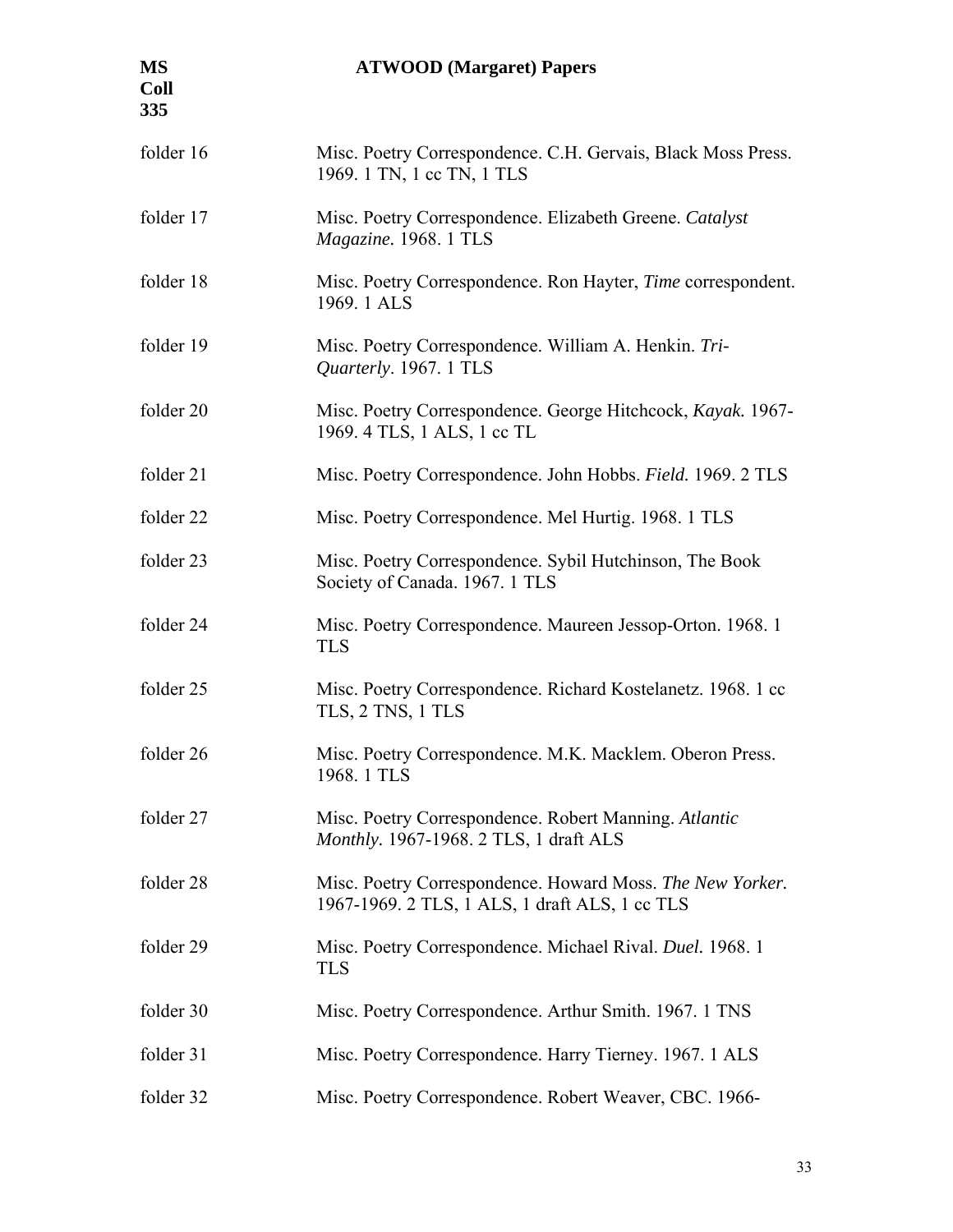| | |
|---|---|
| folder 16 | Misc. Poetry Correspondence. C.H. Gervais, Black Moss Press. 1969. 1 TN, 1 cc TN, 1 TLS |
| folder 17 | Misc. Poetry Correspondence. Elizabeth Greene. *Catalyst Magazine.* 1968. 1 TLS |
| folder 18 | Misc. Poetry Correspondence. Ron Hayter, *Time* correspondent. 1969. 1 ALS |
| folder 19 | Misc. Poetry Correspondence. William A. Henkin. *Tri-Quarterly*. 1967. 1 TLS |
| folder 20 | Misc. Poetry Correspondence. George Hitchcock, *Kayak.* 1967-1969. 4 TLS, 1 ALS, 1 cc TL |
| folder 21 | Misc. Poetry Correspondence. John Hobbs. *Field.* 1969. 2 TLS |
| folder 22 | Misc. Poetry Correspondence. Mel Hurtig. 1968. 1 TLS |
| folder 23 | Misc. Poetry Correspondence. Sybil Hutchinson, The Book Society of Canada. 1967. 1 TLS |
| folder 24 | Misc. Poetry Correspondence. Maureen Jessop-Orton. 1968. 1 TLS |
| folder 25 | Misc. Poetry Correspondence. Richard Kostelanetz. 1968. 1 cc TLS, 2 TNS, 1 TLS |
| folder 26 | Misc. Poetry Correspondence. M.K. Macklem. Oberon Press. 1968. 1 TLS |
| folder 27 | Misc. Poetry Correspondence. Robert Manning. *Atlantic Monthly.* 1967-1968. 2 TLS, 1 draft ALS |
| folder 28 | Misc. Poetry Correspondence. Howard Moss. *The New Yorker.* 1967-1969. 2 TLS, 1 ALS, 1 draft ALS, 1 cc TLS |
| folder 29 | Misc. Poetry Correspondence. Michael Rival. *Duel.* 1968. 1 TLS |
| folder 30 | Misc. Poetry Correspondence. Arthur Smith. 1967. 1 TNS |
| folder 31 | Misc. Poetry Correspondence. Harry Tierney. 1967. 1 ALS |
| folder 32 | Misc. Poetry Correspondence. Robert Weaver, CBC. 1966- |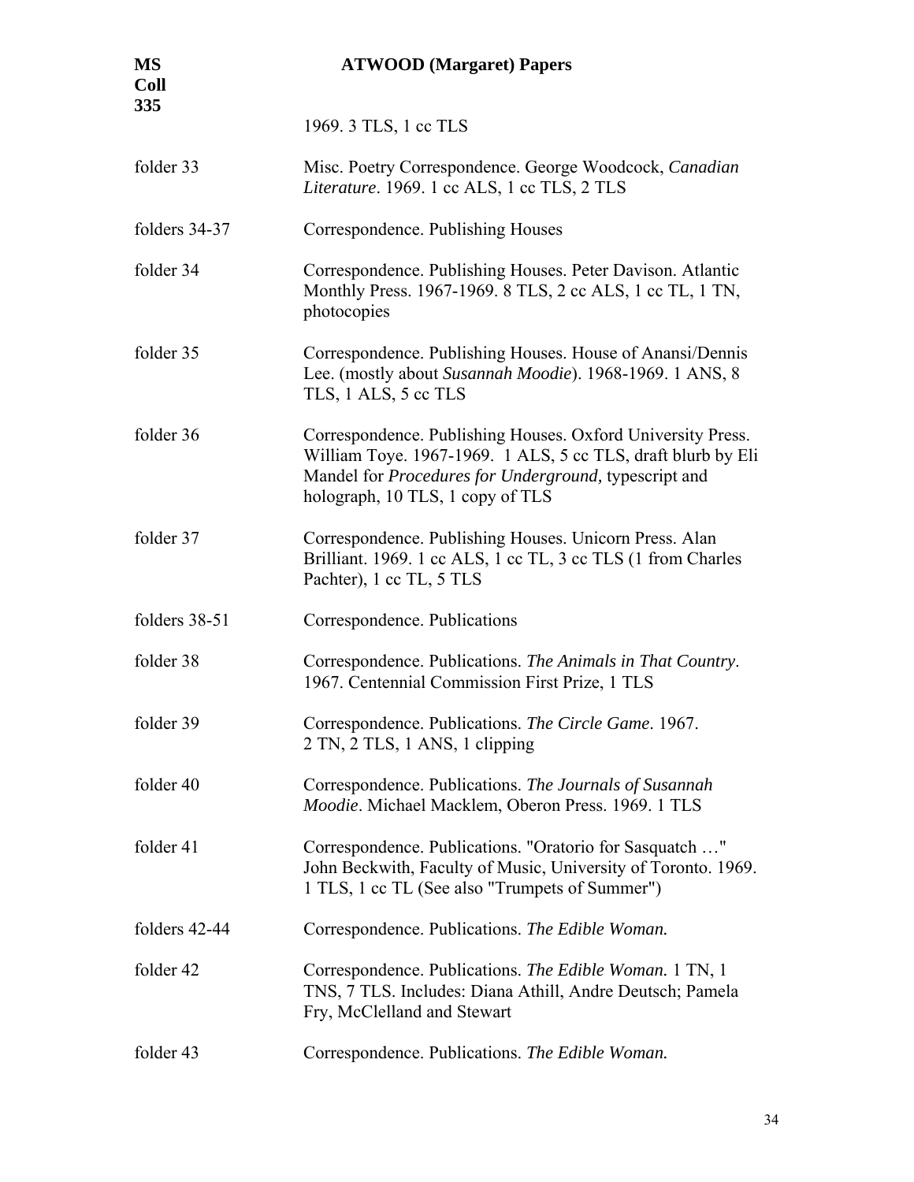1969. 3 TLS, 1 cc TLS

| | |
|---|---|
| folder 33 | Misc. Poetry Correspondence. George Woodcock, *Canadian Literature*. 1969. 1 cc ALS, 1 cc TLS, 2 TLS |
| folders 34-37 | Correspondence. Publishing Houses |
| folder 34 | Correspondence. Publishing Houses. Peter Davison. Atlantic Monthly Press. 1967-1969. 8 TLS, 2 cc ALS, 1 cc TL, 1 TN, photocopies |
| folder 35 | Correspondence. Publishing Houses. House of Anansi/Dennis Lee. (mostly about *Susannah Moodie*). 1968-1969. 1 ANS, 8 TLS, 1 ALS, 5 cc TLS |
| folder 36 | Correspondence. Publishing Houses. Oxford University Press. William Toye. 1967-1969. 1 ALS, 5 cc TLS, draft blurb by Eli Mandel for *Procedures for Underground,* typescript and holograph, 10 TLS, 1 copy of TLS |
| folder 37 | Correspondence. Publishing Houses. Unicorn Press. Alan Brilliant. 1969. 1 cc ALS, 1 cc TL, 3 cc TLS (1 from Charles Pachter), 1 cc TL, 5 TLS |
| folders 38-51 | Correspondence. Publications |
| folder 38 | Correspondence. Publications. *The Animals in That Country*. 1967. Centennial Commission First Prize, 1 TLS |
| folder 39 | Correspondence. Publications. *The Circle Game*. 1967. 2 TN, 2 TLS, 1 ANS, 1 clipping |
| folder 40 | Correspondence. Publications. *The Journals of Susannah Moodie*. Michael Macklem, Oberon Press. 1969. 1 TLS |
| folder 41 | Correspondence. Publications. "Oratorio for Sasquatch …" John Beckwith, Faculty of Music, University of Toronto. 1969. 1 TLS, 1 cc TL (See also "Trumpets of Summer") |
| folders 42-44 | Correspondence. Publications. *The Edible Woman.* |
| folder 42 | Correspondence. Publications. *The Edible Woman.* 1 TN, 1 TNS, 7 TLS. Includes: Diana Athill, Andre Deutsch; Pamela Fry, McClelland and Stewart |
| folder 43 | Correspondence. Publications. *The Edible Woman.* |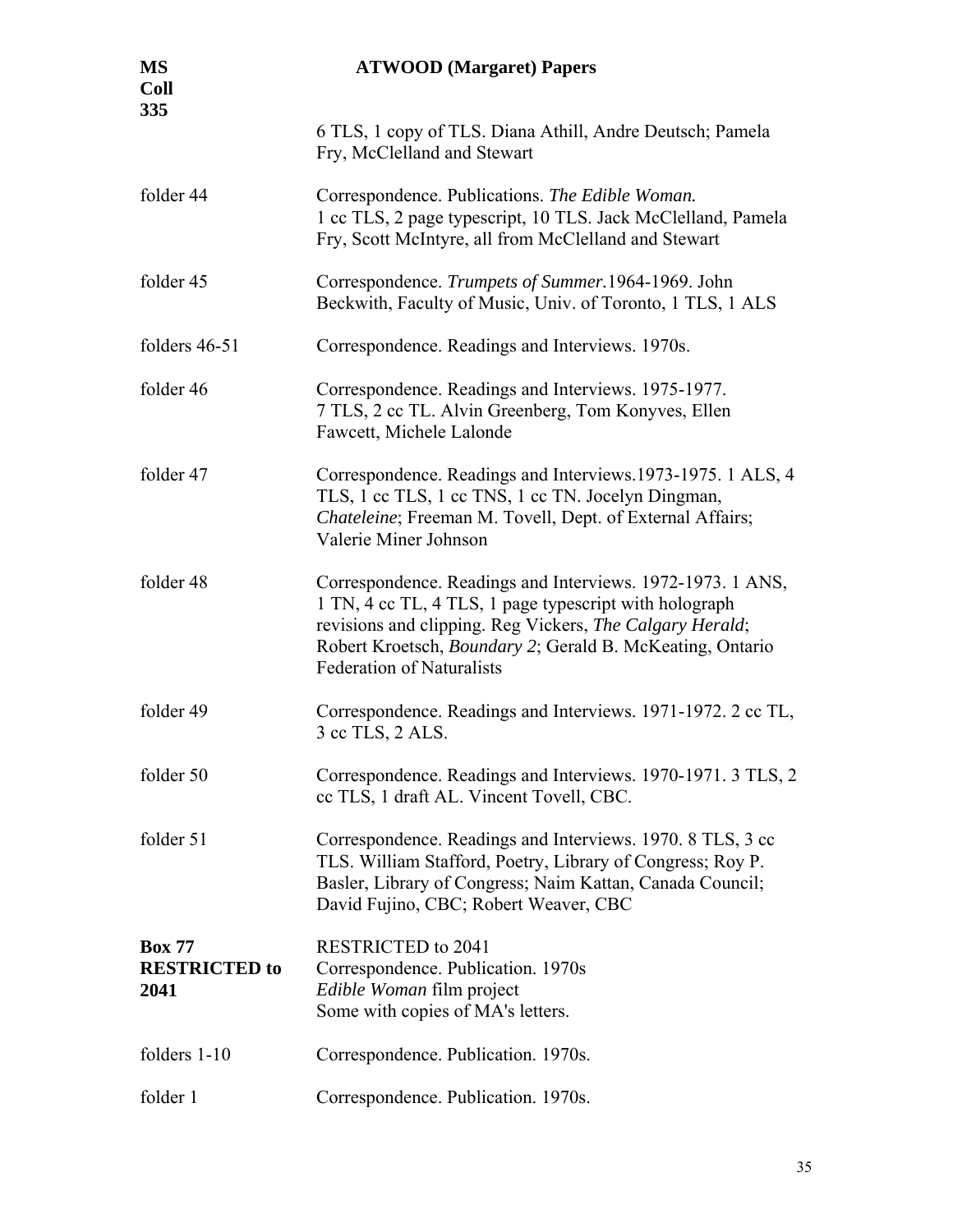6 TLS, 1 copy of TLS. Diana Athill, Andre Deutsch; Pamela Fry, McClelland and Stewart

| | |
|---|---|
| folder 44 | Correspondence. Publications. *The Edible Woman.* 1 cc TLS, 2 page typescript, 10 TLS. Jack McClelland, Pamela Fry, Scott McIntyre, all from McClelland and Stewart |
| folder 45 | Correspondence. *Trumpets of Summer.*1964-1969. John Beckwith, Faculty of Music, Univ. of Toronto, 1 TLS, 1 ALS |
| folders 46-51 | Correspondence. Readings and Interviews. 1970s. |
| folder 46 | Correspondence. Readings and Interviews. 1975-1977. 7 TLS, 2 cc TL. Alvin Greenberg, Tom Konyves, Ellen Fawcett, Michele Lalonde |
| folder 47 | Correspondence. Readings and Interviews.1973-1975. 1 ALS, 4 TLS, 1 cc TLS, 1 cc TNS, 1 cc TN. Jocelyn Dingman, *Chateleine*; Freeman M. Tovell, Dept. of External Affairs; Valerie Miner Johnson |
| folder 48 | Correspondence. Readings and Interviews. 1972-1973. 1 ANS, 1 TN, 4 cc TL, 4 TLS, 1 page typescript with holograph revisions and clipping. Reg Vickers, *The Calgary Herald*; Robert Kroetsch, *Boundary 2*; Gerald B. McKeating, Ontario Federation of Naturalists |
| folder 49 | Correspondence. Readings and Interviews. 1971-1972. 2 cc TL, 3 cc TLS, 2 ALS. |
| folder 50 | Correspondence. Readings and Interviews. 1970-1971. 3 TLS, 2 cc TLS, 1 draft AL. Vincent Tovell, CBC. |
| folder 51 | Correspondence. Readings and Interviews. 1970. 8 TLS, 3 cc TLS. William Stafford, Poetry, Library of Congress; Roy P. Basler, Library of Congress; Naim Kattan, Canada Council; David Fujino, CBC; Robert Weaver, CBC |
| **Box 77 RESTRICTED to 2041** | RESTRICTED to 2041<br>Correspondence. Publication. 1970s<br>*Edible Woman* film project<br>Some with copies of MA's letters. |
| folders 1-10 | Correspondence. Publication. 1970s. |
| folder 1 | Correspondence. Publication. 1970s. |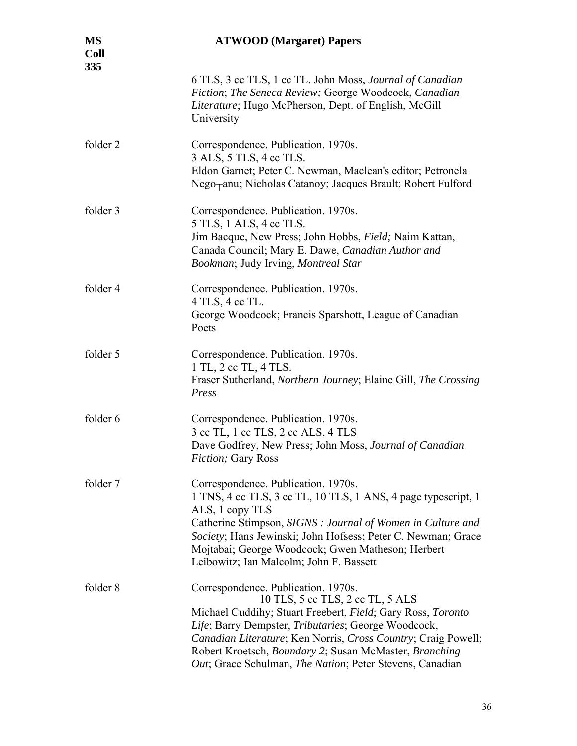6 TLS, 3 cc TLS, 1 cc TL. John Moss, *Journal of Canadian Fiction*; *The Seneca Review;* George Woodcock, *Canadian Literature*; Hugo McPherson, Dept. of English, McGill University

folder 2

Correspondence. Publication. 1970s.
3 ALS, 5 TLS, 4 cc TLS.
Eldon Garnet; Peter C. Newman, Maclean's editor; Petronela Nego┬anu; Nicholas Catanoy; Jacques Brault; Robert Fulford

folder 3

Correspondence. Publication. 1970s.
5 TLS, 1 ALS, 4 cc TLS.
Jim Bacque, New Press; John Hobbs, *Field;* Naim Kattan, Canada Council; Mary E. Dawe, *Canadian Author and Bookman*; Judy Irving, *Montreal Star*

folder 4

Correspondence. Publication. 1970s.
4 TLS, 4 cc TL.
George Woodcock; Francis Sparshott, League of Canadian Poets

folder 5

Correspondence. Publication. 1970s.
1 TL, 2 cc TL, 4 TLS.
Fraser Sutherland, *Northern Journey*; Elaine Gill, *The Crossing Press*

folder 6

Correspondence. Publication. 1970s.
3 cc TL, 1 cc TLS, 2 cc ALS, 4 TLS
Dave Godfrey, New Press; John Moss, *Journal of Canadian Fiction;* Gary Ross

folder 7

Correspondence. Publication. 1970s.
1 TNS, 4 cc TLS, 3 cc TL, 10 TLS, 1 ANS, 4 page typescript, 1 ALS, 1 copy TLS
Catherine Stimpson, *SIGNS : Journal of Women in Culture and Society*; Hans Jewinski; John Hofsess; Peter C. Newman; Grace Mojtabai; George Woodcock; Gwen Matheson; Herbert Leibowitz; Ian Malcolm; John F. Bassett

folder 8

Correspondence. Publication. 1970s.
10 TLS, 5 cc TLS, 2 cc TL, 5 ALS
Michael Cuddihy; Stuart Freebert, *Field*; Gary Ross, *Toronto Life*; Barry Dempster, *Tributaries*; George Woodcock, *Canadian Literature*; Ken Norris, *Cross Country*; Craig Powell; Robert Kroetsch, *Boundary 2*; Susan McMaster, *Branching Out*; Grace Schulman, *The Nation*; Peter Stevens, Canadian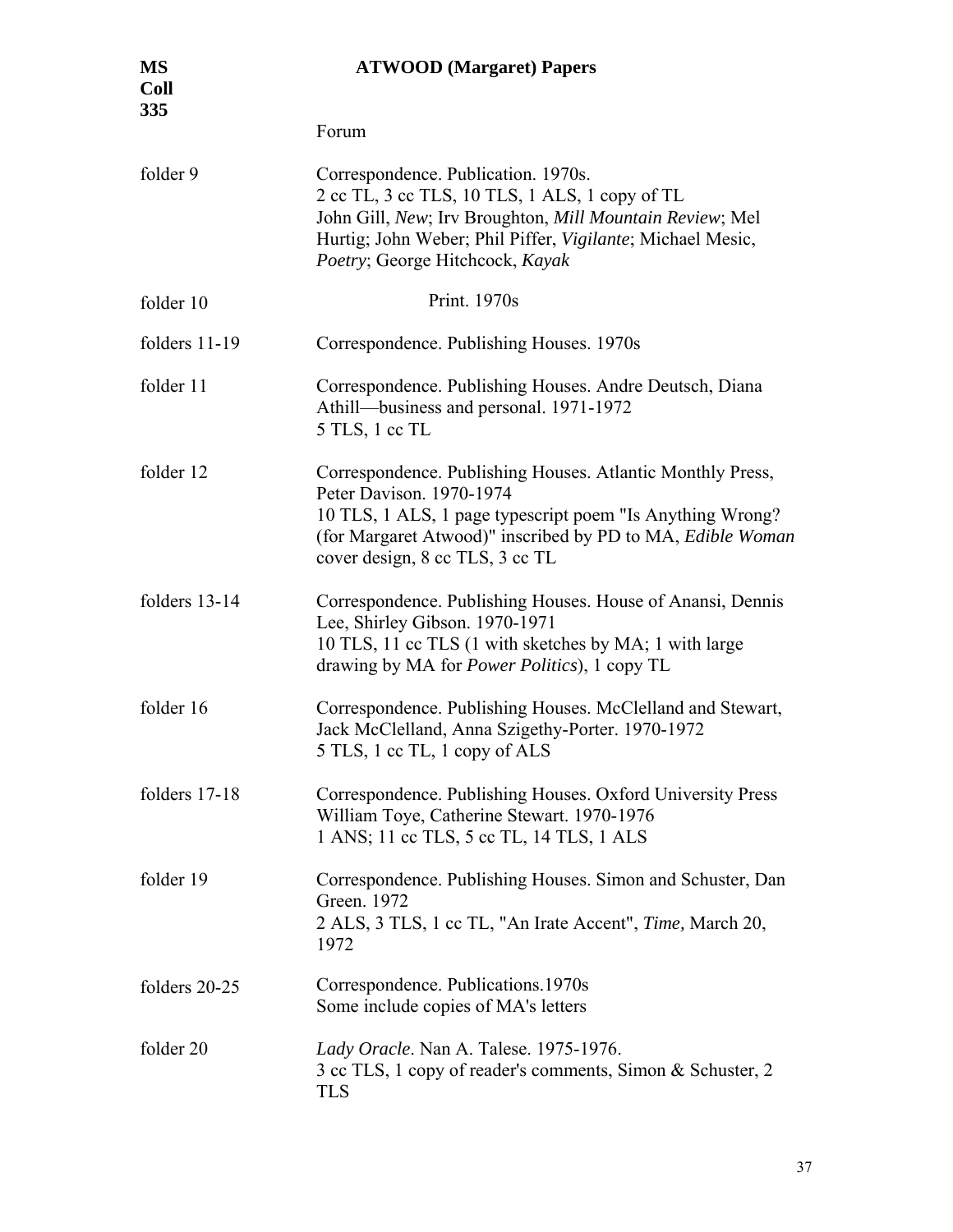Forum

| | |
|---|---|
| folder 9 | Correspondence. Publication. 1970s.<br>2 cc TL, 3 cc TLS, 10 TLS, 1 ALS, 1 copy of TL<br>John Gill, *New*; Irv Broughton, *Mill Mountain Review*; Mel Hurtig; John Weber; Phil Piffer, *Vigilante*; Michael Mesic, *Poetry*; George Hitchcock, *Kayak* |
| folder 10 | Print. 1970s |
| folders 11-19 | Correspondence. Publishing Houses. 1970s |
| folder 11 | Correspondence. Publishing Houses. Andre Deutsch, Diana Athill—business and personal. 1971-1972<br>5 TLS, 1 cc TL |
| folder 12 | Correspondence. Publishing Houses. Atlantic Monthly Press, Peter Davison. 1970-1974<br>10 TLS, 1 ALS, 1 page typescript poem "Is Anything Wrong? (for Margaret Atwood)" inscribed by PD to MA, *Edible Woman* cover design, 8 cc TLS, 3 cc TL |
| folders 13-14 | Correspondence. Publishing Houses. House of Anansi, Dennis Lee, Shirley Gibson. 1970-1971<br>10 TLS, 11 cc TLS (1 with sketches by MA; 1 with large drawing by MA for *Power Politics*), 1 copy TL |
| folder 16 | Correspondence. Publishing Houses. McClelland and Stewart, Jack McClelland, Anna Szigethy-Porter. 1970-1972<br>5 TLS, 1 cc TL, 1 copy of ALS |
| folders 17-18 | Correspondence. Publishing Houses. Oxford University Press William Toye, Catherine Stewart. 1970-1976<br>1 ANS; 11 cc TLS, 5 cc TL, 14 TLS, 1 ALS |
| folder 19 | Correspondence. Publishing Houses. Simon and Schuster, Dan Green. 1972<br>2 ALS, 3 TLS, 1 cc TL, "An Irate Accent", *Time,* March 20, 1972 |
| folders 20-25 | Correspondence. Publications.1970s<br>Some include copies of MA's letters |
| folder 20 | *Lady Oracle*. Nan A. Talese. 1975-1976.<br>3 cc TLS, 1 copy of reader's comments, Simon & Schuster, 2 TLS |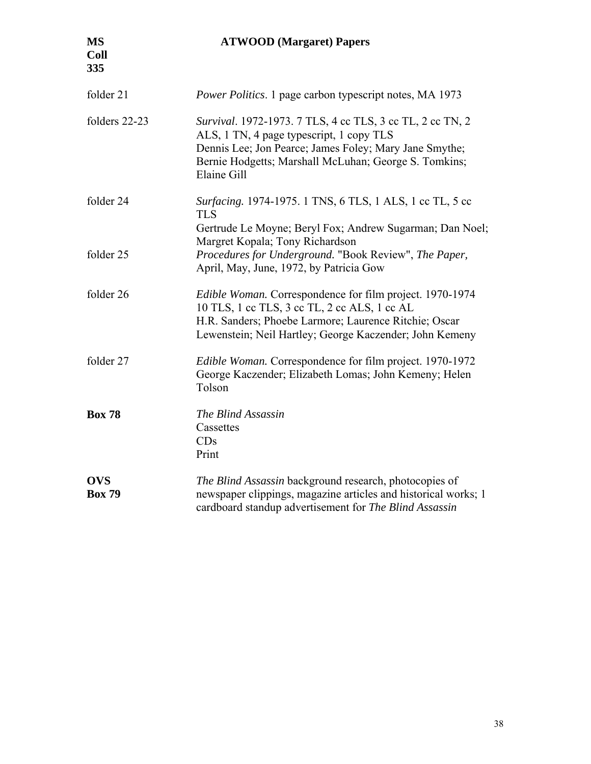| | |
|---|---|
| folder 21 | *Power Politics*. 1 page carbon typescript notes, MA 1973 |
| folders 22-23 | *Survival*. 1972-1973. 7 TLS, 4 cc TLS, 3 cc TL, 2 cc TN, 2 ALS, 1 TN, 4 page typescript, 1 copy TLS<br>Dennis Lee; Jon Pearce; James Foley; Mary Jane Smythe; Bernie Hodgetts; Marshall McLuhan; George S. Tomkins; Elaine Gill |
| folder 24 | *Surfacing.* 1974-1975. 1 TNS, 6 TLS, 1 ALS, 1 cc TL, 5 cc TLS<br>Gertrude Le Moyne; Beryl Fox; Andrew Sugarman; Dan Noel; Margret Kopala; Tony Richardson |
| folder 25 | *Procedures for Underground.* "Book Review", *The Paper,* April, May, June, 1972, by Patricia Gow |
| folder 26 | *Edible Woman.* Correspondence for film project. 1970-1974<br>10 TLS, 1 cc TLS, 3 cc TL, 2 cc ALS, 1 cc AL<br>H.R. Sanders; Phoebe Larmore; Laurence Ritchie; Oscar Lewenstein; Neil Hartley; George Kaczender; John Kemeny |
| folder 27 | *Edible Woman.* Correspondence for film project. 1970-1972<br>George Kaczender; Elizabeth Lomas; John Kemeny; Helen Tolson |
| **Box 78** | *The Blind Assassin*<br>Cassettes<br>CDs<br>Print |
| **OVS Box 79** | *The Blind Assassin* background research, photocopies of newspaper clippings, magazine articles and historical works; 1 cardboard standup advertisement for *The Blind Assassin* |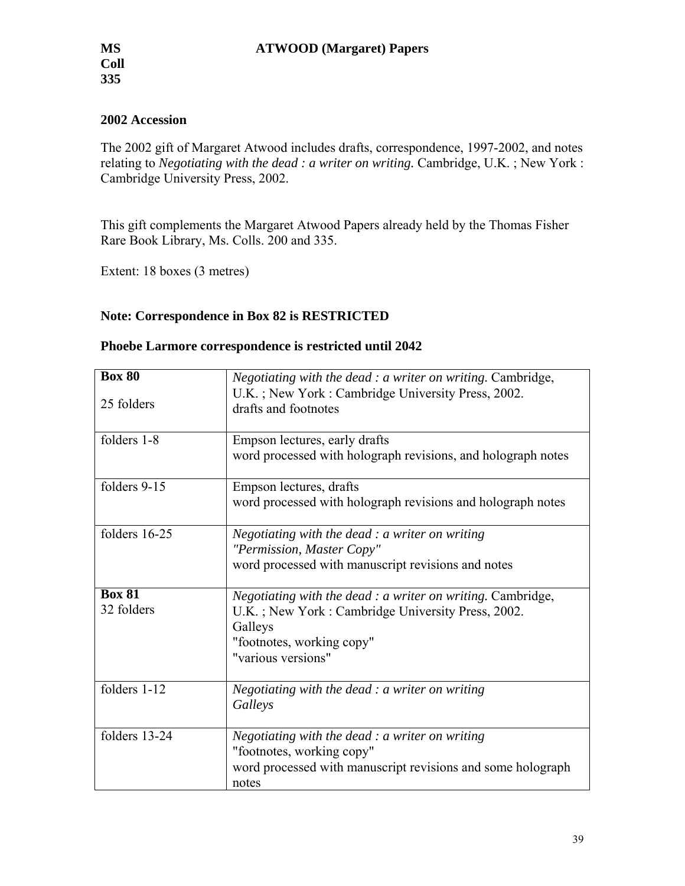**MS Coll 335** **ATWOOD (Margaret) Papers**

### 2002 Accession

The 2002 gift of Margaret Atwood includes drafts, correspondence, 1997-2002, and notes relating to *Negotiating with the dead : a writer on writing.* Cambridge, U.K. ; New York : Cambridge University Press, 2002.

This gift complements the Margaret Atwood Papers already held by the Thomas Fisher Rare Book Library, Ms. Colls. 200 and 335.

Extent: 18 boxes (3 metres)

**Note: Correspondence in Box 82 is RESTRICTED**

**Phoebe Larmore correspondence is restricted until 2042**

| | |
|---|---|
| **Box 80**<br>25 folders | *Negotiating with the dead : a writer on writing.* Cambridge, U.K. ; New York : Cambridge University Press, 2002.<br>drafts and footnotes |
| folders 1-8 | Empson lectures, early drafts<br>word processed with holograph revisions, and holograph notes |
| folders 9-15 | Empson lectures, drafts<br>word processed with holograph revisions and holograph notes |
| folders 16-25 | *Negotiating with the dead : a writer on writing*<br>*"Permission, Master Copy"*<br>word processed with manuscript revisions and notes |
| **Box 81**<br>32 folders | *Negotiating with the dead : a writer on writing.* Cambridge, U.K. ; New York : Cambridge University Press, 2002.<br>Galleys<br>"footnotes, working copy"<br>"various versions" |
| folders 1-12 | *Negotiating with the dead : a writer on writing*<br>*Galleys* |
| folders 13-24 | *Negotiating with the dead : a writer on writing*<br>"footnotes, working copy"<br>word processed with manuscript revisions and some holograph notes |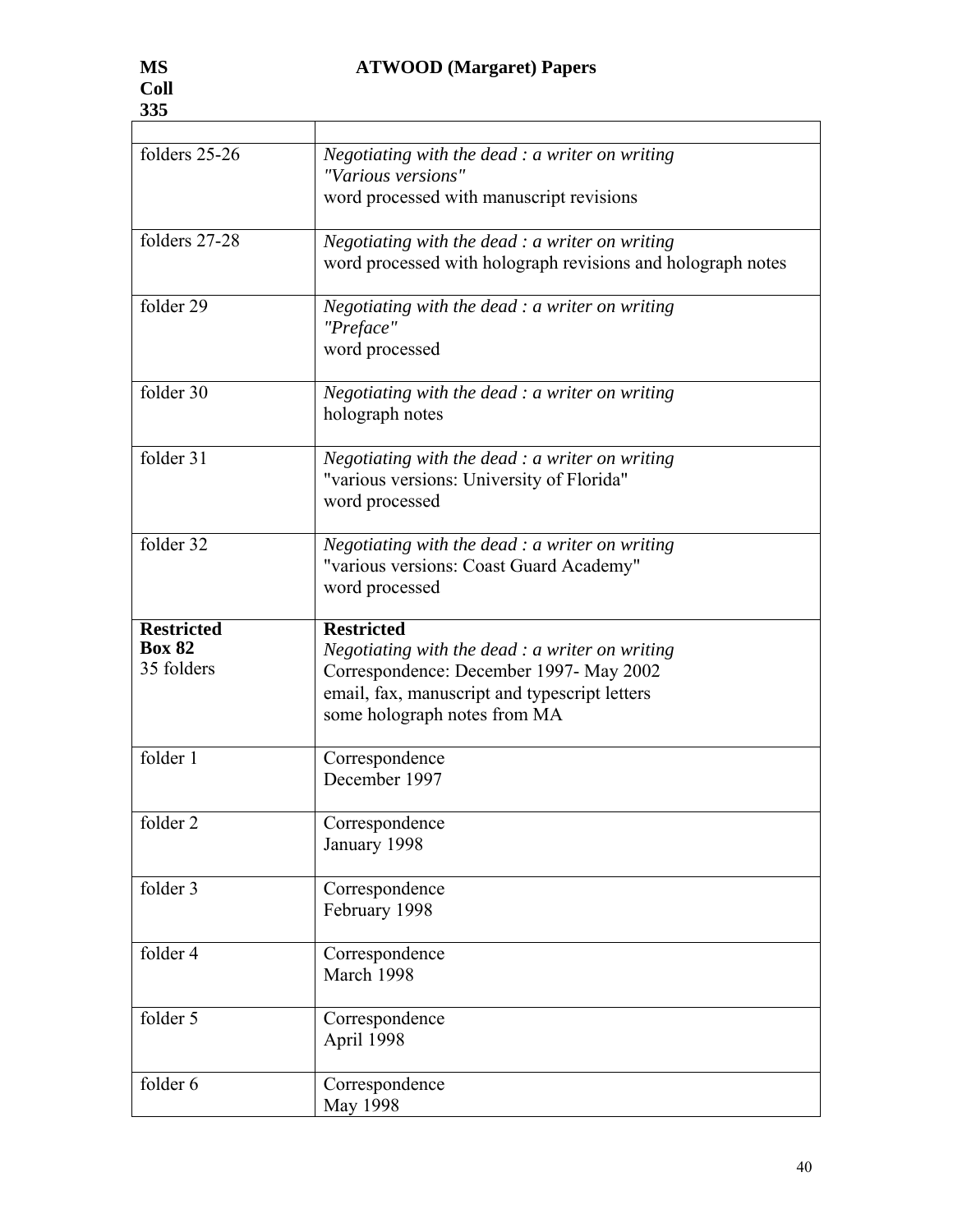| | |
|---|---|
| folders 25-26 | *Negotiating with the dead : a writer on writing* *"Various versions"* word processed with manuscript revisions |
| folders 27-28 | *Negotiating with the dead : a writer on writing* word processed with holograph revisions and holograph notes |
| folder 29 | *Negotiating with the dead : a writer on writing* *"Preface"* word processed |
| folder 30 | *Negotiating with the dead : a writer on writing* holograph notes |
| folder 31 | *Negotiating with the dead : a writer on writing* "various versions: University of Florida" word processed |
| folder 32 | *Negotiating with the dead : a writer on writing* "various versions: Coast Guard Academy" word processed |
| **Restricted** **Box 82** 35 folders | **Restricted** *Negotiating with the dead : a writer on writing* Correspondence: December 1997- May 2002 email, fax, manuscript and typescript letters some holograph notes from MA |
| folder 1 | Correspondence December 1997 |
| folder 2 | Correspondence January 1998 |
| folder 3 | Correspondence February 1998 |
| folder 4 | Correspondence March 1998 |
| folder 5 | Correspondence April 1998 |
| folder 6 | Correspondence May 1998 |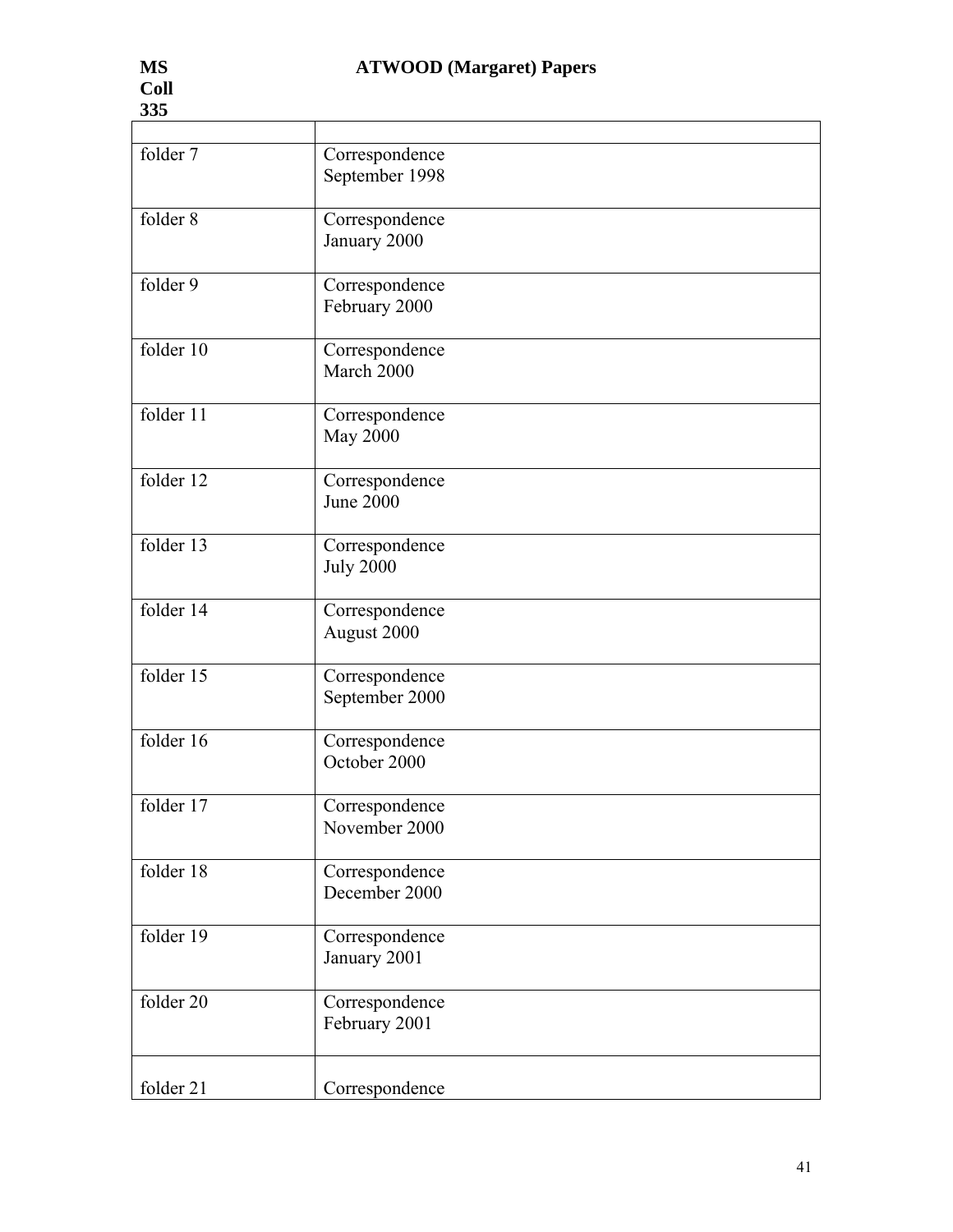| | |
|---|---|
| folder 7 | Correspondence<br>September 1998 |
| folder 8 | Correspondence<br>January 2000 |
| folder 9 | Correspondence<br>February 2000 |
| folder 10 | Correspondence<br>March 2000 |
| folder 11 | Correspondence<br>May 2000 |
| folder 12 | Correspondence<br>June 2000 |
| folder 13 | Correspondence<br>July 2000 |
| folder 14 | Correspondence<br>August 2000 |
| folder 15 | Correspondence<br>September 2000 |
| folder 16 | Correspondence<br>October 2000 |
| folder 17 | Correspondence<br>November 2000 |
| folder 18 | Correspondence<br>December 2000 |
| folder 19 | Correspondence<br>January 2001 |
| folder 20 | Correspondence<br>February 2001 |
| folder 21 | Correspondence |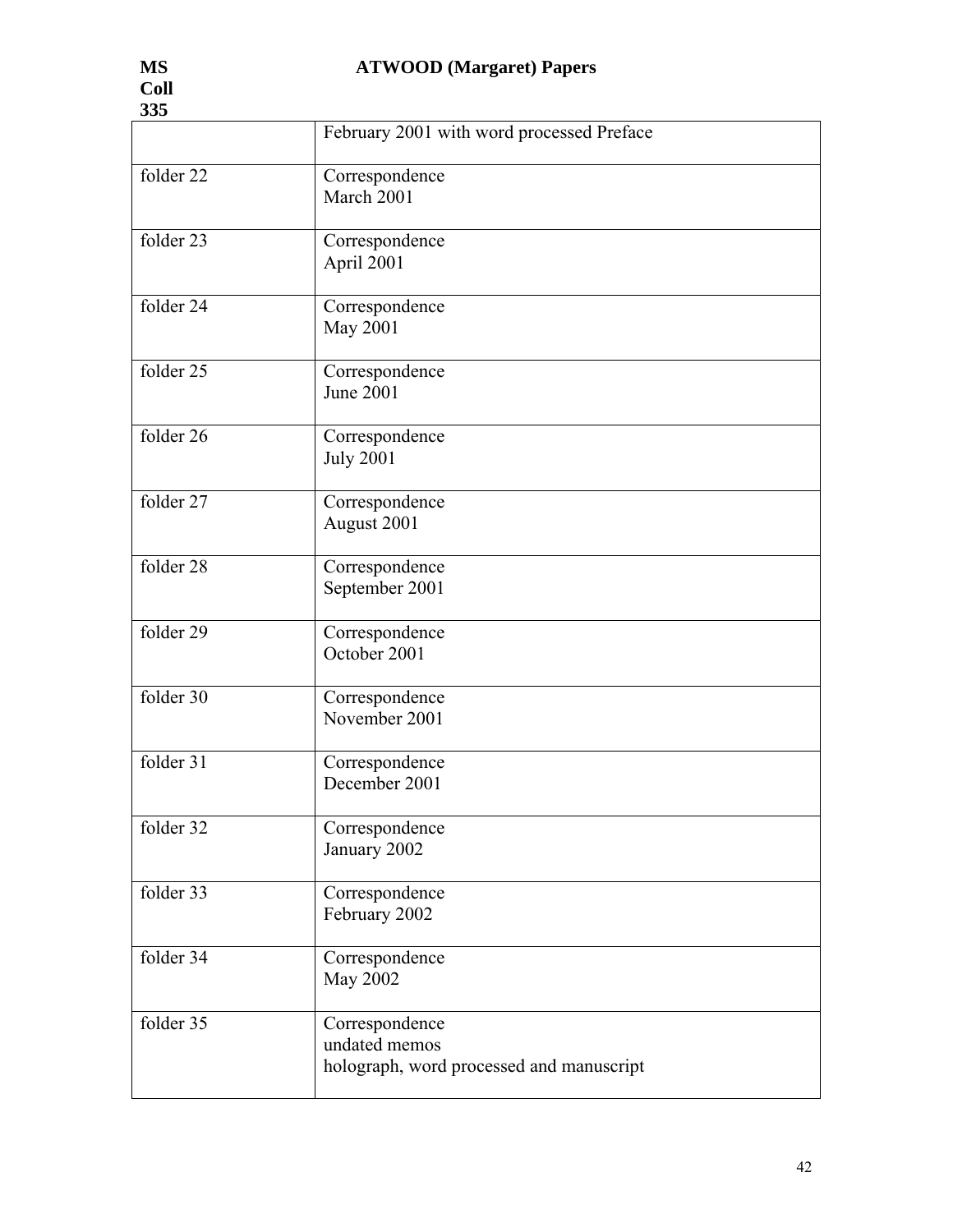| | |
|---|---|
| | February 2001 with word processed Preface |
| folder 22 | Correspondence<br>March 2001 |
| folder 23 | Correspondence<br>April 2001 |
| folder 24 | Correspondence<br>May 2001 |
| folder 25 | Correspondence<br>June 2001 |
| folder 26 | Correspondence<br>July 2001 |
| folder 27 | Correspondence<br>August 2001 |
| folder 28 | Correspondence<br>September 2001 |
| folder 29 | Correspondence<br>October 2001 |
| folder 30 | Correspondence<br>November 2001 |
| folder 31 | Correspondence<br>December 2001 |
| folder 32 | Correspondence<br>January 2002 |
| folder 33 | Correspondence<br>February 2002 |
| folder 34 | Correspondence<br>May 2002 |
| folder 35 | Correspondence<br>undated memos<br>holograph, word processed and manuscript |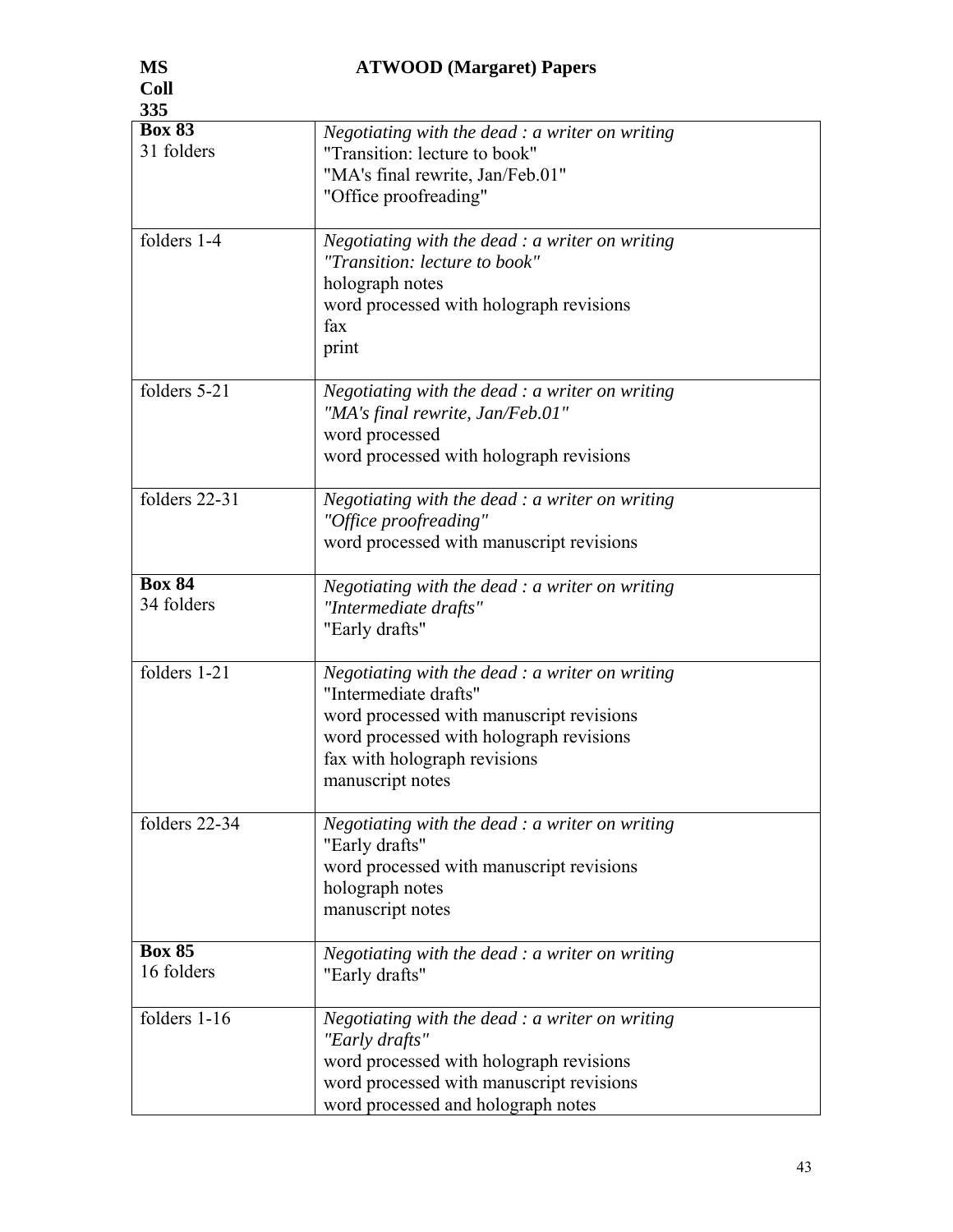**MS Coll 335** **ATWOOD (Margaret) Papers**

| | |
|---|---|
| **Box 83**<br>31 folders | *Negotiating with the dead : a writer on writing*<br>"Transition: lecture to book"<br>"MA's final rewrite, Jan/Feb.01"<br>"Office proofreading" |
| folders 1-4 | *Negotiating with the dead : a writer on writing*<br>*"Transition: lecture to book"*<br>holograph notes<br>word processed with holograph revisions<br>fax<br>print |
| folders 5-21 | *Negotiating with the dead : a writer on writing*<br>*"MA's final rewrite, Jan/Feb.01"*<br>word processed<br>word processed with holograph revisions |
| folders 22-31 | *Negotiating with the dead : a writer on writing*<br>*"Office proofreading"*<br>word processed with manuscript revisions |
| **Box 84**<br>34 folders | *Negotiating with the dead : a writer on writing*<br>*"Intermediate drafts"*<br>"Early drafts" |
| folders 1-21 | *Negotiating with the dead : a writer on writing*<br>"Intermediate drafts"<br>word processed with manuscript revisions<br>word processed with holograph revisions<br>fax with holograph revisions<br>manuscript notes |
| folders 22-34 | *Negotiating with the dead : a writer on writing*<br>"Early drafts"<br>word processed with manuscript revisions<br>holograph notes<br>manuscript notes |
| **Box 85**<br>16 folders | *Negotiating with the dead : a writer on writing*<br>"Early drafts" |
| folders 1-16 | *Negotiating with the dead : a writer on writing*<br>*"Early drafts"*<br>word processed with holograph revisions<br>word processed with manuscript revisions<br>word processed and holograph notes |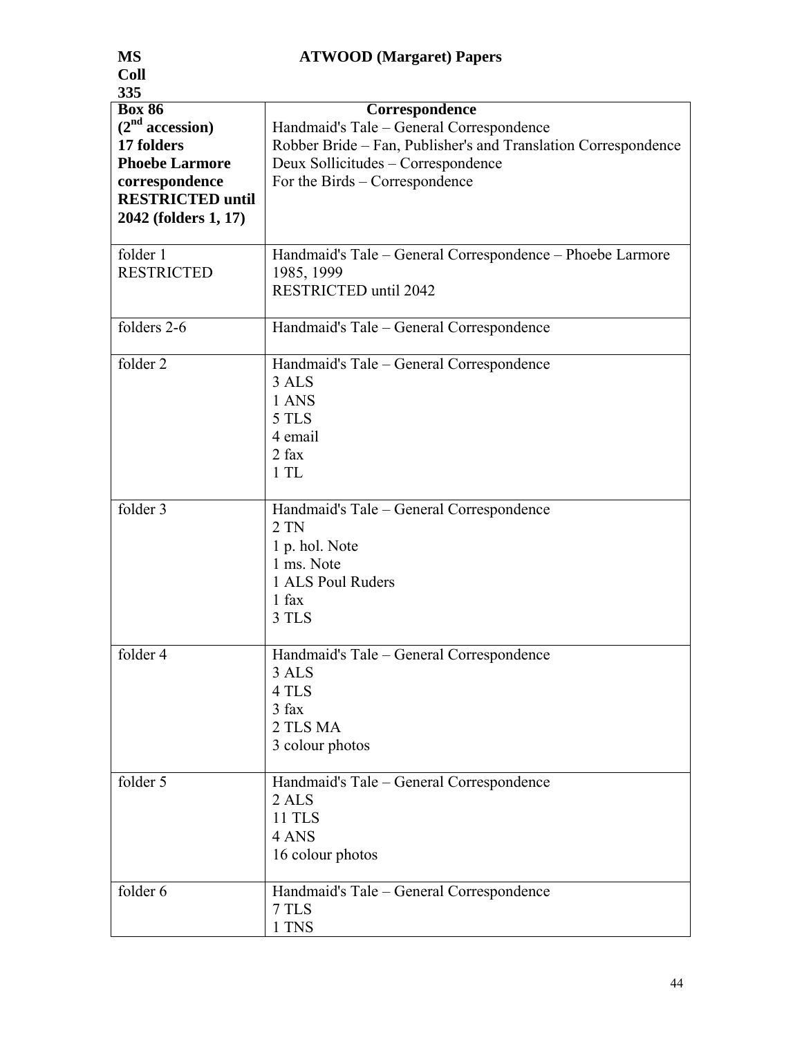**MS Coll 335** **ATWOOD (Margaret) Papers**

| **Box 86 (2nd accession) 17 folders Phoebe Larmore correspondence RESTRICTED until 2042 (folders 1, 17)** | **Correspondence**<br>Handmaid's Tale – General Correspondence<br>Robber Bride – Fan, Publisher's and Translation Correspondence<br>Deux Sollicitudes – Correspondence<br>For the Birds – Correspondence |
|---|---|
| folder 1<br>RESTRICTED | Handmaid's Tale – General Correspondence – Phoebe Larmore<br>1985, 1999<br>RESTRICTED until 2042 |
| folders 2-6 | Handmaid's Tale – General Correspondence |
| folder 2 | Handmaid's Tale – General Correspondence<br>3 ALS<br>1 ANS<br>5 TLS<br>4 email<br>2 fax<br>1 TL |
| folder 3 | Handmaid's Tale – General Correspondence<br>2 TN<br>1 p. hol. Note<br>1 ms. Note<br>1 ALS Poul Ruders<br>1 fax<br>3 TLS |
| folder 4 | Handmaid's Tale – General Correspondence<br>3 ALS<br>4 TLS<br>3 fax<br>2 TLS MA<br>3 colour photos |
| folder 5 | Handmaid's Tale – General Correspondence<br>2 ALS<br>11 TLS<br>4 ANS<br>16 colour photos |
| folder 6 | Handmaid's Tale – General Correspondence<br>7 TLS<br>1 TNS |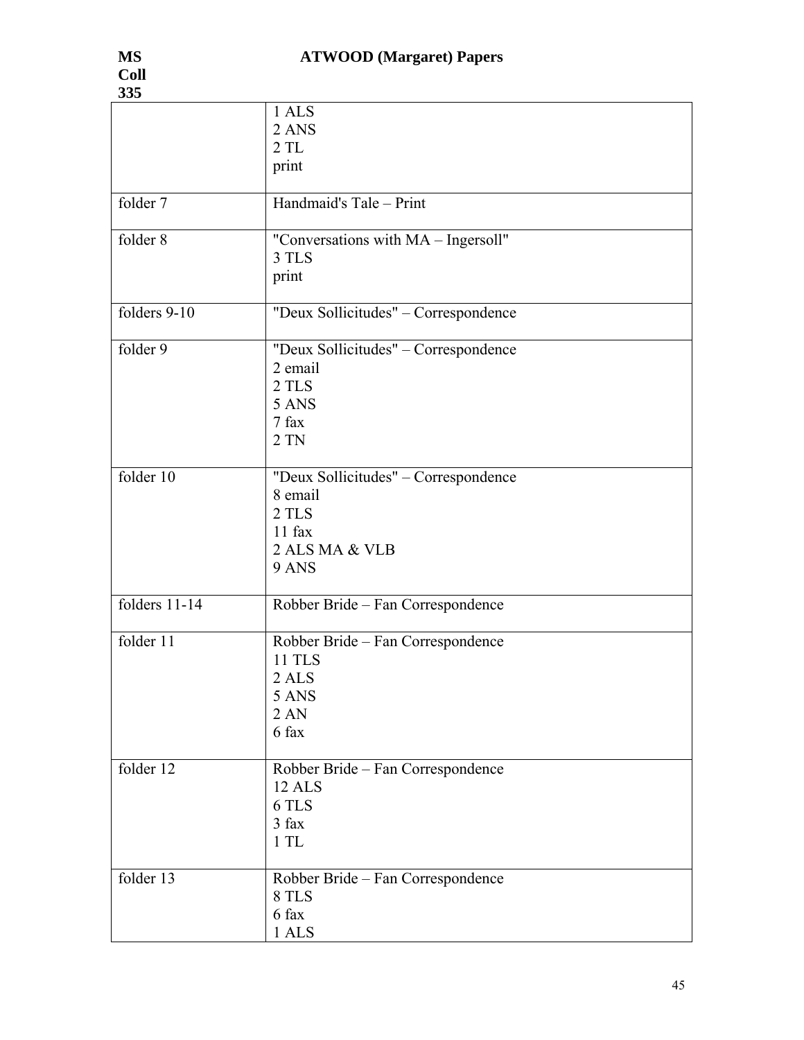| | |
|---|---|
| | 1 ALS<br>2 ANS<br>2 TL<br>print |
| folder 7 | Handmaid's Tale – Print |
| folder 8 | "Conversations with MA – Ingersoll"<br>3 TLS<br>print |
| folders 9-10 | "Deux Sollicitudes" – Correspondence |
| folder 9 | "Deux Sollicitudes" – Correspondence<br>2 email<br>2 TLS<br>5 ANS<br>7 fax<br>2 TN |
| folder 10 | "Deux Sollicitudes" – Correspondence<br>8 email<br>2 TLS<br>11 fax<br>2 ALS MA & VLB<br>9 ANS |
| folders 11-14 | Robber Bride – Fan Correspondence |
| folder 11 | Robber Bride – Fan Correspondence<br>11 TLS<br>2 ALS<br>5 ANS<br>2 AN<br>6 fax |
| folder 12 | Robber Bride – Fan Correspondence<br>12 ALS<br>6 TLS<br>3 fax<br>1 TL |
| folder 13 | Robber Bride – Fan Correspondence<br>8 TLS<br>6 fax<br>1 ALS |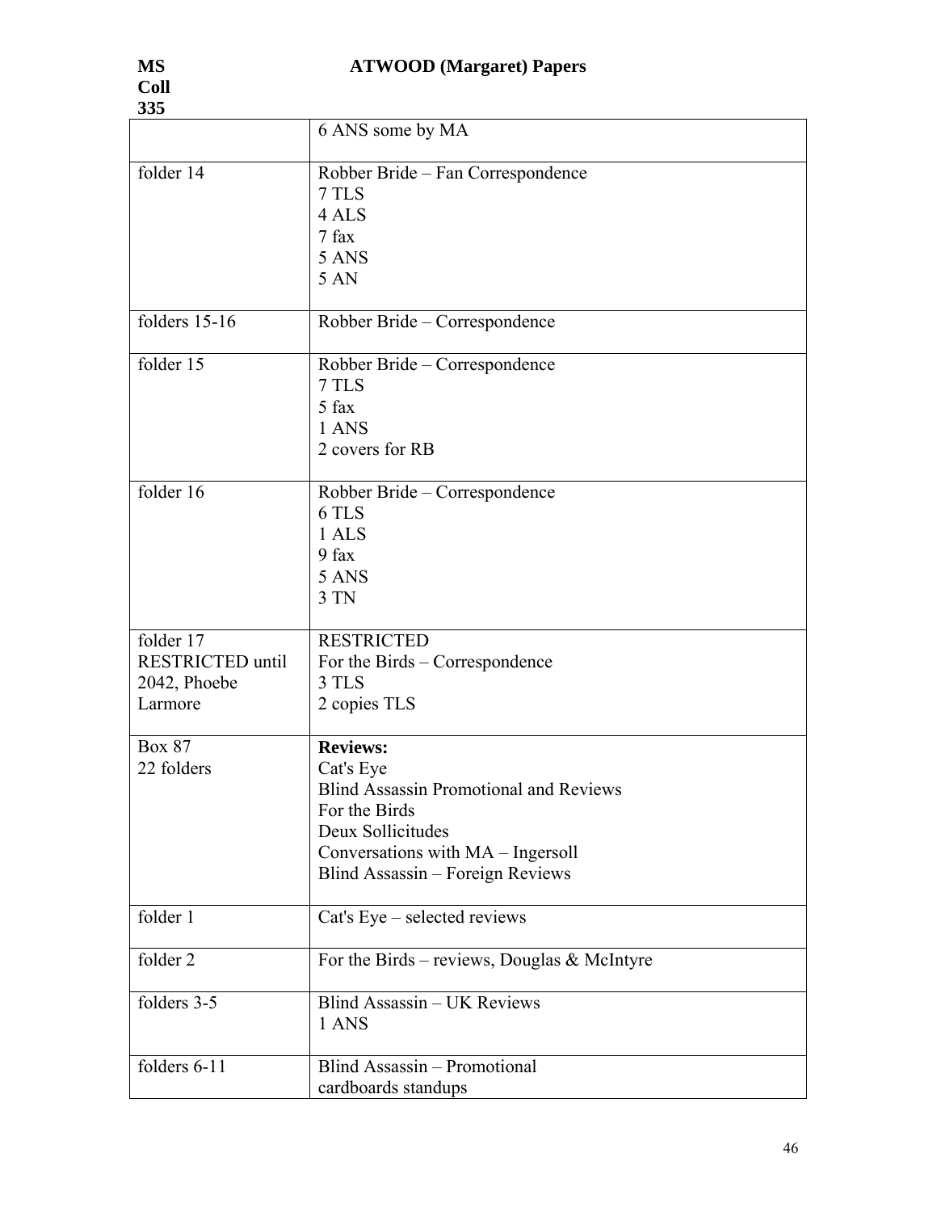| | |
|---|---|
| | 6 ANS some by MA |
| folder 14 | Robber Bride – Fan Correspondence<br>7 TLS<br>4 ALS<br>7 fax<br>5 ANS<br>5 AN |
| folders 15-16 | Robber Bride – Correspondence |
| folder 15 | Robber Bride – Correspondence<br>7 TLS<br>5 fax<br>1 ANS<br>2 covers for RB |
| folder 16 | Robber Bride – Correspondence<br>6 TLS<br>1 ALS<br>9 fax<br>5 ANS<br>3 TN |
| folder 17<br>RESTRICTED until 2042, Phoebe Larmore | RESTRICTED<br>For the Birds – Correspondence<br>3 TLS<br>2 copies TLS |
| Box 87<br>22 folders | **Reviews:**<br>Cat's Eye<br>Blind Assassin Promotional and Reviews<br>For the Birds<br>Deux Sollicitudes<br>Conversations with MA – Ingersoll<br>Blind Assassin – Foreign Reviews |
| folder 1 | Cat's Eye – selected reviews |
| folder 2 | For the Birds – reviews, Douglas & McIntyre |
| folders 3-5 | Blind Assassin – UK Reviews<br>1 ANS |
| folders 6-11 | Blind Assassin – Promotional<br>cardboards standups |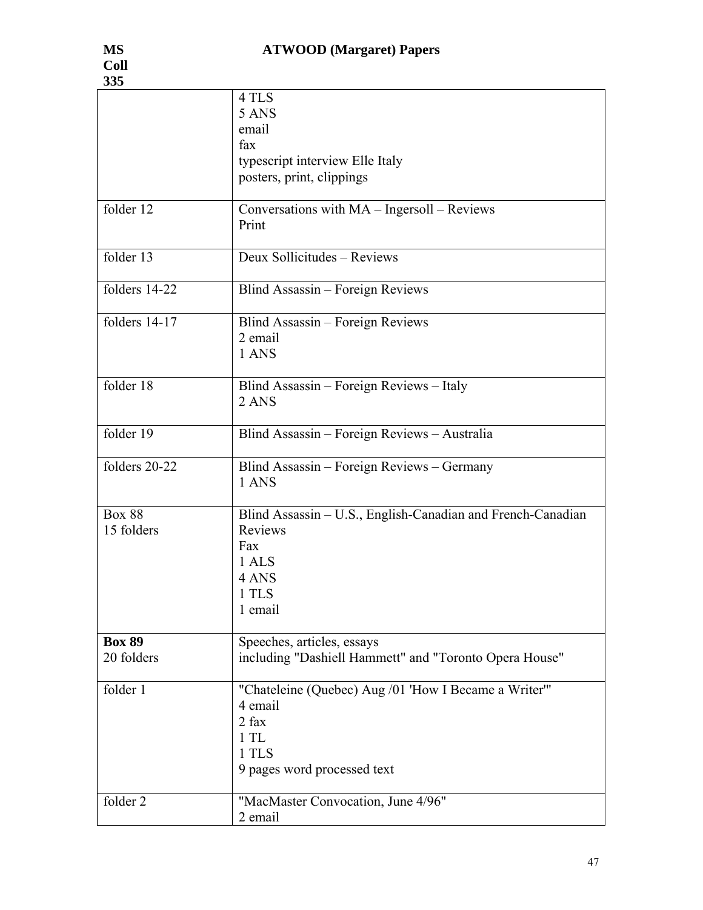| | |
|---|---|
| | 4 TLS<br>5 ANS<br>email<br>fax<br>typescript interview Elle Italy<br>posters, print, clippings |
| folder 12 | Conversations with MA – Ingersoll – Reviews<br>Print |
| folder 13 | Deux Sollicitudes – Reviews |
| folders 14-22 | Blind Assassin – Foreign Reviews |
| folders 14-17 | Blind Assassin – Foreign Reviews<br>2 email<br>1 ANS |
| folder 18 | Blind Assassin – Foreign Reviews – Italy<br>2 ANS |
| folder 19 | Blind Assassin – Foreign Reviews – Australia |
| folders 20-22 | Blind Assassin – Foreign Reviews – Germany<br>1 ANS |
| Box 88<br>15 folders | Blind Assassin – U.S., English-Canadian and French-Canadian Reviews<br>Fax<br>1 ALS<br>4 ANS<br>1 TLS<br>1 email |
| **Box 89**<br>20 folders | Speeches, articles, essays<br>including "Dashiell Hammett" and "Toronto Opera House" |
| folder 1 | "Chateleine (Quebec) Aug /01 'How I Became a Writer'"<br>4 email<br>2 fax<br>1 TL<br>1 TLS<br>9 pages word processed text |
| folder 2 | "MacMaster Convocation, June 4/96"<br>2 email |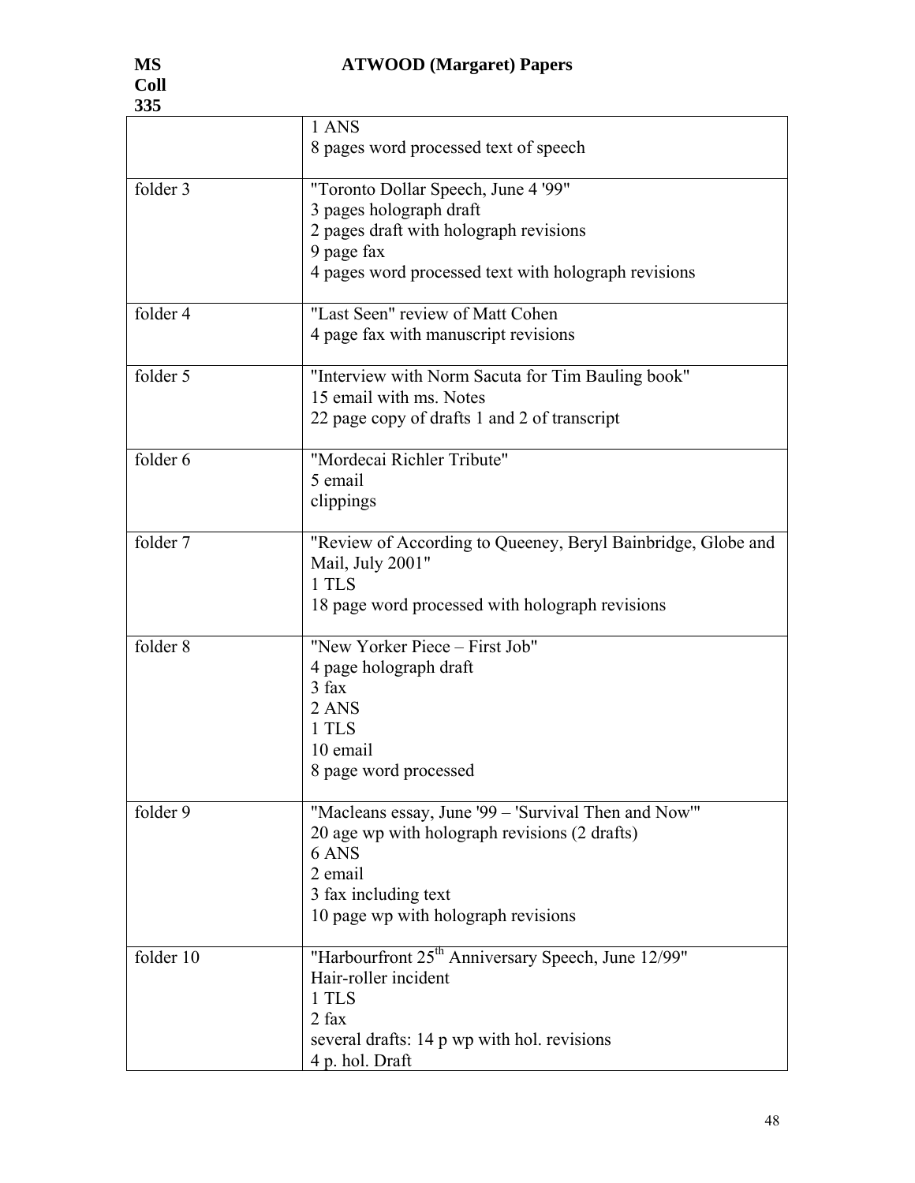**MS Coll 335** **ATWOOD (Margaret) Papers**

| | |
|---|---|
| | 1 ANS<br>8 pages word processed text of speech |
| folder 3 | "Toronto Dollar Speech, June 4 '99"<br>3 pages holograph draft<br>2 pages draft with holograph revisions<br>9 page fax<br>4 pages word processed text with holograph revisions |
| folder 4 | "Last Seen" review of Matt Cohen<br>4 page fax with manuscript revisions |
| folder 5 | "Interview with Norm Sacuta for Tim Bauling book"<br>15 email with ms. Notes<br>22 page copy of drafts 1 and 2 of transcript |
| folder 6 | "Mordecai Richler Tribute"<br>5 email<br>clippings |
| folder 7 | "Review of According to Queeney, Beryl Bainbridge, Globe and Mail, July 2001"<br>1 TLS<br>18 page word processed with holograph revisions |
| folder 8 | "New Yorker Piece – First Job"<br>4 page holograph draft<br>3 fax<br>2 ANS<br>1 TLS<br>10 email<br>8 page word processed |
| folder 9 | "Macleans essay, June '99 – 'Survival Then and Now'"<br>20 age wp with holograph revisions (2 drafts)<br>6 ANS<br>2 email<br>3 fax including text<br>10 page wp with holograph revisions |
| folder 10 | "Harbourfront 25th Anniversary Speech, June 12/99"<br>Hair-roller incident<br>1 TLS<br>2 fax<br>several drafts: 14 p wp with hol. revisions<br>4 p. hol. Draft |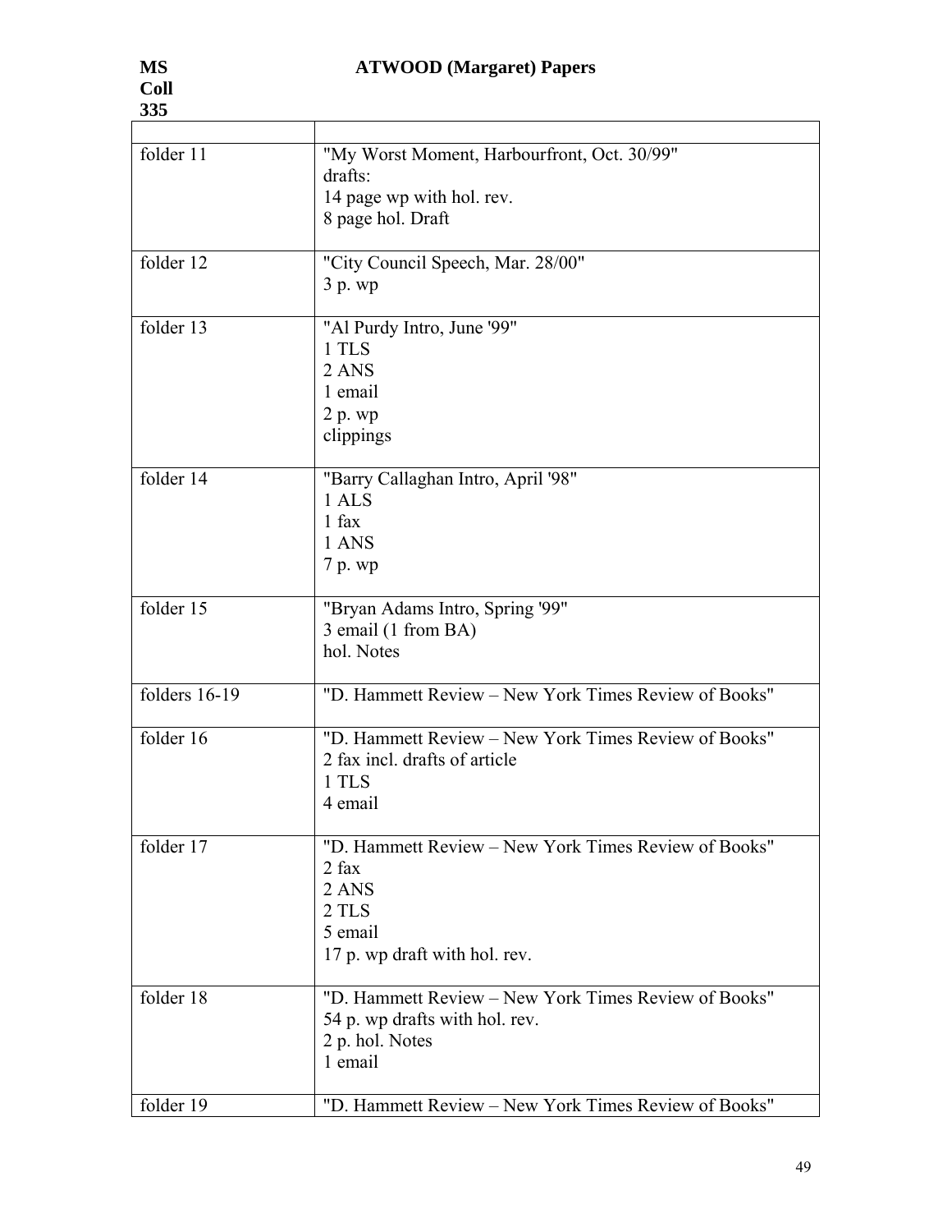| | |
|---|---|
| folder 11 | "My Worst Moment, Harbourfront, Oct. 30/99"<br>drafts:<br>14 page wp with hol. rev.<br>8 page hol. Draft |
| folder 12 | "City Council Speech, Mar. 28/00"<br>3 p. wp |
| folder 13 | "Al Purdy Intro, June '99"<br>1 TLS<br>2 ANS<br>1 email<br>2 p. wp<br>clippings |
| folder 14 | "Barry Callaghan Intro, April '98"<br>1 ALS<br>1 fax<br>1 ANS<br>7 p. wp |
| folder 15 | "Bryan Adams Intro, Spring '99"<br>3 email (1 from BA)<br>hol. Notes |
| folders 16-19 | "D. Hammett Review – New York Times Review of Books" |
| folder 16 | "D. Hammett Review – New York Times Review of Books"<br>2 fax incl. drafts of article<br>1 TLS<br>4 email |
| folder 17 | "D. Hammett Review – New York Times Review of Books"<br>2 fax<br>2 ANS<br>2 TLS<br>5 email<br>17 p. wp draft with hol. rev. |
| folder 18 | "D. Hammett Review – New York Times Review of Books"<br>54 p. wp drafts with hol. rev.<br>2 p. hol. Notes<br>1 email |
| folder 19 | "D. Hammett Review – New York Times Review of Books" |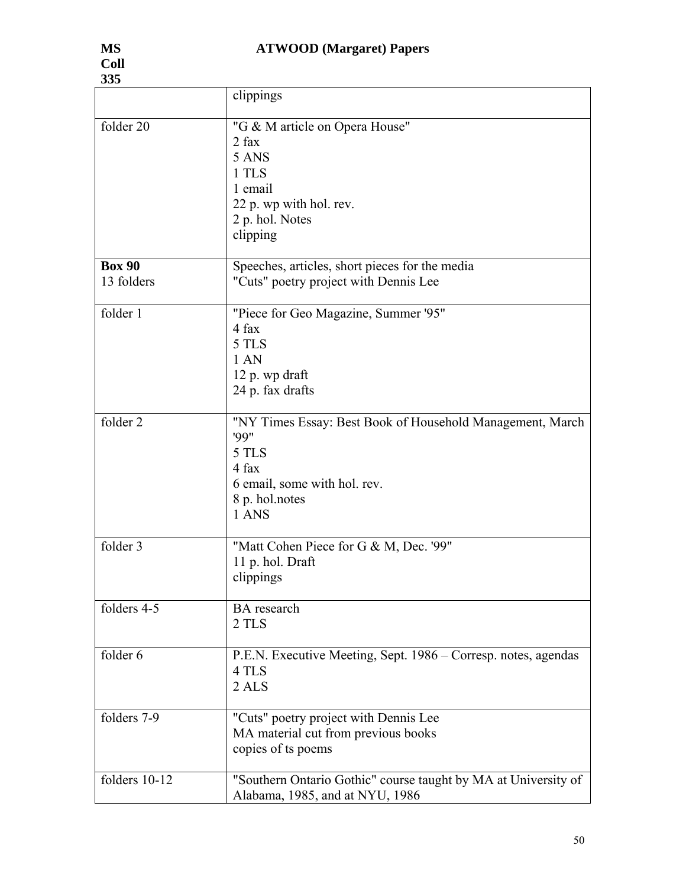| | |
|---|---|
| | clippings |
| folder 20 | "G & M article on Opera House"<br>2 fax<br>5 ANS<br>1 TLS<br>1 email<br>22 p. wp with hol. rev.<br>2 p. hol. Notes<br>clipping |
| **Box 90**<br>13 folders | Speeches, articles, short pieces for the media<br>"Cuts" poetry project with Dennis Lee |
| folder 1 | "Piece for Geo Magazine, Summer '95"<br>4 fax<br>5 TLS<br>1 AN<br>12 p. wp draft<br>24 p. fax drafts |
| folder 2 | "NY Times Essay: Best Book of Household Management, March '99"<br>5 TLS<br>4 fax<br>6 email, some with hol. rev.<br>8 p. hol.notes<br>1 ANS |
| folder 3 | "Matt Cohen Piece for G & M, Dec. '99"<br>11 p. hol. Draft<br>clippings |
| folders 4-5 | BA research<br>2 TLS |
| folder 6 | P.E.N. Executive Meeting, Sept. 1986 – Corresp. notes, agendas<br>4 TLS<br>2 ALS |
| folders 7-9 | "Cuts" poetry project with Dennis Lee<br>MA material cut from previous books<br>copies of ts poems |
| folders 10-12 | "Southern Ontario Gothic" course taught by MA at University of Alabama, 1985, and at NYU, 1986 |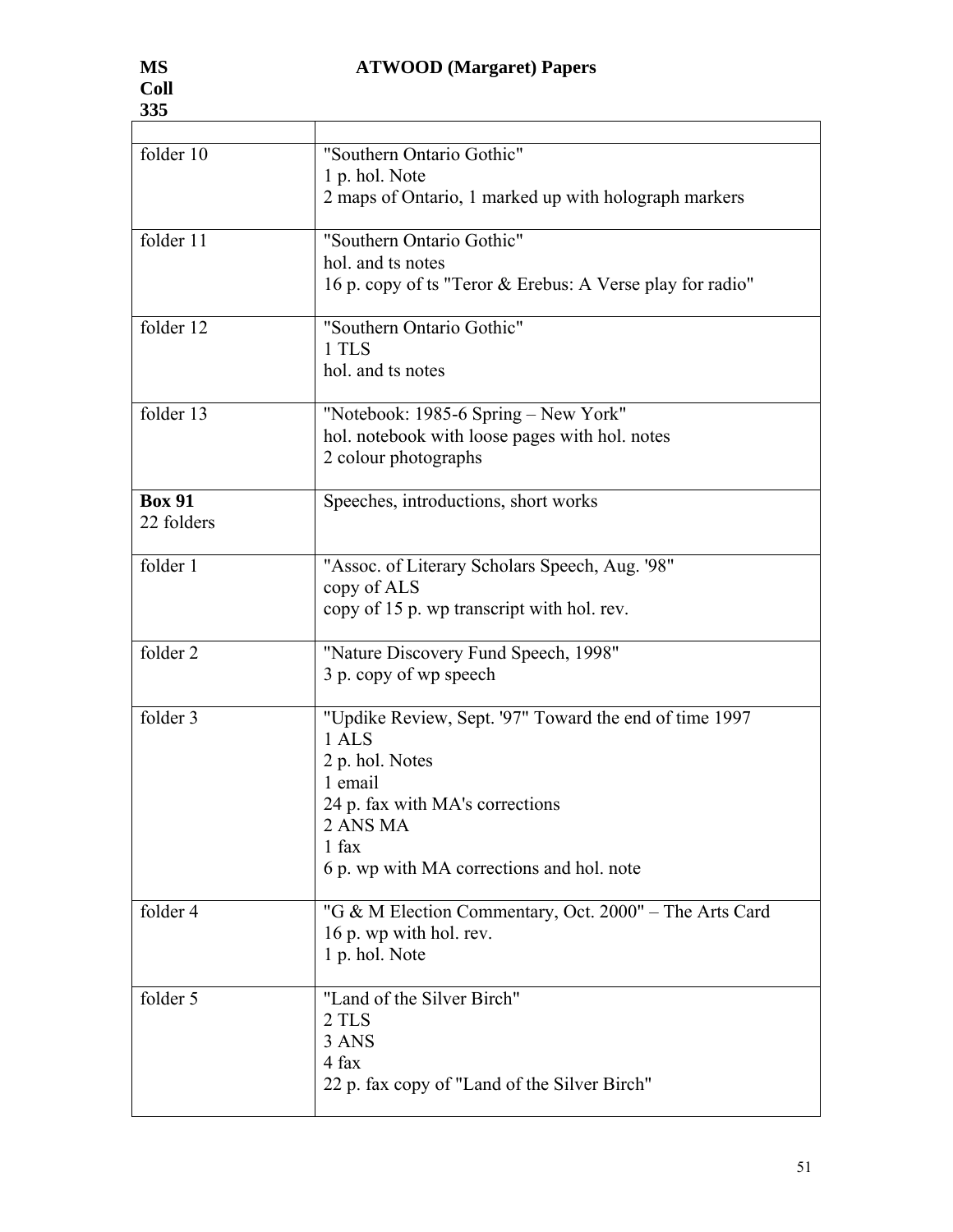| | |
|---|---|
| folder 10 | "Southern Ontario Gothic"<br>1 p. hol. Note<br>2 maps of Ontario, 1 marked up with holograph markers |
| folder 11 | "Southern Ontario Gothic"<br>hol. and ts notes<br>16 p. copy of ts "Teror & Erebus: A Verse play for radio" |
| folder 12 | "Southern Ontario Gothic"<br>1 TLS<br>hol. and ts notes |
| folder 13 | "Notebook: 1985-6 Spring – New York"<br>hol. notebook with loose pages with hol. notes<br>2 colour photographs |
| **Box 91**<br>22 folders | Speeches, introductions, short works |
| folder 1 | "Assoc. of Literary Scholars Speech, Aug. '98"<br>copy of ALS<br>copy of 15 p. wp transcript with hol. rev. |
| folder 2 | "Nature Discovery Fund Speech, 1998"<br>3 p. copy of wp speech |
| folder 3 | "Updike Review, Sept. '97" Toward the end of time 1997<br>1 ALS<br>2 p. hol. Notes<br>1 email<br>24 p. fax with MA's corrections<br>2 ANS MA<br>1 fax<br>6 p. wp with MA corrections and hol. note |
| folder 4 | "G & M Election Commentary, Oct. 2000" – The Arts Card<br>16 p. wp with hol. rev.<br>1 p. hol. Note |
| folder 5 | "Land of the Silver Birch"<br>2 TLS<br>3 ANS<br>4 fax<br>22 p. fax copy of "Land of the Silver Birch" |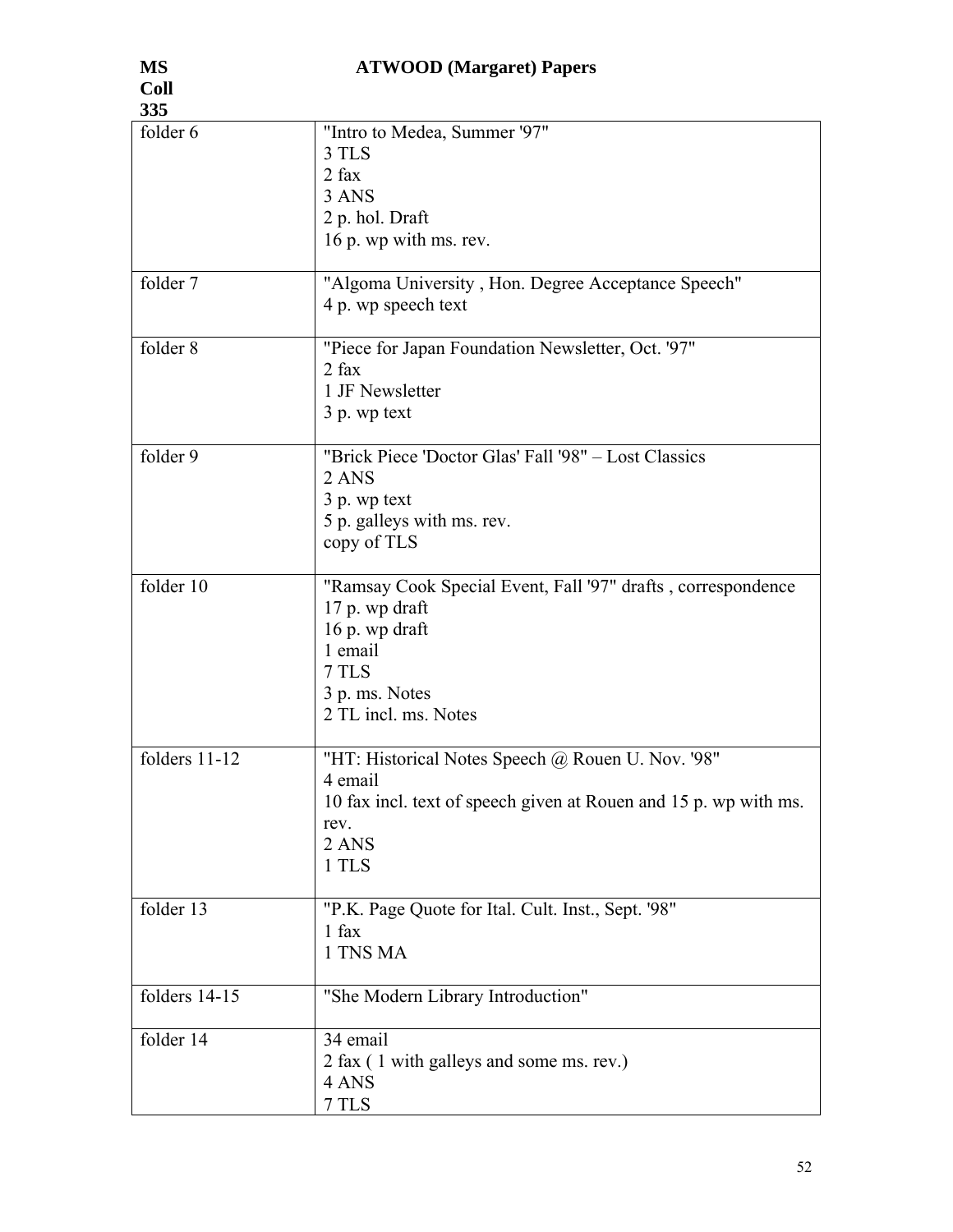**MS Coll 335** **ATWOOD (Margaret) Papers**

| | |
|---|---|
| folder 6 | "Intro to Medea, Summer '97"<br>3 TLS<br>2 fax<br>3 ANS<br>2 p. hol. Draft<br>16 p. wp with ms. rev. |
| folder 7 | "Algoma University , Hon. Degree Acceptance Speech"<br>4 p. wp speech text |
| folder 8 | "Piece for Japan Foundation Newsletter, Oct. '97"<br>2 fax<br>1 JF Newsletter<br>3 p. wp text |
| folder 9 | "Brick Piece 'Doctor Glas' Fall '98" – Lost Classics<br>2 ANS<br>3 p. wp text<br>5 p. galleys with ms. rev.<br>copy of TLS |
| folder 10 | "Ramsay Cook Special Event, Fall '97" drafts , correspondence<br>17 p. wp draft<br>16 p. wp draft<br>1 email<br>7 TLS<br>3 p. ms. Notes<br>2 TL incl. ms. Notes |
| folders 11-12 | "HT: Historical Notes Speech @ Rouen U. Nov. '98"<br>4 email<br>10 fax incl. text of speech given at Rouen and 15 p. wp with ms. rev.<br>2 ANS<br>1 TLS |
| folder 13 | "P.K. Page Quote for Ital. Cult. Inst., Sept. '98"<br>1 fax<br>1 TNS MA |
| folders 14-15 | "She Modern Library Introduction" |
| folder 14 | 34 email<br>2 fax ( 1 with galleys and some ms. rev.)<br>4 ANS<br>7 TLS |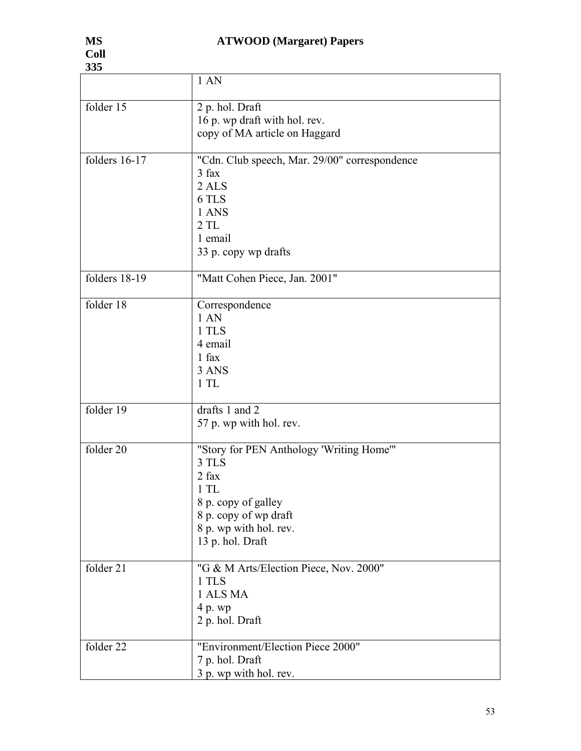| | |
|---|---|
| | 1 AN |
| folder 15 | 2 p. hol. Draft<br>16 p. wp draft with hol. rev.<br>copy of MA article on Haggard |
| folders 16-17 | "Cdn. Club speech, Mar. 29/00" correspondence<br>3 fax<br>2 ALS<br>6 TLS<br>1 ANS<br>2 TL<br>1 email<br>33 p. copy wp drafts |
| folders 18-19 | "Matt Cohen Piece, Jan. 2001" |
| folder 18 | Correspondence<br>1 AN<br>1 TLS<br>4 email<br>1 fax<br>3 ANS<br>1 TL |
| folder 19 | drafts 1 and 2<br>57 p. wp with hol. rev. |
| folder 20 | "Story for PEN Anthology 'Writing Home'"<br>3 TLS<br>2 fax<br>1 TL<br>8 p. copy of galley<br>8 p. copy of wp draft<br>8 p. wp with hol. rev.<br>13 p. hol. Draft |
| folder 21 | "G & M Arts/Election Piece, Nov. 2000"<br>1 TLS<br>1 ALS MA<br>4 p. wp<br>2 p. hol. Draft |
| folder 22 | "Environment/Election Piece 2000"<br>7 p. hol. Draft<br>3 p. wp with hol. rev. |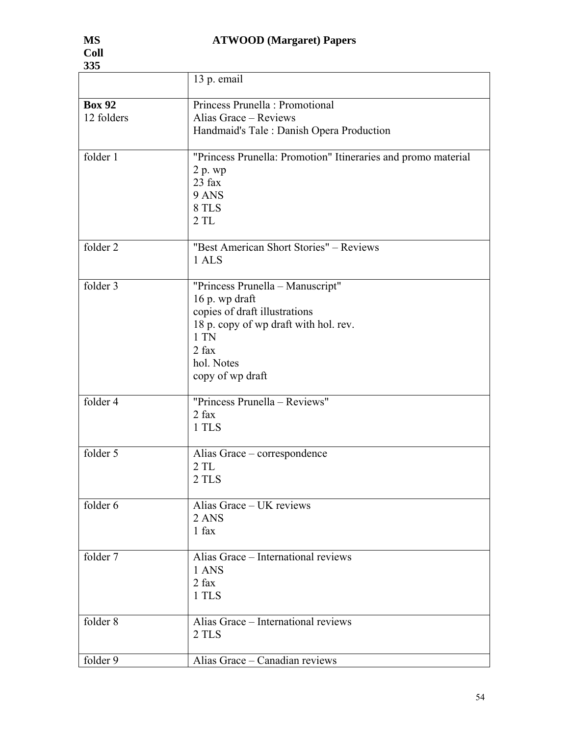| | |
|---|---|
| | 13 p. email |
| **Box 92**<br>12 folders | Princess Prunella : Promotional<br>Alias Grace – Reviews<br>Handmaid's Tale : Danish Opera Production |
| folder 1 | "Princess Prunella: Promotion" Itineraries and promo material<br>2 p. wp<br>23 fax<br>9 ANS<br>8 TLS<br>2 TL |
| folder 2 | "Best American Short Stories" – Reviews<br>1 ALS |
| folder 3 | "Princess Prunella – Manuscript"<br>16 p. wp draft<br>copies of draft illustrations<br>18 p. copy of wp draft with hol. rev.<br>1 TN<br>2 fax<br>hol. Notes<br>copy of wp draft |
| folder 4 | "Princess Prunella – Reviews"<br>2 fax<br>1 TLS |
| folder 5 | Alias Grace – correspondence<br>2 TL<br>2 TLS |
| folder 6 | Alias Grace – UK reviews<br>2 ANS<br>1 fax |
| folder 7 | Alias Grace – International reviews<br>1 ANS<br>2 fax<br>1 TLS |
| folder 8 | Alias Grace – International reviews<br>2 TLS |
| folder 9 | Alias Grace – Canadian reviews |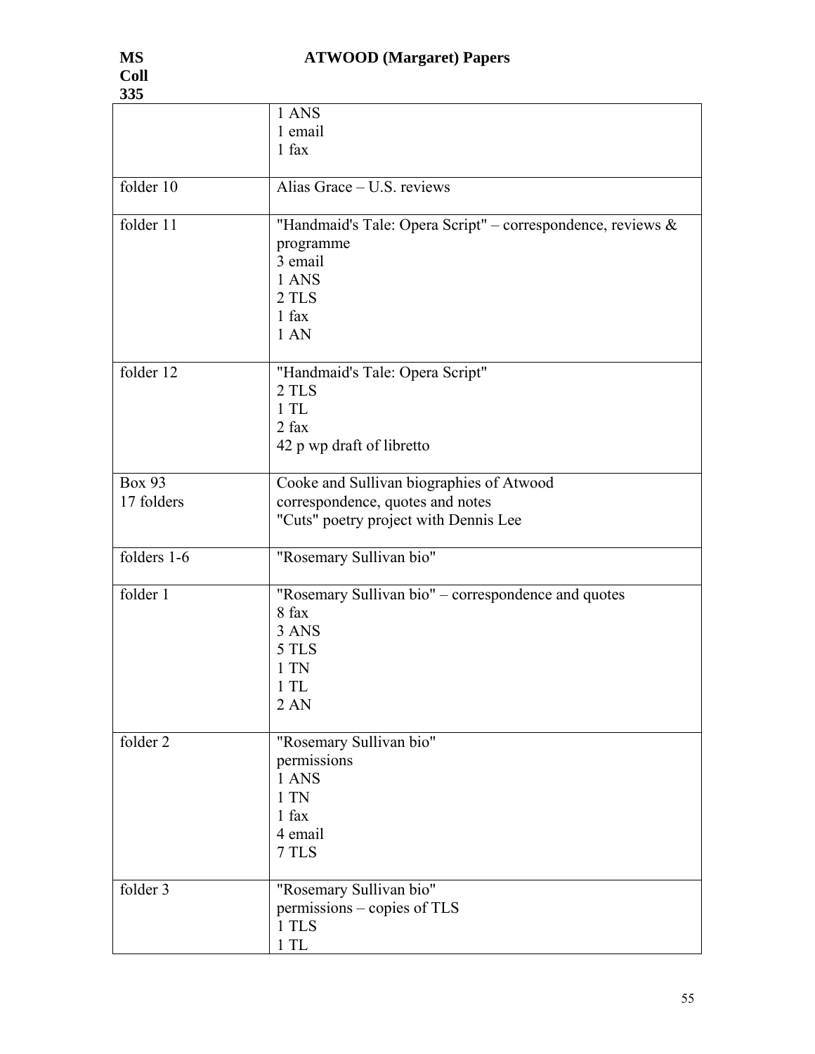| | |
|---|---|
| | 1 ANS<br>1 email<br>1 fax |
| folder 10 | Alias Grace – U.S. reviews |
| folder 11 | "Handmaid's Tale: Opera Script" – correspondence, reviews & programme<br>3 email<br>1 ANS<br>2 TLS<br>1 fax<br>1 AN |
| folder 12 | "Handmaid's Tale: Opera Script"<br>2 TLS<br>1 TL<br>2 fax<br>42 p wp draft of libretto |
| Box 93<br>17 folders | Cooke and Sullivan biographies of Atwood<br>correspondence, quotes and notes<br>"Cuts" poetry project with Dennis Lee |
| folders 1-6 | "Rosemary Sullivan bio" |
| folder 1 | "Rosemary Sullivan bio" – correspondence and quotes<br>8 fax<br>3 ANS<br>5 TLS<br>1 TN<br>1 TL<br>2 AN |
| folder 2 | "Rosemary Sullivan bio"<br>permissions<br>1 ANS<br>1 TN<br>1 fax<br>4 email<br>7 TLS |
| folder 3 | "Rosemary Sullivan bio"<br>permissions – copies of TLS<br>1 TLS<br>1 TL |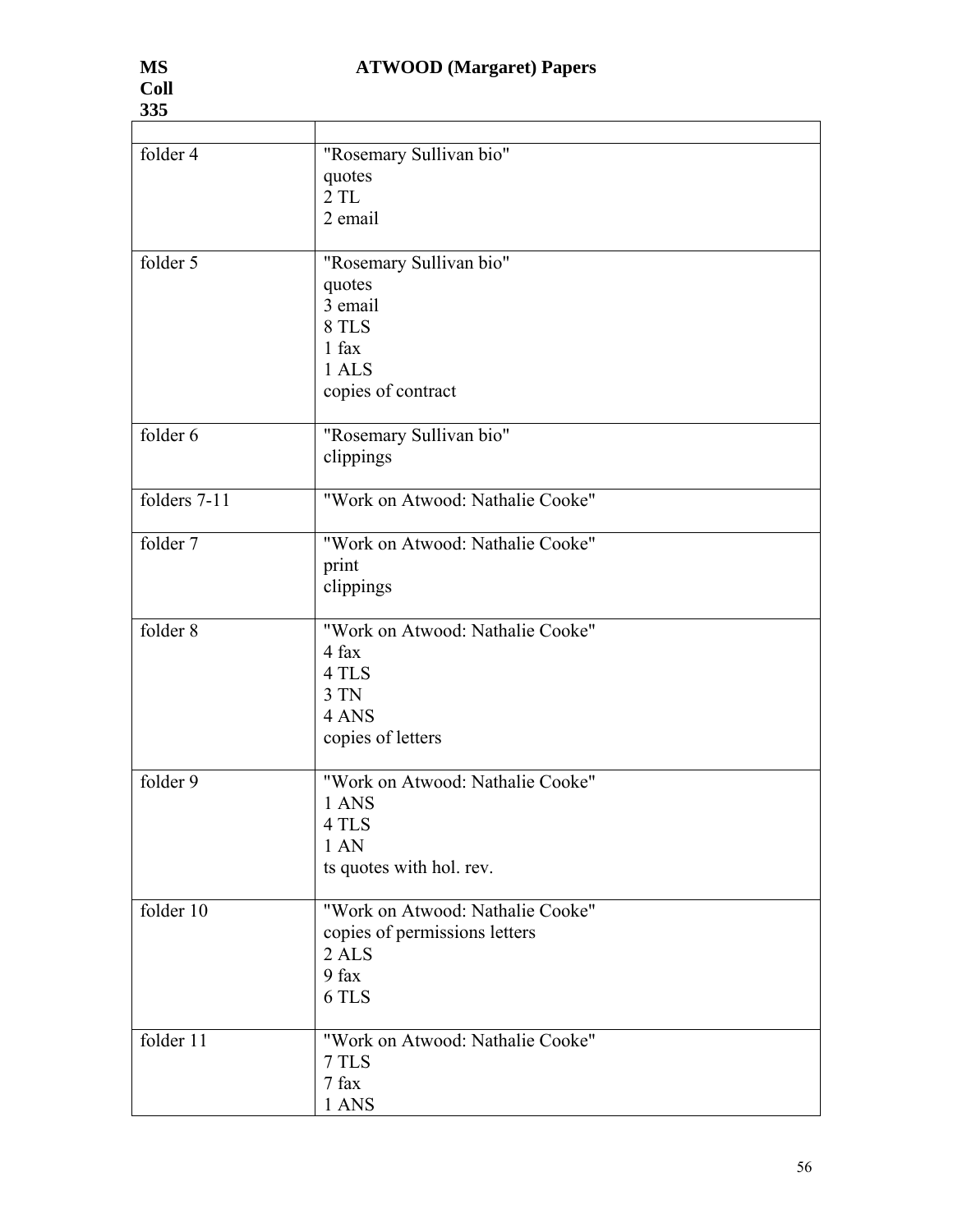| | |
|---|---|
| folder 4 | "Rosemary Sullivan bio"<br>quotes<br>2 TL<br>2 email |
| folder 5 | "Rosemary Sullivan bio"<br>quotes<br>3 email<br>8 TLS<br>1 fax<br>1 ALS<br>copies of contract |
| folder 6 | "Rosemary Sullivan bio"<br>clippings |
| folders 7-11 | "Work on Atwood: Nathalie Cooke" |
| folder 7 | "Work on Atwood: Nathalie Cooke"<br>print<br>clippings |
| folder 8 | "Work on Atwood: Nathalie Cooke"<br>4 fax<br>4 TLS<br>3 TN<br>4 ANS<br>copies of letters |
| folder 9 | "Work on Atwood: Nathalie Cooke"<br>1 ANS<br>4 TLS<br>1 AN<br>ts quotes with hol. rev. |
| folder 10 | "Work on Atwood: Nathalie Cooke"<br>copies of permissions letters<br>2 ALS<br>9 fax<br>6 TLS |
| folder 11 | "Work on Atwood: Nathalie Cooke"<br>7 TLS<br>7 fax<br>1 ANS |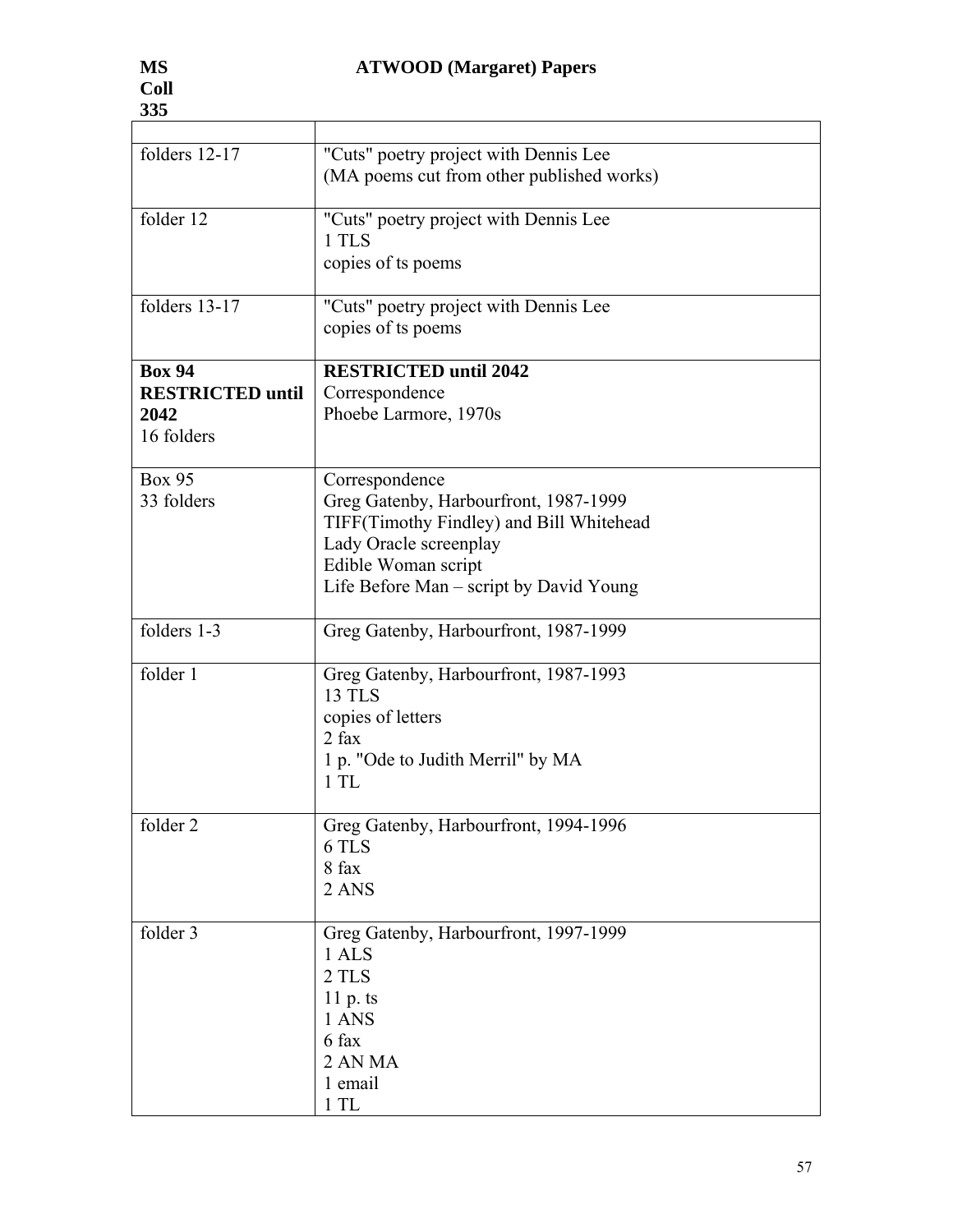| | |
|---|---|
| folders 12-17 | "Cuts" poetry project with Dennis Lee<br>(MA poems cut from other published works) |
| folder 12 | "Cuts" poetry project with Dennis Lee<br>1 TLS<br>copies of ts poems |
| folders 13-17 | "Cuts" poetry project with Dennis Lee<br>copies of ts poems |
| **Box 94**<br>**RESTRICTED until 2042**<br>16 folders | **RESTRICTED until 2042**<br>Correspondence<br>Phoebe Larmore, 1970s |
| Box 95<br>33 folders | Correspondence<br>Greg Gatenby, Harbourfront, 1987-1999<br>TIFF(Timothy Findley) and Bill Whitehead<br>Lady Oracle screenplay<br>Edible Woman script<br>Life Before Man – script by David Young |
| folders 1-3 | Greg Gatenby, Harbourfront, 1987-1999 |
| folder 1 | Greg Gatenby, Harbourfront, 1987-1993<br>13 TLS<br>copies of letters<br>2 fax<br>1 p. "Ode to Judith Merril" by MA<br>1 TL |
| folder 2 | Greg Gatenby, Harbourfront, 1994-1996<br>6 TLS<br>8 fax<br>2 ANS |
| folder 3 | Greg Gatenby, Harbourfront, 1997-1999<br>1 ALS<br>2 TLS<br>11 p. ts<br>1 ANS<br>6 fax<br>2 AN MA<br>1 email<br>1 TL |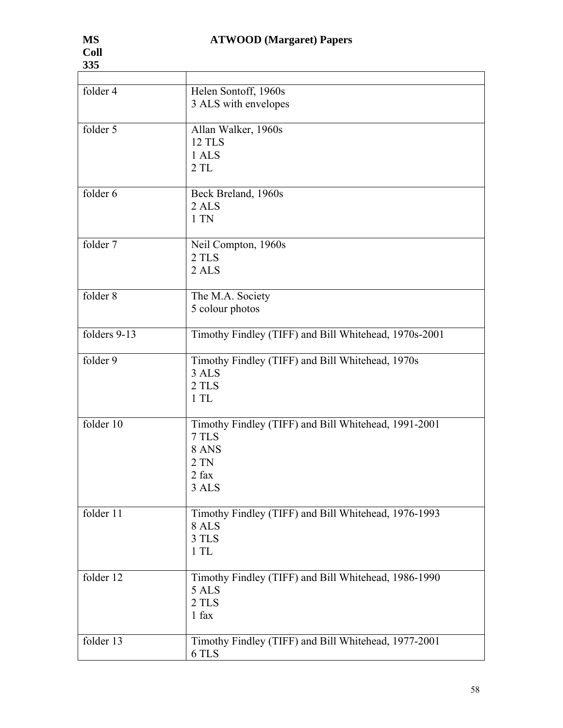| | |
|---|---|
| folder 4 | Helen Sontoff, 1960s<br>3 ALS with envelopes |
| folder 5 | Allan Walker, 1960s<br>12 TLS<br>1 ALS<br>2 TL |
| folder 6 | Beck Breland, 1960s<br>2 ALS<br>1 TN |
| folder 7 | Neil Compton, 1960s<br>2 TLS<br>2 ALS |
| folder 8 | The M.A. Society<br>5 colour photos |
| folders 9-13 | Timothy Findley (TIFF) and Bill Whitehead, 1970s-2001 |
| folder 9 | Timothy Findley (TIFF) and Bill Whitehead, 1970s<br>3 ALS<br>2 TLS<br>1 TL |
| folder 10 | Timothy Findley (TIFF) and Bill Whitehead, 1991-2001<br>7 TLS<br>8 ANS<br>2 TN<br>2 fax<br>3 ALS |
| folder 11 | Timothy Findley (TIFF) and Bill Whitehead, 1976-1993<br>8 ALS<br>3 TLS<br>1 TL |
| folder 12 | Timothy Findley (TIFF) and Bill Whitehead, 1986-1990<br>5 ALS<br>2 TLS<br>1 fax |
| folder 13 | Timothy Findley (TIFF) and Bill Whitehead, 1977-2001<br>6 TLS |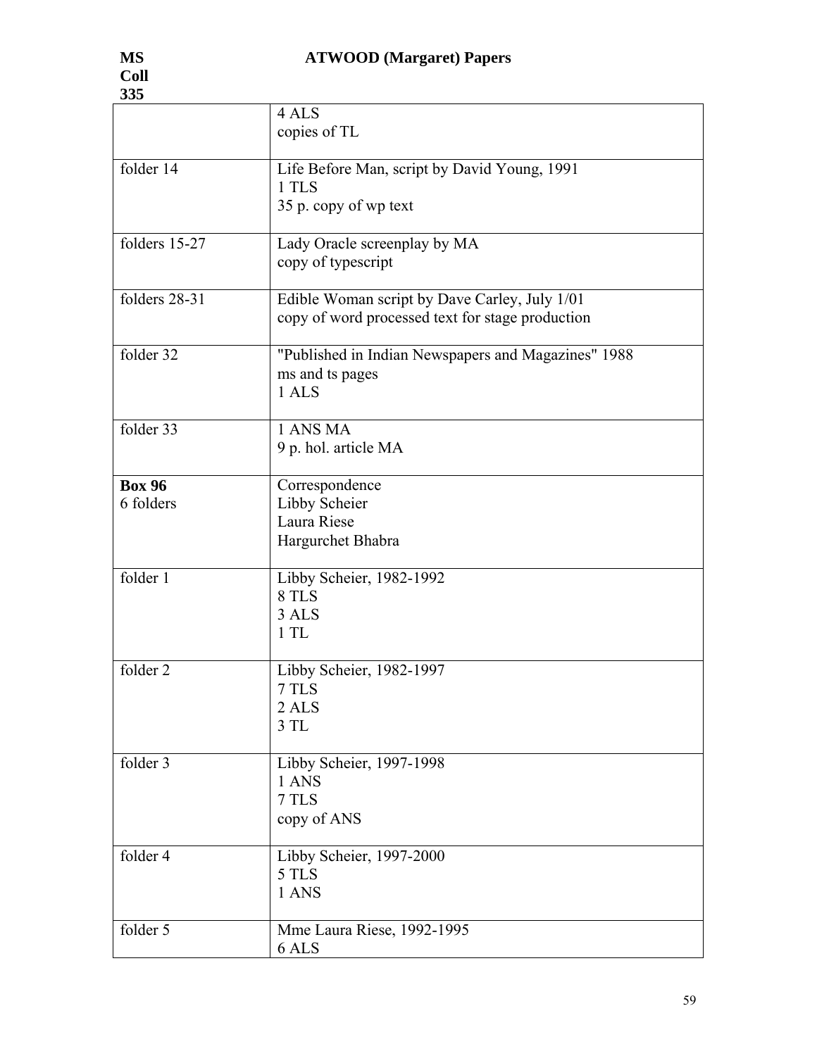| | |
|---|---|
| | 4 ALS<br>copies of TL |
| folder 14 | Life Before Man, script by David Young, 1991<br>1 TLS<br>35 p. copy of wp text |
| folders 15-27 | Lady Oracle screenplay by MA<br>copy of typescript |
| folders 28-31 | Edible Woman script by Dave Carley, July 1/01<br>copy of word processed text for stage production |
| folder 32 | "Published in Indian Newspapers and Magazines" 1988<br>ms and ts pages<br>1 ALS |
| folder 33 | 1 ANS MA<br>9 p. hol. article MA |
| **Box 96**<br>6 folders | Correspondence<br>Libby Scheier<br>Laura Riese<br>Hargurchet Bhabra |
| folder 1 | Libby Scheier, 1982-1992<br>8 TLS<br>3 ALS<br>1 TL |
| folder 2 | Libby Scheier, 1982-1997<br>7 TLS<br>2 ALS<br>3 TL |
| folder 3 | Libby Scheier, 1997-1998<br>1 ANS<br>7 TLS<br>copy of ANS |
| folder 4 | Libby Scheier, 1997-2000<br>5 TLS<br>1 ANS |
| folder 5 | Mme Laura Riese, 1992-1995<br>6 ALS |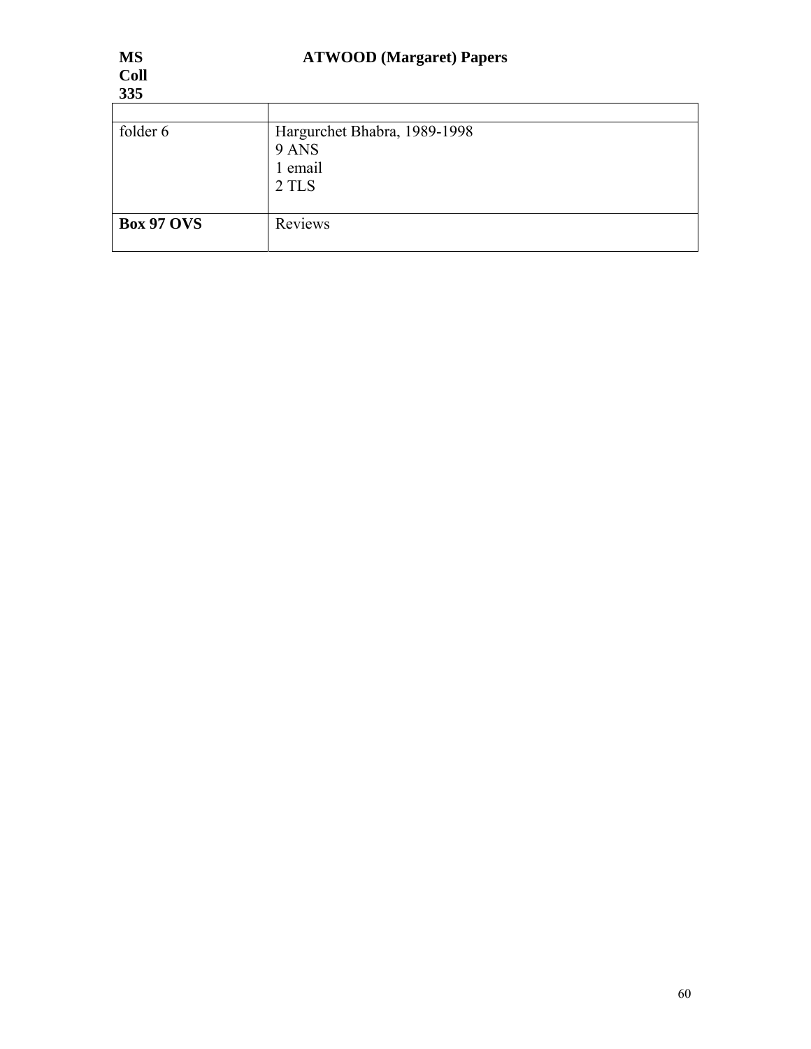| | |
|---|---|
| folder 6 | Hargurchet Bhabra, 1989-1998<br>9 ANS<br>1 email<br>2 TLS |
| **Box 97 OVS** | Reviews |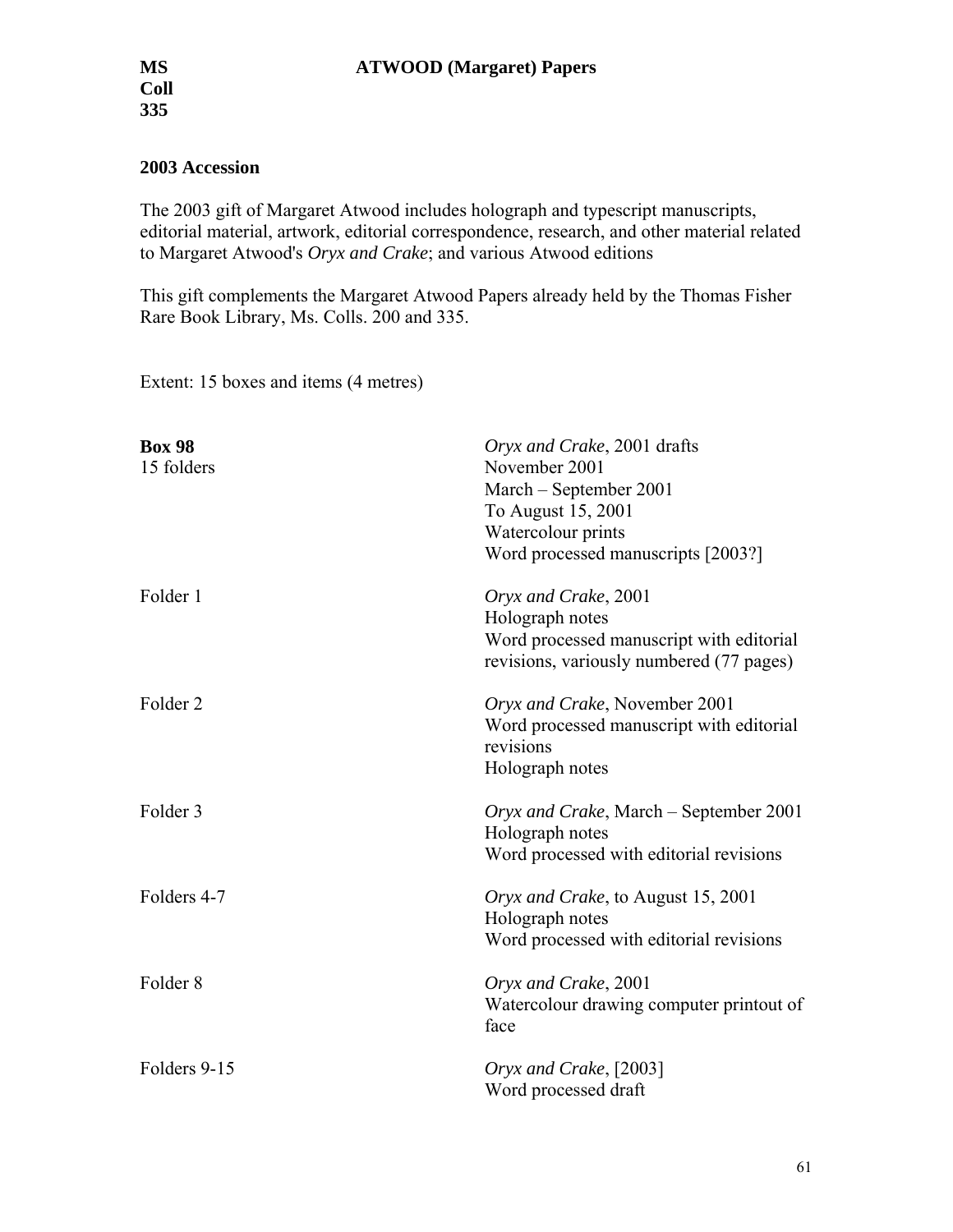**MS Coll 335** **ATWOOD (Margaret) Papers**

## 2003 Accession

The 2003 gift of Margaret Atwood includes holograph and typescript manuscripts, editorial material, artwork, editorial correspondence, research, and other material related to Margaret Atwood's *Oryx and Crake*; and various Atwood editions

This gift complements the Margaret Atwood Papers already held by the Thomas Fisher Rare Book Library, Ms. Colls. 200 and 335.

Extent: 15 boxes and items (4 metres)

| | |
|---|---|
| **Box 98**<br>15 folders | *Oryx and Crake*, 2001 drafts<br>November 2001<br>March – September 2001<br>To August 15, 2001<br>Watercolour prints<br>Word processed manuscripts [2003?] |
| Folder 1 | *Oryx and Crake*, 2001<br>Holograph notes<br>Word processed manuscript with editorial revisions, variously numbered (77 pages) |
| Folder 2 | *Oryx and Crake*, November 2001<br>Word processed manuscript with editorial revisions<br>Holograph notes |
| Folder 3 | *Oryx and Crake*, March – September 2001<br>Holograph notes<br>Word processed with editorial revisions |
| Folders 4-7 | *Oryx and Crake*, to August 15, 2001<br>Holograph notes<br>Word processed with editorial revisions |
| Folder 8 | *Oryx and Crake*, 2001<br>Watercolour drawing computer printout of face |
| Folders 9-15 | *Oryx and Crake*, [2003]<br>Word processed draft |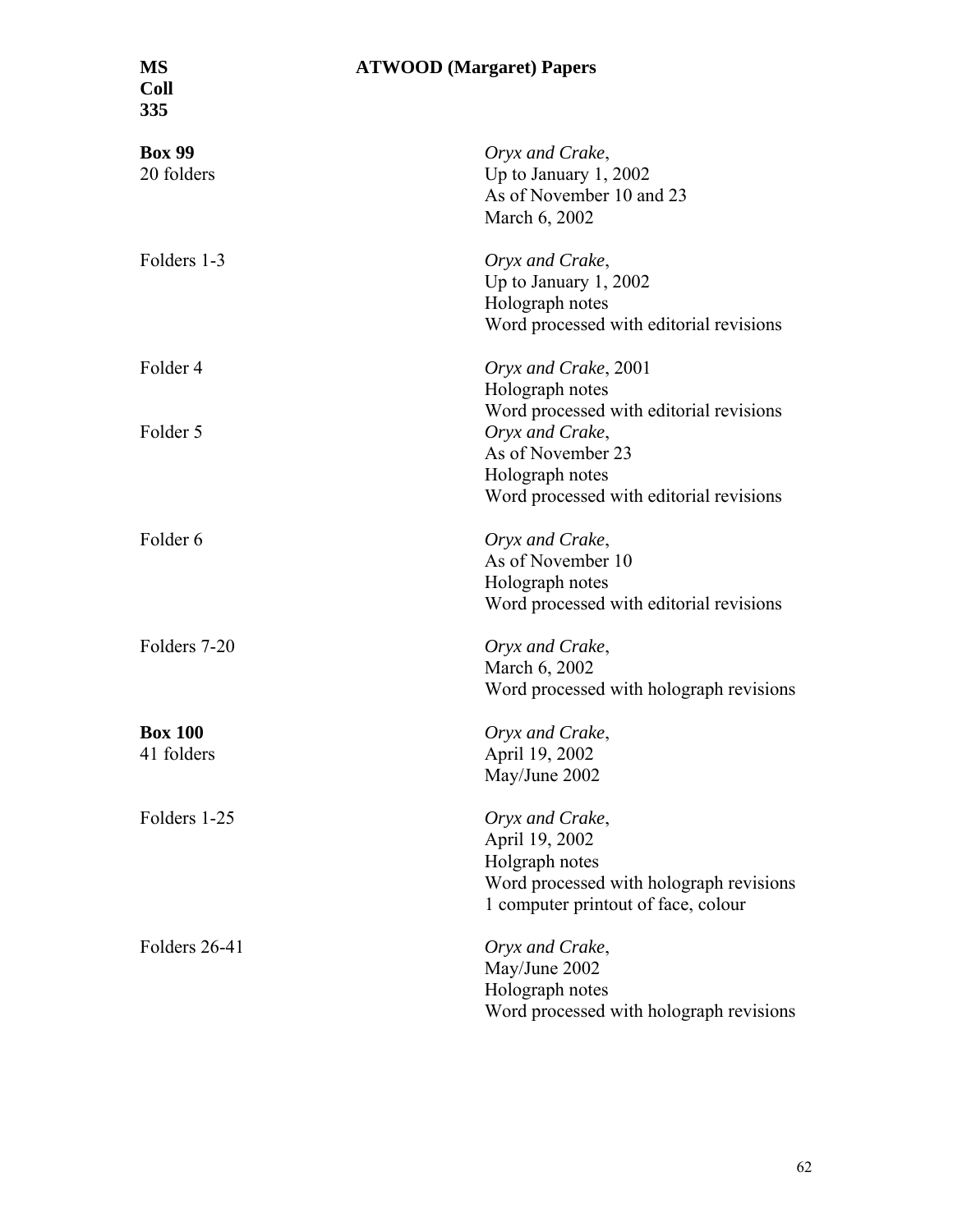**MS Coll 335** **ATWOOD (Margaret) Papers**

| | |
|---|---|
| **Box 99**<br>20 folders | *Oryx and Crake*,<br>Up to January 1, 2002<br>As of November 10 and 23<br>March 6, 2002 |
| Folders 1-3 | *Oryx and Crake*,<br>Up to January 1, 2002<br>Holograph notes<br>Word processed with editorial revisions |
| Folder 4 | *Oryx and Crake*, 2001<br>Holograph notes<br>Word processed with editorial revisions |
| Folder 5 | *Oryx and Crake*,<br>As of November 23<br>Holograph notes<br>Word processed with editorial revisions |
| Folder 6 | *Oryx and Crake*,<br>As of November 10<br>Holograph notes<br>Word processed with editorial revisions |
| Folders 7-20 | *Oryx and Crake*,<br>March 6, 2002<br>Word processed with holograph revisions |
| **Box 100**<br>41 folders | *Oryx and Crake*,<br>April 19, 2002<br>May/June 2002 |
| Folders 1-25 | *Oryx and Crake*,<br>April 19, 2002<br>Holgraph notes<br>Word processed with holograph revisions<br>1 computer printout of face, colour |
| Folders 26-41 | *Oryx and Crake*,<br>May/June 2002<br>Holograph notes<br>Word processed with holograph revisions |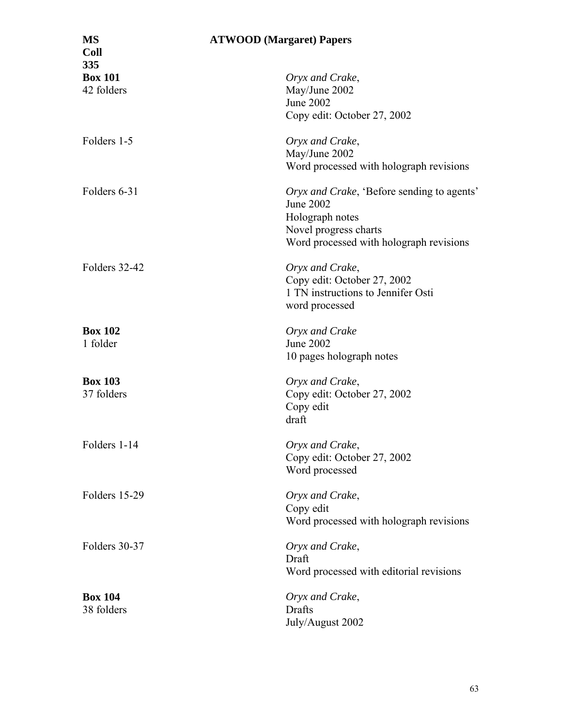**MS Coll 335** **ATWOOD (Margaret) Papers**

| | |
|---|---|
| **Box 101**<br>42 folders | *Oryx and Crake*,<br>May/June 2002<br>June 2002<br>Copy edit: October 27, 2002 |
| Folders 1-5 | *Oryx and Crake*,<br>May/June 2002<br>Word processed with holograph revisions |
| Folders 6-31 | *Oryx and Crake*, 'Before sending to agents'<br>June 2002<br>Holograph notes<br>Novel progress charts<br>Word processed with holograph revisions |
| Folders 32-42 | *Oryx and Crake*,<br>Copy edit: October 27, 2002<br>1 TN instructions to Jennifer Osti<br>word processed |
| **Box 102**<br>1 folder | *Oryx and Crake*<br>June 2002<br>10 pages holograph notes |
| **Box 103**<br>37 folders | *Oryx and Crake*,<br>Copy edit: October 27, 2002<br>Copy edit<br>draft |
| Folders 1-14 | *Oryx and Crake*,<br>Copy edit: October 27, 2002<br>Word processed |
| Folders 15-29 | *Oryx and Crake*,<br>Copy edit<br>Word processed with holograph revisions |
| Folders 30-37 | *Oryx and Crake*,<br>Draft<br>Word processed with editorial revisions |
| **Box 104**<br>38 folders | *Oryx and Crake*,<br>Drafts<br>July/August 2002 |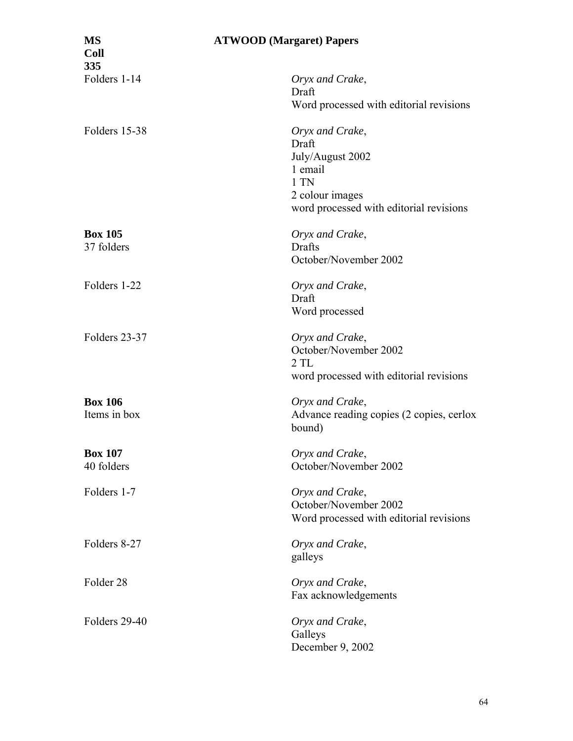| | |
|---|---|
| Folders 1-14 | *Oryx and Crake*,<br>Draft<br>Word processed with editorial revisions |
| Folders 15-38 | *Oryx and Crake*,<br>Draft<br>July/August 2002<br>1 email<br>1 TN<br>2 colour images<br>word processed with editorial revisions |
| **Box 105**<br>37 folders | *Oryx and Crake*,<br>Drafts<br>October/November 2002 |
| Folders 1-22 | *Oryx and Crake*,<br>Draft<br>Word processed |
| Folders 23-37 | *Oryx and Crake*,<br>October/November 2002<br>2 TL<br>word processed with editorial revisions |
| **Box 106**<br>Items in box | *Oryx and Crake*,<br>Advance reading copies (2 copies, cerlox bound) |
| **Box 107**<br>40 folders | *Oryx and Crake*,<br>October/November 2002 |
| Folders 1-7 | *Oryx and Crake*,<br>October/November 2002<br>Word processed with editorial revisions |
| Folders 8-27 | *Oryx and Crake*,<br>galleys |
| Folder 28 | *Oryx and Crake*,<br>Fax acknowledgements |
| Folders 29-40 | *Oryx and Crake*,<br>Galleys<br>December 9, 2002 |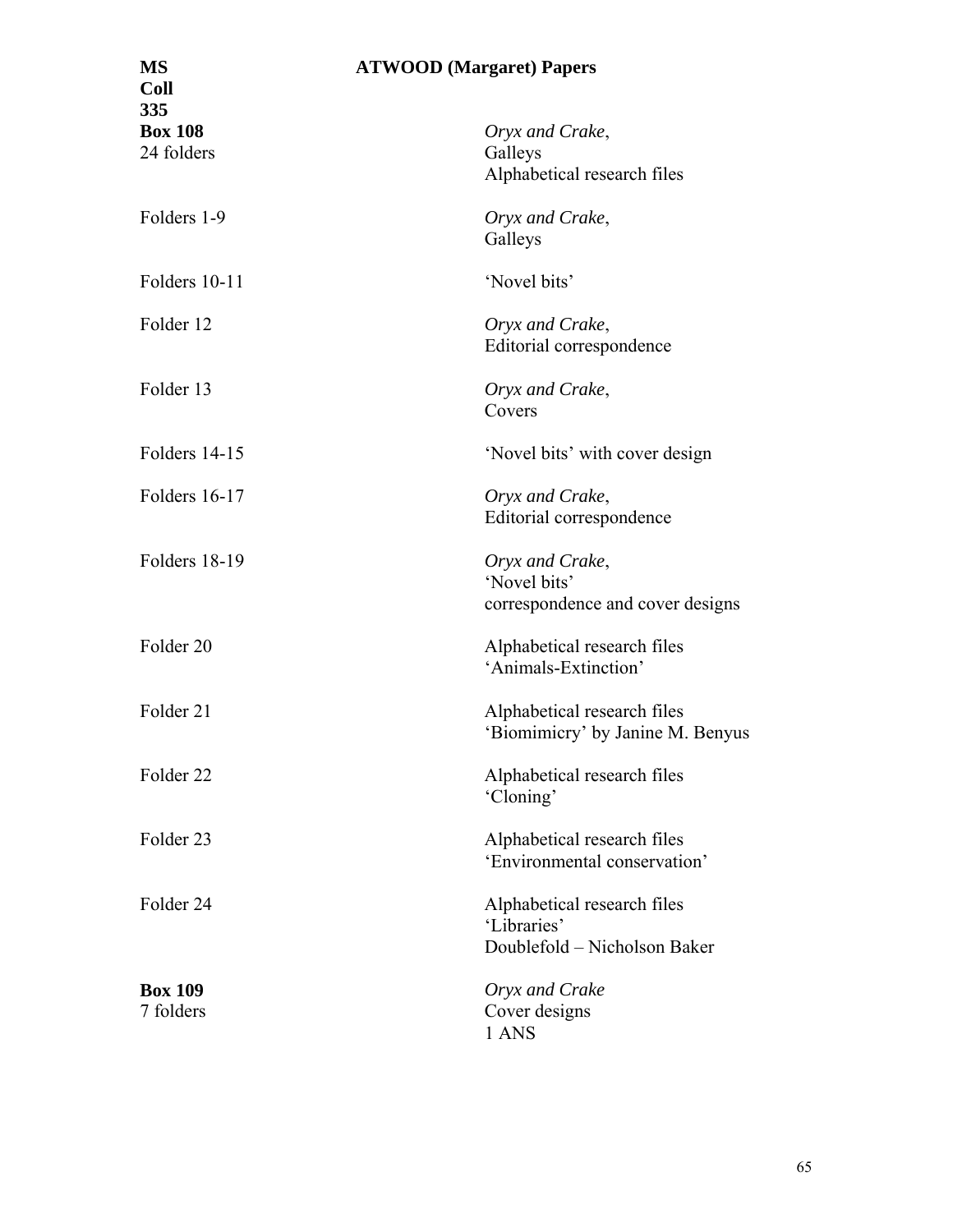**MS Coll 335** **ATWOOD (Margaret) Papers**

| | |
|---|---|
| **Box 108**<br>24 folders | *Oryx and Crake*,<br>Galleys<br>Alphabetical research files |
| Folders 1-9 | *Oryx and Crake*,<br>Galleys |
| Folders 10-11 | 'Novel bits' |
| Folder 12 | *Oryx and Crake*,<br>Editorial correspondence |
| Folder 13 | *Oryx and Crake*,<br>Covers |
| Folders 14-15 | 'Novel bits' with cover design |
| Folders 16-17 | *Oryx and Crake*,<br>Editorial correspondence |
| Folders 18-19 | *Oryx and Crake*,<br>'Novel bits'<br>correspondence and cover designs |
| Folder 20 | Alphabetical research files<br>'Animals-Extinction' |
| Folder 21 | Alphabetical research files<br>'Biomimicry' by Janine M. Benyus |
| Folder 22 | Alphabetical research files<br>'Cloning' |
| Folder 23 | Alphabetical research files<br>'Environmental conservation' |
| Folder 24 | Alphabetical research files<br>'Libraries'<br>Doublefold – Nicholson Baker |
| **Box 109**<br>7 folders | *Oryx and Crake*<br>Cover designs<br>1 ANS |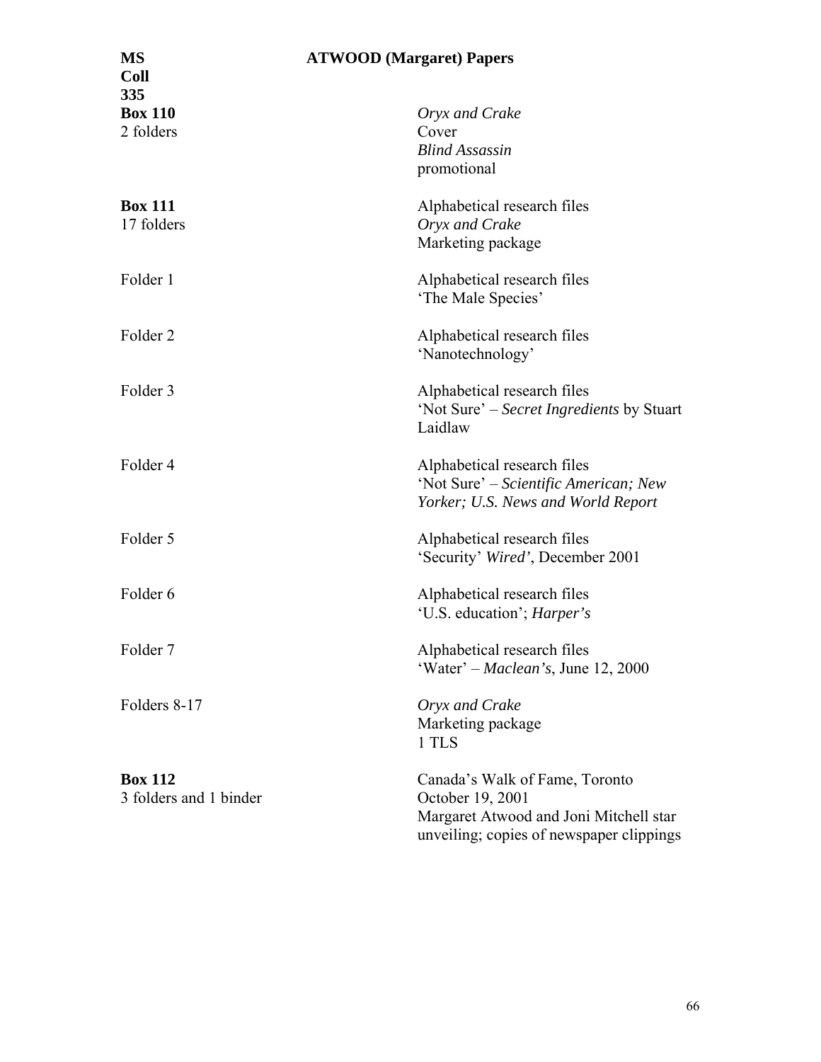**MS Coll 335** **ATWOOD (Margaret) Papers**

| | |
|---|---|
| **Box 110**<br>2 folders | *Oryx and Crake*<br>Cover<br>*Blind Assassin*<br>promotional |
| **Box 111**<br>17 folders | Alphabetical research files<br>*Oryx and Crake*<br>Marketing package |
| Folder 1 | Alphabetical research files<br>'The Male Species' |
| Folder 2 | Alphabetical research files<br>'Nanotechnology' |
| Folder 3 | Alphabetical research files<br>'Not Sure' – *Secret Ingredients* by Stuart Laidlaw |
| Folder 4 | Alphabetical research files<br>'Not Sure' – *Scientific American; New Yorker; U.S. News and World Report* |
| Folder 5 | Alphabetical research files<br>'Security' *Wired'*, December 2001 |
| Folder 6 | Alphabetical research files<br>'U.S. education'; *Harper's* |
| Folder 7 | Alphabetical research files<br>'Water' – *Maclean's*, June 12, 2000 |
| Folders 8-17 | *Oryx and Crake*<br>Marketing package<br>1 TLS |
| **Box 112**<br>3 folders and 1 binder | Canada's Walk of Fame, Toronto<br>October 19, 2001<br>Margaret Atwood and Joni Mitchell star unveiling; copies of newspaper clippings |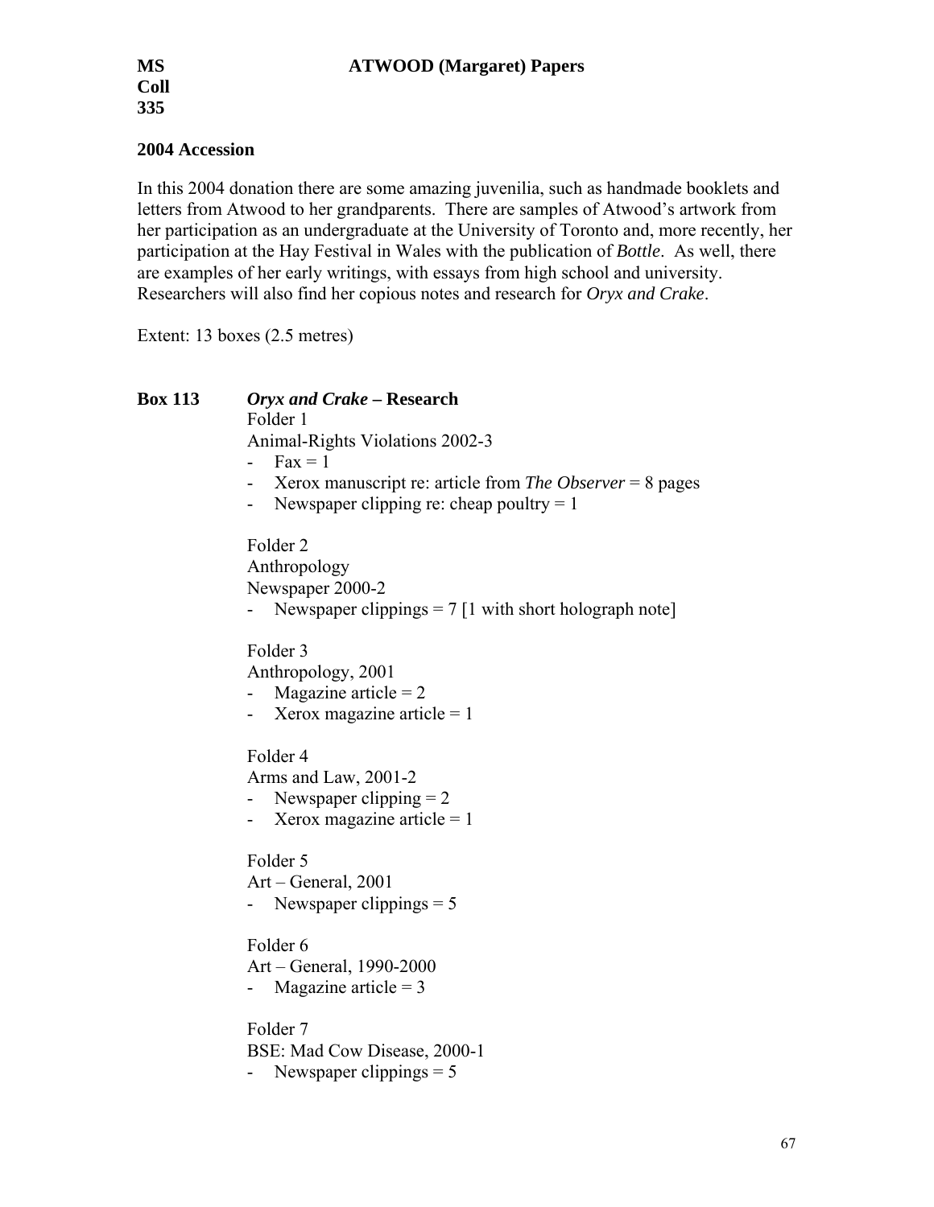**MS Coll 335** **ATWOOD (Margaret) Papers**

## 2004 Accession

In this 2004 donation there are some amazing juvenilia, such as handmade booklets and letters from Atwood to her grandparents. There are samples of Atwood's artwork from her participation as an undergraduate at the University of Toronto and, more recently, her participation at the Hay Festival in Wales with the publication of *Bottle*. As well, there are examples of her early writings, with essays from high school and university. Researchers will also find her copious notes and research for *Oryx and Crake*.

Extent: 13 boxes (2.5 metres)

**Box 113** ***Oryx and Crake* – Research**

Folder 1
Animal-Rights Violations 2002-3
- Fax = 1
- Xerox manuscript re: article from *The Observer* = 8 pages
- Newspaper clipping re: cheap poultry = 1

Folder 2
Anthropology
Newspaper 2000-2
- Newspaper clippings = 7 [1 with short holograph note]

Folder 3
Anthropology, 2001
- Magazine article = 2
- Xerox magazine article = 1

Folder 4
Arms and Law, 2001-2
- Newspaper clipping = 2
- Xerox magazine article = 1

Folder 5
Art – General, 2001
- Newspaper clippings = 5

Folder 6
Art – General, 1990-2000
- Magazine article = 3

Folder 7
BSE: Mad Cow Disease, 2000-1
- Newspaper clippings = 5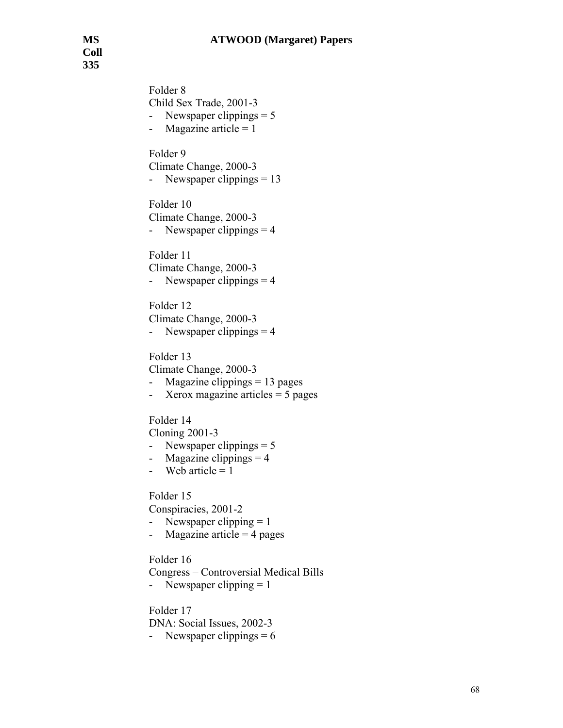Folder 8
Child Sex Trade, 2001-3
- Newspaper clippings = 5
- Magazine article = 1

Folder 9
Climate Change, 2000-3
- Newspaper clippings = 13

Folder 10
Climate Change, 2000-3
- Newspaper clippings = 4

Folder 11
Climate Change, 2000-3
- Newspaper clippings = 4

Folder 12
Climate Change, 2000-3
- Newspaper clippings = 4

Folder 13
Climate Change, 2000-3
- Magazine clippings = 13 pages
- Xerox magazine articles = 5 pages

Folder 14
Cloning 2001-3
- Newspaper clippings = 5
- Magazine clippings = 4
- Web article = 1

Folder 15
Conspiracies, 2001-2
- Newspaper clipping = 1
- Magazine article = 4 pages

Folder 16
Congress – Controversial Medical Bills
- Newspaper clipping = 1

Folder 17
DNA: Social Issues, 2002-3
- Newspaper clippings = 6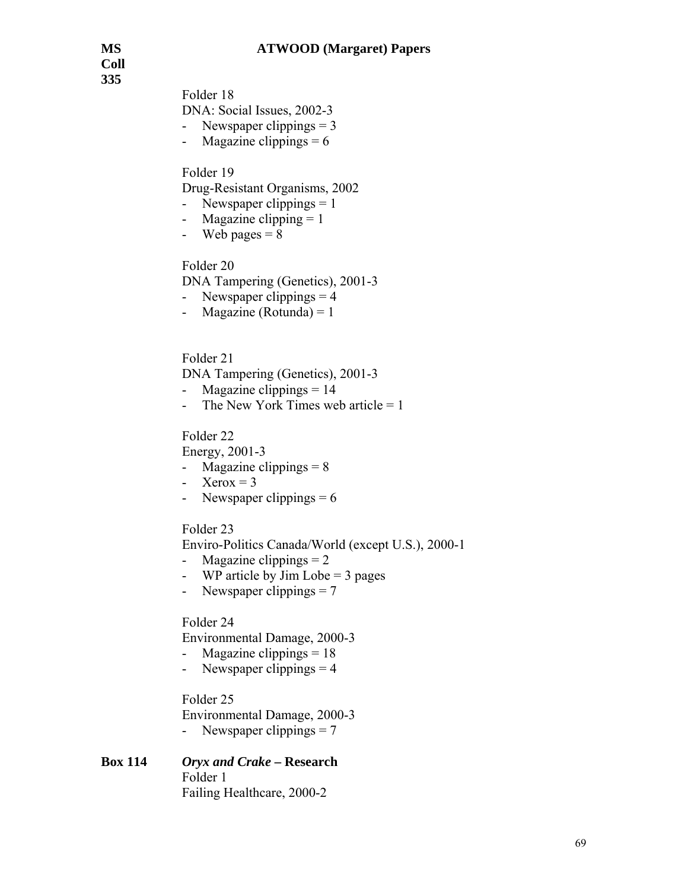Folder 18
DNA: Social Issues, 2002-3
- Newspaper clippings = 3
- Magazine clippings = 6

Folder 19
Drug-Resistant Organisms, 2002
- Newspaper clippings = 1
- Magazine clipping = 1
- Web pages = 8

Folder 20
DNA Tampering (Genetics), 2001-3
- Newspaper clippings = 4
- Magazine (Rotunda) = 1

Folder 21
DNA Tampering (Genetics), 2001-3
- Magazine clippings = 14
- The New York Times web article = 1

Folder 22
Energy, 2001-3
- Magazine clippings = 8
- Xerox = 3
- Newspaper clippings = 6

Folder 23
Enviro-Politics Canada/World (except U.S.), 2000-1
- Magazine clippings = 2
- WP article by Jim Lobe = 3 pages
- Newspaper clippings = 7

Folder 24
Environmental Damage, 2000-3
- Magazine clippings = 18
- Newspaper clippings = 4

Folder 25
Environmental Damage, 2000-3
- Newspaper clippings = 7

**Box 114** ***Oryx and Crake* – Research**

Folder 1
Failing Healthcare, 2000-2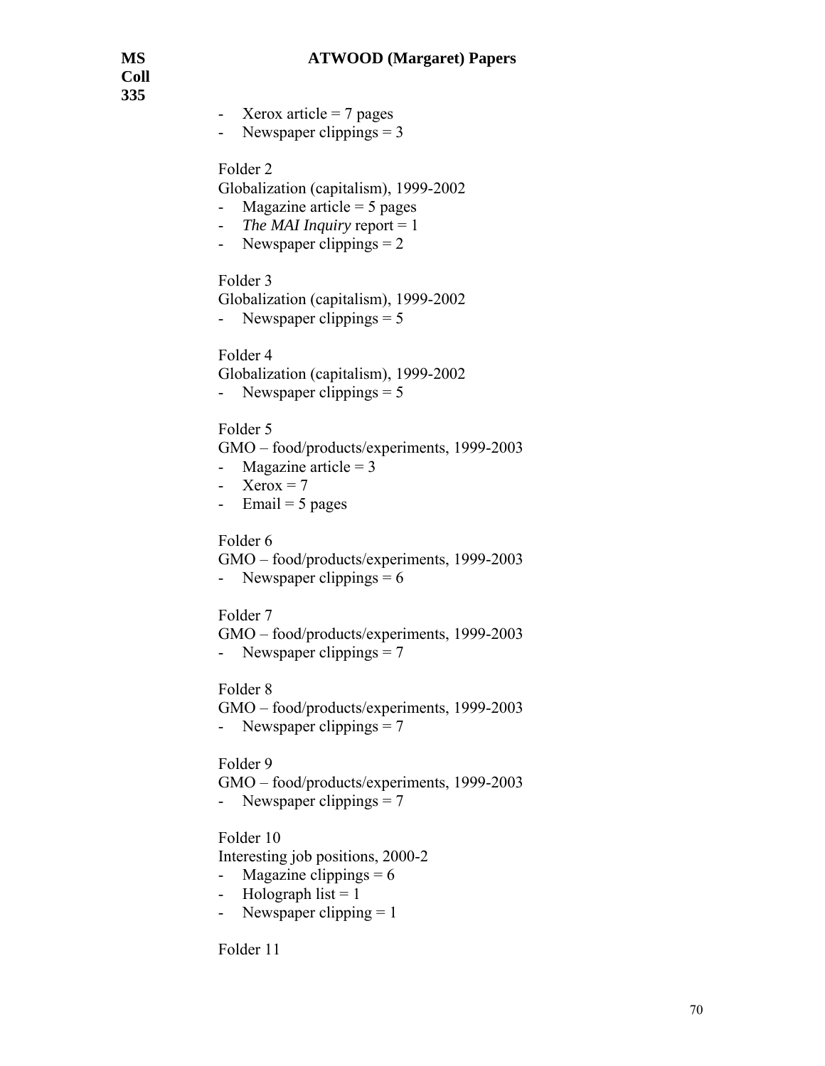- Xerox article = 7 pages
- Newspaper clippings = 3

Folder 2
Globalization (capitalism), 1999-2002
- Magazine article = 5 pages
- *The MAI Inquiry* report = 1
- Newspaper clippings = 2

Folder 3
Globalization (capitalism), 1999-2002
- Newspaper clippings = 5

Folder 4
Globalization (capitalism), 1999-2002
- Newspaper clippings = 5

Folder 5
GMO – food/products/experiments, 1999-2003
- Magazine article = 3
- Xerox = 7
- Email = 5 pages

Folder 6
GMO – food/products/experiments, 1999-2003
- Newspaper clippings = 6

Folder 7
GMO – food/products/experiments, 1999-2003
- Newspaper clippings = 7

Folder 8
GMO – food/products/experiments, 1999-2003
- Newspaper clippings = 7

Folder 9
GMO – food/products/experiments, 1999-2003
- Newspaper clippings = 7

Folder 10
Interesting job positions, 2000-2
- Magazine clippings = 6
- Holograph list = 1
- Newspaper clipping = 1

Folder 11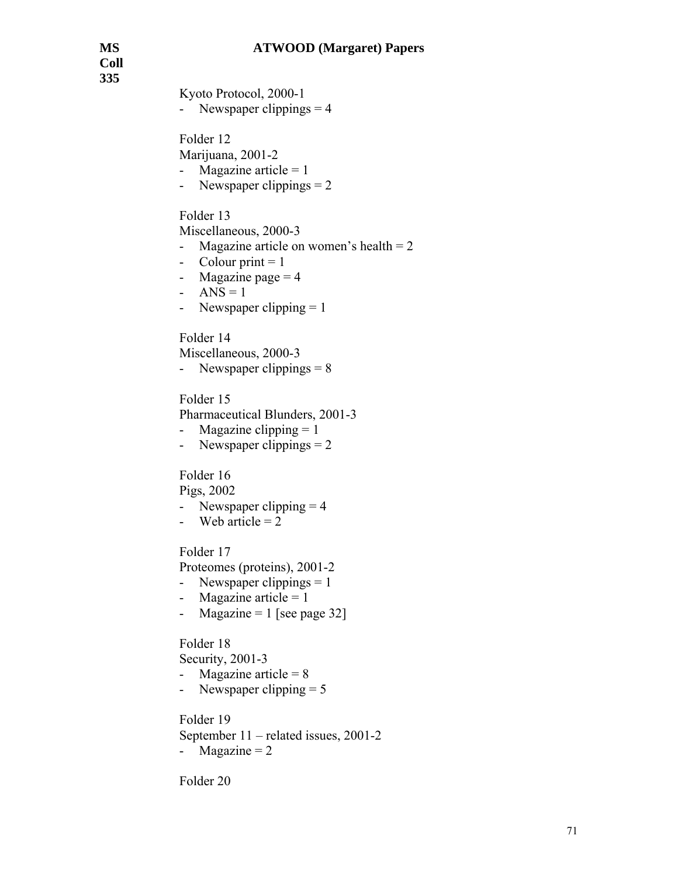Kyoto Protocol, 2000-1
- Newspaper clippings = 4

Folder 12
Marijuana, 2001-2
- Magazine article = 1
- Newspaper clippings = 2

Folder 13
Miscellaneous, 2000-3
- Magazine article on women's health = 2
- Colour print = 1
- Magazine page = 4
- ANS = 1
- Newspaper clipping = 1

Folder 14
Miscellaneous, 2000-3
- Newspaper clippings = 8

Folder 15
Pharmaceutical Blunders, 2001-3
- Magazine clipping = 1
- Newspaper clippings = 2

Folder 16
Pigs, 2002
- Newspaper clipping = 4
- Web article = 2

Folder 17
Proteomes (proteins), 2001-2
- Newspaper clippings = 1
- Magazine article = 1
- Magazine = 1 [see page 32]

Folder 18
Security, 2001-3
- Magazine article = 8
- Newspaper clipping = 5

Folder 19
September 11 – related issues, 2001-2
- Magazine = 2

Folder 20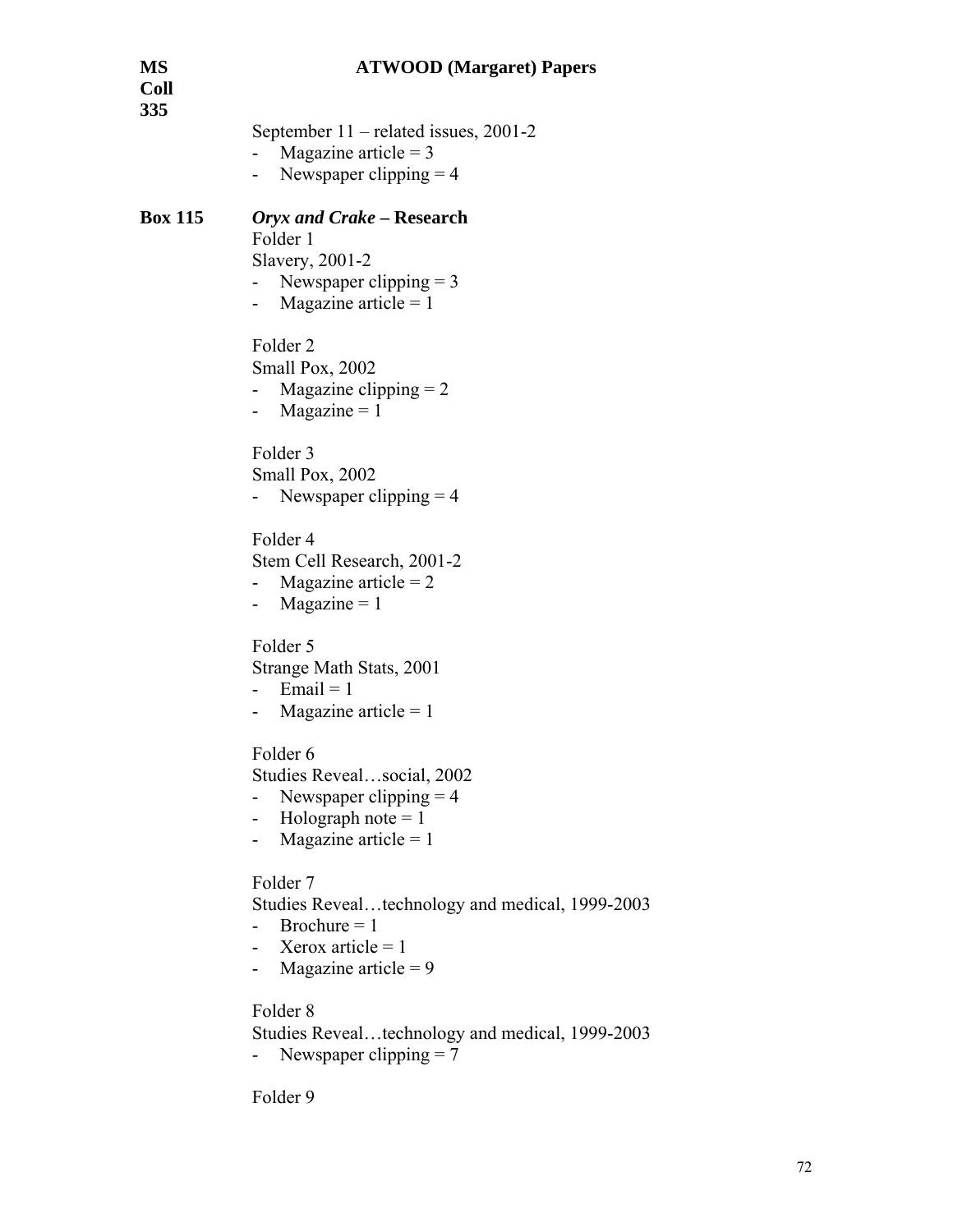September 11 – related issues, 2001-2
- Magazine article = 3
- Newspaper clipping = 4

**Box 115** ***Oryx and Crake*** **– Research**

Folder 1
Slavery, 2001-2
- Newspaper clipping = 3
- Magazine article = 1

Folder 2
Small Pox, 2002
- Magazine clipping = 2
- Magazine = 1

Folder 3
Small Pox, 2002
- Newspaper clipping = 4

Folder 4
Stem Cell Research, 2001-2
- Magazine article = 2
- Magazine = 1

Folder 5
Strange Math Stats, 2001
- Email = 1
- Magazine article = 1

Folder 6
Studies Reveal…social, 2002
- Newspaper clipping = 4
- Holograph note = 1
- Magazine article = 1

Folder 7
Studies Reveal…technology and medical, 1999-2003
- Brochure = 1
- Xerox article = 1
- Magazine article = 9

Folder 8
Studies Reveal…technology and medical, 1999-2003
- Newspaper clipping = 7

Folder 9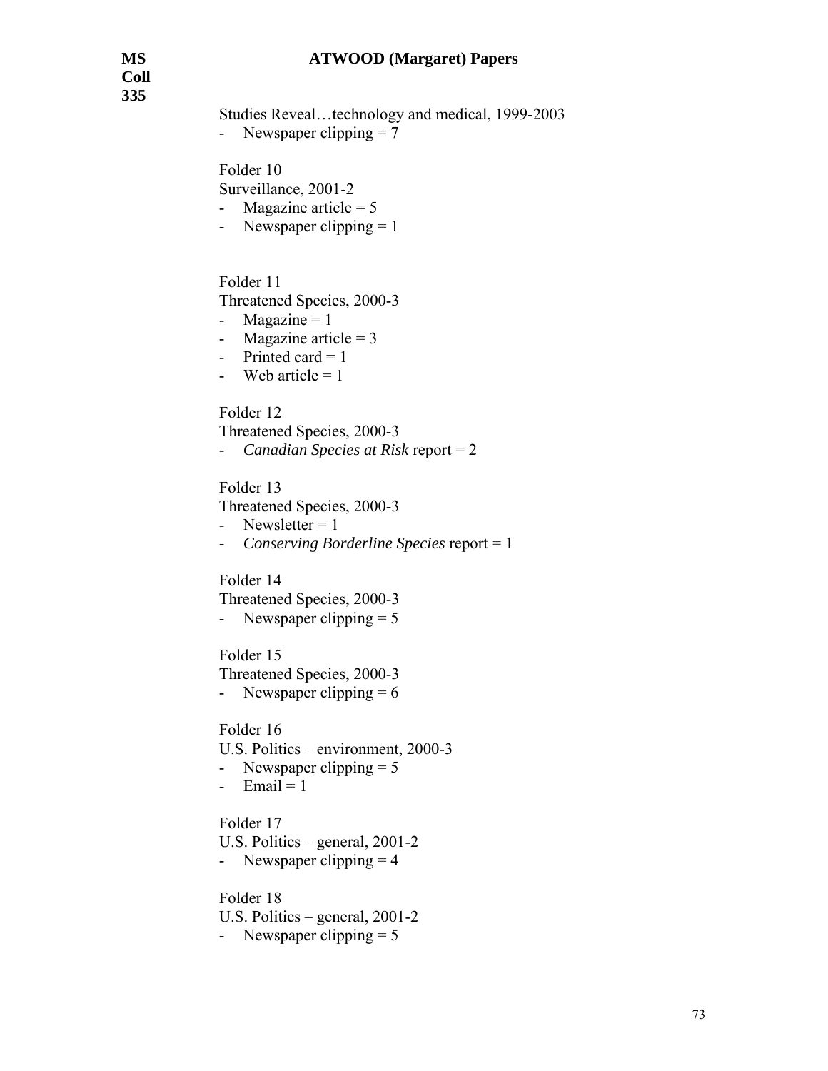Studies Reveal…technology and medical, 1999-2003

- Newspaper clipping = 7

Folder 10

Surveillance, 2001-2

- Magazine article = 5
- Newspaper clipping = 1

Folder 11

Threatened Species, 2000-3

- Magazine = 1
- Magazine article = 3
- Printed card = 1
- Web article = 1

Folder 12

Threatened Species, 2000-3

- *Canadian Species at Risk* report = 2

Folder 13

Threatened Species, 2000-3

- Newsletter = 1
- *Conserving Borderline Species* report = 1

Folder 14

Threatened Species, 2000-3

- Newspaper clipping = 5

Folder 15

Threatened Species, 2000-3

- Newspaper clipping = 6

Folder 16

U.S. Politics – environment, 2000-3

- Newspaper clipping = 5
- Email = 1

Folder 17

U.S. Politics – general, 2001-2

- Newspaper clipping = 4

Folder 18

U.S. Politics – general, 2001-2

- Newspaper clipping = 5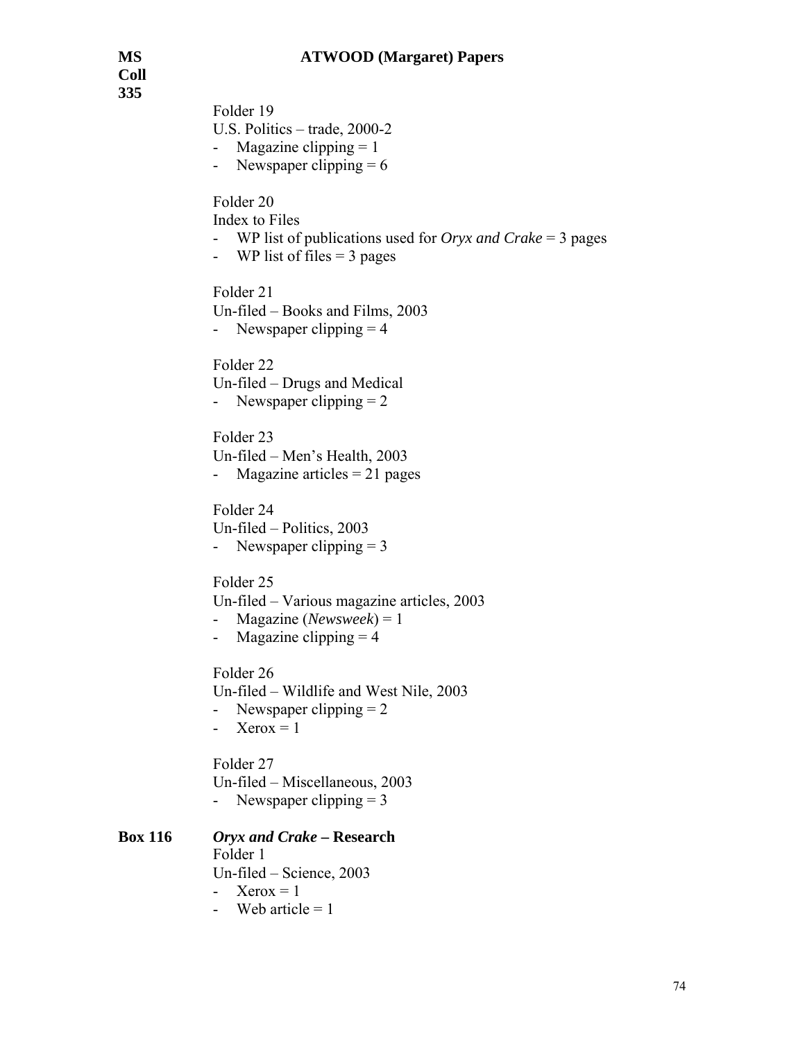Folder 19
U.S. Politics – trade, 2000-2
- Magazine clipping = 1
- Newspaper clipping = 6

Folder 20
Index to Files
- WP list of publications used for *Oryx and Crake* = 3 pages
- WP list of files = 3 pages

Folder 21
Un-filed – Books and Films, 2003
- Newspaper clipping = 4

Folder 22
Un-filed – Drugs and Medical
- Newspaper clipping = 2

Folder 23
Un-filed – Men's Health, 2003
- Magazine articles = 21 pages

Folder 24
Un-filed – Politics, 2003
- Newspaper clipping = 3

Folder 25
Un-filed – Various magazine articles, 2003
- Magazine (*Newsweek*) = 1
- Magazine clipping = 4

Folder 26
Un-filed – Wildlife and West Nile, 2003
- Newspaper clipping = 2
- Xerox = 1

Folder 27
Un-filed – Miscellaneous, 2003
- Newspaper clipping = 3

**Box 116** ***Oryx and Crake* – Research**

Folder 1
Un-filed – Science, 2003
- Xerox = 1
- Web article = 1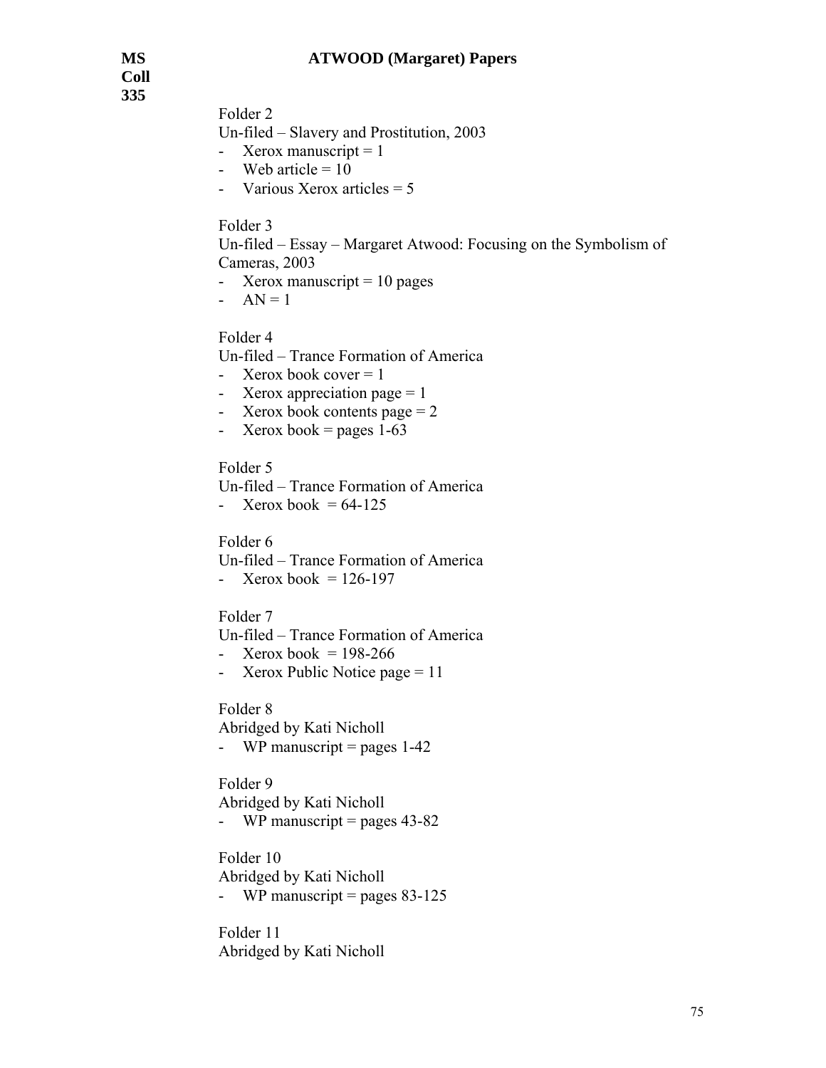Folder 2
Un-filed – Slavery and Prostitution, 2003

- Xerox manuscript = 1
- Web article = 10
- Various Xerox articles = 5

Folder 3
Un-filed – Essay – Margaret Atwood: Focusing on the Symbolism of Cameras, 2003

- Xerox manuscript = 10 pages
- AN = 1

Folder 4
Un-filed – Trance Formation of America

- Xerox book cover = 1
- Xerox appreciation page = 1
- Xerox book contents page = 2
- Xerox book = pages 1-63

Folder 5
Un-filed – Trance Formation of America

- Xerox book = 64-125

Folder 6
Un-filed – Trance Formation of America

- Xerox book = 126-197

Folder 7
Un-filed – Trance Formation of America

- Xerox book = 198-266
- Xerox Public Notice page = 11

Folder 8
Abridged by Kati Nicholl

- WP manuscript = pages 1-42

Folder 9
Abridged by Kati Nicholl

- WP manuscript = pages 43-82

Folder 10
Abridged by Kati Nicholl

- WP manuscript = pages 83-125

Folder 11
Abridged by Kati Nicholl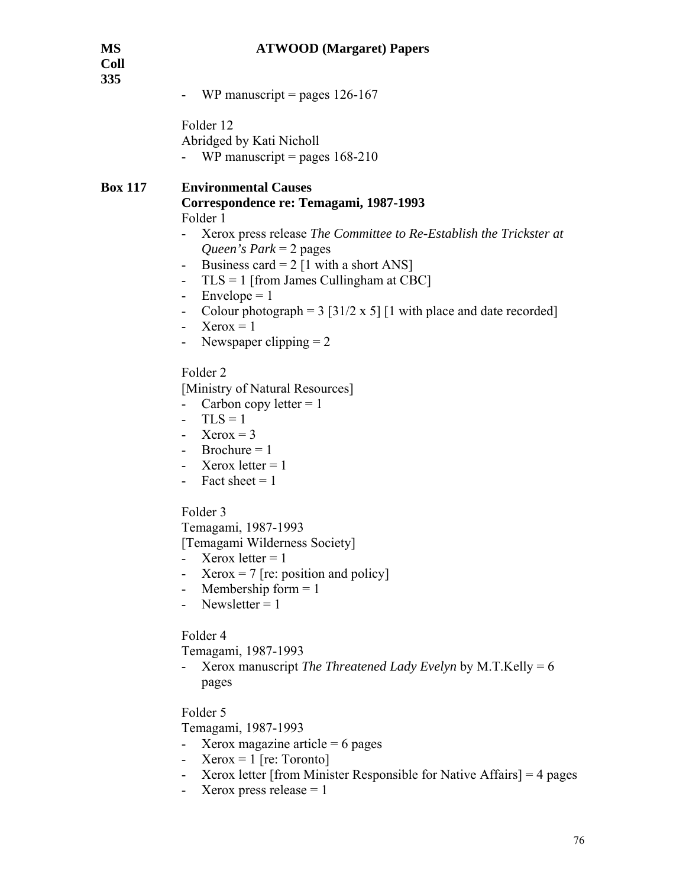- WP manuscript = pages 126-167

Folder 12
Abridged by Kati Nicholl
- WP manuscript = pages 168-210

**Box 117** **Environmental Causes**
**Correspondence re: Temagami, 1987-1993**
Folder 1
- Xerox press release *The Committee to Re-Establish the Trickster at Queen's Park* = 2 pages
- Business card = 2 [1 with a short ANS]
- TLS = 1 [from James Cullingham at CBC]
- Envelope = 1
- Colour photograph = 3 [31/2 x 5] [1 with place and date recorded]
- Xerox = 1
- Newspaper clipping = 2

Folder 2
[Ministry of Natural Resources]
- Carbon copy letter = 1
- TLS = 1
- Xerox = 3
- Brochure = 1
- Xerox letter = 1
- Fact sheet = 1

Folder 3
Temagami, 1987-1993
[Temagami Wilderness Society]
- Xerox letter = 1
- Xerox = 7 [re: position and policy]
- Membership form = 1
- Newsletter = 1

Folder 4
Temagami, 1987-1993
- Xerox manuscript *The Threatened Lady Evelyn* by M.T.Kelly = 6 pages

Folder 5
Temagami, 1987-1993
- Xerox magazine article = 6 pages
- Xerox = 1 [re: Toronto]
- Xerox letter [from Minister Responsible for Native Affairs] = 4 pages
- Xerox press release = 1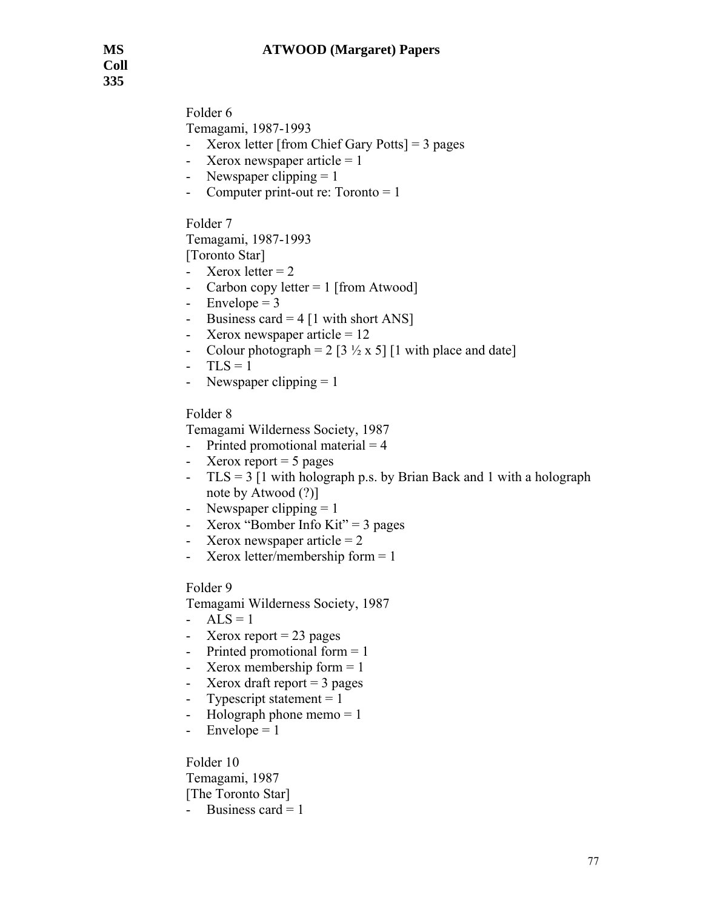Folder 6
Temagami, 1987-1993

- Xerox letter [from Chief Gary Potts] = 3 pages
- Xerox newspaper article = 1
- Newspaper clipping = 1
- Computer print-out re: Toronto = 1

Folder 7
Temagami, 1987-1993
[Toronto Star]

- Xerox letter = 2
- Carbon copy letter = 1 [from Atwood]
- Envelope = 3
- Business card = 4 [1 with short ANS]
- Xerox newspaper article = 12
- Colour photograph = 2 [3 ½ x 5] [1 with place and date]
- TLS = 1
- Newspaper clipping = 1

Folder 8
Temagami Wilderness Society, 1987

- Printed promotional material = 4
- Xerox report = 5 pages
- TLS = 3 [1 with holograph p.s. by Brian Back and 1 with a holograph note by Atwood (?)]
- Newspaper clipping = 1
- Xerox "Bomber Info Kit" = 3 pages
- Xerox newspaper article = 2
- Xerox letter/membership form = 1

Folder 9
Temagami Wilderness Society, 1987

- ALS = 1
- Xerox report = 23 pages
- Printed promotional form = 1
- Xerox membership form = 1
- Xerox draft report = 3 pages
- Typescript statement = 1
- Holograph phone memo = 1
- Envelope = 1

Folder 10
Temagami, 1987
[The Toronto Star]

- Business card = 1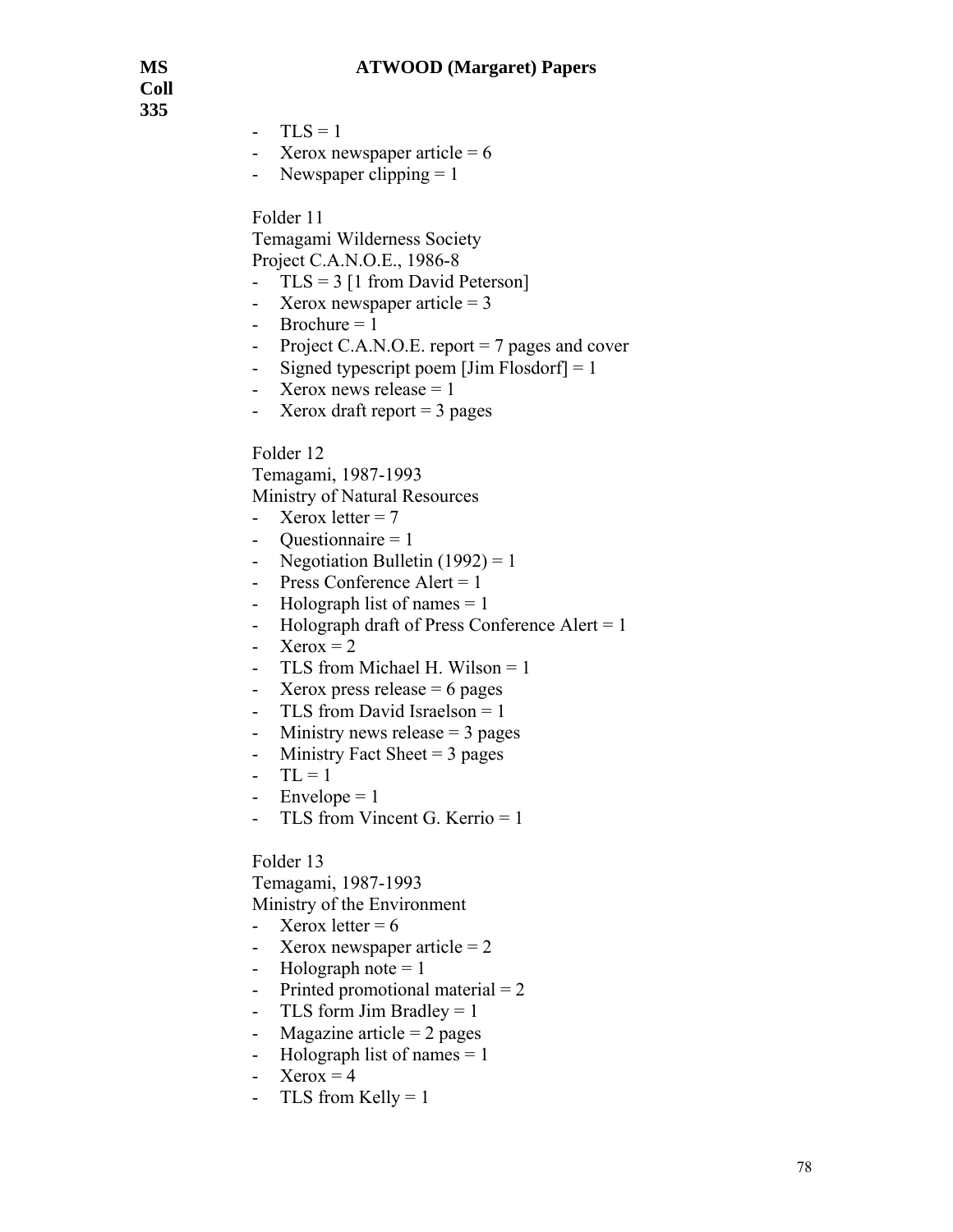- TLS = 1
- Xerox newspaper article = 6
- Newspaper clipping = 1

Folder 11
Temagami Wilderness Society
Project C.A.N.O.E., 1986-8

- TLS = 3 [1 from David Peterson]
- Xerox newspaper article = 3
- Brochure = 1
- Project C.A.N.O.E. report = 7 pages and cover
- Signed typescript poem [Jim Flosdorf] = 1
- Xerox news release = 1
- Xerox draft report = 3 pages

Folder 12
Temagami, 1987-1993
Ministry of Natural Resources

- Xerox letter = 7
- Questionnaire = 1
- Negotiation Bulletin (1992) = 1
- Press Conference Alert = 1
- Holograph list of names = 1
- Holograph draft of Press Conference Alert = 1
- Xerox = 2
- TLS from Michael H. Wilson = 1
- Xerox press release = 6 pages
- TLS from David Israelson = 1
- Ministry news release = 3 pages
- Ministry Fact Sheet = 3 pages
- TL = 1
- Envelope = 1
- TLS from Vincent G. Kerrio = 1

Folder 13
Temagami, 1987-1993
Ministry of the Environment

- Xerox letter = 6
- Xerox newspaper article = 2
- Holograph note = 1
- Printed promotional material = 2
- TLS form Jim Bradley = 1
- Magazine article = 2 pages
- Holograph list of names = 1
- Xerox = 4
- TLS from Kelly = 1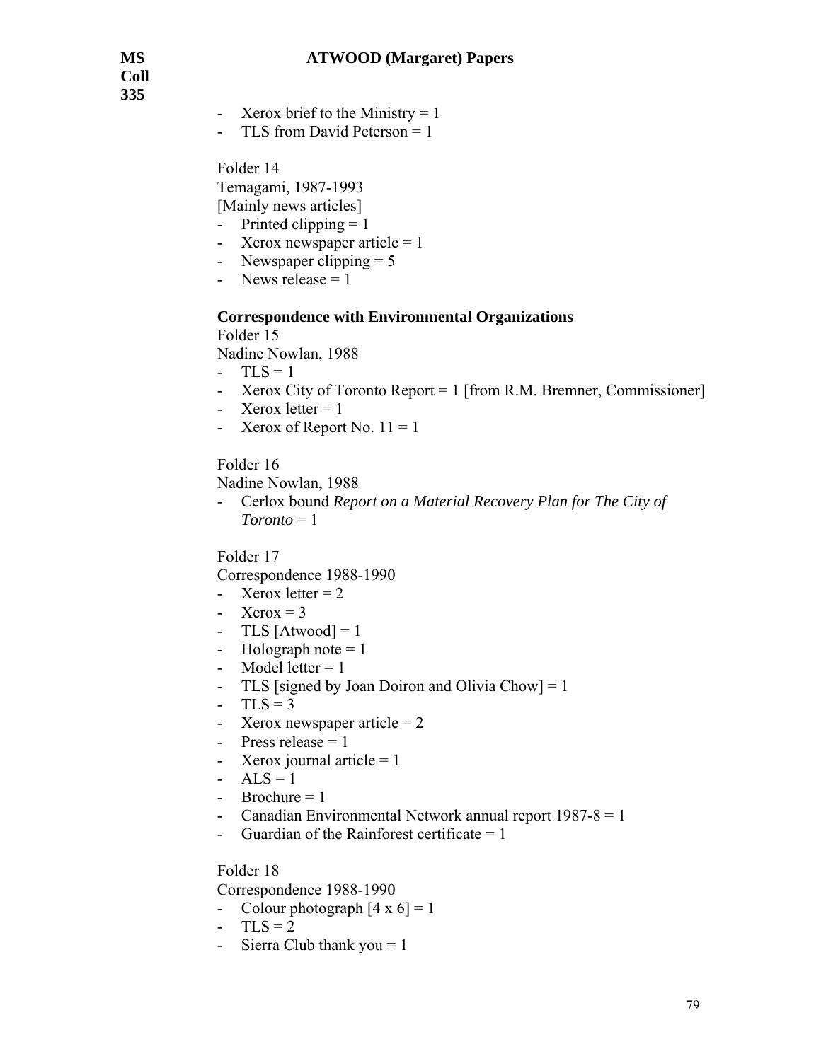- Xerox brief to the Ministry = 1
- TLS from David Peterson = 1

Folder 14
Temagami, 1987-1993
[Mainly news articles]
- Printed clipping = 1
- Xerox newspaper article = 1
- Newspaper clipping = 5
- News release = 1

**Correspondence with Environmental Organizations**

Folder 15
Nadine Nowlan, 1988
- TLS = 1
- Xerox City of Toronto Report = 1 [from R.M. Bremner, Commissioner]
- Xerox letter = 1
- Xerox of Report No. 11 = 1

Folder 16
Nadine Nowlan, 1988
- Cerlox bound *Report on a Material Recovery Plan for The City of Toronto* = 1

Folder 17
Correspondence 1988-1990
- Xerox letter = 2
- Xerox = 3
- TLS [Atwood] = 1
- Holograph note = 1
- Model letter = 1
- TLS [signed by Joan Doiron and Olivia Chow] = 1
- TLS = 3
- Xerox newspaper article = 2
- Press release = 1
- Xerox journal article = 1
- ALS = 1
- Brochure = 1
- Canadian Environmental Network annual report 1987-8 = 1
- Guardian of the Rainforest certificate = 1

Folder 18
Correspondence 1988-1990
- Colour photograph [4 x 6] = 1
- TLS = 2
- Sierra Club thank you = 1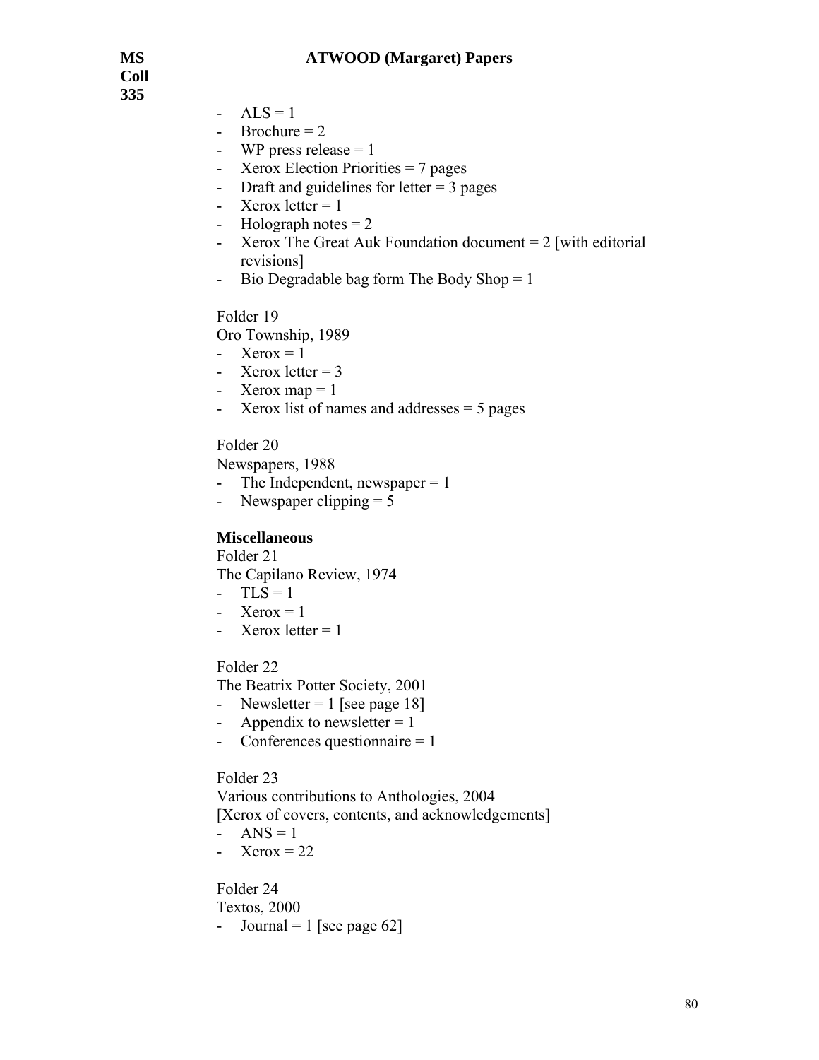- ALS = 1
- Brochure = 2
- WP press release = 1
- Xerox Election Priorities = 7 pages
- Draft and guidelines for letter = 3 pages
- Xerox letter = 1
- Holograph notes = 2
- Xerox The Great Auk Foundation document = 2 [with editorial revisions]
- Bio Degradable bag form The Body Shop = 1

Folder 19
Oro Township, 1989
- Xerox = 1
- Xerox letter = 3
- Xerox map = 1
- Xerox list of names and addresses = 5 pages

Folder 20
Newspapers, 1988
- The Independent, newspaper = 1
- Newspaper clipping = 5

**Miscellaneous**

Folder 21
The Capilano Review, 1974
- TLS = 1
- Xerox = 1
- Xerox letter = 1

Folder 22
The Beatrix Potter Society, 2001
- Newsletter = 1 [see page 18]
- Appendix to newsletter = 1
- Conferences questionnaire = 1

Folder 23
Various contributions to Anthologies, 2004
[Xerox of covers, contents, and acknowledgements]
- ANS = 1
- Xerox = 22

Folder 24
Textos, 2000
- Journal = 1 [see page 62]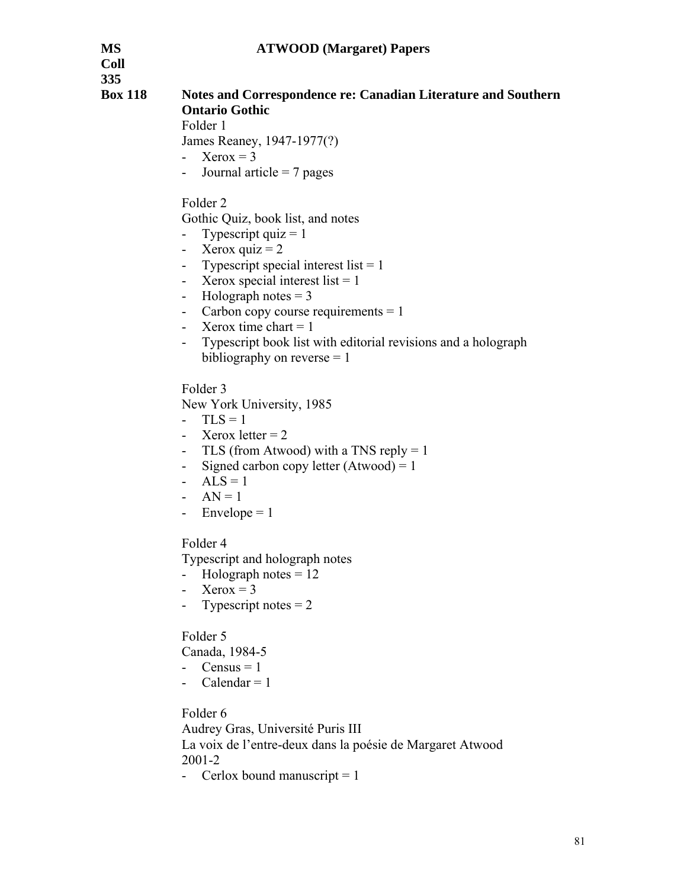**MS Coll 335** **ATWOOD (Margaret) Papers**

**Box 118** **Notes and Correspondence re: Canadian Literature and Southern Ontario Gothic**

Folder 1
James Reaney, 1947-1977(?)
- Xerox = 3
- Journal article = 7 pages

Folder 2
Gothic Quiz, book list, and notes
- Typescript quiz = 1
- Xerox quiz = 2
- Typescript special interest list = 1
- Xerox special interest list = 1
- Holograph notes = 3
- Carbon copy course requirements = 1
- Xerox time chart = 1
- Typescript book list with editorial revisions and a holograph bibliography on reverse = 1

Folder 3
New York University, 1985
- TLS = 1
- Xerox letter = 2
- TLS (from Atwood) with a TNS reply = 1
- Signed carbon copy letter (Atwood) = 1
- ALS = 1
- AN = 1
- Envelope = 1

Folder 4
Typescript and holograph notes
- Holograph notes = 12
- Xerox = 3
- Typescript notes = 2

Folder 5
Canada, 1984-5
- Census = 1
- Calendar = 1

Folder 6
Audrey Gras, Université Puris III
La voix de l'entre-deux dans la poésie de Margaret Atwood
2001-2
- Cerlox bound manuscript = 1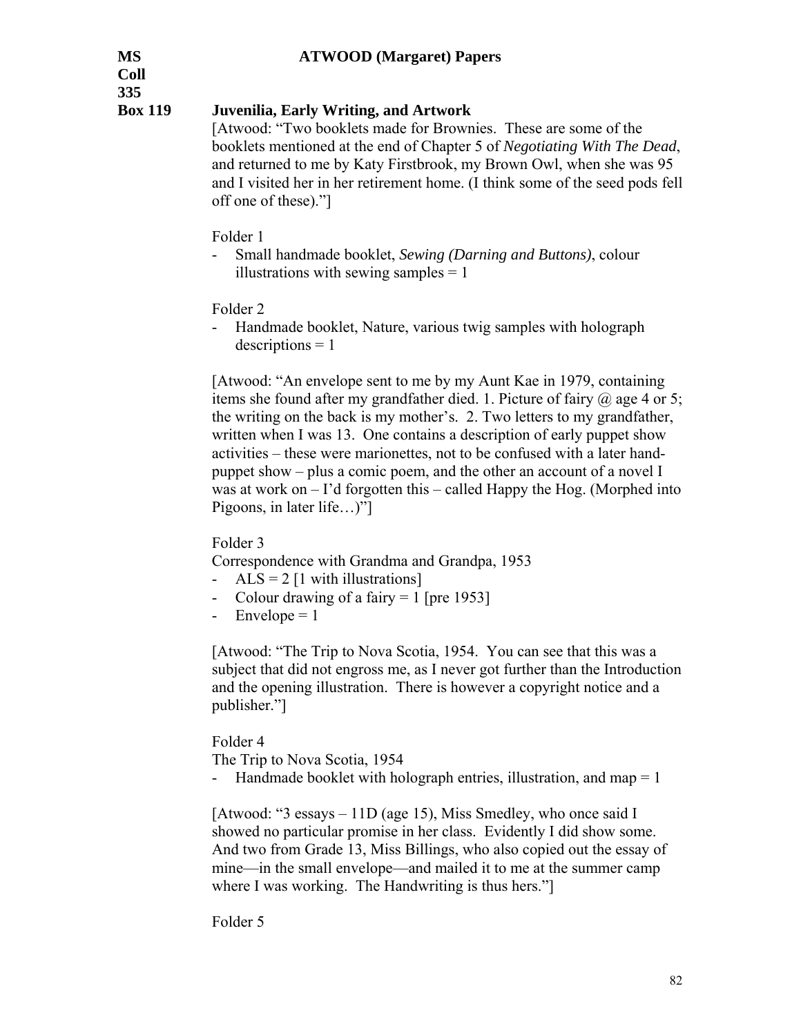**MS Coll 335** **ATWOOD (Margaret) Papers**

**Box 119** **Juvenilia, Early Writing, and Artwork**

[Atwood: "Two booklets made for Brownies. These are some of the booklets mentioned at the end of Chapter 5 of *Negotiating With The Dead*, and returned to me by Katy Firstbrook, my Brown Owl, when she was 95 and I visited her in her retirement home. (I think some of the seed pods fell off one of these)."]

Folder 1

- Small handmade booklet, *Sewing (Darning and Buttons)*, colour illustrations with sewing samples = 1

Folder 2

- Handmade booklet, Nature, various twig samples with holograph descriptions = 1

[Atwood: "An envelope sent to me by my Aunt Kae in 1979, containing items she found after my grandfather died. 1. Picture of fairy @ age 4 or 5; the writing on the back is my mother's. 2. Two letters to my grandfather, written when I was 13. One contains a description of early puppet show activities – these were marionettes, not to be confused with a later hand-puppet show – plus a comic poem, and the other an account of a novel I was at work on – I'd forgotten this – called Happy the Hog. (Morphed into Pigoons, in later life…)"]

Folder 3

Correspondence with Grandma and Grandpa, 1953

- ALS = 2 [1 with illustrations]
- Colour drawing of a fairy = 1 [pre 1953]
- Envelope = 1

[Atwood: "The Trip to Nova Scotia, 1954. You can see that this was a subject that did not engross me, as I never got further than the Introduction and the opening illustration. There is however a copyright notice and a publisher."]

Folder 4

The Trip to Nova Scotia, 1954

- Handmade booklet with holograph entries, illustration, and map = 1

[Atwood: "3 essays – 11D (age 15), Miss Smedley, who once said I showed no particular promise in her class. Evidently I did show some. And two from Grade 13, Miss Billings, who also copied out the essay of mine—in the small envelope—and mailed it to me at the summer camp where I was working. The Handwriting is thus hers."]

Folder 5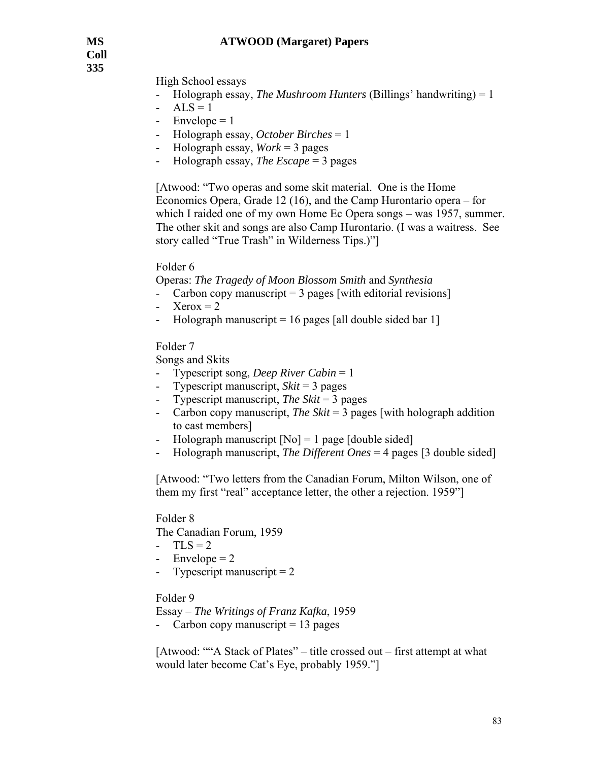High School essays

- Holograph essay, *The Mushroom Hunters* (Billings' handwriting) = 1
- ALS = 1
- Envelope = 1
- Holograph essay, *October Birches* = 1
- Holograph essay, *Work* = 3 pages
- Holograph essay, *The Escape* = 3 pages

[Atwood: "Two operas and some skit material. One is the Home Economics Opera, Grade 12 (16), and the Camp Hurontario opera – for which I raided one of my own Home Ec Opera songs – was 1957, summer. The other skit and songs are also Camp Hurontario. (I was a waitress. See story called "True Trash" in Wilderness Tips.)"]

Folder 6

Operas: *The Tragedy of Moon Blossom Smith* and *Synthesia*

- Carbon copy manuscript = 3 pages [with editorial revisions]
- Xerox = 2
- Holograph manuscript = 16 pages [all double sided bar 1]

Folder 7

Songs and Skits

- Typescript song, *Deep River Cabin* = 1
- Typescript manuscript, *Skit* = 3 pages
- Typescript manuscript, *The Skit* = 3 pages
- Carbon copy manuscript, *The Skit* = 3 pages [with holograph addition to cast members]
- Holograph manuscript [No] = 1 page [double sided]
- Holograph manuscript, *The Different Ones* = 4 pages [3 double sided]

[Atwood: "Two letters from the Canadian Forum, Milton Wilson, one of them my first "real" acceptance letter, the other a rejection. 1959"]

Folder 8

The Canadian Forum, 1959

- TLS = 2
- Envelope = 2
- Typescript manuscript = 2

Folder 9

Essay – *The Writings of Franz Kafka*, 1959

- Carbon copy manuscript = 13 pages

[Atwood: ""A Stack of Plates" – title crossed out – first attempt at what would later become Cat's Eye, probably 1959."]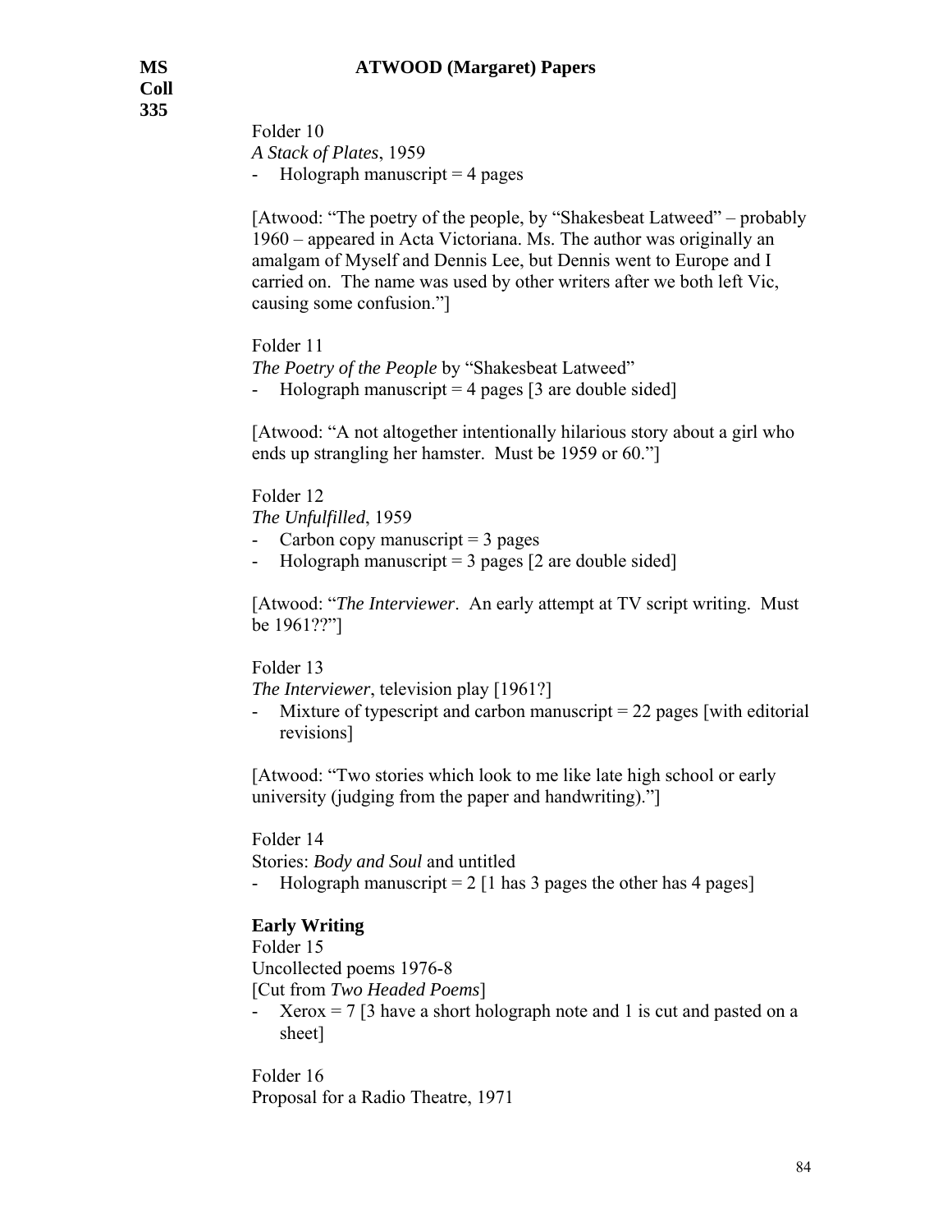Folder 10
*A Stack of Plates*, 1959
- Holograph manuscript = 4 pages

[Atwood: "The poetry of the people, by "Shakesbeat Latweed" – probably 1960 – appeared in Acta Victoriana. Ms. The author was originally an amalgam of Myself and Dennis Lee, but Dennis went to Europe and I carried on. The name was used by other writers after we both left Vic, causing some confusion."]

Folder 11
*The Poetry of the People* by "Shakesbeat Latweed"
- Holograph manuscript = 4 pages [3 are double sided]

[Atwood: "A not altogether intentionally hilarious story about a girl who ends up strangling her hamster. Must be 1959 or 60."]

Folder 12
*The Unfulfilled*, 1959
- Carbon copy manuscript = 3 pages
- Holograph manuscript = 3 pages [2 are double sided]

[Atwood: "*The Interviewer*. An early attempt at TV script writing. Must be 1961??"]

Folder 13
*The Interviewer*, television play [1961?]
- Mixture of typescript and carbon manuscript = 22 pages [with editorial revisions]

[Atwood: "Two stories which look to me like late high school or early university (judging from the paper and handwriting)."]

Folder 14
Stories: *Body and Soul* and untitled
- Holograph manuscript = 2 [1 has 3 pages the other has 4 pages]

**Early Writing**
Folder 15
Uncollected poems 1976-8
[Cut from *Two Headed Poems*]
- Xerox = 7 [3 have a short holograph note and 1 is cut and pasted on a sheet]

Folder 16
Proposal for a Radio Theatre, 1971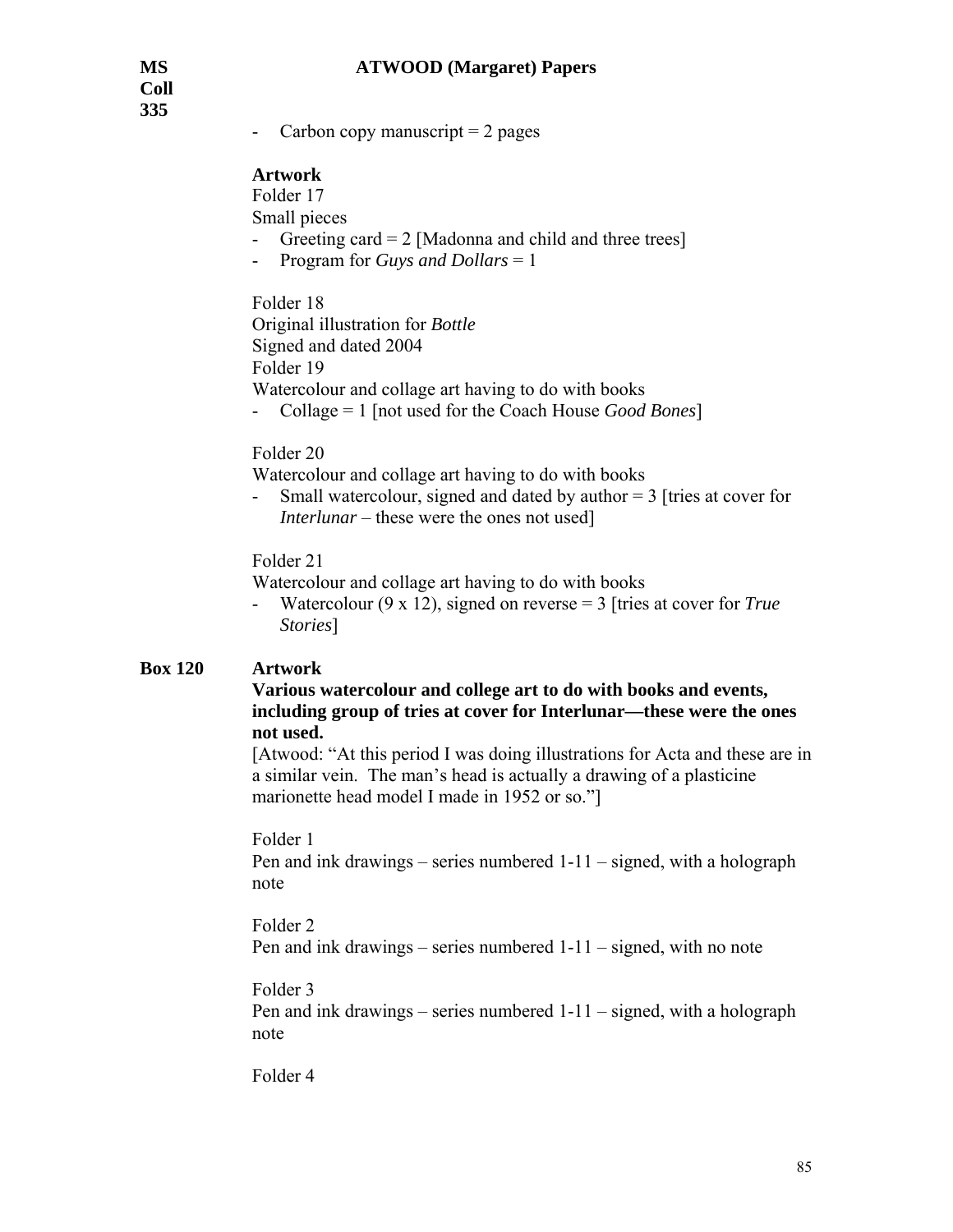- Carbon copy manuscript = 2 pages

**Artwork**

Folder 17

Small pieces

- Greeting card = 2 [Madonna and child and three trees]
- Program for *Guys and Dollars* = 1

Folder 18

Original illustration for *Bottle*

Signed and dated 2004

Folder 19

Watercolour and collage art having to do with books

- Collage = 1 [not used for the Coach House *Good Bones*]

Folder 20

Watercolour and collage art having to do with books

- Small watercolour, signed and dated by author = 3 [tries at cover for *Interlunar* – these were the ones not used]

Folder 21

Watercolour and collage art having to do with books

- Watercolour (9 x 12), signed on reverse = 3 [tries at cover for *True Stories*]

**Box 120** **Artwork**

**Various watercolour and college art to do with books and events, including group of tries at cover for Interlunar—these were the ones not used.**

[Atwood: "At this period I was doing illustrations for Acta and these are in a similar vein. The man's head is actually a drawing of a plasticine marionette head model I made in 1952 or so."]

Folder 1

Pen and ink drawings – series numbered 1-11 – signed, with a holograph note

Folder 2

Pen and ink drawings – series numbered 1-11 – signed, with no note

Folder 3

Pen and ink drawings – series numbered 1-11 – signed, with a holograph note

Folder 4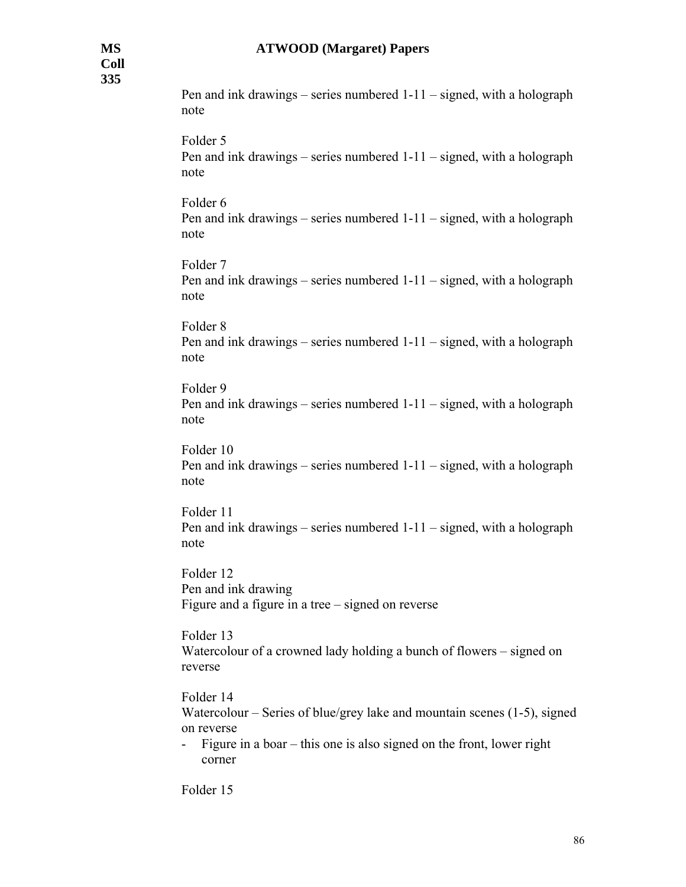Pen and ink drawings – series numbered 1-11 – signed, with a holograph note

Folder 5
Pen and ink drawings – series numbered 1-11 – signed, with a holograph note

Folder 6
Pen and ink drawings – series numbered 1-11 – signed, with a holograph note

Folder 7
Pen and ink drawings – series numbered 1-11 – signed, with a holograph note

Folder 8
Pen and ink drawings – series numbered 1-11 – signed, with a holograph note

Folder 9
Pen and ink drawings – series numbered 1-11 – signed, with a holograph note

Folder 10
Pen and ink drawings – series numbered 1-11 – signed, with a holograph note

Folder 11
Pen and ink drawings – series numbered 1-11 – signed, with a holograph note

Folder 12
Pen and ink drawing
Figure and a figure in a tree – signed on reverse

Folder 13
Watercolour of a crowned lady holding a bunch of flowers – signed on reverse

Folder 14
Watercolour – Series of blue/grey lake and mountain scenes (1-5), signed on reverse

- Figure in a boar – this one is also signed on the front, lower right corner

Folder 15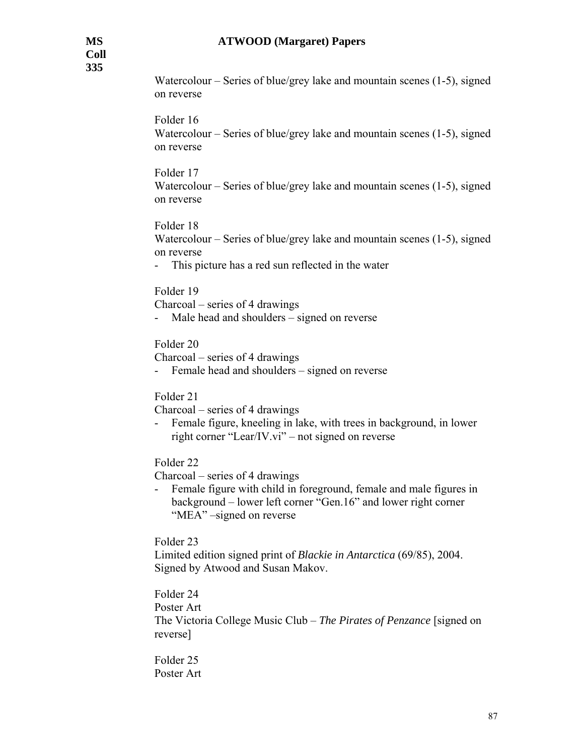Watercolour – Series of blue/grey lake and mountain scenes (1-5), signed on reverse

Folder 16
Watercolour – Series of blue/grey lake and mountain scenes (1-5), signed on reverse

Folder 17
Watercolour – Series of blue/grey lake and mountain scenes (1-5), signed on reverse

Folder 18
Watercolour – Series of blue/grey lake and mountain scenes (1-5), signed on reverse

- This picture has a red sun reflected in the water

Folder 19
Charcoal – series of 4 drawings

- Male head and shoulders – signed on reverse

Folder 20
Charcoal – series of 4 drawings

- Female head and shoulders – signed on reverse

Folder 21
Charcoal – series of 4 drawings

- Female figure, kneeling in lake, with trees in background, in lower right corner "Lear/IV.vi" – not signed on reverse

Folder 22
Charcoal – series of 4 drawings

- Female figure with child in foreground, female and male figures in background – lower left corner "Gen.16" and lower right corner "MEA" –signed on reverse

Folder 23
Limited edition signed print of *Blackie in Antarctica* (69/85), 2004. Signed by Atwood and Susan Makov.

Folder 24
Poster Art
The Victoria College Music Club – *The Pirates of Penzance* [signed on reverse]

Folder 25
Poster Art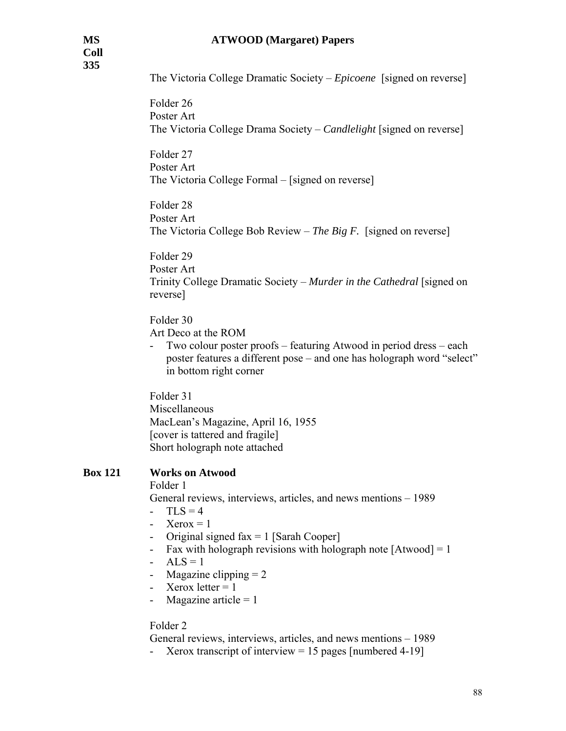The Victoria College Dramatic Society – *Epicoene* [signed on reverse]

Folder 26
Poster Art
The Victoria College Drama Society – *Candlelight* [signed on reverse]

Folder 27
Poster Art
The Victoria College Formal – [signed on reverse]

Folder 28
Poster Art
The Victoria College Bob Review – *The Big F.* [signed on reverse]

Folder 29
Poster Art
Trinity College Dramatic Society – *Murder in the Cathedral* [signed on reverse]

Folder 30
Art Deco at the ROM

- Two colour poster proofs – featuring Atwood in period dress – each poster features a different pose – and one has holograph word "select" in bottom right corner

Folder 31
Miscellaneous
MacLean's Magazine, April 16, 1955
[cover is tattered and fragile]
Short holograph note attached

**Box 121** **Works on Atwood**

Folder 1
General reviews, interviews, articles, and news mentions – 1989

- TLS = 4
- Xerox = 1
- Original signed fax = 1 [Sarah Cooper]
- Fax with holograph revisions with holograph note [Atwood] = 1
- ALS = 1
- Magazine clipping = 2
- Xerox letter = 1
- Magazine article = 1

Folder 2
General reviews, interviews, articles, and news mentions – 1989

- Xerox transcript of interview = 15 pages [numbered 4-19]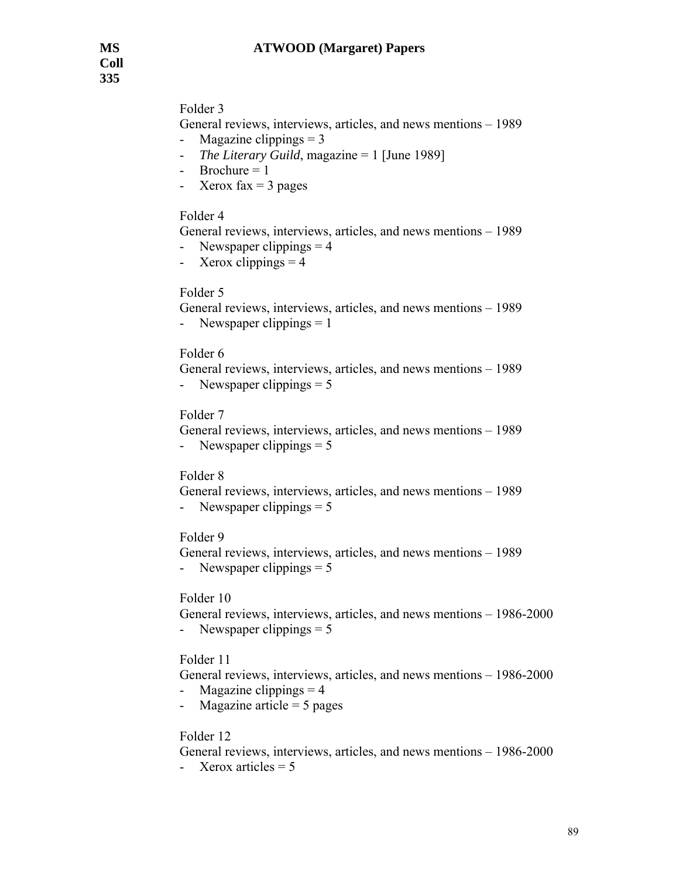Folder 3

General reviews, interviews, articles, and news mentions – 1989

- Magazine clippings = 3
- *The Literary Guild*, magazine = 1 [June 1989]
- Brochure = 1
- Xerox fax = 3 pages

Folder 4

General reviews, interviews, articles, and news mentions – 1989

- Newspaper clippings = 4
- Xerox clippings = 4

Folder 5

General reviews, interviews, articles, and news mentions – 1989

- Newspaper clippings = 1

Folder 6

General reviews, interviews, articles, and news mentions – 1989

- Newspaper clippings = 5

Folder 7

General reviews, interviews, articles, and news mentions – 1989

- Newspaper clippings = 5

Folder 8

General reviews, interviews, articles, and news mentions – 1989

- Newspaper clippings = 5

Folder 9

General reviews, interviews, articles, and news mentions – 1989

- Newspaper clippings = 5

Folder 10

General reviews, interviews, articles, and news mentions – 1986-2000

- Newspaper clippings = 5

Folder 11

General reviews, interviews, articles, and news mentions – 1986-2000

- Magazine clippings = 4
- Magazine article = 5 pages

Folder 12

General reviews, interviews, articles, and news mentions – 1986-2000

- Xerox articles = 5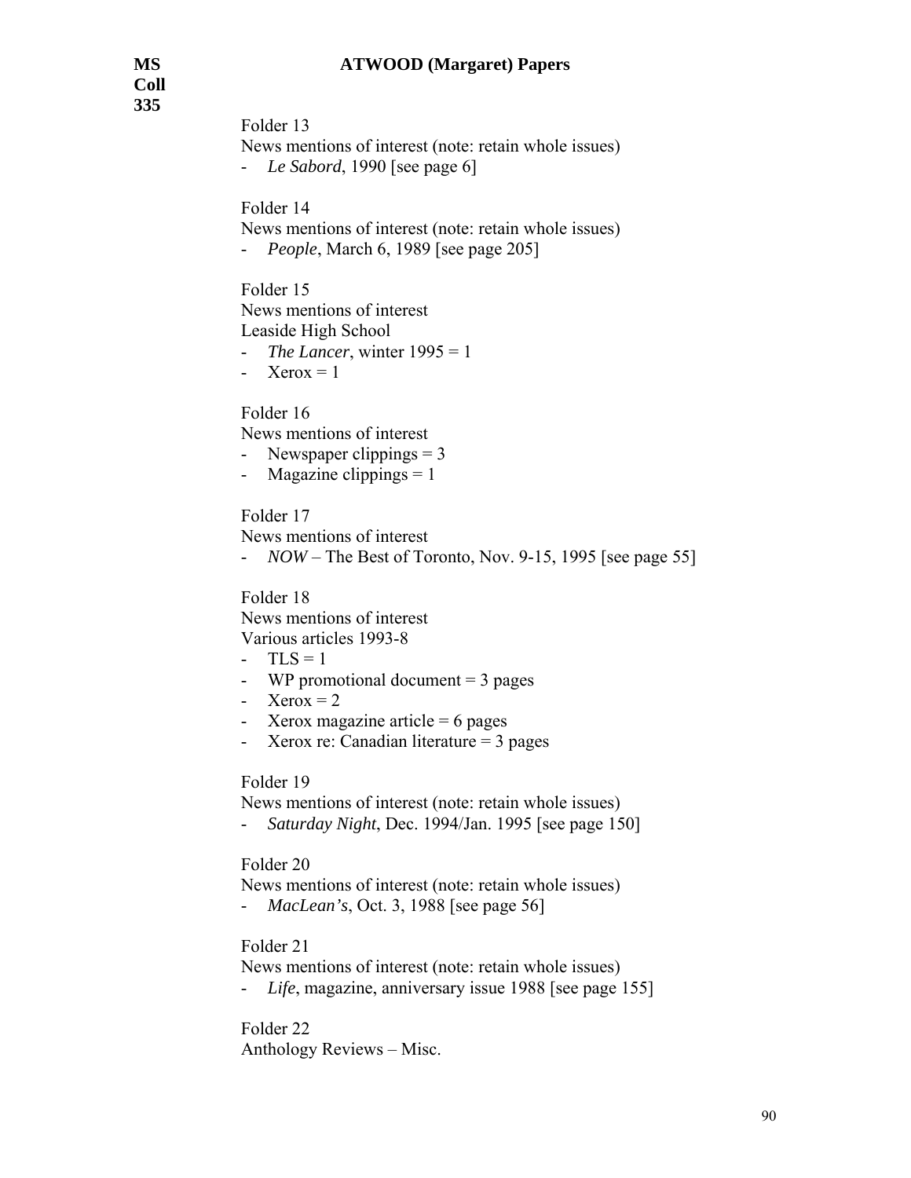Folder 13
News mentions of interest (note: retain whole issues)
- *Le Sabord*, 1990 [see page 6]

Folder 14
News mentions of interest (note: retain whole issues)
- *People*, March 6, 1989 [see page 205]

Folder 15
News mentions of interest
Leaside High School
- *The Lancer*, winter 1995 = 1
- Xerox = 1

Folder 16
News mentions of interest
- Newspaper clippings = 3
- Magazine clippings = 1

Folder 17
News mentions of interest
- *NOW* – The Best of Toronto, Nov. 9-15, 1995 [see page 55]

Folder 18
News mentions of interest
Various articles 1993-8
- TLS = 1
- WP promotional document = 3 pages
- Xerox = 2
- Xerox magazine article = 6 pages
- Xerox re: Canadian literature = 3 pages

Folder 19
News mentions of interest (note: retain whole issues)
- *Saturday Night*, Dec. 1994/Jan. 1995 [see page 150]

Folder 20
News mentions of interest (note: retain whole issues)
- *MacLean's*, Oct. 3, 1988 [see page 56]

Folder 21
News mentions of interest (note: retain whole issues)
- *Life*, magazine, anniversary issue 1988 [see page 155]

Folder 22
Anthology Reviews – Misc.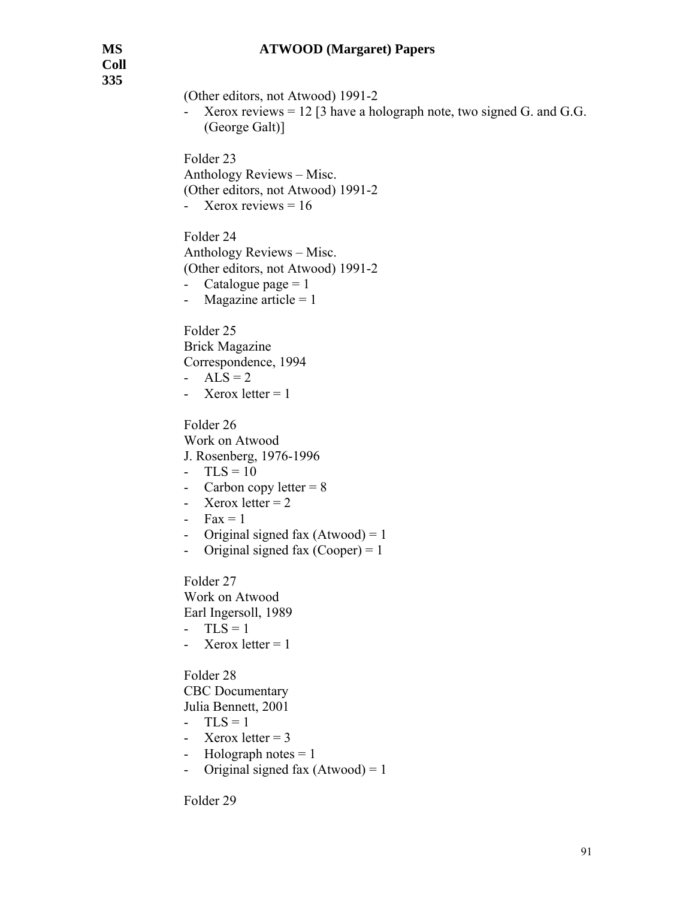(Other editors, not Atwood) 1991-2

- Xerox reviews = 12 [3 have a holograph note, two signed G. and G.G. (George Galt)]

Folder 23
Anthology Reviews – Misc.
(Other editors, not Atwood) 1991-2

- Xerox reviews = 16

Folder 24
Anthology Reviews – Misc.
(Other editors, not Atwood) 1991-2

- Catalogue page = 1
- Magazine article = 1

Folder 25
Brick Magazine
Correspondence, 1994

- ALS = 2
- Xerox letter = 1

Folder 26
Work on Atwood
J. Rosenberg, 1976-1996

- TLS = 10
- Carbon copy letter = 8
- Xerox letter = 2
- Fax = 1
- Original signed fax (Atwood) = 1
- Original signed fax (Cooper) = 1

Folder 27
Work on Atwood
Earl Ingersoll, 1989

- TLS = 1
- Xerox letter = 1

Folder 28
CBC Documentary
Julia Bennett, 2001

- TLS = 1
- Xerox letter = 3
- Holograph notes = 1
- Original signed fax (Atwood) = 1

Folder 29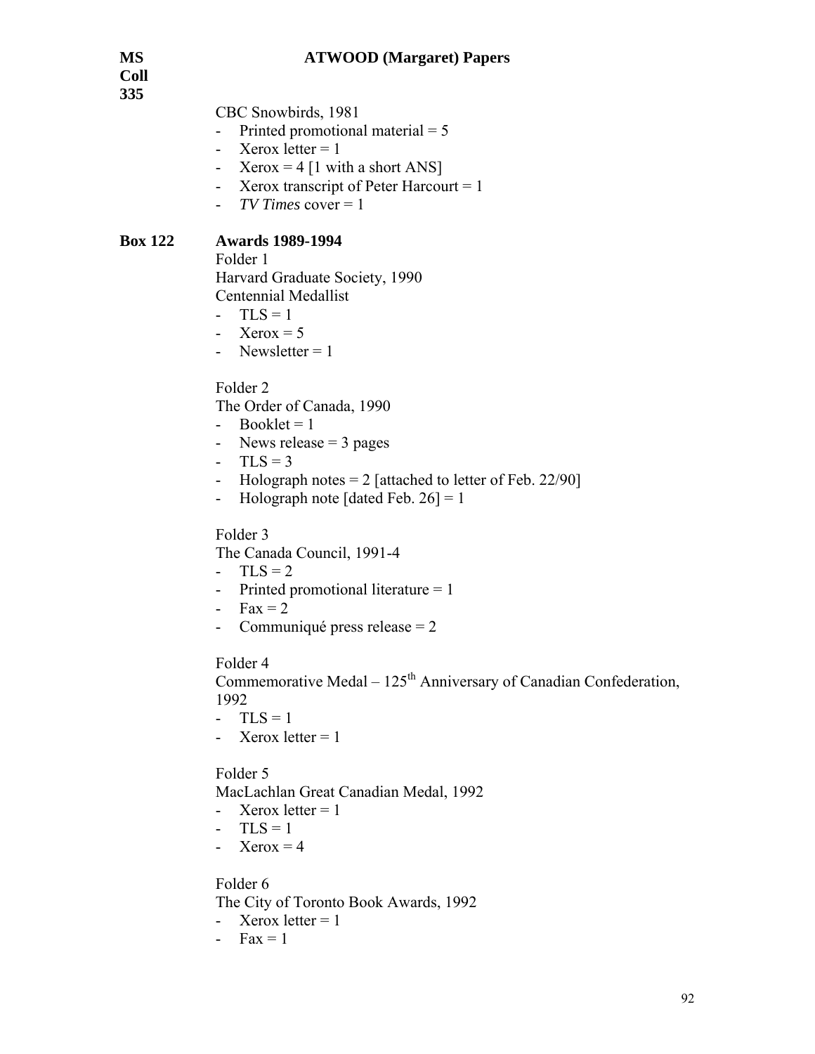CBC Snowbirds, 1981

- Printed promotional material = 5
- Xerox letter = 1
- Xerox = 4 [1 with a short ANS]
- Xerox transcript of Peter Harcourt = 1
- *TV Times* cover = 1

**Box 122** **Awards 1989-1994**

Folder 1
Harvard Graduate Society, 1990
Centennial Medallist

- TLS = 1
- Xerox = 5
- Newsletter = 1

Folder 2
The Order of Canada, 1990

- Booklet = 1
- News release = 3 pages
- TLS = 3
- Holograph notes = 2 [attached to letter of Feb. 22/90]
- Holograph note [dated Feb. 26] = 1

Folder 3
The Canada Council, 1991-4

- TLS = 2
- Printed promotional literature = 1
- Fax = 2
- Communiqué press release = 2

Folder 4
Commemorative Medal – 125th Anniversary of Canadian Confederation, 1992

- TLS = 1
- Xerox letter = 1

Folder 5
MacLachlan Great Canadian Medal, 1992

- Xerox letter = 1
- TLS = 1
- Xerox = 4

Folder 6
The City of Toronto Book Awards, 1992

- Xerox letter = 1
- Fax = 1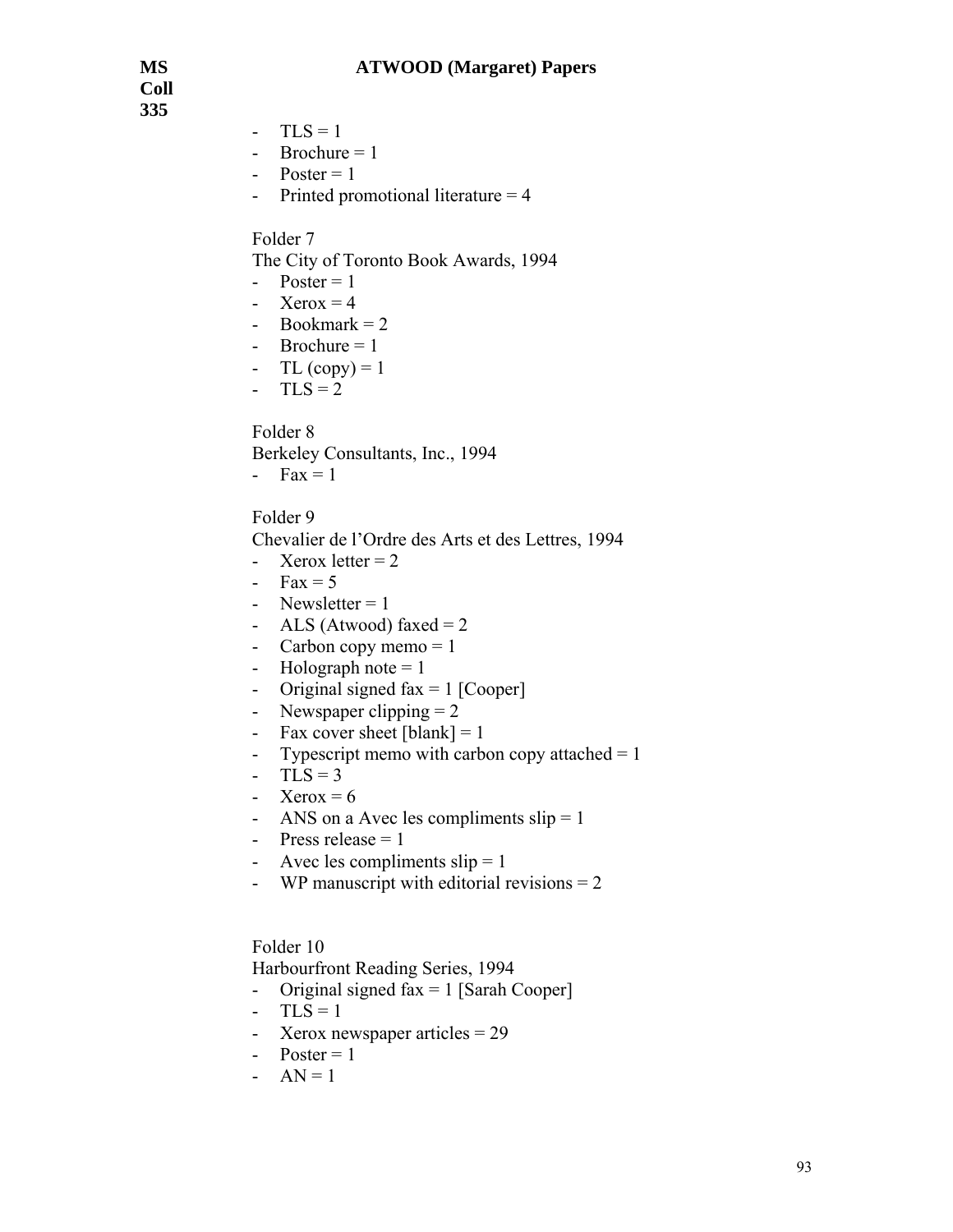- TLS = 1
- Brochure = 1
- Poster = 1
- Printed promotional literature = 4

Folder 7
The City of Toronto Book Awards, 1994
- Poster = 1
- Xerox = 4
- Bookmark = 2
- Brochure = 1
- TL (copy) = 1
- TLS = 2

Folder 8
Berkeley Consultants, Inc., 1994
- Fax = 1

Folder 9
Chevalier de l'Ordre des Arts et des Lettres, 1994
- Xerox letter = 2
- Fax = 5
- Newsletter = 1
- ALS (Atwood) faxed = 2
- Carbon copy memo = 1
- Holograph note = 1
- Original signed fax = 1 [Cooper]
- Newspaper clipping = 2
- Fax cover sheet [blank] = 1
- Typescript memo with carbon copy attached = 1
- TLS = 3
- Xerox = 6
- ANS on a Avec les compliments slip = 1
- Press release = 1
- Avec les compliments slip = 1
- WP manuscript with editorial revisions = 2

Folder 10
Harbourfront Reading Series, 1994
- Original signed fax = 1 [Sarah Cooper]
- TLS = 1
- Xerox newspaper articles = 29
- Poster = 1
- AN = 1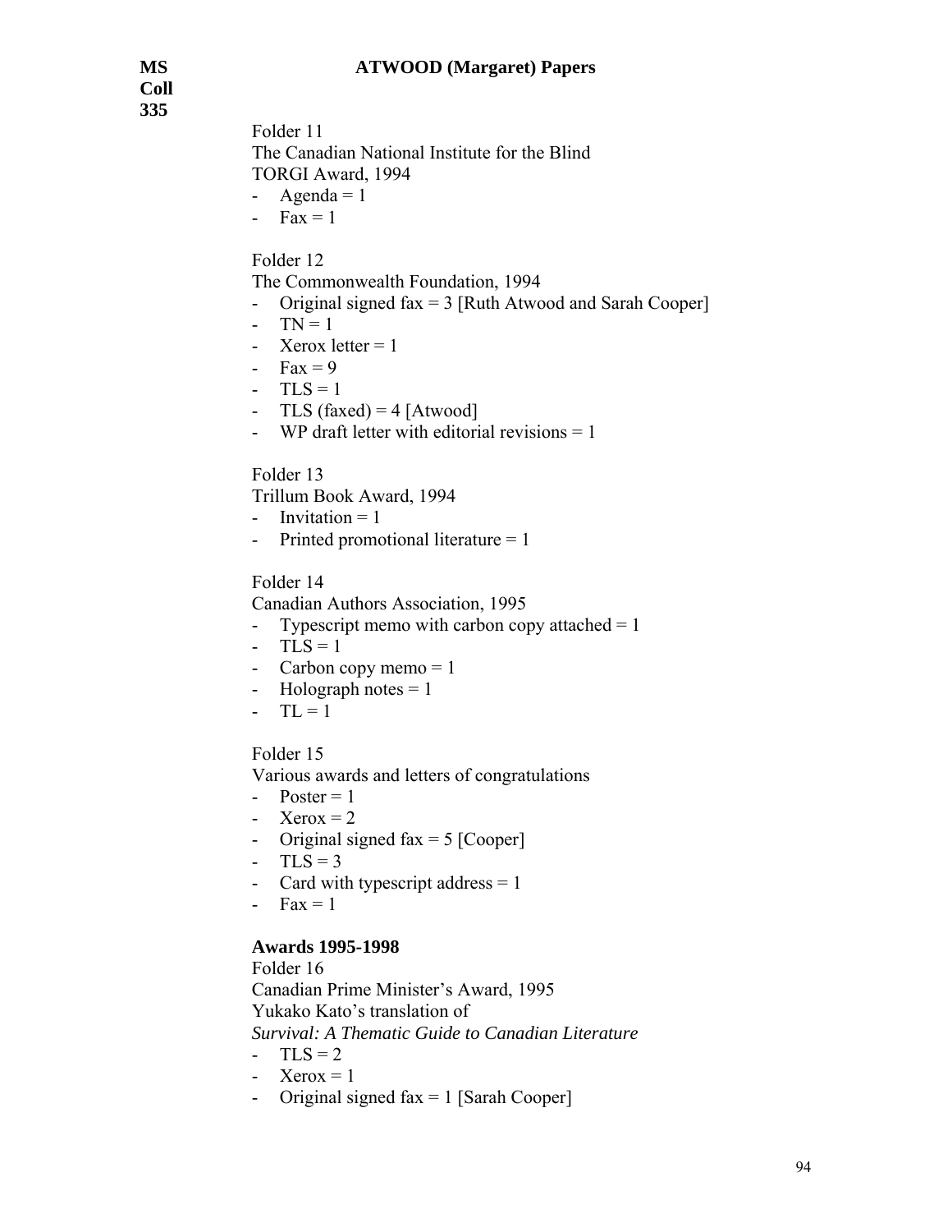Folder 11
The Canadian National Institute for the Blind
TORGI Award, 1994

- Agenda = 1
- Fax = 1

Folder 12
The Commonwealth Foundation, 1994

- Original signed fax = 3 [Ruth Atwood and Sarah Cooper]
- TN = 1
- Xerox letter = 1
- Fax = 9
- TLS = 1
- TLS (faxed) = 4 [Atwood]
- WP draft letter with editorial revisions = 1

Folder 13
Trillum Book Award, 1994

- Invitation = 1
- Printed promotional literature = 1

Folder 14
Canadian Authors Association, 1995

- Typescript memo with carbon copy attached = 1
- TLS = 1
- Carbon copy memo = 1
- Holograph notes = 1
- TL = 1

Folder 15
Various awards and letters of congratulations

- Poster = 1
- Xerox = 2
- Original signed fax = 5 [Cooper]
- TLS = 3
- Card with typescript address = 1
- Fax = 1

**Awards 1995-1998**

Folder 16
Canadian Prime Minister's Award, 1995
Yukako Kato's translation of
*Survival: A Thematic Guide to Canadian Literature*

- TLS = 2
- Xerox = 1
- Original signed fax = 1 [Sarah Cooper]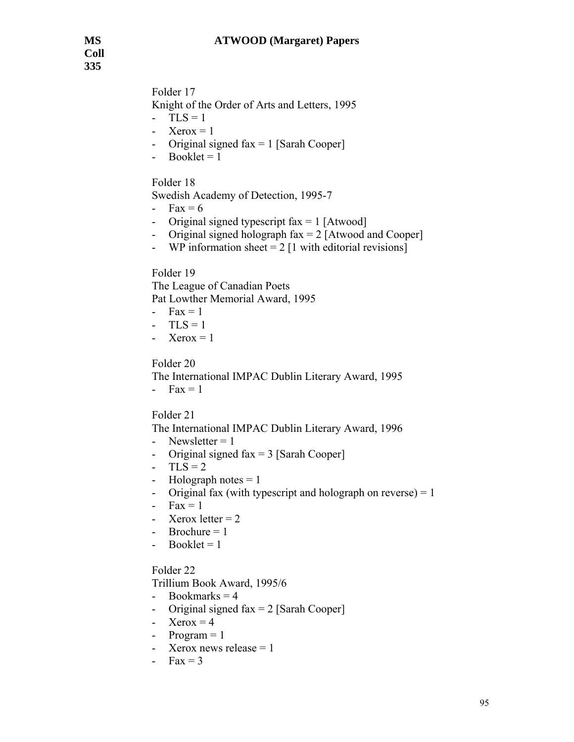Folder 17

Knight of the Order of Arts and Letters, 1995

- TLS = 1
- Xerox = 1
- Original signed fax = 1 [Sarah Cooper]
- Booklet = 1

Folder 18

Swedish Academy of Detection, 1995-7

- Fax = 6
- Original signed typescript fax = 1 [Atwood]
- Original signed holograph fax = 2 [Atwood and Cooper]
- WP information sheet = 2 [1 with editorial revisions]

Folder 19

The League of Canadian Poets

Pat Lowther Memorial Award, 1995

- Fax = 1
- TLS = 1
- Xerox = 1

Folder 20

The International IMPAC Dublin Literary Award, 1995

- Fax = 1

Folder 21

The International IMPAC Dublin Literary Award, 1996

- Newsletter = 1
- Original signed fax = 3 [Sarah Cooper]
- TLS = 2
- Holograph notes = 1
- Original fax (with typescript and holograph on reverse) = 1
- Fax = 1
- Xerox letter = 2
- Brochure = 1
- Booklet = 1

Folder 22

Trillium Book Award, 1995/6

- Bookmarks = 4
- Original signed fax = 2 [Sarah Cooper]
- Xerox = 4
- Program = 1
- Xerox news release = 1
- Fax = 3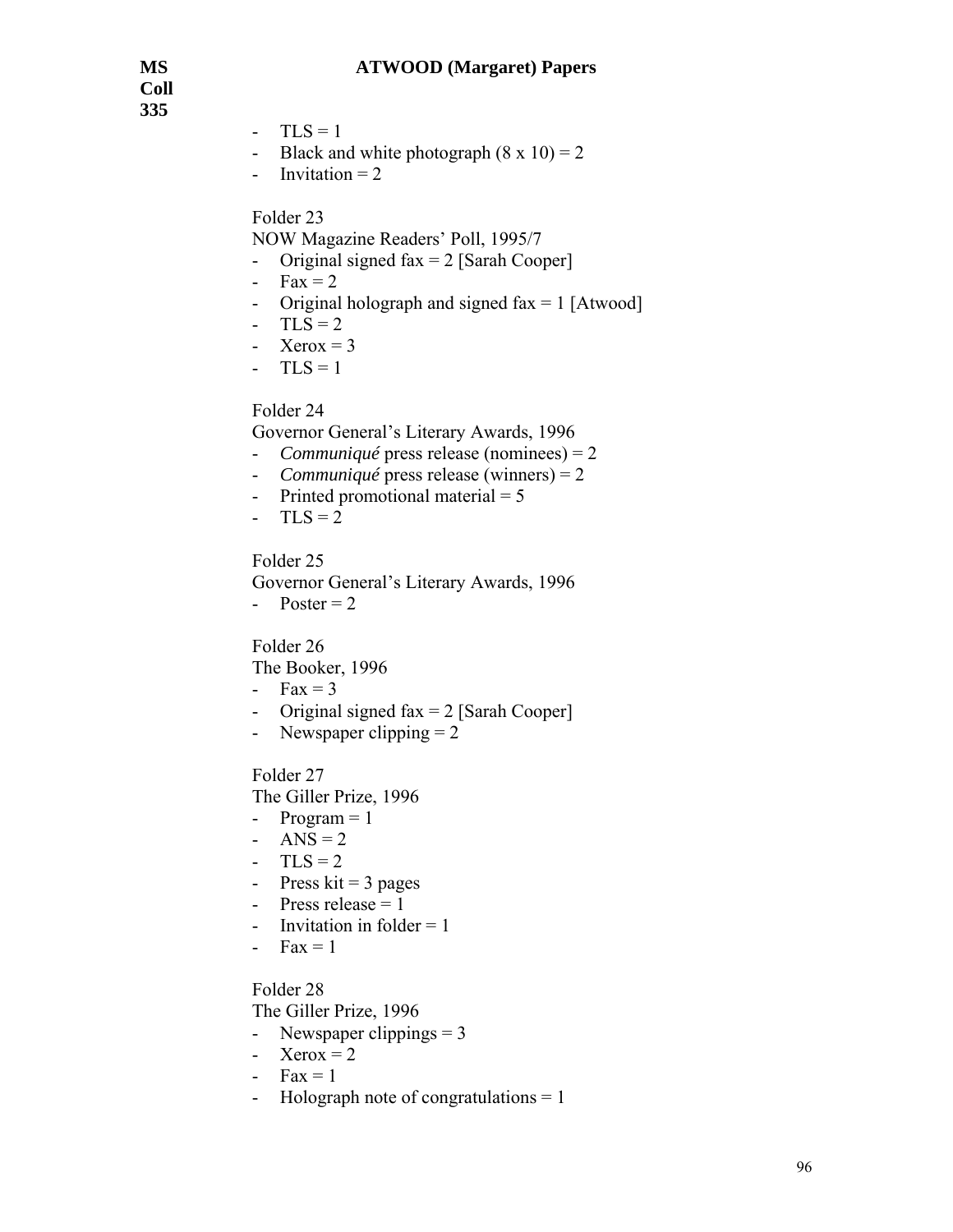- TLS = 1
- Black and white photograph (8 x 10) = 2
- Invitation = 2

Folder 23
NOW Magazine Readers' Poll, 1995/7
- Original signed fax = 2 [Sarah Cooper]
- Fax = 2
- Original holograph and signed fax = 1 [Atwood]
- TLS = 2
- Xerox = 3
- TLS = 1

Folder 24
Governor General's Literary Awards, 1996
- *Communiqué* press release (nominees) = 2
- *Communiqué* press release (winners) = 2
- Printed promotional material = 5
- TLS = 2

Folder 25
Governor General's Literary Awards, 1996
- Poster = 2

Folder 26
The Booker, 1996
- Fax = 3
- Original signed fax = 2 [Sarah Cooper]
- Newspaper clipping = 2

Folder 27
The Giller Prize, 1996
- Program = 1
- ANS = 2
- TLS = 2
- Press kit = 3 pages
- Press release = 1
- Invitation in folder = 1
- Fax = 1

Folder 28
The Giller Prize, 1996
- Newspaper clippings = 3
- Xerox = 2
- Fax = 1
- Holograph note of congratulations = 1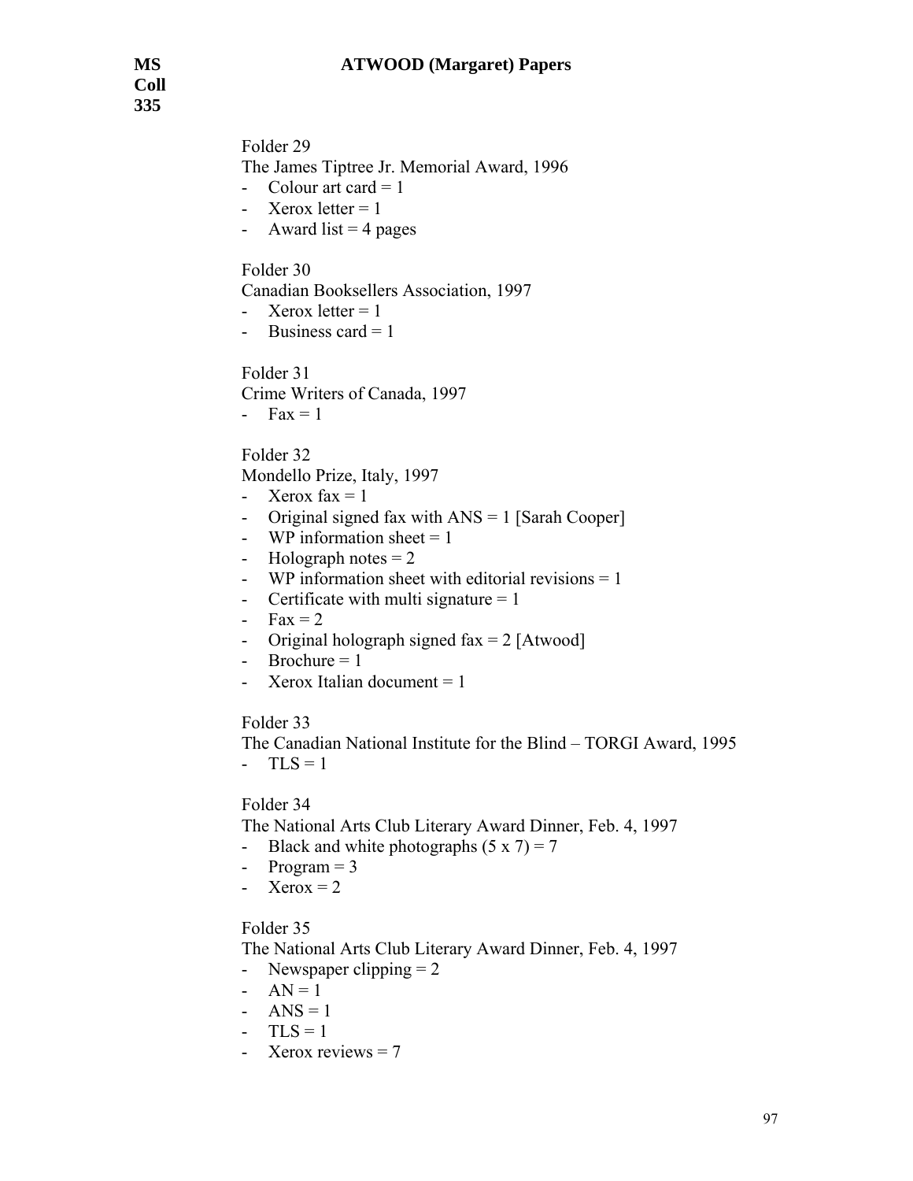Folder 29
The James Tiptree Jr. Memorial Award, 1996
- Colour art card = 1
- Xerox letter = 1
- Award list = 4 pages

Folder 30
Canadian Booksellers Association, 1997
- Xerox letter = 1
- Business card = 1

Folder 31
Crime Writers of Canada, 1997
- Fax = 1

Folder 32
Mondello Prize, Italy, 1997
- Xerox fax = 1
- Original signed fax with ANS = 1 [Sarah Cooper]
- WP information sheet = 1
- Holograph notes = 2
- WP information sheet with editorial revisions = 1
- Certificate with multi signature = 1
- Fax = 2
- Original holograph signed fax = 2 [Atwood]
- Brochure = 1
- Xerox Italian document = 1

Folder 33
The Canadian National Institute for the Blind – TORGI Award, 1995
- TLS = 1

Folder 34
The National Arts Club Literary Award Dinner, Feb. 4, 1997
- Black and white photographs (5 x 7) = 7
- Program = 3
- Xerox = 2

Folder 35
The National Arts Club Literary Award Dinner, Feb. 4, 1997
- Newspaper clipping = 2
- AN = 1
- ANS = 1
- TLS = 1
- Xerox reviews = 7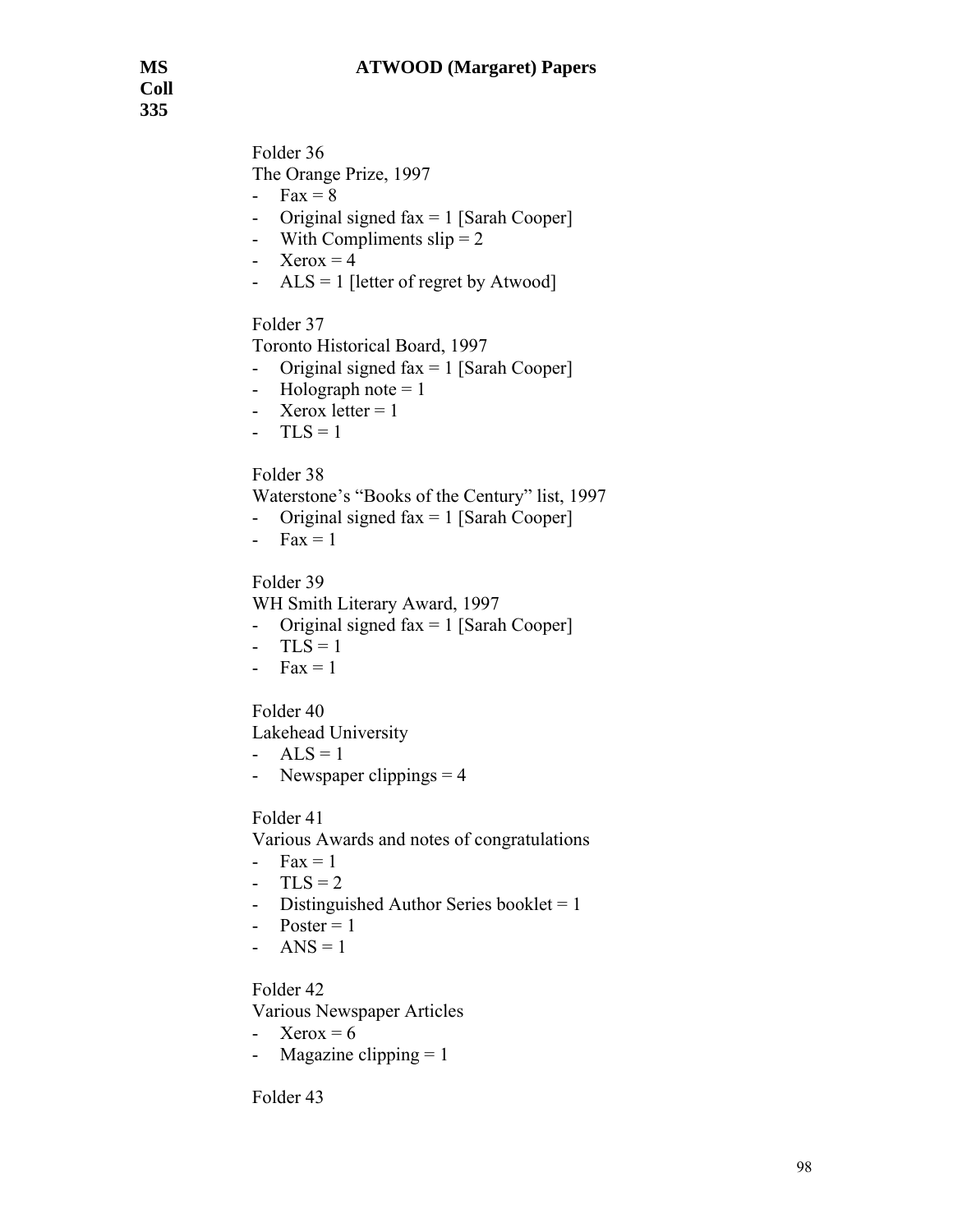Folder 36
The Orange Prize, 1997

- Fax = 8
- Original signed fax = 1 [Sarah Cooper]
- With Compliments slip = 2
- Xerox = 4
- ALS = 1 [letter of regret by Atwood]

Folder 37
Toronto Historical Board, 1997

- Original signed fax = 1 [Sarah Cooper]
- Holograph note = 1
- Xerox letter = 1
- TLS = 1

Folder 38
Waterstone's "Books of the Century" list, 1997

- Original signed fax = 1 [Sarah Cooper]
- Fax = 1

Folder 39
WH Smith Literary Award, 1997

- Original signed fax = 1 [Sarah Cooper]
- TLS = 1
- Fax = 1

Folder 40
Lakehead University

- ALS = 1
- Newspaper clippings = 4

Folder 41
Various Awards and notes of congratulations

- Fax = 1
- TLS = 2
- Distinguished Author Series booklet = 1
- Poster = 1
- ANS = 1

Folder 42
Various Newspaper Articles

- Xerox = 6
- Magazine clipping = 1

Folder 43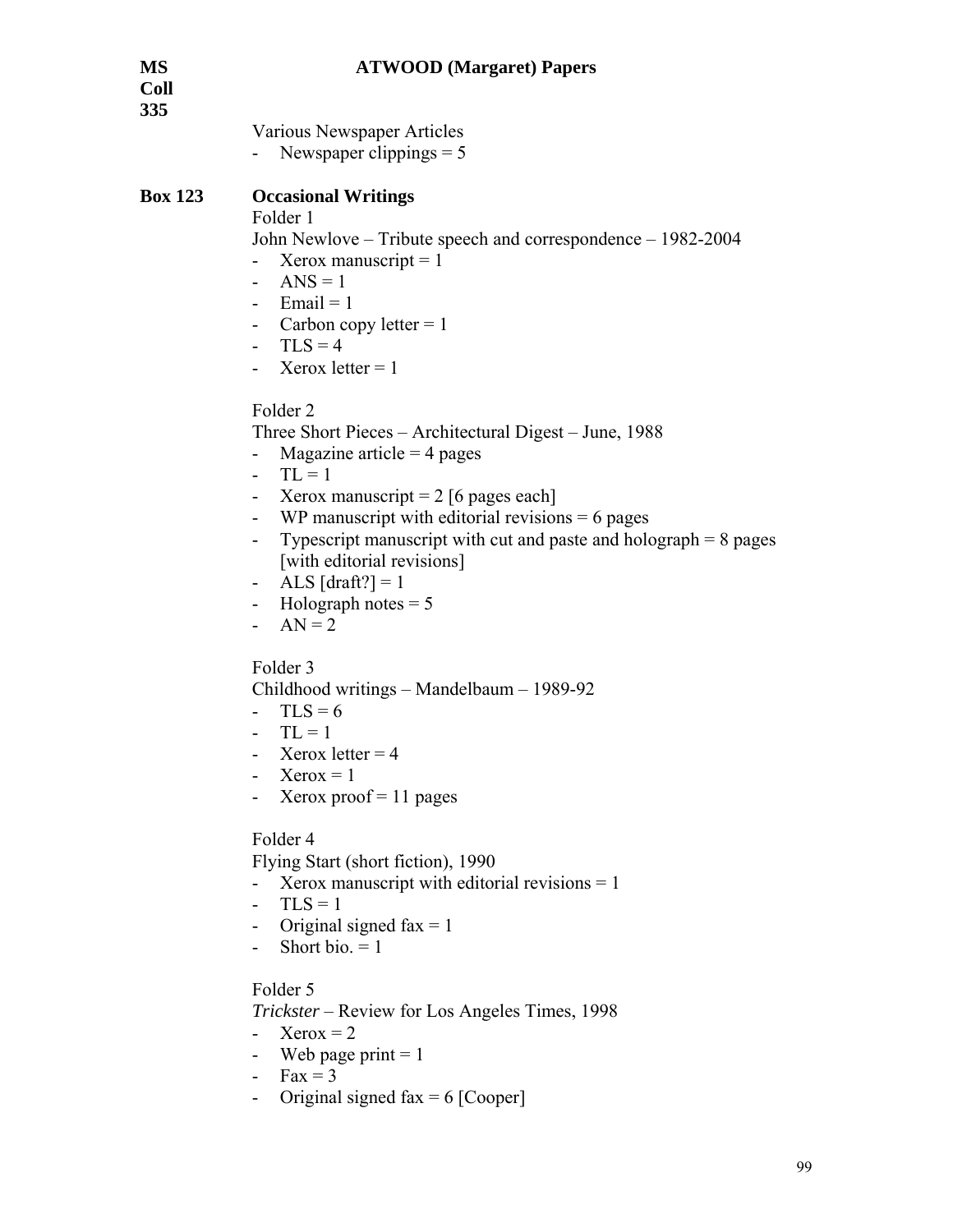Various Newspaper Articles

- Newspaper clippings = 5

**Box 123** **Occasional Writings**

Folder 1

John Newlove – Tribute speech and correspondence – 1982-2004

- Xerox manuscript = 1
- ANS = 1
- Email = 1
- Carbon copy letter = 1
- TLS = 4
- Xerox letter = 1

Folder 2

Three Short Pieces – Architectural Digest – June, 1988

- Magazine article = 4 pages
- TL = 1
- Xerox manuscript = 2 [6 pages each]
- WP manuscript with editorial revisions = 6 pages
- Typescript manuscript with cut and paste and holograph = 8 pages [with editorial revisions]
- ALS [draft?] = 1
- Holograph notes = 5
- AN = 2

Folder 3

Childhood writings – Mandelbaum – 1989-92

- TLS = 6
- TL = 1
- Xerox letter = 4
- Xerox = 1
- Xerox proof = 11 pages

Folder 4

Flying Start (short fiction), 1990

- Xerox manuscript with editorial revisions = 1
- TLS = 1
- Original signed fax = 1
- Short bio. = 1

Folder 5

*Trickster* – Review for Los Angeles Times, 1998

- Xerox = 2
- Web page print = 1
- Fax = 3
- Original signed fax = 6 [Cooper]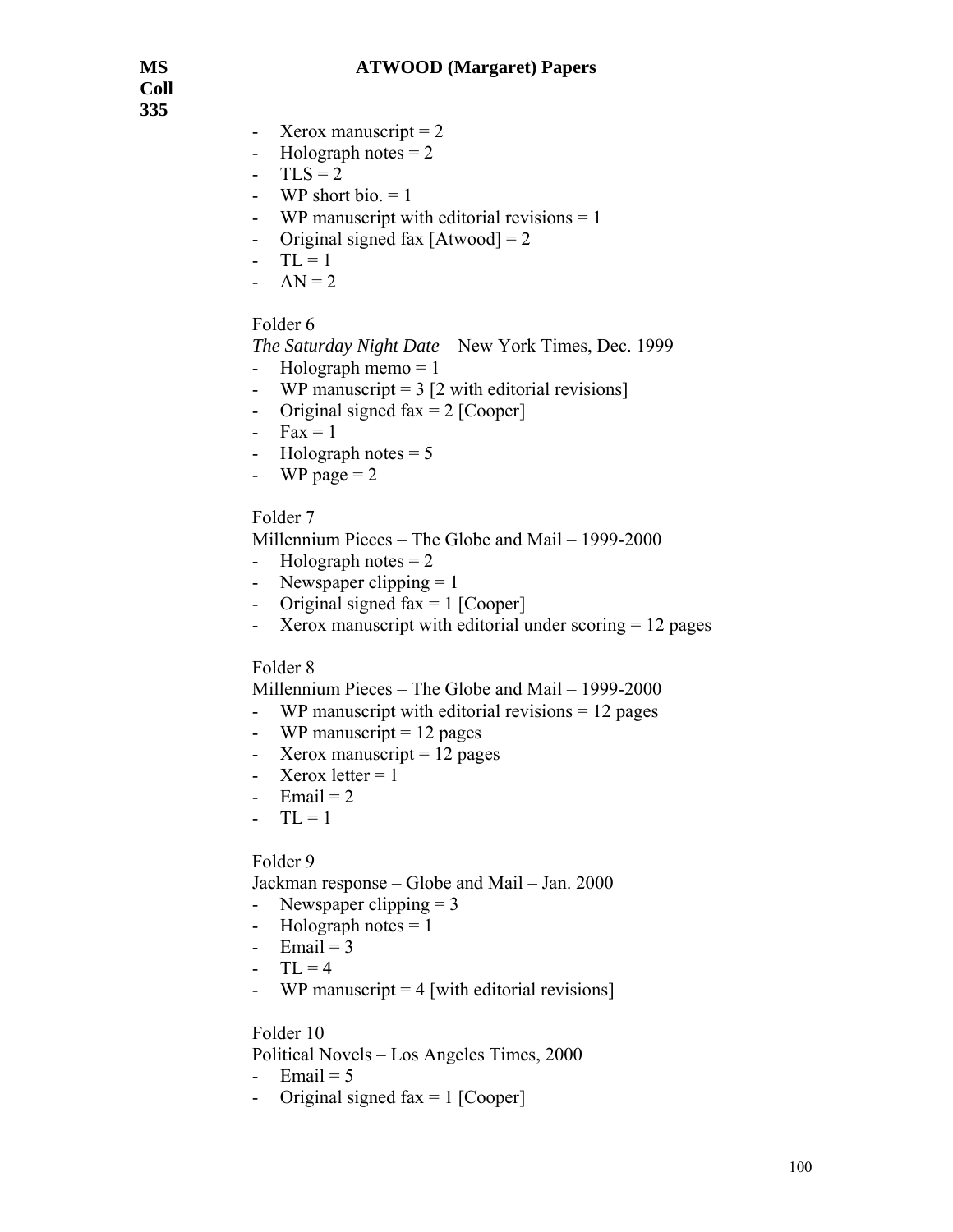- Xerox manuscript = 2
- Holograph notes = 2
- TLS = 2
- WP short bio. = 1
- WP manuscript with editorial revisions = 1
- Original signed fax [Atwood] = 2
- TL = 1
- AN = 2

Folder 6

*The Saturday Night Date* – New York Times, Dec. 1999

- Holograph memo = 1
- WP manuscript = 3 [2 with editorial revisions]
- Original signed fax = 2 [Cooper]
- Fax = 1
- Holograph notes = 5
- WP page = 2

Folder 7

Millennium Pieces – The Globe and Mail – 1999-2000

- Holograph notes = 2
- Newspaper clipping = 1
- Original signed fax = 1 [Cooper]
- Xerox manuscript with editorial under scoring = 12 pages

Folder 8

Millennium Pieces – The Globe and Mail – 1999-2000

- WP manuscript with editorial revisions = 12 pages
- WP manuscript = 12 pages
- Xerox manuscript = 12 pages
- Xerox letter = 1
- Email = 2
- TL = 1

Folder 9

Jackman response – Globe and Mail – Jan. 2000

- Newspaper clipping = 3
- Holograph notes = 1
- Email = 3
- TL = 4
- WP manuscript = 4 [with editorial revisions]

Folder 10

Political Novels – Los Angeles Times, 2000

- Email = 5
- Original signed fax = 1 [Cooper]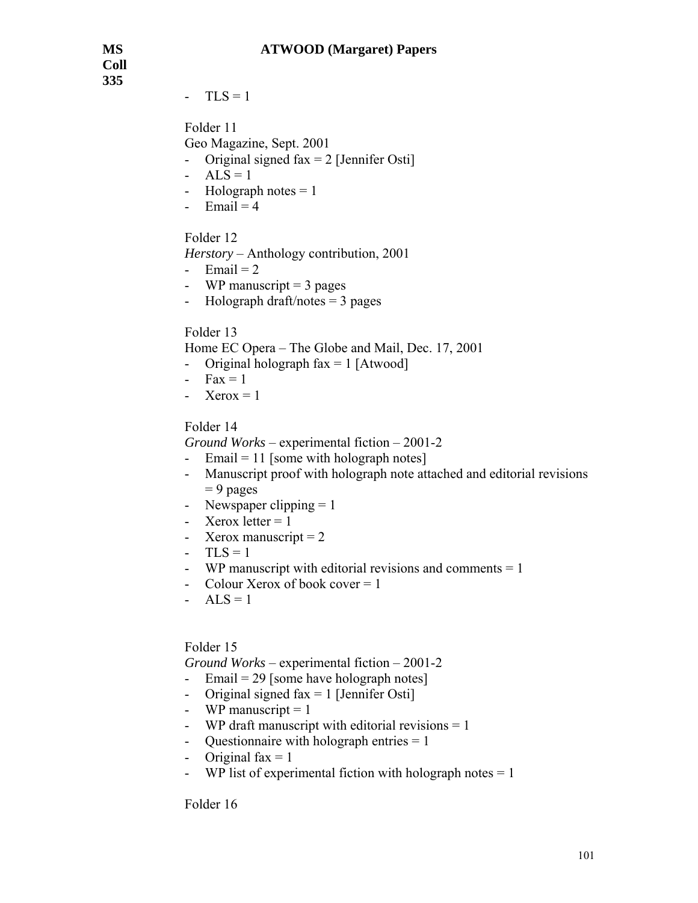- TLS = 1

Folder 11

Geo Magazine, Sept. 2001

- Original signed fax = 2 [Jennifer Osti]
- ALS = 1
- Holograph notes = 1
- Email = 4

Folder 12

*Herstory* – Anthology contribution, 2001

- Email = 2
- WP manuscript = 3 pages
- Holograph draft/notes = 3 pages

Folder 13

Home EC Opera – The Globe and Mail, Dec. 17, 2001

- Original holograph fax = 1 [Atwood]
- Fax = 1
- Xerox = 1

Folder 14

*Ground Works* – experimental fiction – 2001-2

- Email = 11 [some with holograph notes]
- Manuscript proof with holograph note attached and editorial revisions = 9 pages
- Newspaper clipping = 1
- Xerox letter = 1
- Xerox manuscript = 2
- TLS = 1
- WP manuscript with editorial revisions and comments = 1
- Colour Xerox of book cover = 1
- ALS = 1

Folder 15

*Ground Works* – experimental fiction – 2001-2

- Email = 29 [some have holograph notes]
- Original signed fax = 1 [Jennifer Osti]
- WP manuscript = 1
- WP draft manuscript with editorial revisions = 1
- Questionnaire with holograph entries = 1
- Original fax = 1
- WP list of experimental fiction with holograph notes = 1

Folder 16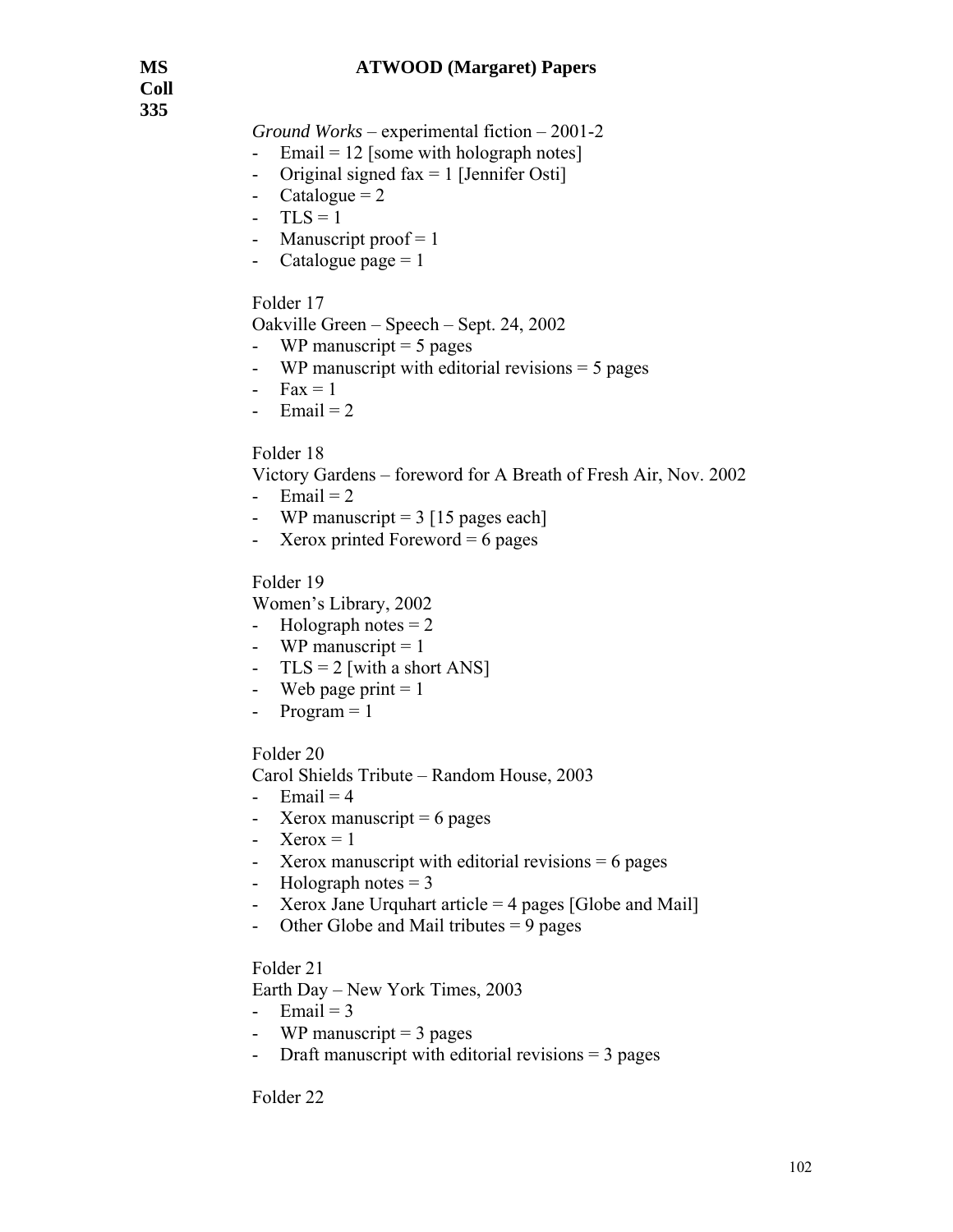*Ground Works* – experimental fiction – 2001-2

- Email = 12 [some with holograph notes]
- Original signed fax = 1 [Jennifer Osti]
- Catalogue = 2
- TLS = 1
- Manuscript proof = 1
- Catalogue page = 1

Folder 17

Oakville Green – Speech – Sept. 24, 2002

- WP manuscript = 5 pages
- WP manuscript with editorial revisions = 5 pages
- Fax = 1
- Email = 2

Folder 18

Victory Gardens – foreword for A Breath of Fresh Air, Nov. 2002

- Email = 2
- WP manuscript = 3 [15 pages each]
- Xerox printed Foreword = 6 pages

Folder 19

Women's Library, 2002

- Holograph notes = 2
- WP manuscript = 1
- TLS = 2 [with a short ANS]
- Web page print = 1
- Program = 1

Folder 20

Carol Shields Tribute – Random House, 2003

- Email = 4
- Xerox manuscript = 6 pages
- Xerox = 1
- Xerox manuscript with editorial revisions = 6 pages
- Holograph notes = 3
- Xerox Jane Urquhart article = 4 pages [Globe and Mail]
- Other Globe and Mail tributes = 9 pages

Folder 21

Earth Day – New York Times, 2003

- Email = 3
- WP manuscript = 3 pages
- Draft manuscript with editorial revisions = 3 pages

Folder 22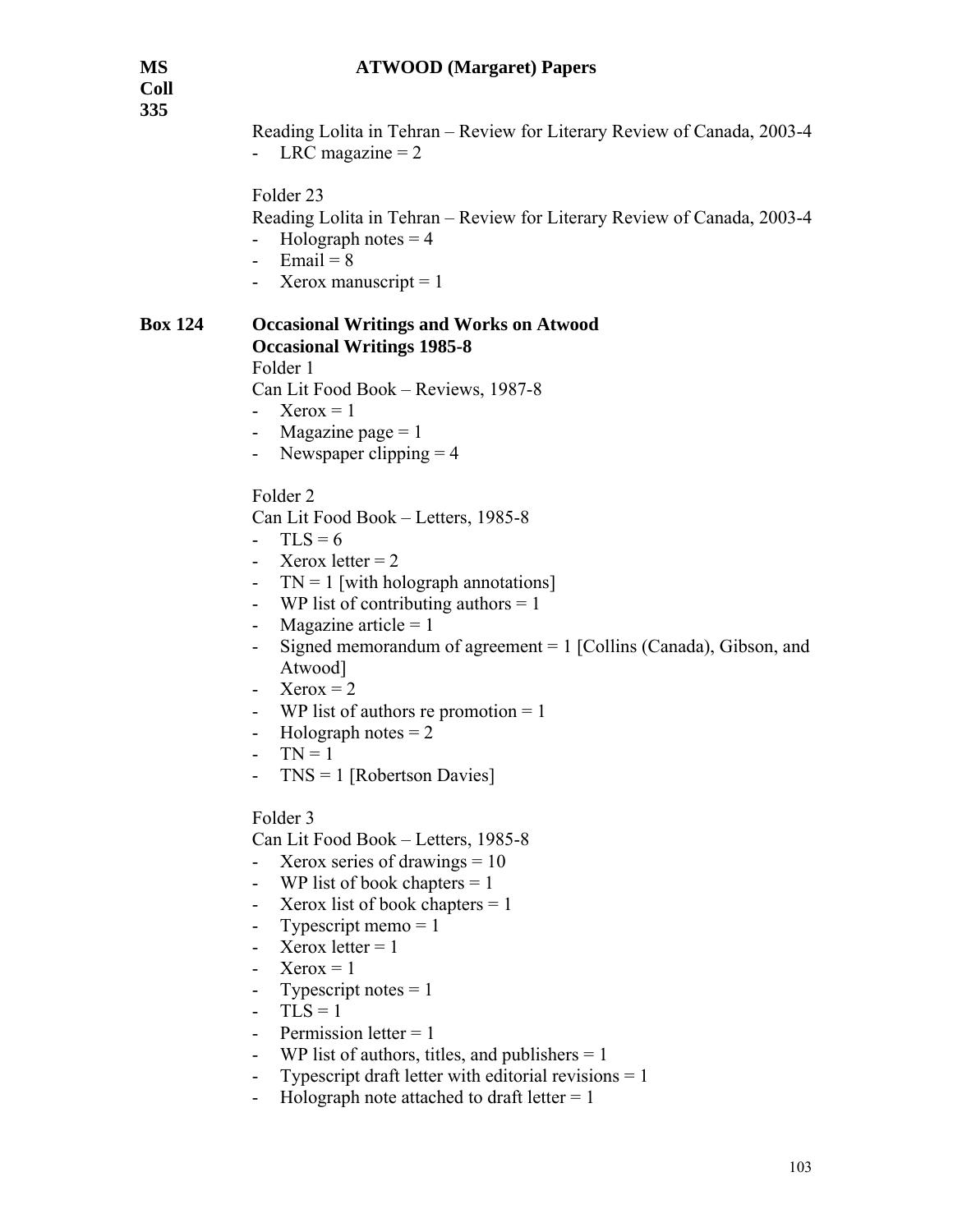Reading Lolita in Tehran – Review for Literary Review of Canada, 2003-4

- LRC magazine = 2

Folder 23

Reading Lolita in Tehran – Review for Literary Review of Canada, 2003-4

- Holograph notes = 4
- Email = 8
- Xerox manuscript = 1

**Box 124** **Occasional Writings and Works on Atwood**

**Occasional Writings 1985-8**

Folder 1

Can Lit Food Book – Reviews, 1987-8

- Xerox = 1
- Magazine page = 1
- Newspaper clipping = 4

Folder 2

Can Lit Food Book – Letters, 1985-8

- TLS = 6
- Xerox letter = 2
- TN = 1 [with holograph annotations]
- WP list of contributing authors = 1
- Magazine article = 1
- Signed memorandum of agreement = 1 [Collins (Canada), Gibson, and Atwood]
- Xerox = 2
- WP list of authors re promotion = 1
- Holograph notes = 2
- TN = 1
- TNS = 1 [Robertson Davies]

Folder 3

Can Lit Food Book – Letters, 1985-8

- Xerox series of drawings = 10
- WP list of book chapters = 1
- Xerox list of book chapters = 1
- Typescript memo = 1
- Xerox letter = 1
- Xerox = 1
- Typescript notes = 1
- TLS = 1
- Permission letter = 1
- WP list of authors, titles, and publishers = 1
- Typescript draft letter with editorial revisions = 1
- Holograph note attached to draft letter = 1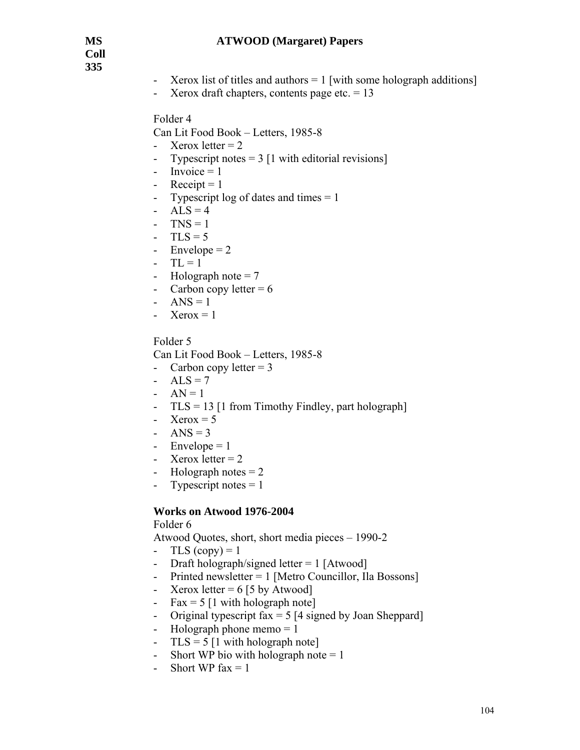- Xerox list of titles and authors = 1 [with some holograph additions]
- Xerox draft chapters, contents page etc. = 13

Folder 4

Can Lit Food Book – Letters, 1985-8

- Xerox letter = 2
- Typescript notes = 3 [1 with editorial revisions]
- Invoice = 1
- Receipt = 1
- Typescript log of dates and times = 1
- ALS = 4
- TNS = 1
- TLS = 5
- Envelope = 2
- TL = 1
- Holograph note = 7
- Carbon copy letter = 6
- ANS = 1
- Xerox = 1

Folder 5

Can Lit Food Book – Letters, 1985-8

- Carbon copy letter = 3
- ALS = 7
- AN = 1
- TLS = 13 [1 from Timothy Findley, part holograph]
- Xerox = 5
- ANS = 3
- Envelope = 1
- Xerox letter = 2
- Holograph notes = 2
- Typescript notes = 1

**Works on Atwood 1976-2004**

Folder 6

Atwood Quotes, short, short media pieces – 1990-2

- TLS (copy) = 1
- Draft holograph/signed letter = 1 [Atwood]
- Printed newsletter = 1 [Metro Councillor, Ila Bossons]
- Xerox letter = 6 [5 by Atwood]
- Fax = 5 [1 with holograph note]
- Original typescript fax = 5 [4 signed by Joan Sheppard]
- Holograph phone memo = 1
- TLS = 5 [1 with holograph note]
- Short WP bio with holograph note = 1
- Short WP fax = 1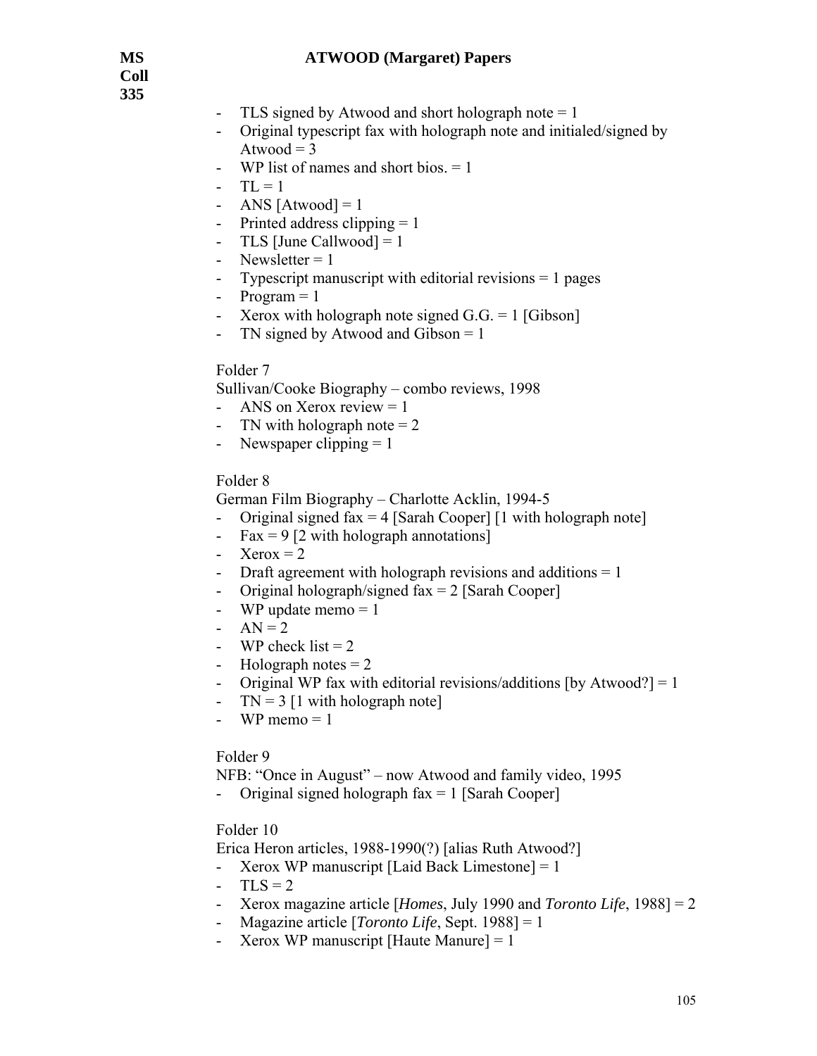- TLS signed by Atwood and short holograph note = 1
- Original typescript fax with holograph note and initialed/signed by Atwood = 3
- WP list of names and short bios. = 1
- TL = 1
- ANS [Atwood] = 1
- Printed address clipping = 1
- TLS [June Callwood] = 1
- Newsletter = 1
- Typescript manuscript with editorial revisions = 1 pages
- Program = 1
- Xerox with holograph note signed G.G. = 1 [Gibson]
- TN signed by Atwood and Gibson = 1

Folder 7

Sullivan/Cooke Biography – combo reviews, 1998

- ANS on Xerox review = 1
- TN with holograph note = 2
- Newspaper clipping = 1

Folder 8

German Film Biography – Charlotte Acklin, 1994-5

- Original signed fax = 4 [Sarah Cooper] [1 with holograph note]
- Fax = 9 [2 with holograph annotations]
- Xerox = 2
- Draft agreement with holograph revisions and additions = 1
- Original holograph/signed fax = 2 [Sarah Cooper]
- WP update memo = 1
- AN = 2
- WP check list = 2
- Holograph notes = 2
- Original WP fax with editorial revisions/additions [by Atwood?] = 1
- TN = 3 [1 with holograph note]
- WP memo = 1

Folder 9

NFB: "Once in August" – now Atwood and family video, 1995

- Original signed holograph fax = 1 [Sarah Cooper]

Folder 10

Erica Heron articles, 1988-1990(?) [alias Ruth Atwood?]

- Xerox WP manuscript [Laid Back Limestone] = 1
- TLS = 2
- Xerox magazine article [*Homes*, July 1990 and *Toronto Life*, 1988] = 2
- Magazine article [*Toronto Life*, Sept. 1988] = 1
- Xerox WP manuscript [Haute Manure] = 1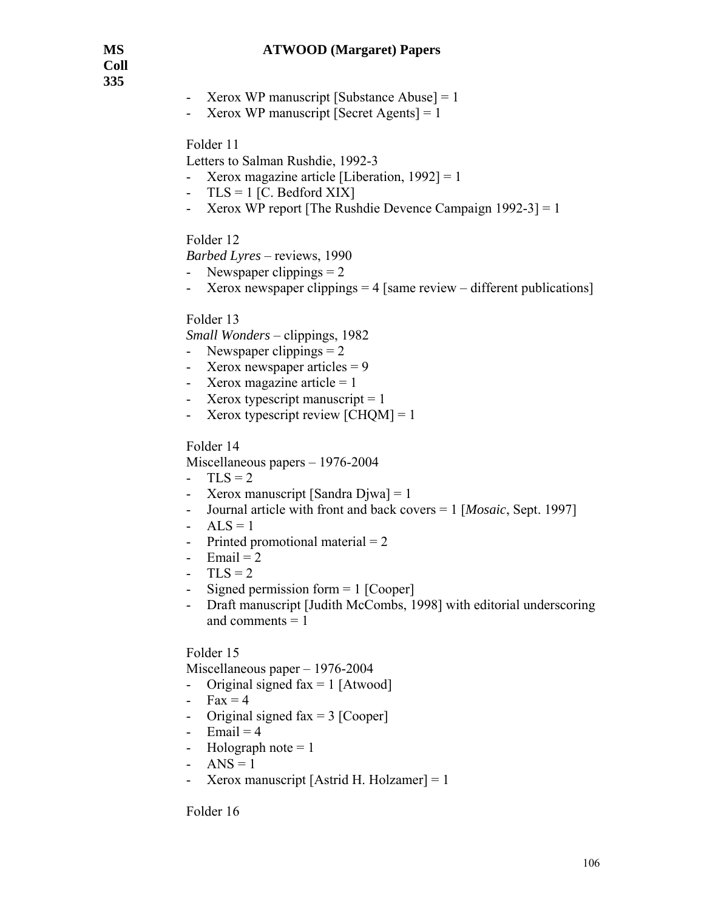- Xerox WP manuscript [Substance Abuse] = 1
- Xerox WP manuscript [Secret Agents] = 1

Folder 11

Letters to Salman Rushdie, 1992-3

- Xerox magazine article [Liberation, 1992] = 1
- TLS = 1 [C. Bedford XIX]
- Xerox WP report [The Rushdie Devence Campaign 1992-3] = 1

Folder 12

*Barbed Lyres* – reviews, 1990

- Newspaper clippings = 2
- Xerox newspaper clippings = 4 [same review – different publications]

Folder 13

*Small Wonders* – clippings, 1982

- Newspaper clippings = 2
- Xerox newspaper articles = 9
- Xerox magazine article = 1
- Xerox typescript manuscript = 1
- Xerox typescript review [CHQM] = 1

Folder 14

Miscellaneous papers – 1976-2004

- TLS = 2
- Xerox manuscript [Sandra Djwa] = 1
- Journal article with front and back covers = 1 [*Mosaic*, Sept. 1997]
- ALS = 1
- Printed promotional material = 2
- Email = 2
- TLS = 2
- Signed permission form = 1 [Cooper]
- Draft manuscript [Judith McCombs, 1998] with editorial underscoring and comments = 1

Folder 15

Miscellaneous paper – 1976-2004

- Original signed fax = 1 [Atwood]
- Fax = 4
- Original signed fax = 3 [Cooper]
- Email = 4
- Holograph note = 1
- ANS = 1
- Xerox manuscript [Astrid H. Holzamer] = 1

Folder 16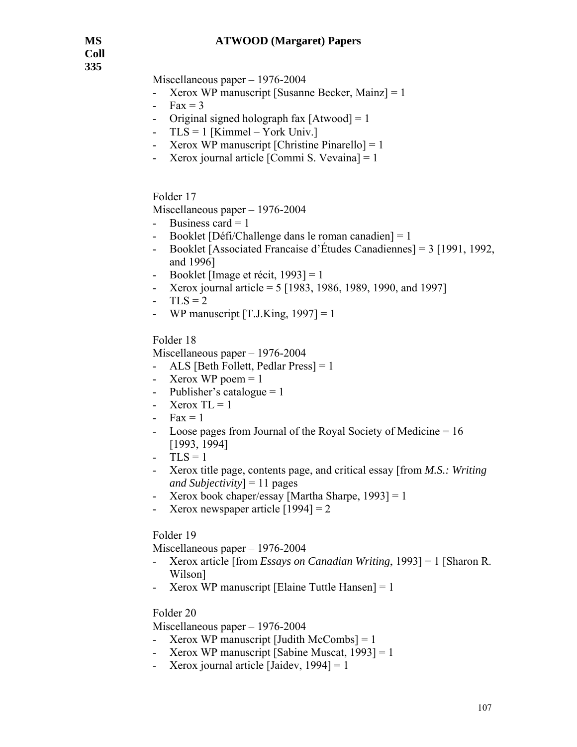Miscellaneous paper – 1976-2004

- Xerox WP manuscript [Susanne Becker, Mainz] = 1
- Fax = 3
- Original signed holograph fax [Atwood] = 1
- TLS = 1 [Kimmel – York Univ.]
- Xerox WP manuscript [Christine Pinarello] = 1
- Xerox journal article [Commi S. Vevaina] = 1

Folder 17

Miscellaneous paper – 1976-2004

- Business card = 1
- Booklet [Défi/Challenge dans le roman canadien] = 1
- Booklet [Associated Francaise d'Études Canadiennes] = 3 [1991, 1992, and 1996]
- Booklet [Image et récit, 1993] = 1
- Xerox journal article = 5 [1983, 1986, 1989, 1990, and 1997]
- TLS = 2
- WP manuscript [T.J.King, 1997] = 1

Folder 18

Miscellaneous paper – 1976-2004

- ALS [Beth Follett, Pedlar Press] = 1
- Xerox WP poem = 1
- Publisher's catalogue = 1
- Xerox TL = 1
- Fax = 1
- Loose pages from Journal of the Royal Society of Medicine = 16 [1993, 1994]
- TLS = 1
- Xerox title page, contents page, and critical essay [from *M.S.: Writing and Subjectivity*] = 11 pages
- Xerox book chaper/essay [Martha Sharpe, 1993] = 1
- Xerox newspaper article [1994] = 2

Folder 19

Miscellaneous paper – 1976-2004

- Xerox article [from *Essays on Canadian Writing*, 1993] = 1 [Sharon R. Wilson]
- Xerox WP manuscript [Elaine Tuttle Hansen] = 1

Folder 20

Miscellaneous paper – 1976-2004

- Xerox WP manuscript [Judith McCombs] = 1
- Xerox WP manuscript [Sabine Muscat, 1993] = 1
- Xerox journal article [Jaidev, 1994] = 1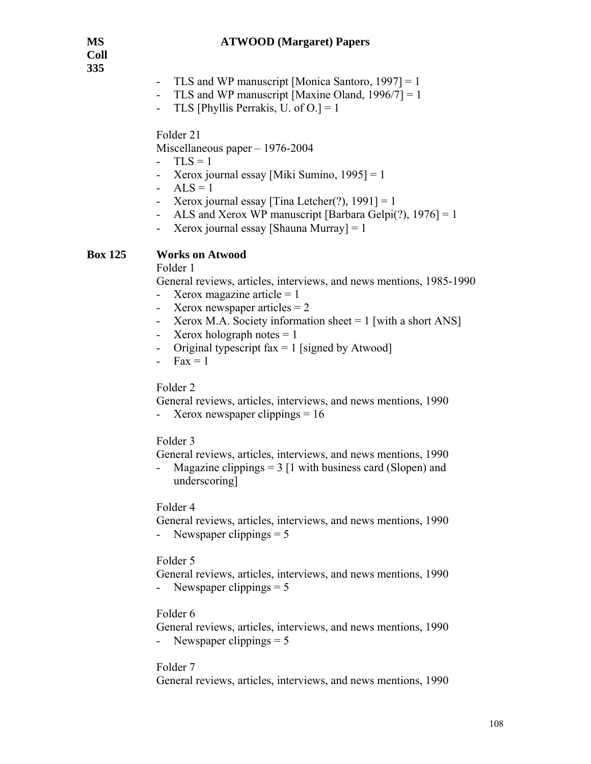- TLS and WP manuscript [Monica Santoro, 1997] = 1
- TLS and WP manuscript [Maxine Oland, 1996/7] = 1
- TLS [Phyllis Perrakis, U. of O.] = 1

Folder 21

Miscellaneous paper – 1976-2004

- TLS = 1
- Xerox journal essay [Miki Sumino, 1995] = 1
- ALS = 1
- Xerox journal essay [Tina Letcher(?), 1991] = 1
- ALS and Xerox WP manuscript [Barbara Gelpi(?), 1976] = 1
- Xerox journal essay [Shauna Murray] = 1

**Box 125 Works on Atwood**

Folder 1

General reviews, articles, interviews, and news mentions, 1985-1990

- Xerox magazine article = 1
- Xerox newspaper articles = 2
- Xerox M.A. Society information sheet = 1 [with a short ANS]
- Xerox holograph notes = 1
- Original typescript fax = 1 [signed by Atwood]
- Fax = 1

Folder 2

General reviews, articles, interviews, and news mentions, 1990

- Xerox newspaper clippings = 16

Folder 3

General reviews, articles, interviews, and news mentions, 1990

- Magazine clippings = 3 [1 with business card (Slopen) and underscoring]

Folder 4

General reviews, articles, interviews, and news mentions, 1990

- Newspaper clippings = 5

Folder 5

General reviews, articles, interviews, and news mentions, 1990

- Newspaper clippings = 5

Folder 6

General reviews, articles, interviews, and news mentions, 1990

- Newspaper clippings = 5

Folder 7

General reviews, articles, interviews, and news mentions, 1990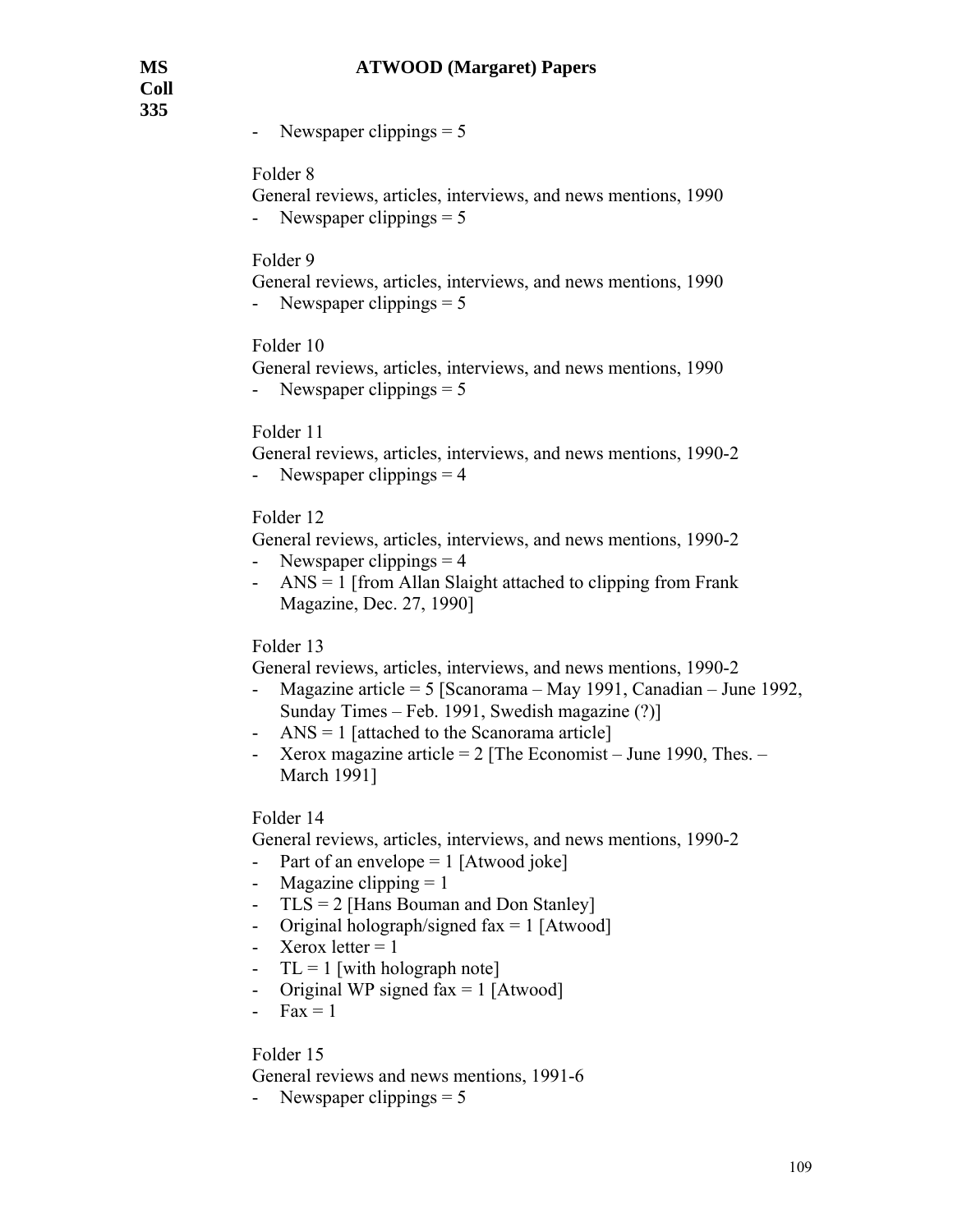- Newspaper clippings = 5

Folder 8

General reviews, articles, interviews, and news mentions, 1990

- Newspaper clippings = 5

Folder 9

General reviews, articles, interviews, and news mentions, 1990

- Newspaper clippings = 5

Folder 10

General reviews, articles, interviews, and news mentions, 1990

- Newspaper clippings = 5

Folder 11

General reviews, articles, interviews, and news mentions, 1990-2

- Newspaper clippings = 4

Folder 12

General reviews, articles, interviews, and news mentions, 1990-2

- Newspaper clippings = 4
- ANS = 1 [from Allan Slaight attached to clipping from Frank Magazine, Dec. 27, 1990]

Folder 13

General reviews, articles, interviews, and news mentions, 1990-2

- Magazine article = 5 [Scanorama – May 1991, Canadian – June 1992, Sunday Times – Feb. 1991, Swedish magazine (?)]
- ANS = 1 [attached to the Scanorama article]
- Xerox magazine article = 2 [The Economist – June 1990, Thes. – March 1991]

Folder 14

General reviews, articles, interviews, and news mentions, 1990-2

- Part of an envelope = 1 [Atwood joke]
- Magazine clipping = 1
- TLS = 2 [Hans Bouman and Don Stanley]
- Original holograph/signed fax = 1 [Atwood]
- Xerox letter = 1
- TL = 1 [with holograph note]
- Original WP signed fax = 1 [Atwood]
- Fax = 1

Folder 15

General reviews and news mentions, 1991-6

- Newspaper clippings = 5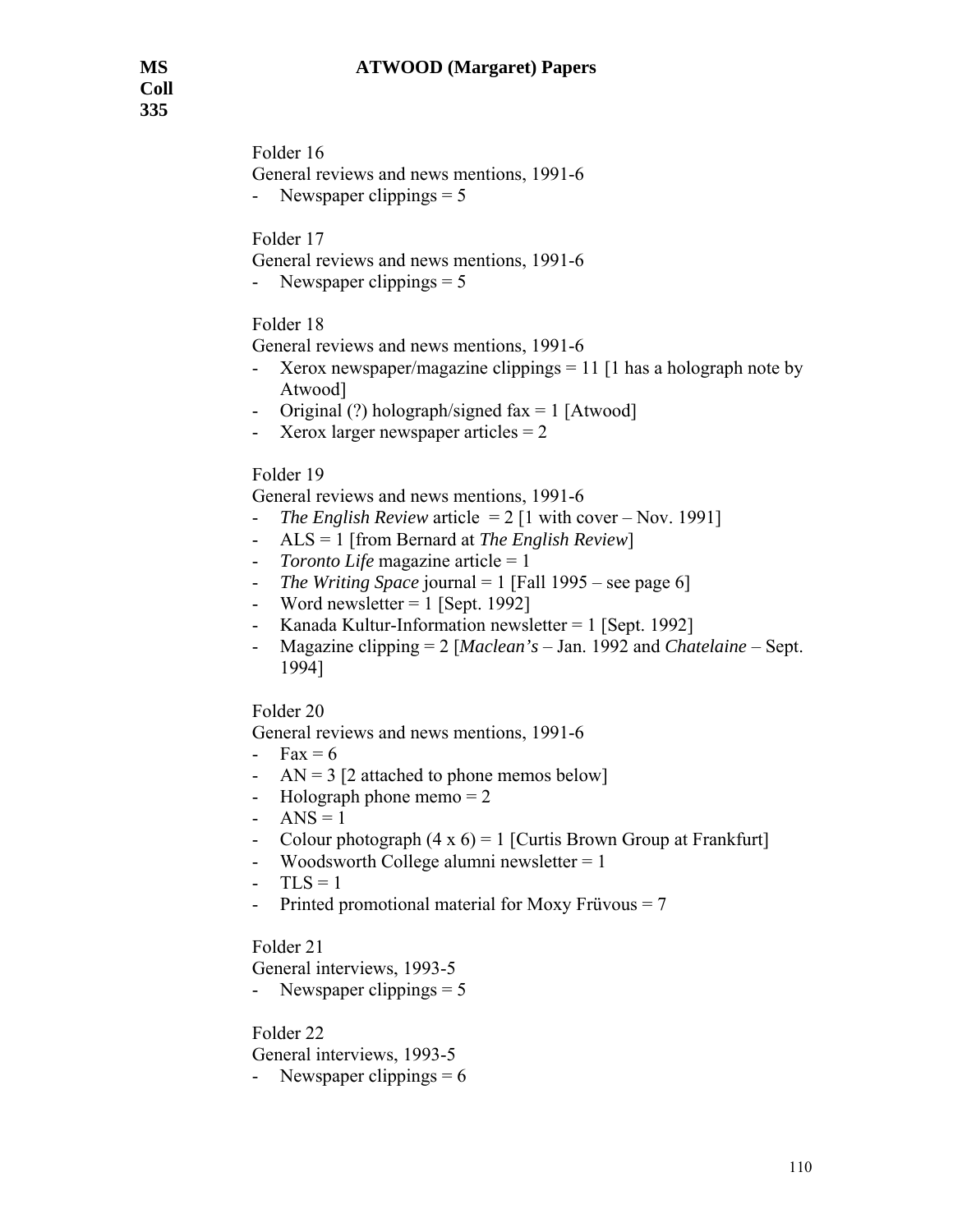Folder 16

General reviews and news mentions, 1991-6

- Newspaper clippings = 5

Folder 17

General reviews and news mentions, 1991-6

- Newspaper clippings = 5

Folder 18

General reviews and news mentions, 1991-6

- Xerox newspaper/magazine clippings = 11 [1 has a holograph note by Atwood]
- Original (?) holograph/signed fax = 1 [Atwood]
- Xerox larger newspaper articles = 2

Folder 19

General reviews and news mentions, 1991-6

- *The English Review* article = 2 [1 with cover – Nov. 1991]
- ALS = 1 [from Bernard at *The English Review*]
- *Toronto Life* magazine article = 1
- *The Writing Space* journal = 1 [Fall 1995 – see page 6]
- Word newsletter = 1 [Sept. 1992]
- Kanada Kultur-Information newsletter = 1 [Sept. 1992]
- Magazine clipping = 2 [*Maclean's* – Jan. 1992 and *Chatelaine* – Sept. 1994]

Folder 20

General reviews and news mentions, 1991-6

- Fax = 6
- AN = 3 [2 attached to phone memos below]
- Holograph phone memo = 2
- ANS = 1
- Colour photograph (4 x 6) = 1 [Curtis Brown Group at Frankfurt]
- Woodsworth College alumni newsletter = 1
- TLS = 1
- Printed promotional material for Moxy Früvous = 7

Folder 21

General interviews, 1993-5

- Newspaper clippings = 5

Folder 22

General interviews, 1993-5

- Newspaper clippings = 6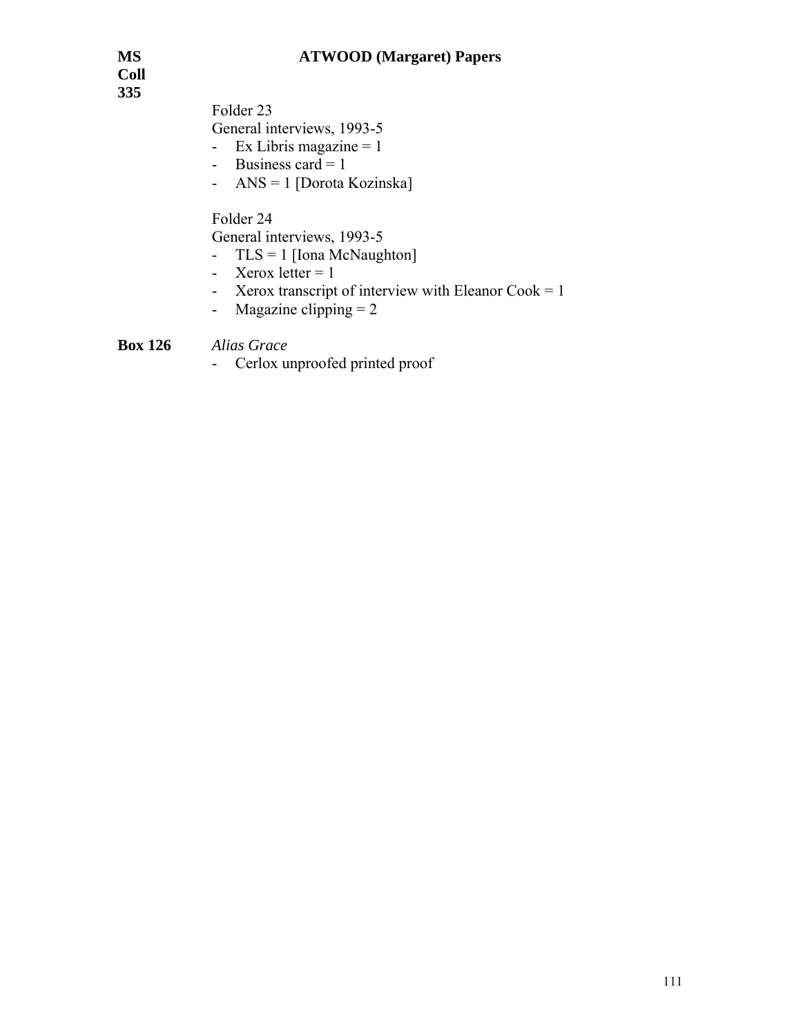Folder 23
General interviews, 1993-5

- Ex Libris magazine = 1
- Business card = 1
- ANS = 1 [Dorota Kozinska]

Folder 24
General interviews, 1993-5

- TLS = 1 [Iona McNaughton]
- Xerox letter = 1
- Xerox transcript of interview with Eleanor Cook = 1
- Magazine clipping = 2

**Box 126** *Alias Grace*

- Cerlox unproofed printed proof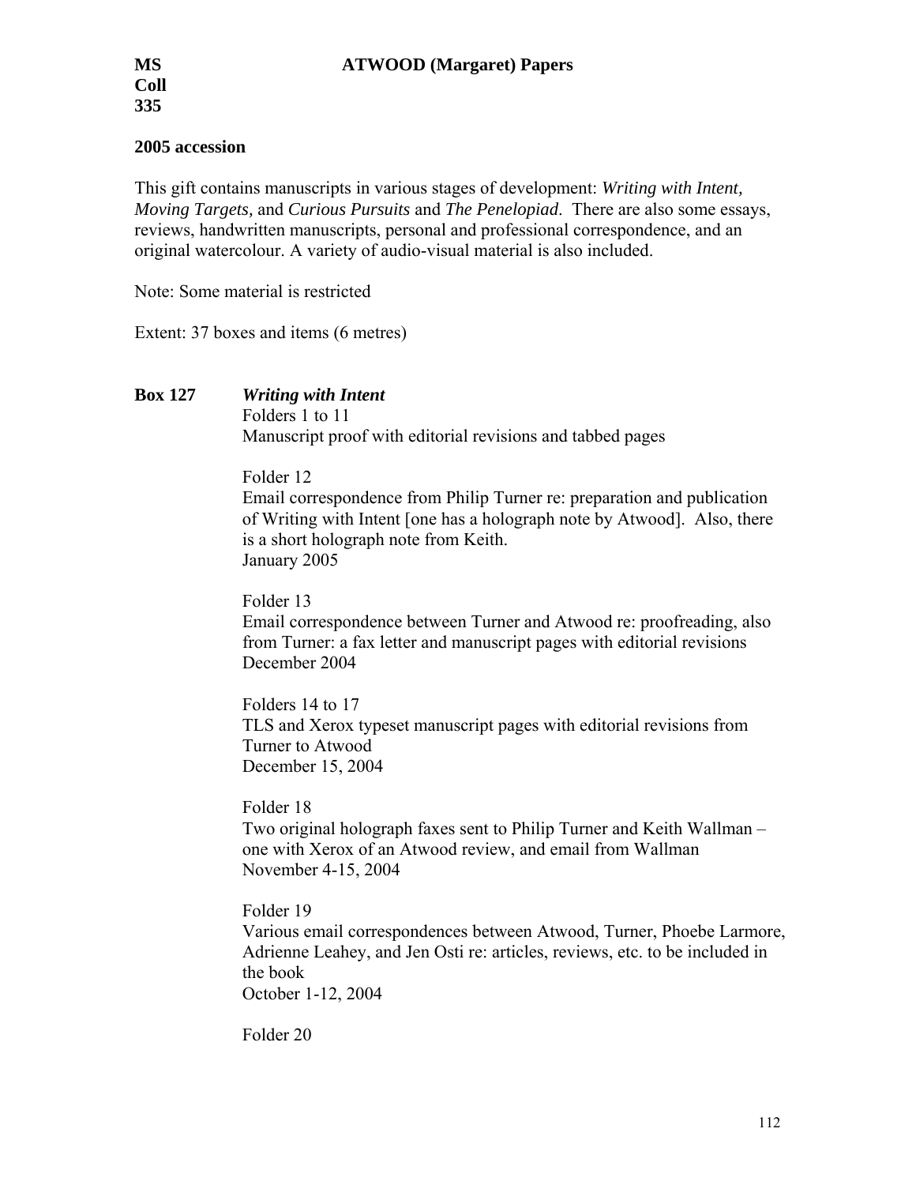**MS Coll 335** **ATWOOD (Margaret) Papers**

## 2005 accession

This gift contains manuscripts in various stages of development: *Writing with Intent, Moving Targets,* and *Curious Pursuits* and *The Penelopiad*. There are also some essays, reviews, handwritten manuscripts, personal and professional correspondence, and an original watercolour. A variety of audio-visual material is also included.

Note: Some material is restricted

Extent: 37 boxes and items (6 metres)

**Box 127** ***Writing with Intent***

Folders 1 to 11
Manuscript proof with editorial revisions and tabbed pages

Folder 12
Email correspondence from Philip Turner re: preparation and publication of Writing with Intent [one has a holograph note by Atwood]. Also, there is a short holograph note from Keith.
January 2005

Folder 13
Email correspondence between Turner and Atwood re: proofreading, also from Turner: a fax letter and manuscript pages with editorial revisions
December 2004

Folders 14 to 17
TLS and Xerox typeset manuscript pages with editorial revisions from Turner to Atwood
December 15, 2004

Folder 18
Two original holograph faxes sent to Philip Turner and Keith Wallman – one with Xerox of an Atwood review, and email from Wallman
November 4-15, 2004

Folder 19
Various email correspondences between Atwood, Turner, Phoebe Larmore, Adrienne Leahey, and Jen Osti re: articles, reviews, etc. to be included in the book
October 1-12, 2004

Folder 20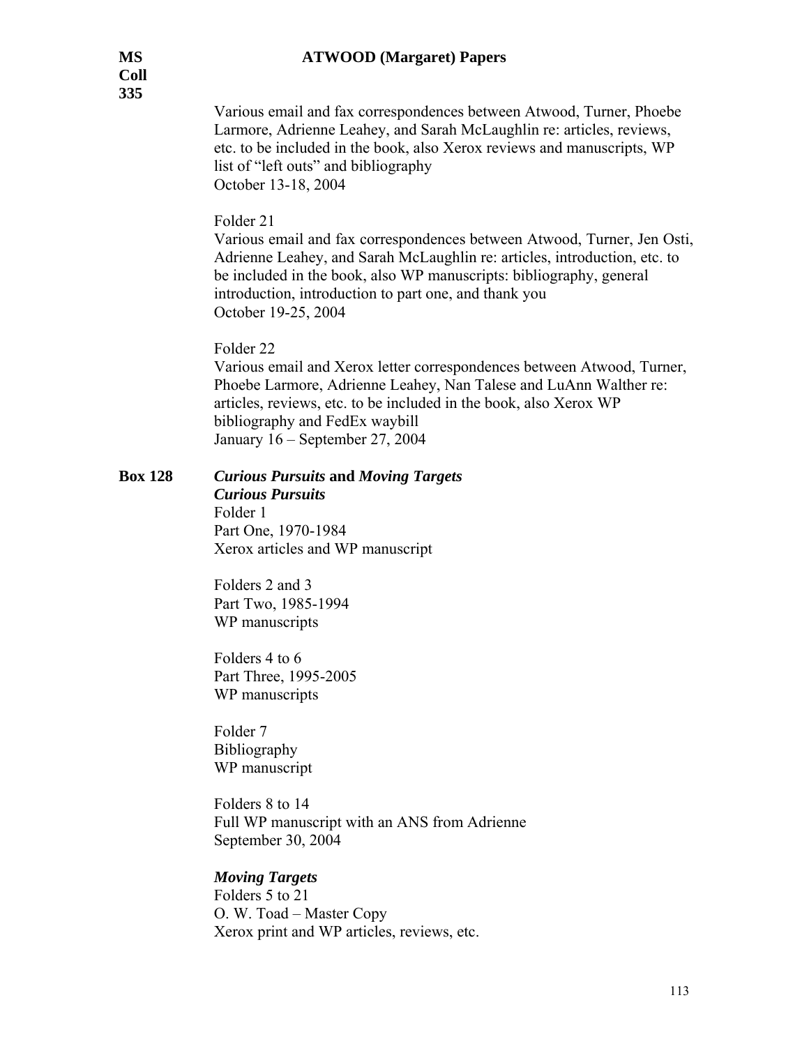Various email and fax correspondences between Atwood, Turner, Phoebe Larmore, Adrienne Leahey, and Sarah McLaughlin re: articles, reviews, etc. to be included in the book, also Xerox reviews and manuscripts, WP list of "left outs" and bibliography
October 13-18, 2004

Folder 21
Various email and fax correspondences between Atwood, Turner, Jen Osti, Adrienne Leahey, and Sarah McLaughlin re: articles, introduction, etc. to be included in the book, also WP manuscripts: bibliography, general introduction, introduction to part one, and thank you
October 19-25, 2004

Folder 22
Various email and Xerox letter correspondences between Atwood, Turner, Phoebe Larmore, Adrienne Leahey, Nan Talese and LuAnn Walther re: articles, reviews, etc. to be included in the book, also Xerox WP bibliography and FedEx waybill
January 16 – September 27, 2004

**Box 128** ***Curious Pursuits* and *Moving Targets***

***Curious Pursuits***

Folder 1
Part One, 1970-1984
Xerox articles and WP manuscript

Folders 2 and 3
Part Two, 1985-1994
WP manuscripts

Folders 4 to 6
Part Three, 1995-2005
WP manuscripts

Folder 7
Bibliography
WP manuscript

Folders 8 to 14
Full WP manuscript with an ANS from Adrienne
September 30, 2004

***Moving Targets***

Folders 5 to 21
O. W. Toad – Master Copy
Xerox print and WP articles, reviews, etc.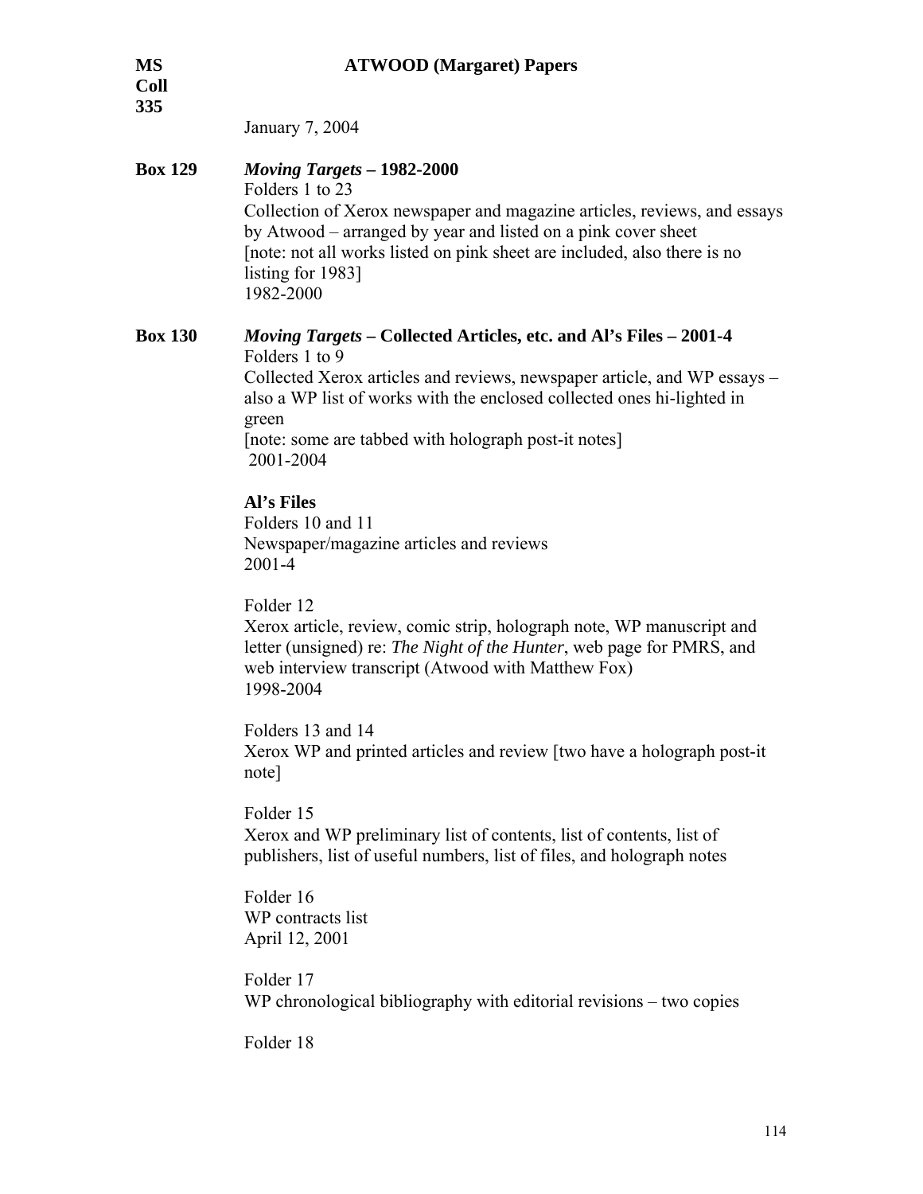January 7, 2004

**Box 129** ***Moving Targets* – 1982-2000**

Folders 1 to 23

Collection of Xerox newspaper and magazine articles, reviews, and essays by Atwood – arranged by year and listed on a pink cover sheet

[note: not all works listed on pink sheet are included, also there is no listing for 1983]

1982-2000

**Box 130** ***Moving Targets* – Collected Articles, etc. and Al's Files – 2001-4**

Folders 1 to 9

Collected Xerox articles and reviews, newspaper article, and WP essays – also a WP list of works with the enclosed collected ones hi-lighted in green

[note: some are tabbed with holograph post-it notes]

2001-2004

**Al's Files**

Folders 10 and 11

Newspaper/magazine articles and reviews

2001-4

Folder 12

Xerox article, review, comic strip, holograph note, WP manuscript and letter (unsigned) re: *The Night of the Hunter*, web page for PMRS, and web interview transcript (Atwood with Matthew Fox)

1998-2004

Folders 13 and 14

Xerox WP and printed articles and review [two have a holograph post-it note]

Folder 15

Xerox and WP preliminary list of contents, list of contents, list of publishers, list of useful numbers, list of files, and holograph notes

Folder 16

WP contracts list

April 12, 2001

Folder 17

WP chronological bibliography with editorial revisions – two copies

Folder 18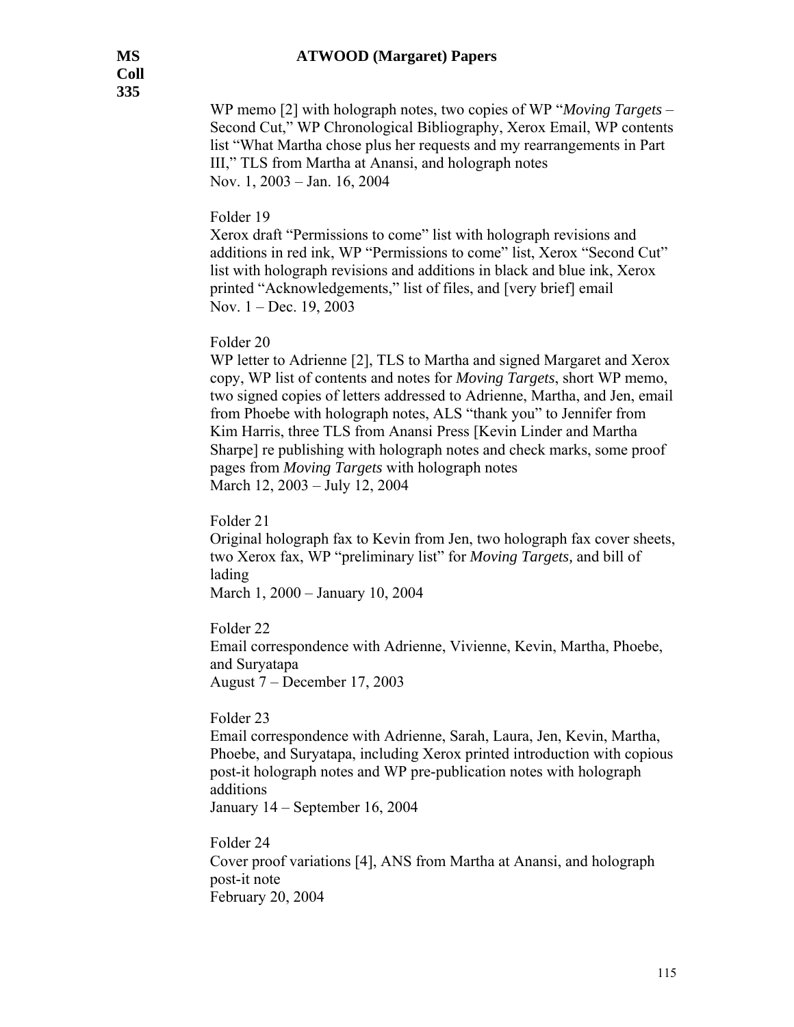WP memo [2] with holograph notes, two copies of WP "*Moving Targets* – Second Cut," WP Chronological Bibliography, Xerox Email, WP contents list "What Martha chose plus her requests and my rearrangements in Part III," TLS from Martha at Anansi, and holograph notes
Nov. 1, 2003 – Jan. 16, 2004

Folder 19
Xerox draft "Permissions to come" list with holograph revisions and additions in red ink, WP "Permissions to come" list, Xerox "Second Cut" list with holograph revisions and additions in black and blue ink, Xerox printed "Acknowledgements," list of files, and [very brief] email
Nov. 1 – Dec. 19, 2003

Folder 20
WP letter to Adrienne [2], TLS to Martha and signed Margaret and Xerox copy, WP list of contents and notes for *Moving Targets*, short WP memo, two signed copies of letters addressed to Adrienne, Martha, and Jen, email from Phoebe with holograph notes, ALS "thank you" to Jennifer from Kim Harris, three TLS from Anansi Press [Kevin Linder and Martha Sharpe] re publishing with holograph notes and check marks, some proof pages from *Moving Targets* with holograph notes
March 12, 2003 – July 12, 2004

Folder 21
Original holograph fax to Kevin from Jen, two holograph fax cover sheets, two Xerox fax, WP "preliminary list" for *Moving Targets,* and bill of lading
March 1, 2000 – January 10, 2004

Folder 22
Email correspondence with Adrienne, Vivienne, Kevin, Martha, Phoebe, and Suryatapa
August 7 – December 17, 2003

Folder 23
Email correspondence with Adrienne, Sarah, Laura, Jen, Kevin, Martha, Phoebe, and Suryatapa, including Xerox printed introduction with copious post-it holograph notes and WP pre-publication notes with holograph additions
January 14 – September 16, 2004

Folder 24
Cover proof variations [4], ANS from Martha at Anansi, and holograph post-it note
February 20, 2004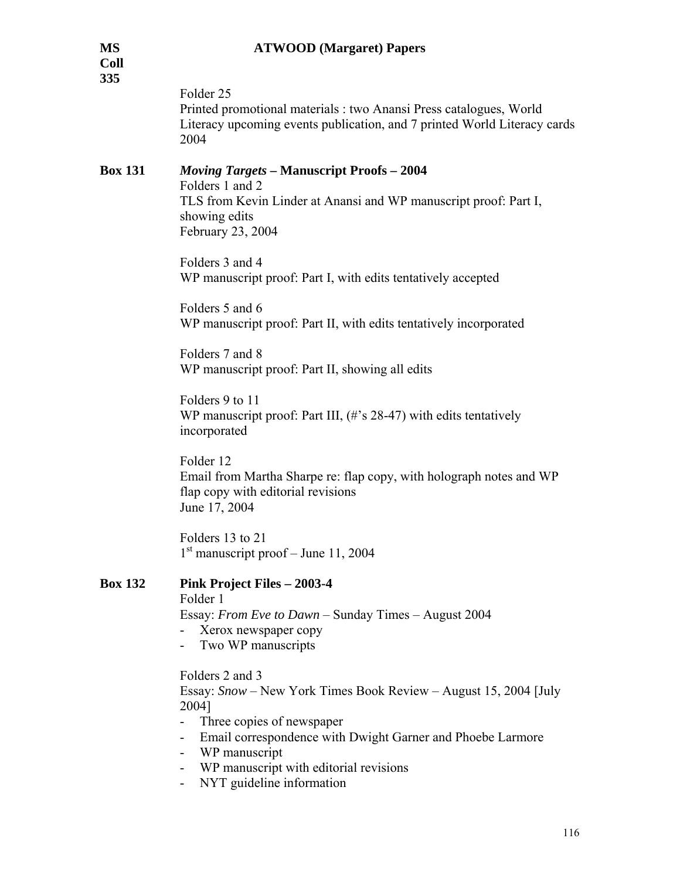Folder 25
Printed promotional materials : two Anansi Press catalogues, World Literacy upcoming events publication, and 7 printed World Literacy cards
2004

**Box 131** ***Moving Targets* – Manuscript Proofs – 2004**

Folders 1 and 2
TLS from Kevin Linder at Anansi and WP manuscript proof: Part I, showing edits
February 23, 2004

Folders 3 and 4
WP manuscript proof: Part I, with edits tentatively accepted

Folders 5 and 6
WP manuscript proof: Part II, with edits tentatively incorporated

Folders 7 and 8
WP manuscript proof: Part II, showing all edits

Folders 9 to 11
WP manuscript proof: Part III, (#'s 28-47) with edits tentatively incorporated

Folder 12
Email from Martha Sharpe re: flap copy, with holograph notes and WP flap copy with editorial revisions
June 17, 2004

Folders 13 to 21
1st manuscript proof – June 11, 2004

**Box 132** **Pink Project Files – 2003-4**

Folder 1
Essay: *From Eve to Dawn* – Sunday Times – August 2004
- Xerox newspaper copy
- Two WP manuscripts

Folders 2 and 3
Essay: *Snow* – New York Times Book Review – August 15, 2004 [July 2004]
- Three copies of newspaper
- Email correspondence with Dwight Garner and Phoebe Larmore
- WP manuscript
- WP manuscript with editorial revisions
- NYT guideline information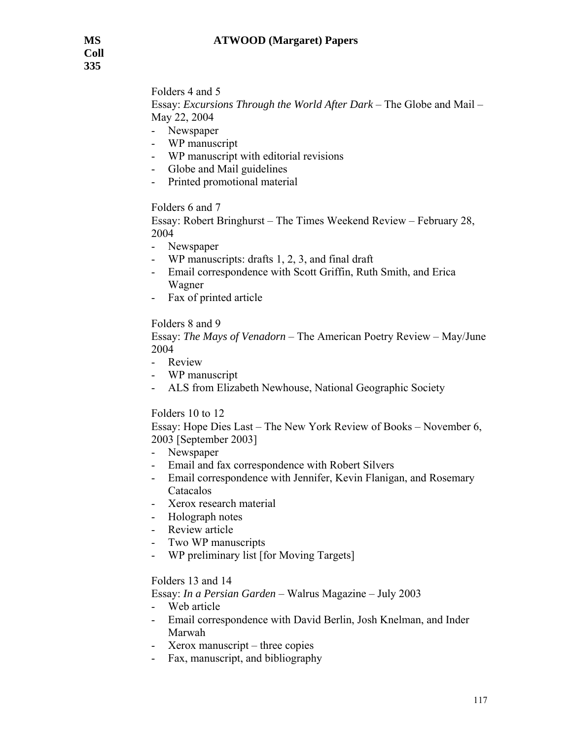Folders 4 and 5

Essay: *Excursions Through the World After Dark* – The Globe and Mail – May 22, 2004

- Newspaper
- WP manuscript
- WP manuscript with editorial revisions
- Globe and Mail guidelines
- Printed promotional material

Folders 6 and 7

Essay: Robert Bringhurst – The Times Weekend Review – February 28, 2004

- Newspaper
- WP manuscripts: drafts 1, 2, 3, and final draft
- Email correspondence with Scott Griffin, Ruth Smith, and Erica Wagner
- Fax of printed article

Folders 8 and 9

Essay: *The Mays of Venadorn* – The American Poetry Review – May/June 2004

- Review
- WP manuscript
- ALS from Elizabeth Newhouse, National Geographic Society

Folders 10 to 12

Essay: Hope Dies Last – The New York Review of Books – November 6, 2003 [September 2003]

- Newspaper
- Email and fax correspondence with Robert Silvers
- Email correspondence with Jennifer, Kevin Flanigan, and Rosemary Catacalos
- Xerox research material
- Holograph notes
- Review article
- Two WP manuscripts
- WP preliminary list [for Moving Targets]

Folders 13 and 14

Essay: *In a Persian Garden* – Walrus Magazine – July 2003

- Web article
- Email correspondence with David Berlin, Josh Knelman, and Inder Marwah
- Xerox manuscript – three copies
- Fax, manuscript, and bibliography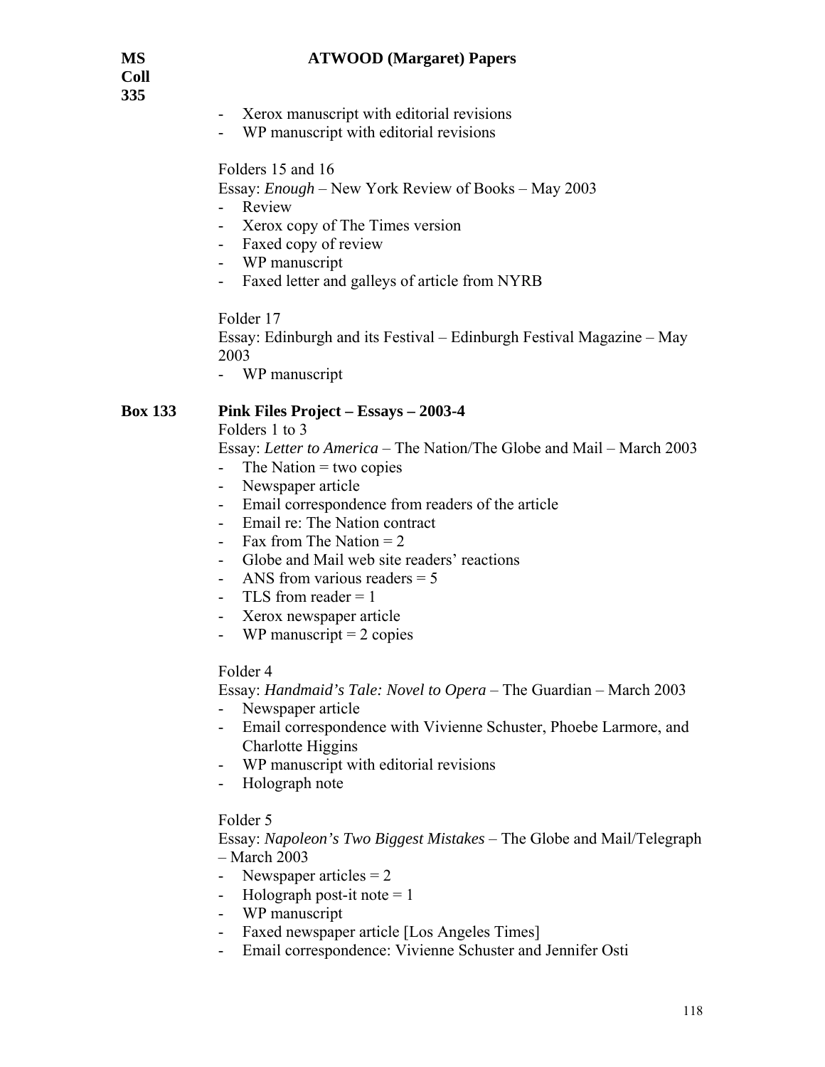- Xerox manuscript with editorial revisions
- WP manuscript with editorial revisions

Folders 15 and 16

Essay: *Enough* – New York Review of Books – May 2003

- Review
- Xerox copy of The Times version
- Faxed copy of review
- WP manuscript
- Faxed letter and galleys of article from NYRB

Folder 17

Essay: Edinburgh and its Festival – Edinburgh Festival Magazine – May 2003

- WP manuscript

**Box 133 Pink Files Project – Essays – 2003-4**

Folders 1 to 3

Essay: *Letter to America* – The Nation/The Globe and Mail – March 2003

- The Nation = two copies
- Newspaper article
- Email correspondence from readers of the article
- Email re: The Nation contract
- Fax from The Nation = 2
- Globe and Mail web site readers' reactions
- ANS from various readers = 5
- TLS from reader = 1
- Xerox newspaper article
- WP manuscript = 2 copies

Folder 4

Essay: *Handmaid's Tale: Novel to Opera* – The Guardian – March 2003

- Newspaper article
- Email correspondence with Vivienne Schuster, Phoebe Larmore, and Charlotte Higgins
- WP manuscript with editorial revisions
- Holograph note

Folder 5

Essay: *Napoleon's Two Biggest Mistakes* – The Globe and Mail/Telegraph – March 2003

- Newspaper articles = 2
- Holograph post-it note = 1
- WP manuscript
- Faxed newspaper article [Los Angeles Times]
- Email correspondence: Vivienne Schuster and Jennifer Osti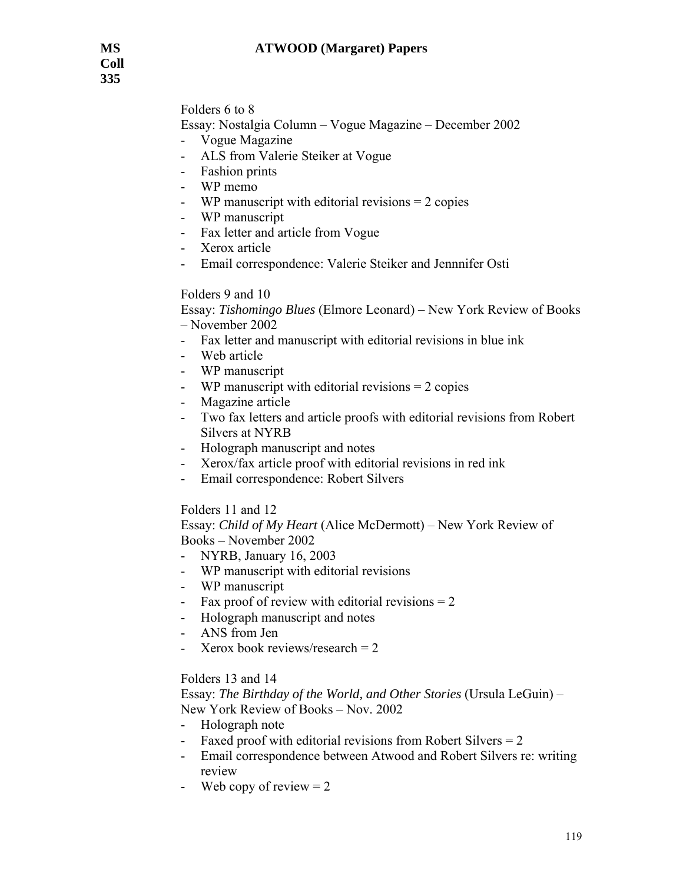Folders 6 to 8

Essay: Nostalgia Column – Vogue Magazine – December 2002

- Vogue Magazine
- ALS from Valerie Steiker at Vogue
- Fashion prints
- WP memo
- WP manuscript with editorial revisions = 2 copies
- WP manuscript
- Fax letter and article from Vogue
- Xerox article
- Email correspondence: Valerie Steiker and Jennnifer Osti

Folders 9 and 10

Essay: *Tishomingo Blues* (Elmore Leonard) – New York Review of Books – November 2002

- Fax letter and manuscript with editorial revisions in blue ink
- Web article
- WP manuscript
- WP manuscript with editorial revisions = 2 copies
- Magazine article
- Two fax letters and article proofs with editorial revisions from Robert Silvers at NYRB
- Holograph manuscript and notes
- Xerox/fax article proof with editorial revisions in red ink
- Email correspondence: Robert Silvers

Folders 11 and 12

Essay: *Child of My Heart* (Alice McDermott) – New York Review of Books – November 2002

- NYRB, January 16, 2003
- WP manuscript with editorial revisions
- WP manuscript
- Fax proof of review with editorial revisions = 2
- Holograph manuscript and notes
- ANS from Jen
- Xerox book reviews/research = 2

Folders 13 and 14

Essay: *The Birthday of the World, and Other Stories* (Ursula LeGuin) – New York Review of Books – Nov. 2002

- Holograph note
- Faxed proof with editorial revisions from Robert Silvers = 2
- Email correspondence between Atwood and Robert Silvers re: writing review
- Web copy of review = 2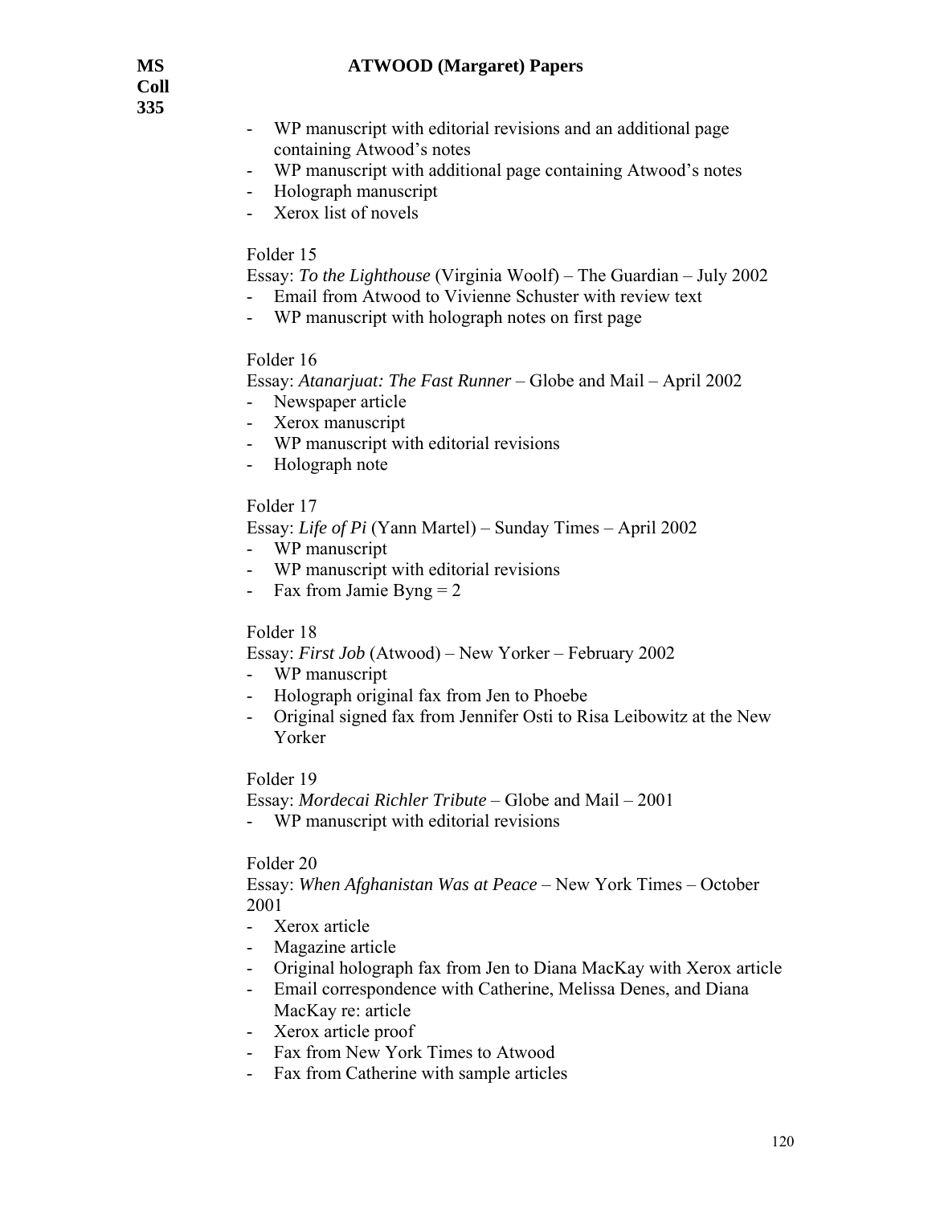- WP manuscript with editorial revisions and an additional page containing Atwood's notes
- WP manuscript with additional page containing Atwood's notes
- Holograph manuscript
- Xerox list of novels

Folder 15

Essay: *To the Lighthouse* (Virginia Woolf) – The Guardian – July 2002

- Email from Atwood to Vivienne Schuster with review text
- WP manuscript with holograph notes on first page

Folder 16

Essay: *Atanarjuat: The Fast Runner* – Globe and Mail – April 2002

- Newspaper article
- Xerox manuscript
- WP manuscript with editorial revisions
- Holograph note

Folder 17

Essay: *Life of Pi* (Yann Martel) – Sunday Times – April 2002

- WP manuscript
- WP manuscript with editorial revisions
- Fax from Jamie Byng = 2

Folder 18

Essay: *First Job* (Atwood) – New Yorker – February 2002

- WP manuscript
- Holograph original fax from Jen to Phoebe
- Original signed fax from Jennifer Osti to Risa Leibowitz at the New Yorker

Folder 19

Essay: *Mordecai Richler Tribute* – Globe and Mail – 2001

- WP manuscript with editorial revisions

Folder 20

Essay: *When Afghanistan Was at Peace* – New York Times – October 2001

- Xerox article
- Magazine article
- Original holograph fax from Jen to Diana MacKay with Xerox article
- Email correspondence with Catherine, Melissa Denes, and Diana MacKay re: article
- Xerox article proof
- Fax from New York Times to Atwood
- Fax from Catherine with sample articles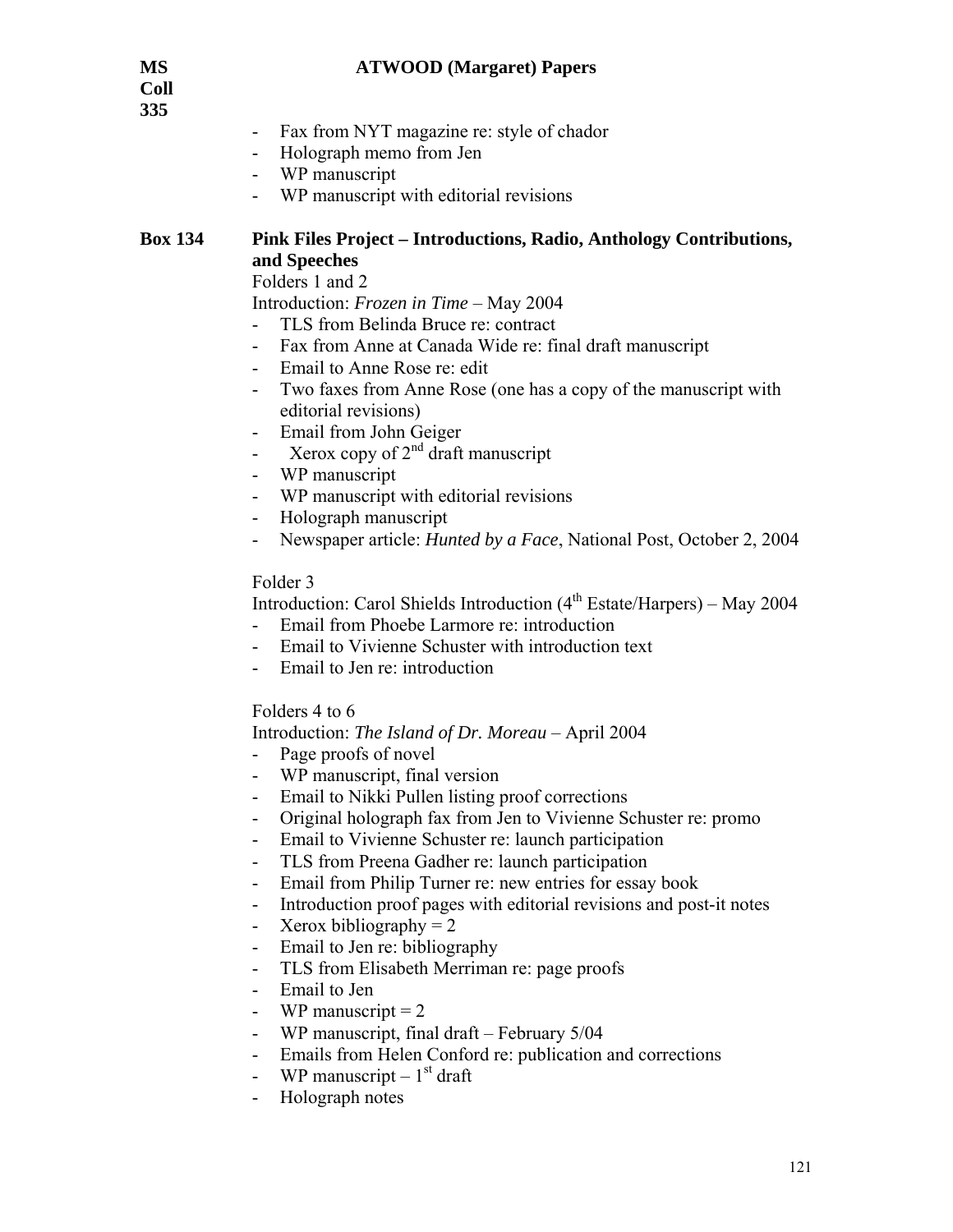- Fax from NYT magazine re: style of chador
- Holograph memo from Jen
- WP manuscript
- WP manuscript with editorial revisions

**Box 134** **Pink Files Project – Introductions, Radio, Anthology Contributions, and Speeches**

Folders 1 and 2

Introduction: *Frozen in Time* – May 2004

- TLS from Belinda Bruce re: contract
- Fax from Anne at Canada Wide re: final draft manuscript
- Email to Anne Rose re: edit
- Two faxes from Anne Rose (one has a copy of the manuscript with editorial revisions)
- Email from John Geiger
- Xerox copy of 2nd draft manuscript
- WP manuscript
- WP manuscript with editorial revisions
- Holograph manuscript
- Newspaper article: *Hunted by a Face*, National Post, October 2, 2004

Folder 3

Introduction: Carol Shields Introduction (4th Estate/Harpers) – May 2004

- Email from Phoebe Larmore re: introduction
- Email to Vivienne Schuster with introduction text
- Email to Jen re: introduction

Folders 4 to 6

Introduction: *The Island of Dr. Moreau* – April 2004

- Page proofs of novel
- WP manuscript, final version
- Email to Nikki Pullen listing proof corrections
- Original holograph fax from Jen to Vivienne Schuster re: promo
- Email to Vivienne Schuster re: launch participation
- TLS from Preena Gadher re: launch participation
- Email from Philip Turner re: new entries for essay book
- Introduction proof pages with editorial revisions and post-it notes
- Xerox bibliography = 2
- Email to Jen re: bibliography
- TLS from Elisabeth Merriman re: page proofs
- Email to Jen
- WP manuscript = 2
- WP manuscript, final draft – February 5/04
- Emails from Helen Conford re: publication and corrections
- WP manuscript – 1st draft
- Holograph notes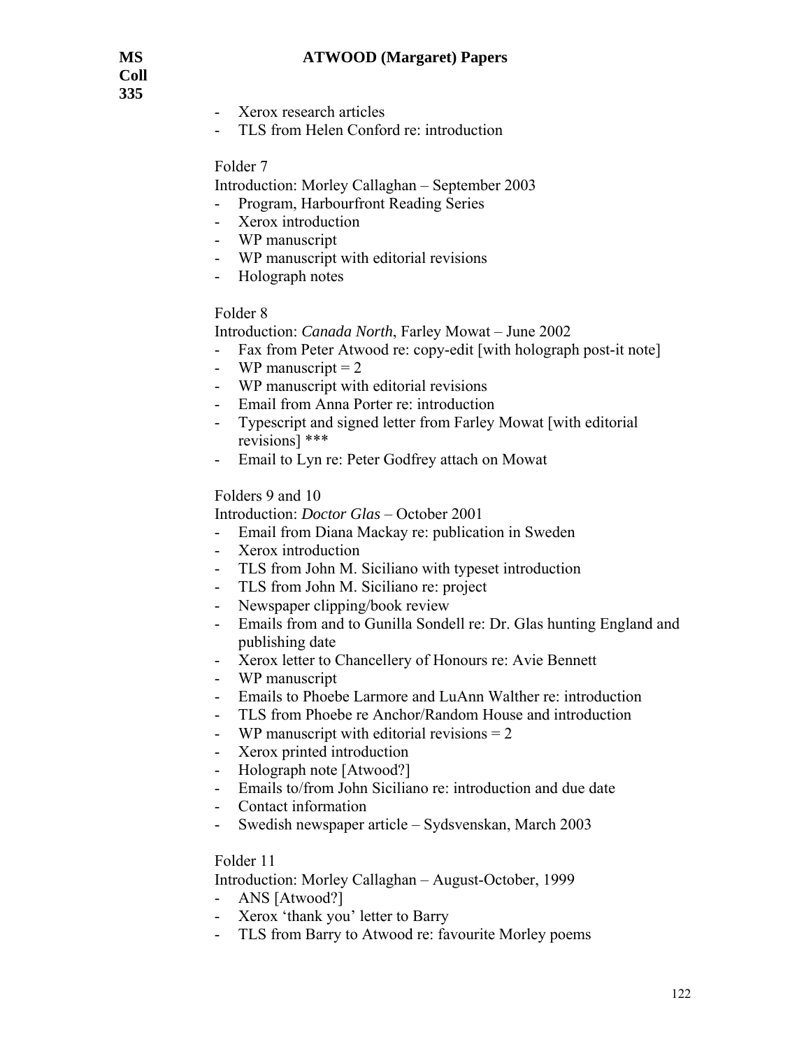- Xerox research articles
- TLS from Helen Conford re: introduction

Folder 7

Introduction: Morley Callaghan – September 2003

- Program, Harbourfront Reading Series
- Xerox introduction
- WP manuscript
- WP manuscript with editorial revisions
- Holograph notes

Folder 8

Introduction: *Canada North*, Farley Mowat – June 2002

- Fax from Peter Atwood re: copy-edit [with holograph post-it note]
- WP manuscript = 2
- WP manuscript with editorial revisions
- Email from Anna Porter re: introduction
- Typescript and signed letter from Farley Mowat [with editorial revisions] ***
- Email to Lyn re: Peter Godfrey attach on Mowat

Folders 9 and 10

Introduction: *Doctor Glas* – October 2001

- Email from Diana Mackay re: publication in Sweden
- Xerox introduction
- TLS from John M. Siciliano with typeset introduction
- TLS from John M. Siciliano re: project
- Newspaper clipping/book review
- Emails from and to Gunilla Sondell re: Dr. Glas hunting England and publishing date
- Xerox letter to Chancellery of Honours re: Avie Bennett
- WP manuscript
- Emails to Phoebe Larmore and LuAnn Walther re: introduction
- TLS from Phoebe re Anchor/Random House and introduction
- WP manuscript with editorial revisions = 2
- Xerox printed introduction
- Holograph note [Atwood?]
- Emails to/from John Siciliano re: introduction and due date
- Contact information
- Swedish newspaper article – Sydsvenskan, March 2003

Folder 11

Introduction: Morley Callaghan – August-October, 1999

- ANS [Atwood?]
- Xerox 'thank you' letter to Barry
- TLS from Barry to Atwood re: favourite Morley poems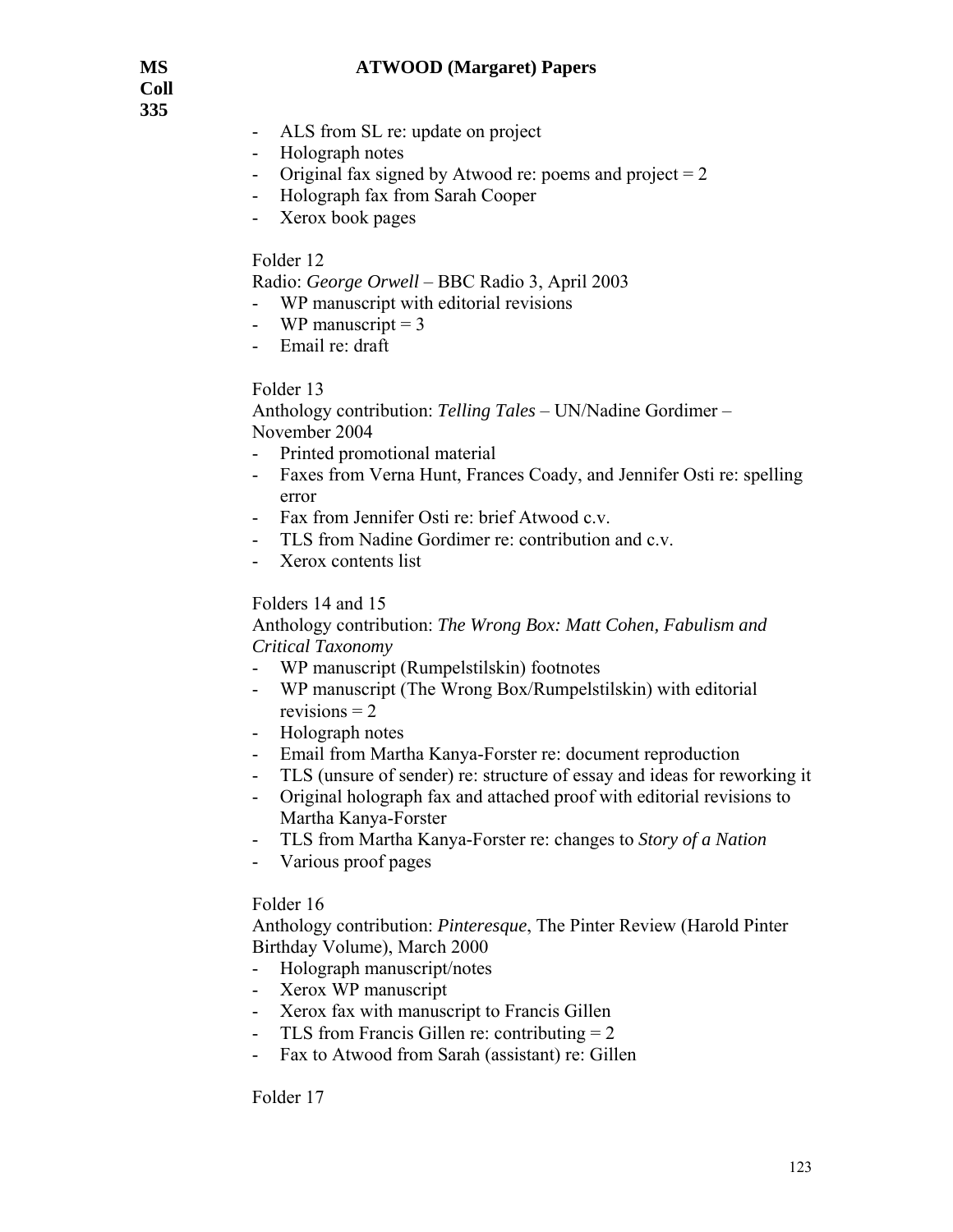- ALS from SL re: update on project
- Holograph notes
- Original fax signed by Atwood re: poems and project = 2
- Holograph fax from Sarah Cooper
- Xerox book pages

Folder 12

Radio: *George Orwell* – BBC Radio 3, April 2003

- WP manuscript with editorial revisions
- WP manuscript = 3
- Email re: draft

Folder 13

Anthology contribution: *Telling Tales* – UN/Nadine Gordimer – November 2004

- Printed promotional material
- Faxes from Verna Hunt, Frances Coady, and Jennifer Osti re: spelling error
- Fax from Jennifer Osti re: brief Atwood c.v.
- TLS from Nadine Gordimer re: contribution and c.v.
- Xerox contents list

Folders 14 and 15

Anthology contribution: *The Wrong Box: Matt Cohen, Fabulism and Critical Taxonomy*

- WP manuscript (Rumpelstilskin) footnotes
- WP manuscript (The Wrong Box/Rumpelstilskin) with editorial revisions = 2
- Holograph notes
- Email from Martha Kanya-Forster re: document reproduction
- TLS (unsure of sender) re: structure of essay and ideas for reworking it
- Original holograph fax and attached proof with editorial revisions to Martha Kanya-Forster
- TLS from Martha Kanya-Forster re: changes to *Story of a Nation*
- Various proof pages

Folder 16

Anthology contribution: *Pinteresque*, The Pinter Review (Harold Pinter Birthday Volume), March 2000

- Holograph manuscript/notes
- Xerox WP manuscript
- Xerox fax with manuscript to Francis Gillen
- TLS from Francis Gillen re: contributing = 2
- Fax to Atwood from Sarah (assistant) re: Gillen

Folder 17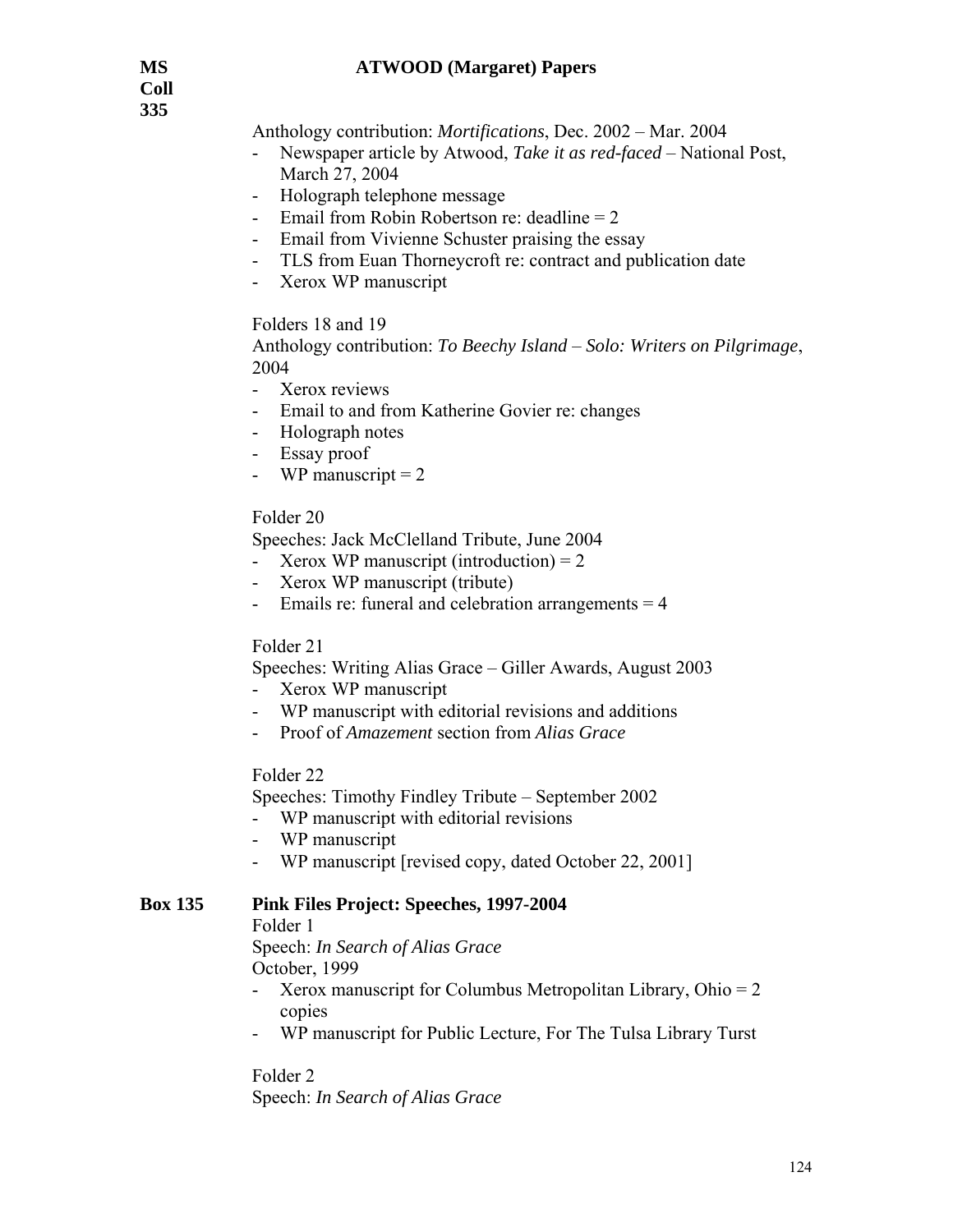Anthology contribution: *Mortifications*, Dec. 2002 – Mar. 2004

- Newspaper article by Atwood, *Take it as red-faced* – National Post, March 27, 2004
- Holograph telephone message
- Email from Robin Robertson re: deadline = 2
- Email from Vivienne Schuster praising the essay
- TLS from Euan Thorneycroft re: contract and publication date
- Xerox WP manuscript

Folders 18 and 19

Anthology contribution: *To Beechy Island* – *Solo: Writers on Pilgrimage*, 2004

- Xerox reviews
- Email to and from Katherine Govier re: changes
- Holograph notes
- Essay proof
- WP manuscript = 2

Folder 20

Speeches: Jack McClelland Tribute, June 2004

- Xerox WP manuscript (introduction) = 2
- Xerox WP manuscript (tribute)
- Emails re: funeral and celebration arrangements = 4

Folder 21

Speeches: Writing Alias Grace – Giller Awards, August 2003

- Xerox WP manuscript
- WP manuscript with editorial revisions and additions
- Proof of *Amazement* section from *Alias Grace*

Folder 22

Speeches: Timothy Findley Tribute – September 2002

- WP manuscript with editorial revisions
- WP manuscript
- WP manuscript [revised copy, dated October 22, 2001]

**Box 135** **Pink Files Project: Speeches, 1997-2004**

Folder 1

Speech: *In Search of Alias Grace*

October, 1999

- Xerox manuscript for Columbus Metropolitan Library, Ohio = 2 copies
- WP manuscript for Public Lecture, For The Tulsa Library Turst

Folder 2

Speech: *In Search of Alias Grace*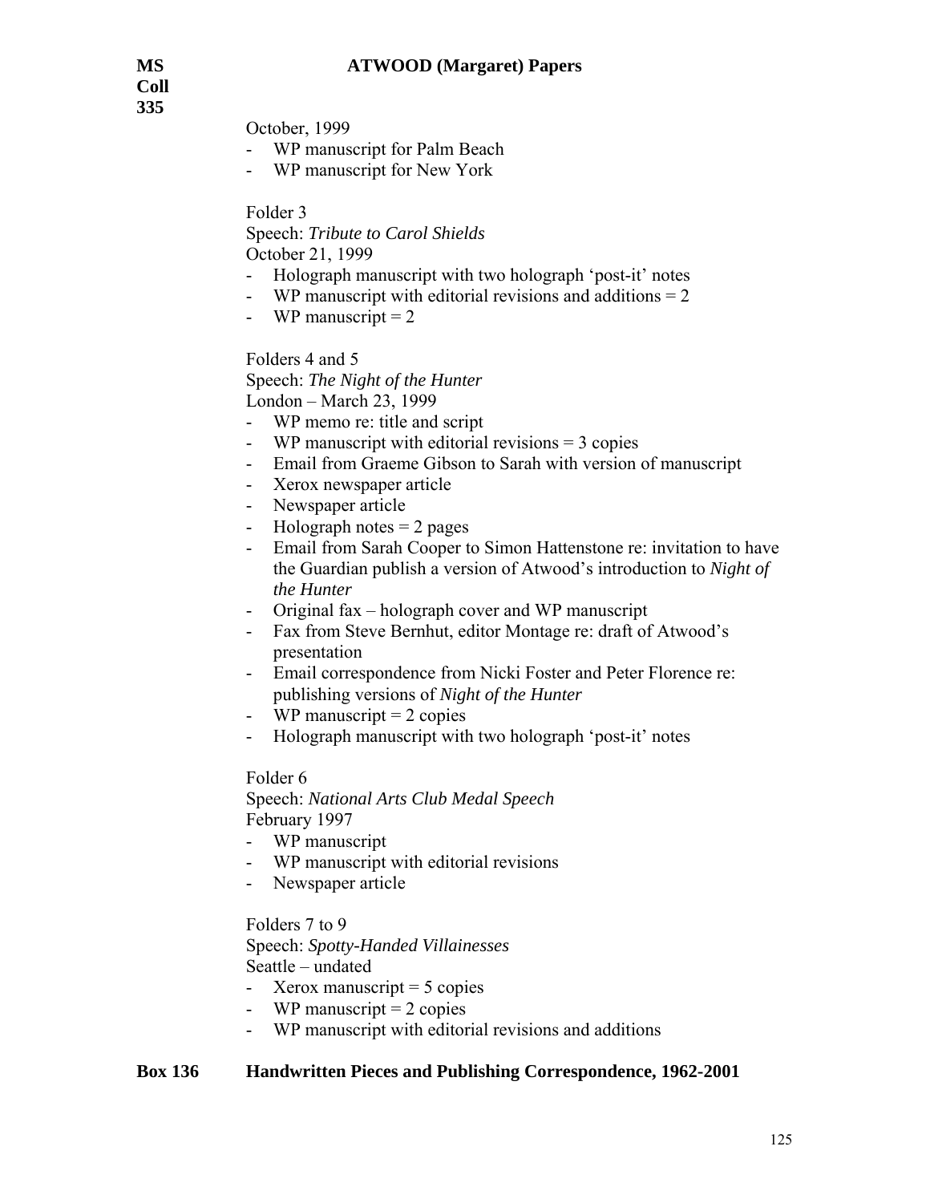October, 1999

- WP manuscript for Palm Beach
- WP manuscript for New York

Folder 3

Speech: *Tribute to Carol Shields*

October 21, 1999

- Holograph manuscript with two holograph 'post-it' notes
- WP manuscript with editorial revisions and additions = 2
- WP manuscript = 2

Folders 4 and 5

Speech: *The Night of the Hunter*

London – March 23, 1999

- WP memo re: title and script
- WP manuscript with editorial revisions = 3 copies
- Email from Graeme Gibson to Sarah with version of manuscript
- Xerox newspaper article
- Newspaper article
- Holograph notes = 2 pages
- Email from Sarah Cooper to Simon Hattenstone re: invitation to have the Guardian publish a version of Atwood's introduction to *Night of the Hunter*
- Original fax – holograph cover and WP manuscript
- Fax from Steve Bernhut, editor Montage re: draft of Atwood's presentation
- Email correspondence from Nicki Foster and Peter Florence re: publishing versions of *Night of the Hunter*
- WP manuscript = 2 copies
- Holograph manuscript with two holograph 'post-it' notes

Folder 6

Speech: *National Arts Club Medal Speech*

February 1997

- WP manuscript
- WP manuscript with editorial revisions
- Newspaper article

Folders 7 to 9

Speech: *Spotty-Handed Villainesses*

Seattle – undated

- Xerox manuscript = 5 copies
- WP manuscript = 2 copies
- WP manuscript with editorial revisions and additions

## Box 136 Handwritten Pieces and Publishing Correspondence, 1962-2001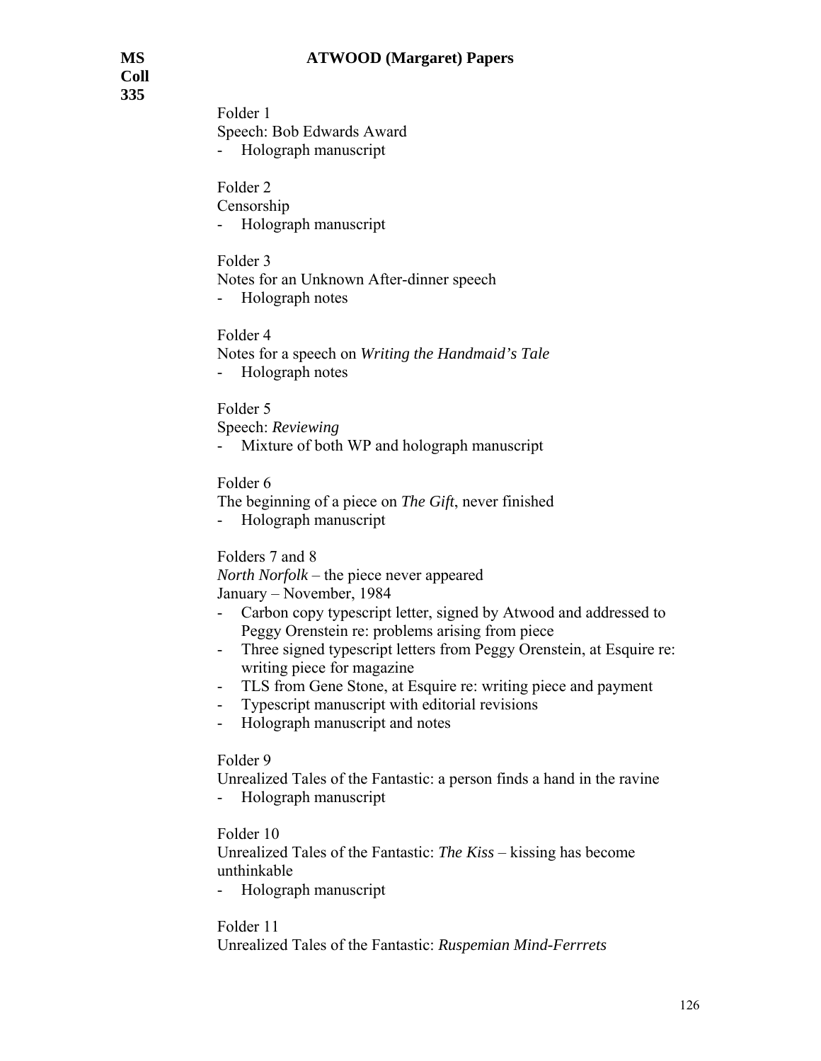**MS Coll 335** **ATWOOD (Margaret) Papers**

Folder 1
Speech: Bob Edwards Award
- Holograph manuscript

Folder 2
Censorship
- Holograph manuscript

Folder 3
Notes for an Unknown After-dinner speech
- Holograph notes

Folder 4
Notes for a speech on *Writing the Handmaid's Tale*
- Holograph notes

Folder 5
Speech: *Reviewing*
- Mixture of both WP and holograph manuscript

Folder 6
The beginning of a piece on *The Gift*, never finished
- Holograph manuscript

Folders 7 and 8
*North Norfolk* – the piece never appeared
January – November, 1984
- Carbon copy typescript letter, signed by Atwood and addressed to Peggy Orenstein re: problems arising from piece
- Three signed typescript letters from Peggy Orenstein, at Esquire re: writing piece for magazine
- TLS from Gene Stone, at Esquire re: writing piece and payment
- Typescript manuscript with editorial revisions
- Holograph manuscript and notes

Folder 9
Unrealized Tales of the Fantastic: a person finds a hand in the ravine
- Holograph manuscript

Folder 10
Unrealized Tales of the Fantastic: *The Kiss* – kissing has become unthinkable
- Holograph manuscript

Folder 11
Unrealized Tales of the Fantastic: *Ruspemian Mind-Ferrrets*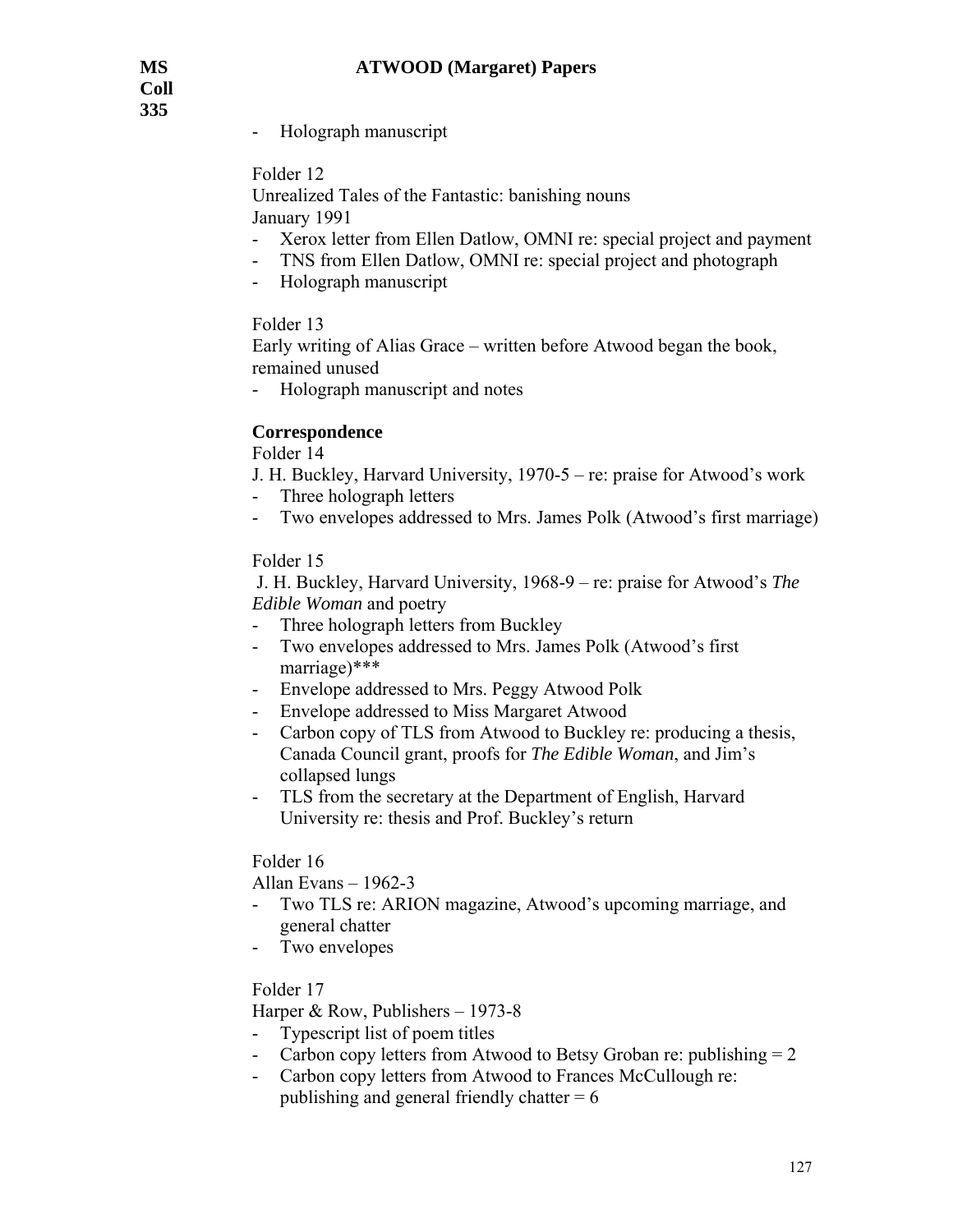- Holograph manuscript

Folder 12

Unrealized Tales of the Fantastic: banishing nouns
January 1991

- Xerox letter from Ellen Datlow, OMNI re: special project and payment
- TNS from Ellen Datlow, OMNI re: special project and photograph
- Holograph manuscript

Folder 13

Early writing of Alias Grace – written before Atwood began the book, remained unused

- Holograph manuscript and notes

**Correspondence**

Folder 14

J. H. Buckley, Harvard University, 1970-5 – re: praise for Atwood's work

- Three holograph letters
- Two envelopes addressed to Mrs. James Polk (Atwood's first marriage)

Folder 15

J. H. Buckley, Harvard University, 1968-9 – re: praise for Atwood's *The Edible Woman* and poetry

- Three holograph letters from Buckley
- Two envelopes addressed to Mrs. James Polk (Atwood's first marriage)***
- Envelope addressed to Mrs. Peggy Atwood Polk
- Envelope addressed to Miss Margaret Atwood
- Carbon copy of TLS from Atwood to Buckley re: producing a thesis, Canada Council grant, proofs for *The Edible Woman*, and Jim's collapsed lungs
- TLS from the secretary at the Department of English, Harvard University re: thesis and Prof. Buckley's return

Folder 16

Allan Evans – 1962-3

- Two TLS re: ARION magazine, Atwood's upcoming marriage, and general chatter
- Two envelopes

Folder 17

Harper & Row, Publishers – 1973-8

- Typescript list of poem titles
- Carbon copy letters from Atwood to Betsy Groban re: publishing = 2
- Carbon copy letters from Atwood to Frances McCullough re: publishing and general friendly chatter = 6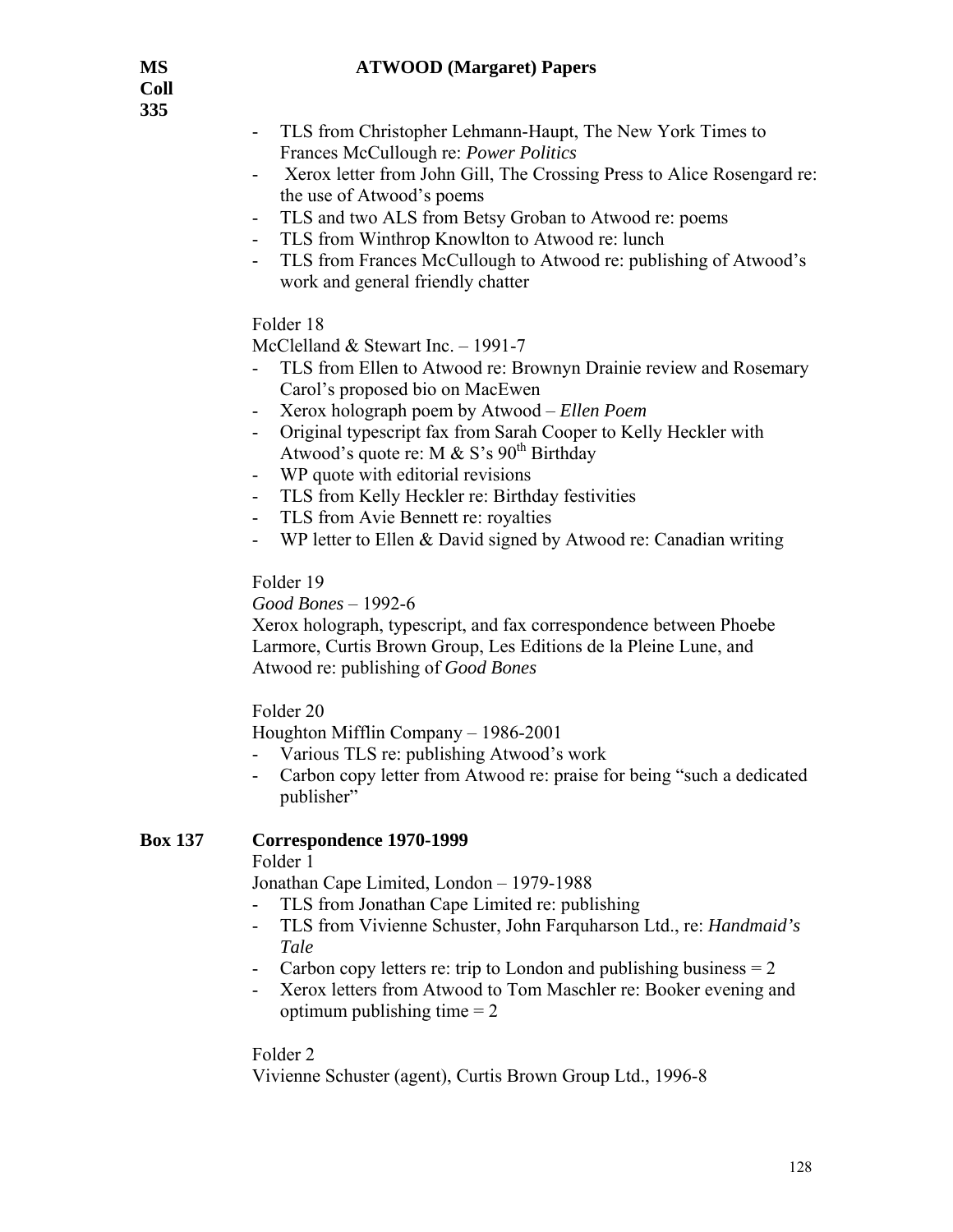- TLS from Christopher Lehmann-Haupt, The New York Times to Frances McCullough re: *Power Politics*
- Xerox letter from John Gill, The Crossing Press to Alice Rosengard re: the use of Atwood's poems
- TLS and two ALS from Betsy Groban to Atwood re: poems
- TLS from Winthrop Knowlton to Atwood re: lunch
- TLS from Frances McCullough to Atwood re: publishing of Atwood's work and general friendly chatter

Folder 18

McClelland & Stewart Inc. – 1991-7

- TLS from Ellen to Atwood re: Brownyn Drainie review and Rosemary Carol's proposed bio on MacEwen
- Xerox holograph poem by Atwood – *Ellen Poem*
- Original typescript fax from Sarah Cooper to Kelly Heckler with Atwood's quote re: M & S's 90th Birthday
- WP quote with editorial revisions
- TLS from Kelly Heckler re: Birthday festivities
- TLS from Avie Bennett re: royalties
- WP letter to Ellen & David signed by Atwood re: Canadian writing

Folder 19

*Good Bones* – 1992-6

Xerox holograph, typescript, and fax correspondence between Phoebe Larmore, Curtis Brown Group, Les Editions de la Pleine Lune, and Atwood re: publishing of *Good Bones*

Folder 20

Houghton Mifflin Company – 1986-2001

- Various TLS re: publishing Atwood's work
- Carbon copy letter from Atwood re: praise for being "such a dedicated publisher"

**Box 137** **Correspondence 1970-1999**

Folder 1

Jonathan Cape Limited, London – 1979-1988

- TLS from Jonathan Cape Limited re: publishing
- TLS from Vivienne Schuster, John Farquharson Ltd., re: *Handmaid's Tale*
- Carbon copy letters re: trip to London and publishing business = 2
- Xerox letters from Atwood to Tom Maschler re: Booker evening and optimum publishing time = 2

Folder 2

Vivienne Schuster (agent), Curtis Brown Group Ltd., 1996-8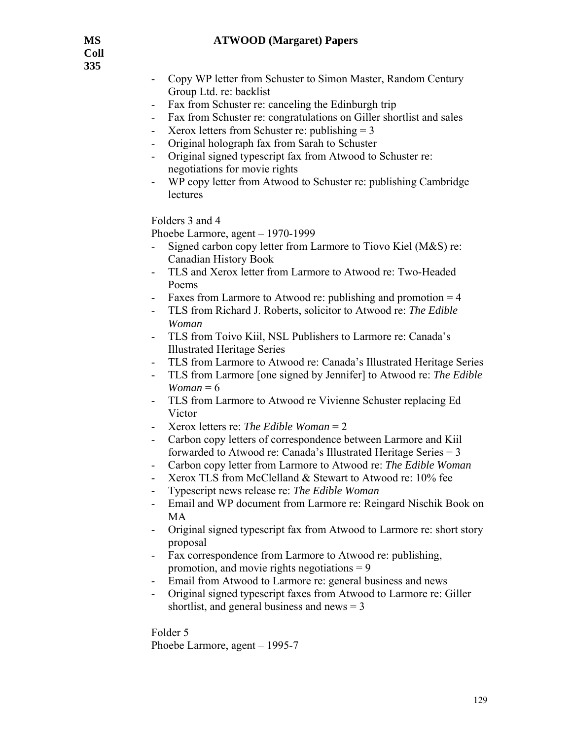- Copy WP letter from Schuster to Simon Master, Random Century Group Ltd. re: backlist
- Fax from Schuster re: canceling the Edinburgh trip
- Fax from Schuster re: congratulations on Giller shortlist and sales
- Xerox letters from Schuster re: publishing = 3
- Original holograph fax from Sarah to Schuster
- Original signed typescript fax from Atwood to Schuster re: negotiations for movie rights
- WP copy letter from Atwood to Schuster re: publishing Cambridge lectures

Folders 3 and 4
Phoebe Larmore, agent – 1970-1999

- Signed carbon copy letter from Larmore to Tiovo Kiel (M&S) re: Canadian History Book
- TLS and Xerox letter from Larmore to Atwood re: Two-Headed Poems
- Faxes from Larmore to Atwood re: publishing and promotion = 4
- TLS from Richard J. Roberts, solicitor to Atwood re: *The Edible Woman*
- TLS from Toivo Kiil, NSL Publishers to Larmore re: Canada's Illustrated Heritage Series
- TLS from Larmore to Atwood re: Canada's Illustrated Heritage Series
- TLS from Larmore [one signed by Jennifer] to Atwood re: *The Edible Woman* = 6
- TLS from Larmore to Atwood re Vivienne Schuster replacing Ed Victor
- Xerox letters re: *The Edible Woman* = 2
- Carbon copy letters of correspondence between Larmore and Kiil forwarded to Atwood re: Canada's Illustrated Heritage Series = 3
- Carbon copy letter from Larmore to Atwood re: *The Edible Woman*
- Xerox TLS from McClelland & Stewart to Atwood re: 10% fee
- Typescript news release re: *The Edible Woman*
- Email and WP document from Larmore re: Reingard Nischik Book on MA
- Original signed typescript fax from Atwood to Larmore re: short story proposal
- Fax correspondence from Larmore to Atwood re: publishing, promotion, and movie rights negotiations = 9
- Email from Atwood to Larmore re: general business and news
- Original signed typescript faxes from Atwood to Larmore re: Giller shortlist, and general business and news = 3

Folder 5
Phoebe Larmore, agent – 1995-7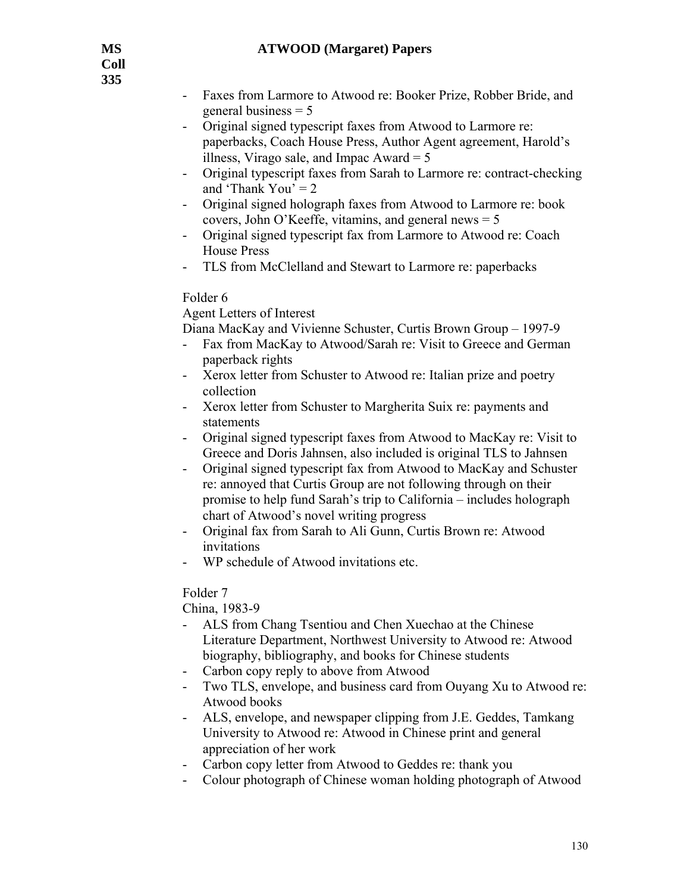- Faxes from Larmore to Atwood re: Booker Prize, Robber Bride, and general business = 5
- Original signed typescript faxes from Atwood to Larmore re: paperbacks, Coach House Press, Author Agent agreement, Harold's illness, Virago sale, and Impac Award = 5
- Original typescript faxes from Sarah to Larmore re: contract-checking and 'Thank You' = 2
- Original signed holograph faxes from Atwood to Larmore re: book covers, John O'Keeffe, vitamins, and general news = 5
- Original signed typescript fax from Larmore to Atwood re: Coach House Press
- TLS from McClelland and Stewart to Larmore re: paperbacks

Folder 6

Agent Letters of Interest

Diana MacKay and Vivienne Schuster, Curtis Brown Group – 1997-9

- Fax from MacKay to Atwood/Sarah re: Visit to Greece and German paperback rights
- Xerox letter from Schuster to Atwood re: Italian prize and poetry collection
- Xerox letter from Schuster to Margherita Suix re: payments and statements
- Original signed typescript faxes from Atwood to MacKay re: Visit to Greece and Doris Jahnsen, also included is original TLS to Jahnsen
- Original signed typescript fax from Atwood to MacKay and Schuster re: annoyed that Curtis Group are not following through on their promise to help fund Sarah's trip to California – includes holograph chart of Atwood's novel writing progress
- Original fax from Sarah to Ali Gunn, Curtis Brown re: Atwood invitations
- WP schedule of Atwood invitations etc.

Folder 7

China, 1983-9

- ALS from Chang Tsentiou and Chen Xuechao at the Chinese Literature Department, Northwest University to Atwood re: Atwood biography, bibliography, and books for Chinese students
- Carbon copy reply to above from Atwood
- Two TLS, envelope, and business card from Ouyang Xu to Atwood re: Atwood books
- ALS, envelope, and newspaper clipping from J.E. Geddes, Tamkang University to Atwood re: Atwood in Chinese print and general appreciation of her work
- Carbon copy letter from Atwood to Geddes re: thank you
- Colour photograph of Chinese woman holding photograph of Atwood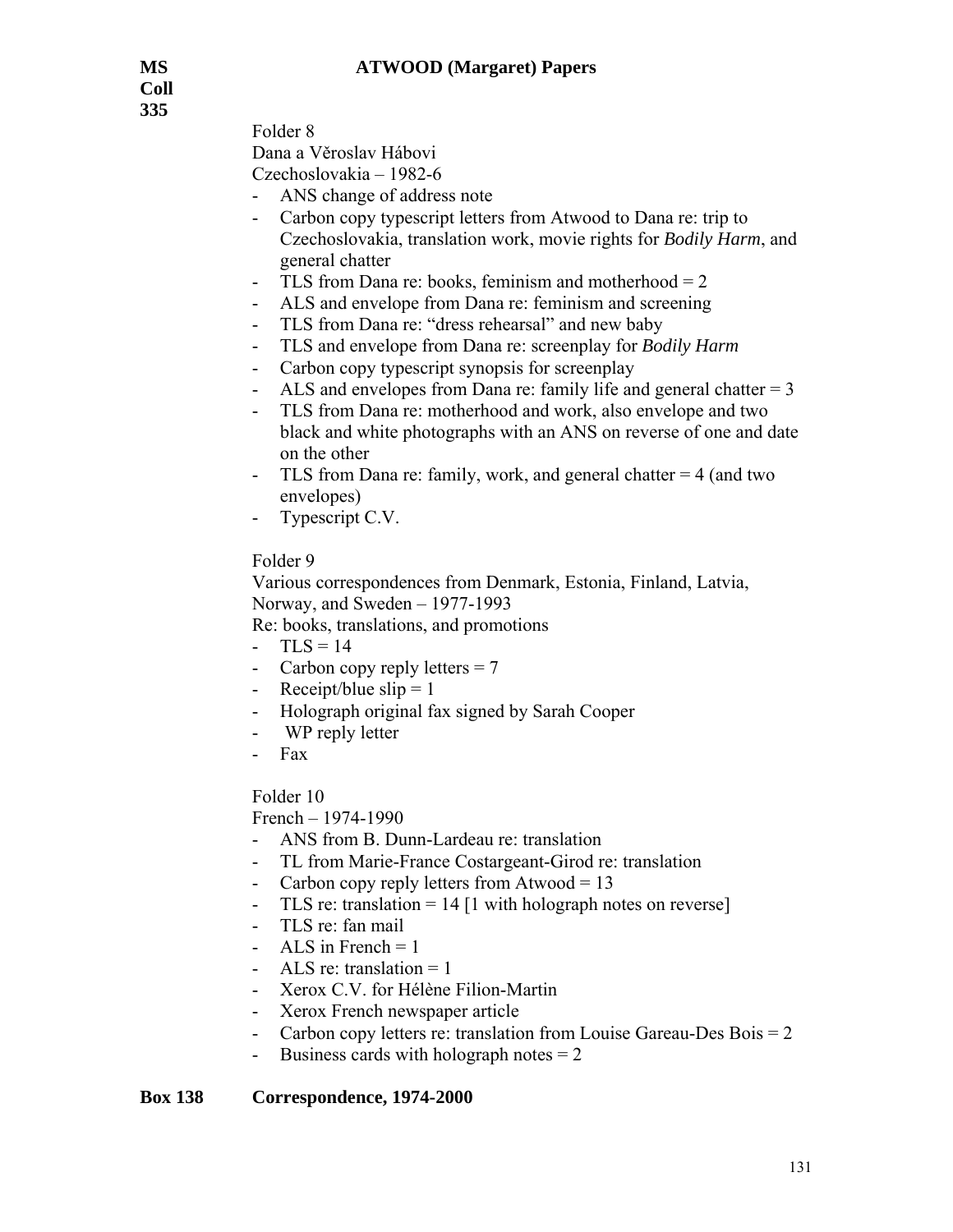Folder 8

Dana a Věroslav Hábovi

Czechoslovakia – 1982-6

- ANS change of address note
- Carbon copy typescript letters from Atwood to Dana re: trip to Czechoslovakia, translation work, movie rights for *Bodily Harm*, and general chatter
- TLS from Dana re: books, feminism and motherhood = 2
- ALS and envelope from Dana re: feminism and screening
- TLS from Dana re: "dress rehearsal" and new baby
- TLS and envelope from Dana re: screenplay for *Bodily Harm*
- Carbon copy typescript synopsis for screenplay
- ALS and envelopes from Dana re: family life and general chatter = 3
- TLS from Dana re: motherhood and work, also envelope and two black and white photographs with an ANS on reverse of one and date on the other
- TLS from Dana re: family, work, and general chatter = 4 (and two envelopes)
- Typescript C.V.

Folder 9

Various correspondences from Denmark, Estonia, Finland, Latvia, Norway, and Sweden – 1977-1993

Re: books, translations, and promotions

- TLS = 14
- Carbon copy reply letters = 7
- Receipt/blue slip = 1
- Holograph original fax signed by Sarah Cooper
- WP reply letter
- Fax

Folder 10

French – 1974-1990

- ANS from B. Dunn-Lardeau re: translation
- TL from Marie-France Costargeant-Girod re: translation
- Carbon copy reply letters from Atwood = 13
- TLS re: translation = 14 [1 with holograph notes on reverse]
- TLS re: fan mail
- ALS in French = 1
- ALS re: translation = 1
- Xerox C.V. for Hélène Filion-Martin
- Xerox French newspaper article
- Carbon copy letters re: translation from Louise Gareau-Des Bois = 2
- Business cards with holograph notes = 2

**Box 138 Correspondence, 1974-2000**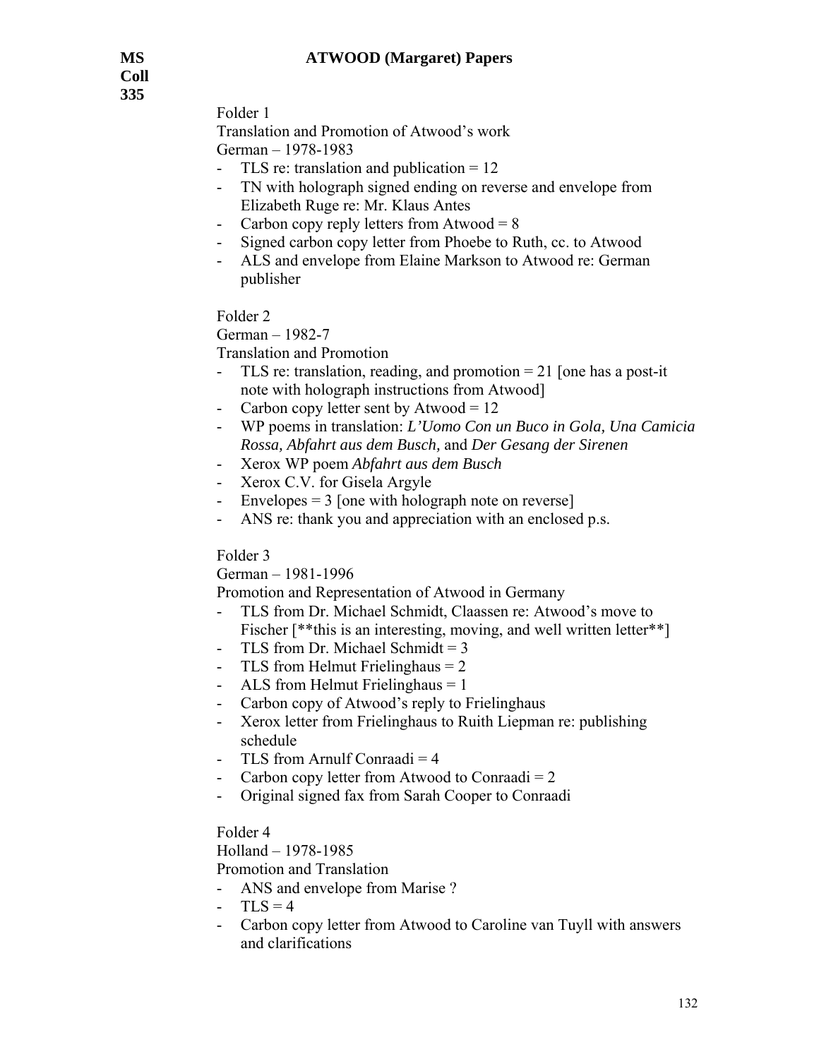**MS Coll 335** **ATWOOD (Margaret) Papers**

Folder 1

Translation and Promotion of Atwood's work

German – 1978-1983

- TLS re: translation and publication = 12
- TN with holograph signed ending on reverse and envelope from Elizabeth Ruge re: Mr. Klaus Antes
- Carbon copy reply letters from Atwood = 8
- Signed carbon copy letter from Phoebe to Ruth, cc. to Atwood
- ALS and envelope from Elaine Markson to Atwood re: German publisher

Folder 2

German – 1982-7

Translation and Promotion

- TLS re: translation, reading, and promotion = 21 [one has a post-it note with holograph instructions from Atwood]
- Carbon copy letter sent by Atwood = 12
- WP poems in translation: *L'Uomo Con un Buco in Gola, Una Camicia Rossa, Abfahrt aus dem Busch,* and *Der Gesang der Sirenen*
- Xerox WP poem *Abfahrt aus dem Busch*
- Xerox C.V. for Gisela Argyle
- Envelopes = 3 [one with holograph note on reverse]
- ANS re: thank you and appreciation with an enclosed p.s.

Folder 3

German – 1981-1996

Promotion and Representation of Atwood in Germany

- TLS from Dr. Michael Schmidt, Claassen re: Atwood's move to Fischer [**this is an interesting, moving, and well written letter**]
- TLS from Dr. Michael Schmidt = 3
- TLS from Helmut Frielinghaus = 2
- ALS from Helmut Frielinghaus = 1
- Carbon copy of Atwood's reply to Frielinghaus
- Xerox letter from Frielinghaus to Ruith Liepman re: publishing schedule
- TLS from Arnulf Conraadi = 4
- Carbon copy letter from Atwood to Conraadi = 2
- Original signed fax from Sarah Cooper to Conraadi

Folder 4

Holland – 1978-1985

Promotion and Translation

- ANS and envelope from Marise ?
- TLS = 4
- Carbon copy letter from Atwood to Caroline van Tuyll with answers and clarifications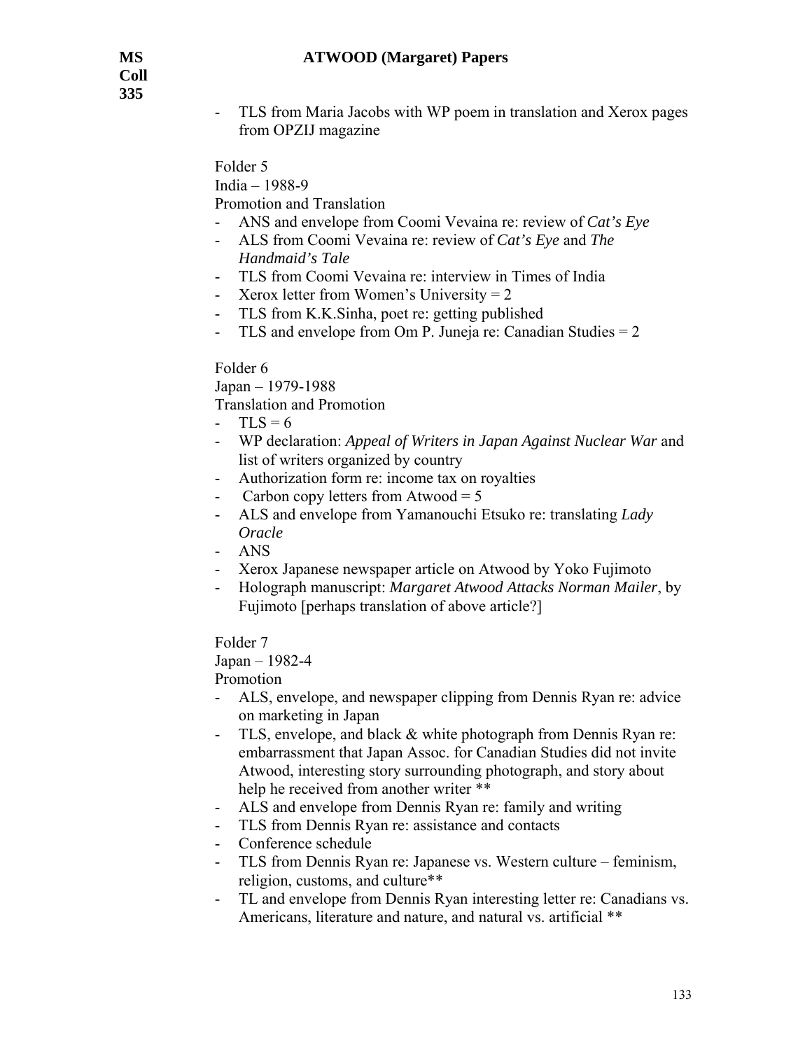- TLS from Maria Jacobs with WP poem in translation and Xerox pages from OPZIJ magazine

Folder 5
India – 1988-9
Promotion and Translation

- ANS and envelope from Coomi Vevaina re: review of *Cat's Eye*
- ALS from Coomi Vevaina re: review of *Cat's Eye* and *The Handmaid's Tale*
- TLS from Coomi Vevaina re: interview in Times of India
- Xerox letter from Women's University = 2
- TLS from K.K.Sinha, poet re: getting published
- TLS and envelope from Om P. Juneja re: Canadian Studies = 2

Folder 6
Japan – 1979-1988
Translation and Promotion

- TLS = 6
- WP declaration: *Appeal of Writers in Japan Against Nuclear War* and list of writers organized by country
- Authorization form re: income tax on royalties
- Carbon copy letters from Atwood = 5
- ALS and envelope from Yamanouchi Etsuko re: translating *Lady Oracle*
- ANS
- Xerox Japanese newspaper article on Atwood by Yoko Fujimoto
- Holograph manuscript: *Margaret Atwood Attacks Norman Mailer*, by Fujimoto [perhaps translation of above article?]

Folder 7
Japan – 1982-4
Promotion

- ALS, envelope, and newspaper clipping from Dennis Ryan re: advice on marketing in Japan
- TLS, envelope, and black & white photograph from Dennis Ryan re: embarrassment that Japan Assoc. for Canadian Studies did not invite Atwood, interesting story surrounding photograph, and story about help he received from another writer **
- ALS and envelope from Dennis Ryan re: family and writing
- TLS from Dennis Ryan re: assistance and contacts
- Conference schedule
- TLS from Dennis Ryan re: Japanese vs. Western culture – feminism, religion, customs, and culture**
- TL and envelope from Dennis Ryan interesting letter re: Canadians vs. Americans, literature and nature, and natural vs. artificial **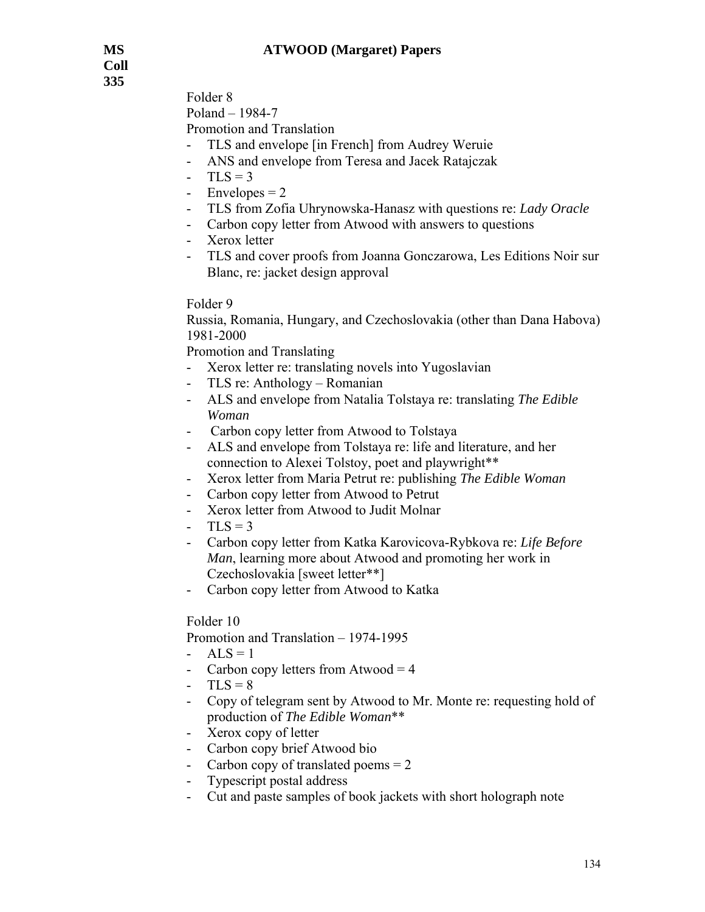**MS Coll 335** **ATWOOD (Margaret) Papers**

Folder 8
Poland – 1984-7
Promotion and Translation
- TLS and envelope [in French] from Audrey Weruie
- ANS and envelope from Teresa and Jacek Ratajczak
- TLS = 3
- Envelopes = 2
- TLS from Zofia Uhrynowska-Hanasz with questions re: *Lady Oracle*
- Carbon copy letter from Atwood with answers to questions
- Xerox letter
- TLS and cover proofs from Joanna Gonczarowa, Les Editions Noir sur Blanc, re: jacket design approval

Folder 9
Russia, Romania, Hungary, and Czechoslovakia (other than Dana Habova) 1981-2000
Promotion and Translating
- Xerox letter re: translating novels into Yugoslavian
- TLS re: Anthology – Romanian
- ALS and envelope from Natalia Tolstaya re: translating *The Edible Woman*
- Carbon copy letter from Atwood to Tolstaya
- ALS and envelope from Tolstaya re: life and literature, and her connection to Alexei Tolstoy, poet and playwright**
- Xerox letter from Maria Petrut re: publishing *The Edible Woman*
- Carbon copy letter from Atwood to Petrut
- Xerox letter from Atwood to Judit Molnar
- TLS = 3
- Carbon copy letter from Katka Karovicova-Rybkova re: *Life Before Man*, learning more about Atwood and promoting her work in Czechoslovakia [sweet letter**]
- Carbon copy letter from Atwood to Katka

Folder 10
Promotion and Translation – 1974-1995
- ALS = 1
- Carbon copy letters from Atwood = 4
- TLS = 8
- Copy of telegram sent by Atwood to Mr. Monte re: requesting hold of production of *The Edible Woman***
- Xerox copy of letter
- Carbon copy brief Atwood bio
- Carbon copy of translated poems = 2
- Typescript postal address
- Cut and paste samples of book jackets with short holograph note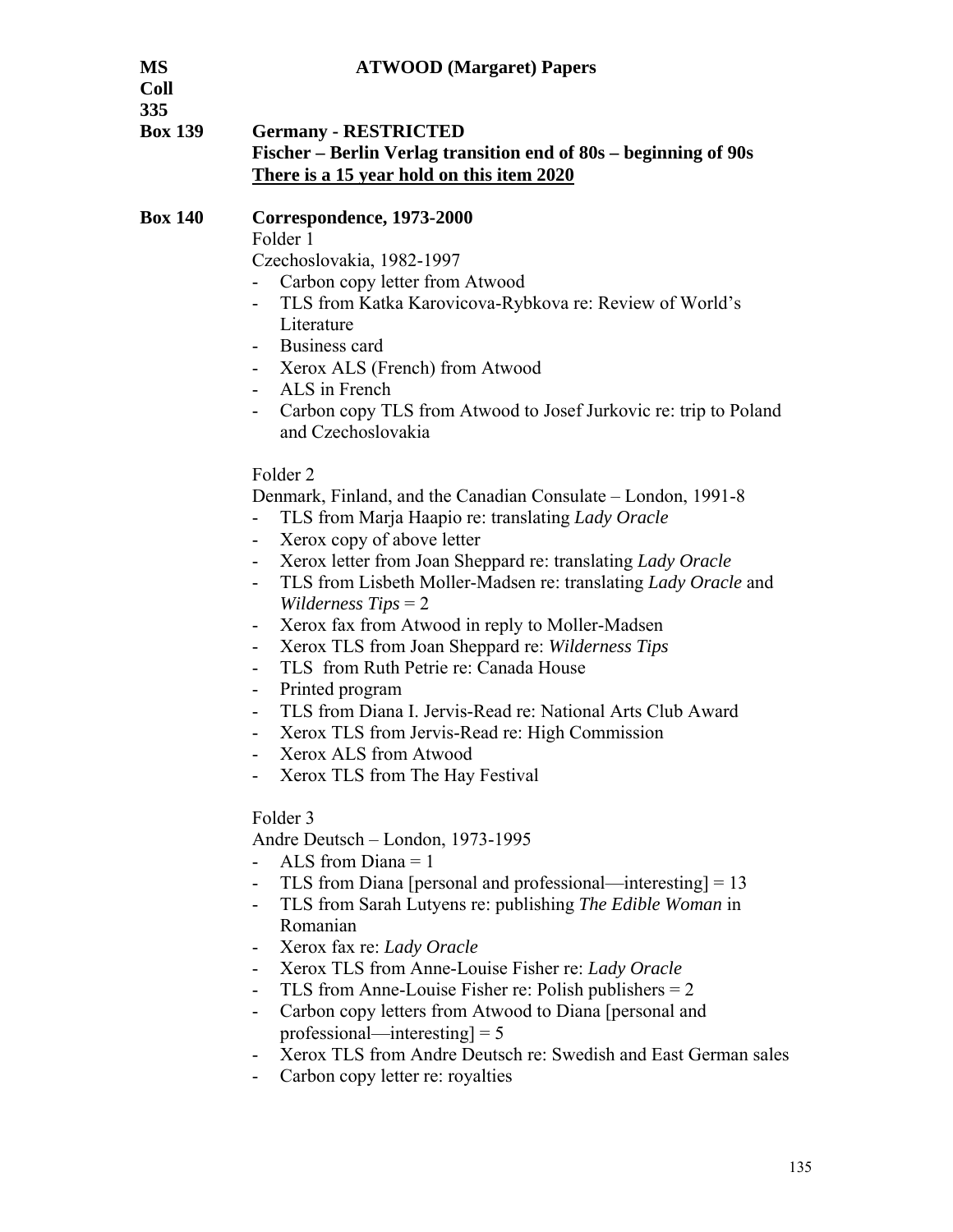**MS Coll 335** **ATWOOD (Margaret) Papers**

**Box 139** **Germany - RESTRICTED**
**Fischer – Berlin Verlag transition end of 80s – beginning of 90s**
**<u>There is a 15 year hold on this item 2020</u>**

**Box 140** **Correspondence, 1973-2000**

Folder 1

Czechoslovakia, 1982-1997

- Carbon copy letter from Atwood
- TLS from Katka Karovicova-Rybkova re: Review of World's Literature
- Business card
- Xerox ALS (French) from Atwood
- ALS in French
- Carbon copy TLS from Atwood to Josef Jurkovic re: trip to Poland and Czechoslovakia

Folder 2

Denmark, Finland, and the Canadian Consulate – London, 1991-8

- TLS from Marja Haapio re: translating *Lady Oracle*
- Xerox copy of above letter
- Xerox letter from Joan Sheppard re: translating *Lady Oracle*
- TLS from Lisbeth Moller-Madsen re: translating *Lady Oracle* and *Wilderness Tips* = 2
- Xerox fax from Atwood in reply to Moller-Madsen
- Xerox TLS from Joan Sheppard re: *Wilderness Tips*
- TLS from Ruth Petrie re: Canada House
- Printed program
- TLS from Diana I. Jervis-Read re: National Arts Club Award
- Xerox TLS from Jervis-Read re: High Commission
- Xerox ALS from Atwood
- Xerox TLS from The Hay Festival

Folder 3

Andre Deutsch – London, 1973-1995

- ALS from Diana = 1
- TLS from Diana [personal and professional—interesting] = 13
- TLS from Sarah Lutyens re: publishing *The Edible Woman* in Romanian
- Xerox fax re: *Lady Oracle*
- Xerox TLS from Anne-Louise Fisher re: *Lady Oracle*
- TLS from Anne-Louise Fisher re: Polish publishers = 2
- Carbon copy letters from Atwood to Diana [personal and professional—interesting] = 5
- Xerox TLS from Andre Deutsch re: Swedish and East German sales
- Carbon copy letter re: royalties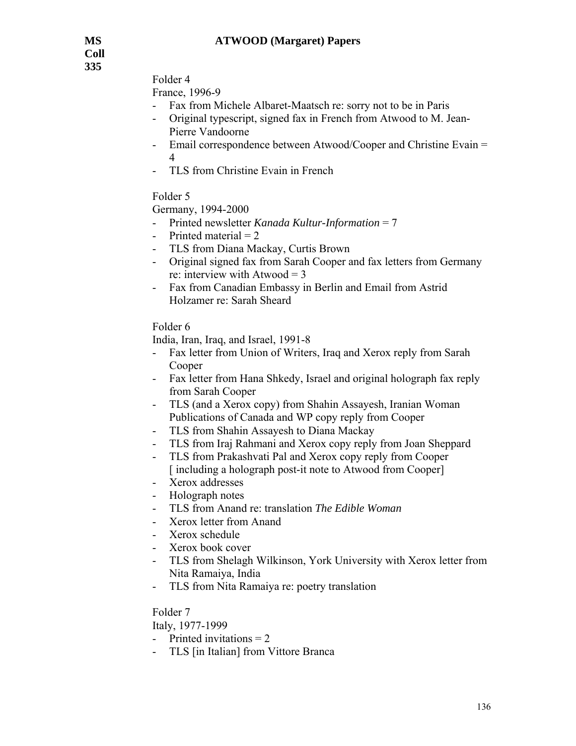Folder 4

France, 1996-9

- Fax from Michele Albaret-Maatsch re: sorry not to be in Paris
- Original typescript, signed fax in French from Atwood to M. Jean-Pierre Vandoorne
- Email correspondence between Atwood/Cooper and Christine Evain = 4
- TLS from Christine Evain in French

Folder 5

Germany, 1994-2000

- Printed newsletter *Kanada Kultur-Information* = 7
- Printed material = 2
- TLS from Diana Mackay, Curtis Brown
- Original signed fax from Sarah Cooper and fax letters from Germany re: interview with Atwood = 3
- Fax from Canadian Embassy in Berlin and Email from Astrid Holzamer re: Sarah Sheard

Folder 6

India, Iran, Iraq, and Israel, 1991-8

- Fax letter from Union of Writers, Iraq and Xerox reply from Sarah Cooper
- Fax letter from Hana Shkedy, Israel and original holograph fax reply from Sarah Cooper
- TLS (and a Xerox copy) from Shahin Assayesh, Iranian Woman Publications of Canada and WP copy reply from Cooper
- TLS from Shahin Assayesh to Diana Mackay
- TLS from Iraj Rahmani and Xerox copy reply from Joan Sheppard
- TLS from Prakashvati Pal and Xerox copy reply from Cooper [ including a holograph post-it note to Atwood from Cooper]
- Xerox addresses
- Holograph notes
- TLS from Anand re: translation *The Edible Woman*
- Xerox letter from Anand
- Xerox schedule
- Xerox book cover
- TLS from Shelagh Wilkinson, York University with Xerox letter from Nita Ramaiya, India
- TLS from Nita Ramaiya re: poetry translation

Folder 7

Italy, 1977-1999

- Printed invitations = 2
- TLS [in Italian] from Vittore Branca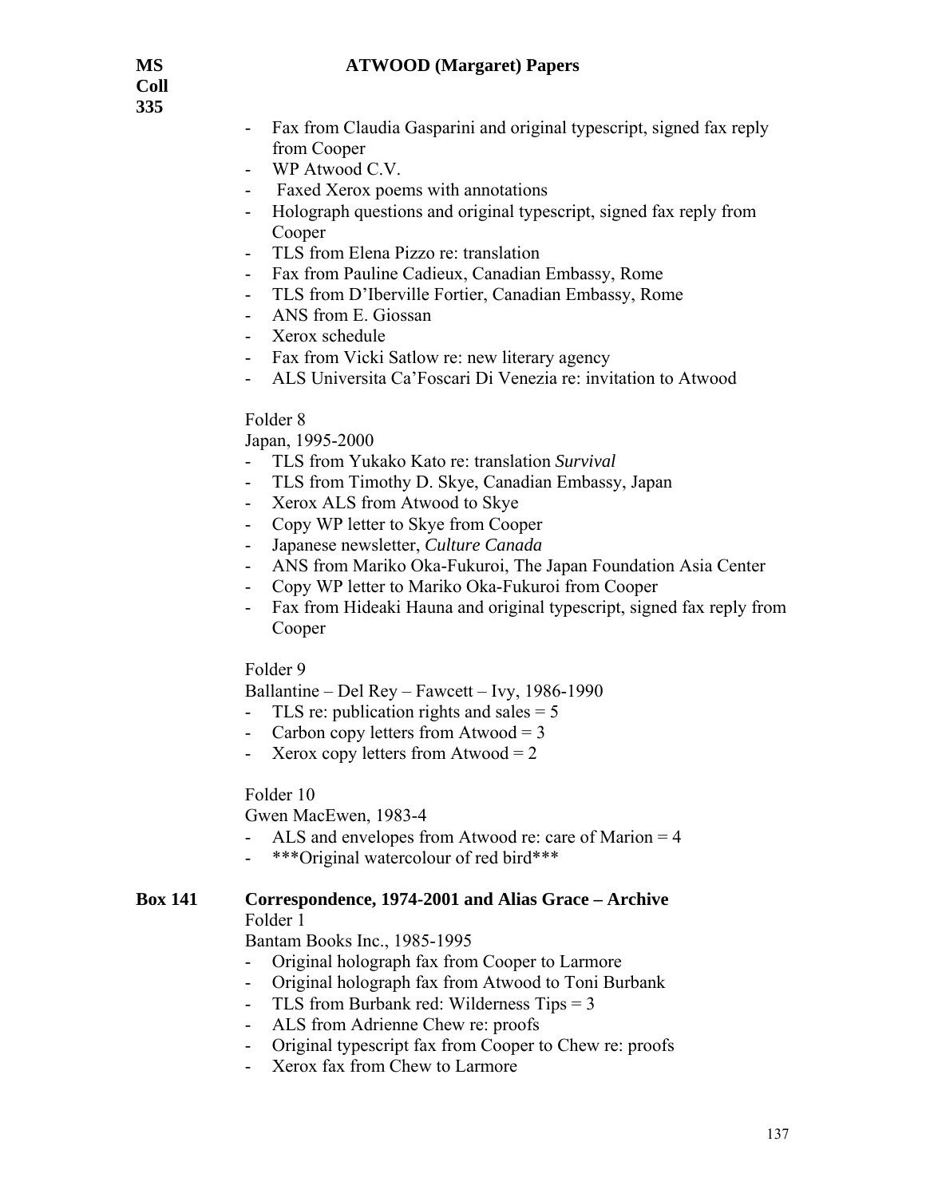**MS Coll 335** **ATWOOD (Margaret) Papers**

- Fax from Claudia Gasparini and original typescript, signed fax reply from Cooper
- WP Atwood C.V.
- Faxed Xerox poems with annotations
- Holograph questions and original typescript, signed fax reply from Cooper
- TLS from Elena Pizzo re: translation
- Fax from Pauline Cadieux, Canadian Embassy, Rome
- TLS from D'Iberville Fortier, Canadian Embassy, Rome
- ANS from E. Giossan
- Xerox schedule
- Fax from Vicki Satlow re: new literary agency
- ALS Universita Ca'Foscari Di Venezia re: invitation to Atwood

Folder 8

Japan, 1995-2000

- TLS from Yukako Kato re: translation *Survival*
- TLS from Timothy D. Skye, Canadian Embassy, Japan
- Xerox ALS from Atwood to Skye
- Copy WP letter to Skye from Cooper
- Japanese newsletter, *Culture Canada*
- ANS from Mariko Oka-Fukuroi, The Japan Foundation Asia Center
- Copy WP letter to Mariko Oka-Fukuroi from Cooper
- Fax from Hideaki Hauna and original typescript, signed fax reply from Cooper

Folder 9

Ballantine – Del Rey – Fawcett – Ivy, 1986-1990

- TLS re: publication rights and sales = 5
- Carbon copy letters from Atwood = 3
- Xerox copy letters from Atwood = 2

Folder 10

Gwen MacEwen, 1983-4

- ALS and envelopes from Atwood re: care of Marion = 4
- ***Original watercolour of red bird***

**Box 141** **Correspondence, 1974-2001 and Alias Grace – Archive**

Folder 1

Bantam Books Inc., 1985-1995

- Original holograph fax from Cooper to Larmore
- Original holograph fax from Atwood to Toni Burbank
- TLS from Burbank red: Wilderness Tips = 3
- ALS from Adrienne Chew re: proofs
- Original typescript fax from Cooper to Chew re: proofs
- Xerox fax from Chew to Larmore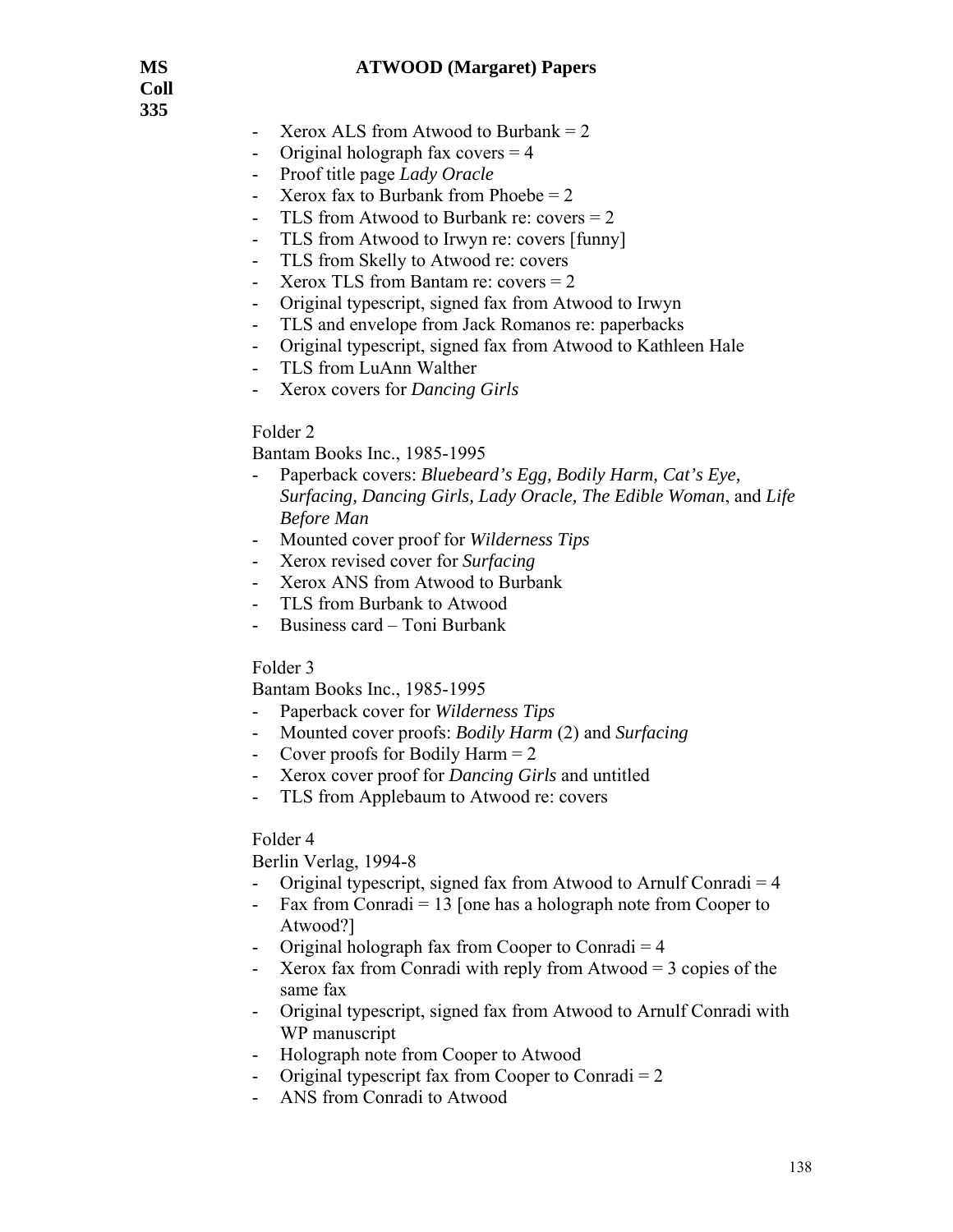- Xerox ALS from Atwood to Burbank = 2
- Original holograph fax covers = 4
- Proof title page *Lady Oracle*
- Xerox fax to Burbank from Phoebe = 2
- TLS from Atwood to Burbank re: covers = 2
- TLS from Atwood to Irwyn re: covers [funny]
- TLS from Skelly to Atwood re: covers
- Xerox TLS from Bantam re: covers = 2
- Original typescript, signed fax from Atwood to Irwyn
- TLS and envelope from Jack Romanos re: paperbacks
- Original typescript, signed fax from Atwood to Kathleen Hale
- TLS from LuAnn Walther
- Xerox covers for *Dancing Girls*

Folder 2

Bantam Books Inc., 1985-1995

- Paperback covers: *Bluebeard's Egg, Bodily Harm, Cat's Eye, Surfacing, Dancing Girls, Lady Oracle, The Edible Woman*, and *Life Before Man*
- Mounted cover proof for *Wilderness Tips*
- Xerox revised cover for *Surfacing*
- Xerox ANS from Atwood to Burbank
- TLS from Burbank to Atwood
- Business card – Toni Burbank

Folder 3

Bantam Books Inc., 1985-1995

- Paperback cover for *Wilderness Tips*
- Mounted cover proofs: *Bodily Harm* (2) and *Surfacing*
- Cover proofs for Bodily Harm = 2
- Xerox cover proof for *Dancing Girls* and untitled
- TLS from Applebaum to Atwood re: covers

Folder 4

Berlin Verlag, 1994-8

- Original typescript, signed fax from Atwood to Arnulf Conradi = 4
- Fax from Conradi = 13 [one has a holograph note from Cooper to Atwood?]
- Original holograph fax from Cooper to Conradi = 4
- Xerox fax from Conradi with reply from Atwood = 3 copies of the same fax
- Original typescript, signed fax from Atwood to Arnulf Conradi with WP manuscript
- Holograph note from Cooper to Atwood
- Original typescript fax from Cooper to Conradi = 2
- ANS from Conradi to Atwood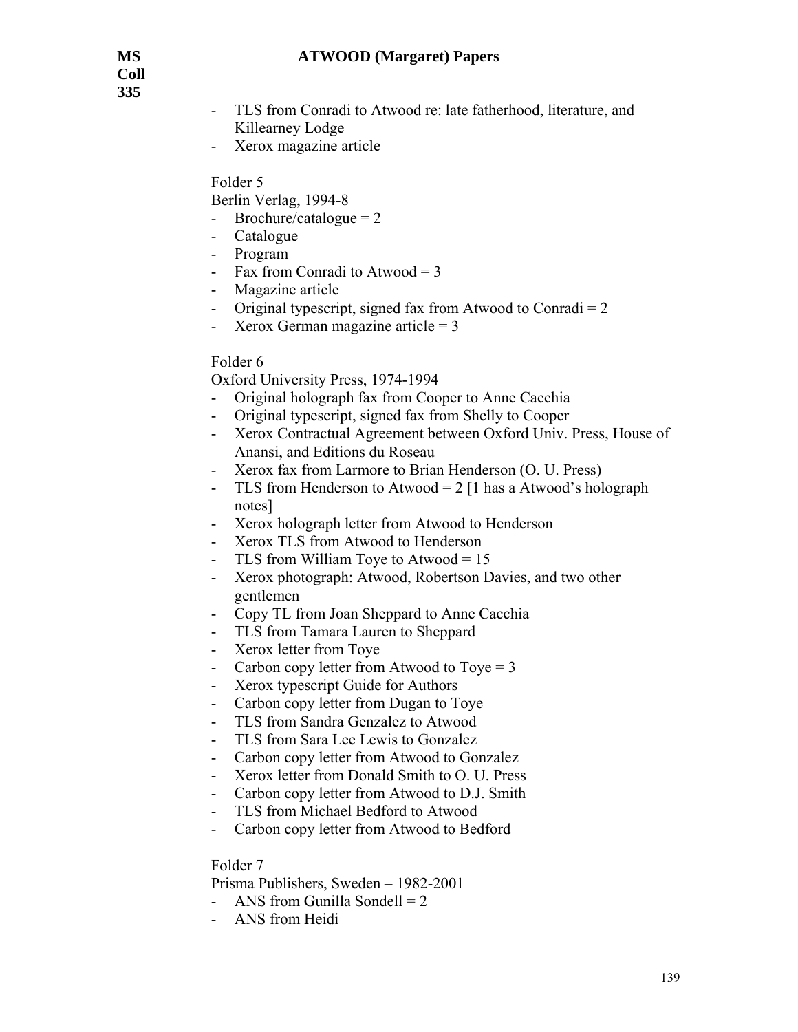- TLS from Conradi to Atwood re: late fatherhood, literature, and Killearney Lodge
- Xerox magazine article

Folder 5

Berlin Verlag, 1994-8

- Brochure/catalogue = 2
- Catalogue
- Program
- Fax from Conradi to Atwood = 3
- Magazine article
- Original typescript, signed fax from Atwood to Conradi = 2
- Xerox German magazine article = 3

Folder 6

Oxford University Press, 1974-1994

- Original holograph fax from Cooper to Anne Cacchia
- Original typescript, signed fax from Shelly to Cooper
- Xerox Contractual Agreement between Oxford Univ. Press, House of Anansi, and Editions du Roseau
- Xerox fax from Larmore to Brian Henderson (O. U. Press)
- TLS from Henderson to Atwood = 2 [1 has a Atwood's holograph notes]
- Xerox holograph letter from Atwood to Henderson
- Xerox TLS from Atwood to Henderson
- TLS from William Toye to Atwood = 15
- Xerox photograph: Atwood, Robertson Davies, and two other gentlemen
- Copy TL from Joan Sheppard to Anne Cacchia
- TLS from Tamara Lauren to Sheppard
- Xerox letter from Toye
- Carbon copy letter from Atwood to Toye = 3
- Xerox typescript Guide for Authors
- Carbon copy letter from Dugan to Toye
- TLS from Sandra Genzalez to Atwood
- TLS from Sara Lee Lewis to Gonzalez
- Carbon copy letter from Atwood to Gonzalez
- Xerox letter from Donald Smith to O. U. Press
- Carbon copy letter from Atwood to D.J. Smith
- TLS from Michael Bedford to Atwood
- Carbon copy letter from Atwood to Bedford

Folder 7

Prisma Publishers, Sweden – 1982-2001

- ANS from Gunilla Sondell = 2
- ANS from Heidi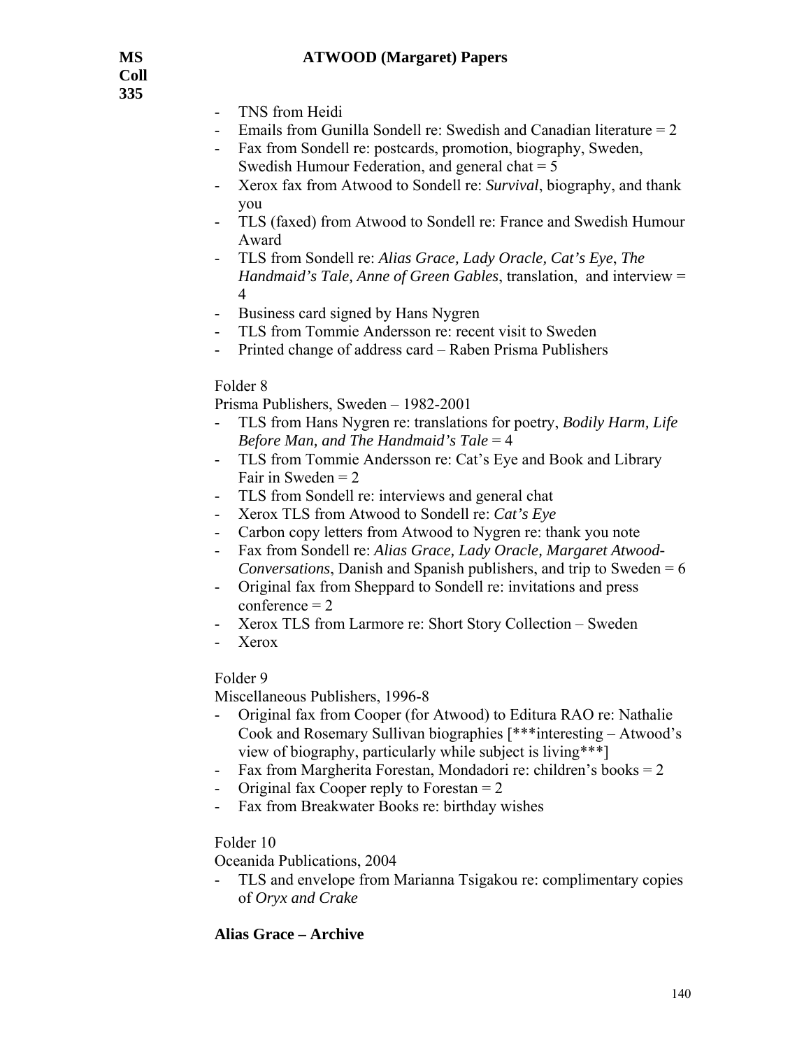- TNS from Heidi
- Emails from Gunilla Sondell re: Swedish and Canadian literature = 2
- Fax from Sondell re: postcards, promotion, biography, Sweden, Swedish Humour Federation, and general chat = 5
- Xerox fax from Atwood to Sondell re: *Survival*, biography, and thank you
- TLS (faxed) from Atwood to Sondell re: France and Swedish Humour Award
- TLS from Sondell re: *Alias Grace, Lady Oracle, Cat's Eye*, *The Handmaid's Tale, Anne of Green Gables*, translation, and interview = 4
- Business card signed by Hans Nygren
- TLS from Tommie Andersson re: recent visit to Sweden
- Printed change of address card – Raben Prisma Publishers

Folder 8

Prisma Publishers, Sweden – 1982-2001

- TLS from Hans Nygren re: translations for poetry, *Bodily Harm, Life Before Man, and The Handmaid's Tale* = 4
- TLS from Tommie Andersson re: Cat's Eye and Book and Library Fair in Sweden = 2
- TLS from Sondell re: interviews and general chat
- Xerox TLS from Atwood to Sondell re: *Cat's Eye*
- Carbon copy letters from Atwood to Nygren re: thank you note
- Fax from Sondell re: *Alias Grace, Lady Oracle, Margaret Atwood-Conversations*, Danish and Spanish publishers, and trip to Sweden = 6
- Original fax from Sheppard to Sondell re: invitations and press conference = 2
- Xerox TLS from Larmore re: Short Story Collection – Sweden
- Xerox

Folder 9

Miscellaneous Publishers, 1996-8

- Original fax from Cooper (for Atwood) to Editura RAO re: Nathalie Cook and Rosemary Sullivan biographies [***interesting – Atwood's view of biography, particularly while subject is living***]
- Fax from Margherita Forestan, Mondadori re: children's books = 2
- Original fax Cooper reply to Forestan = 2
- Fax from Breakwater Books re: birthday wishes

Folder 10

Oceanida Publications, 2004

- TLS and envelope from Marianna Tsigakou re: complimentary copies of *Oryx and Crake*

**Alias Grace – Archive**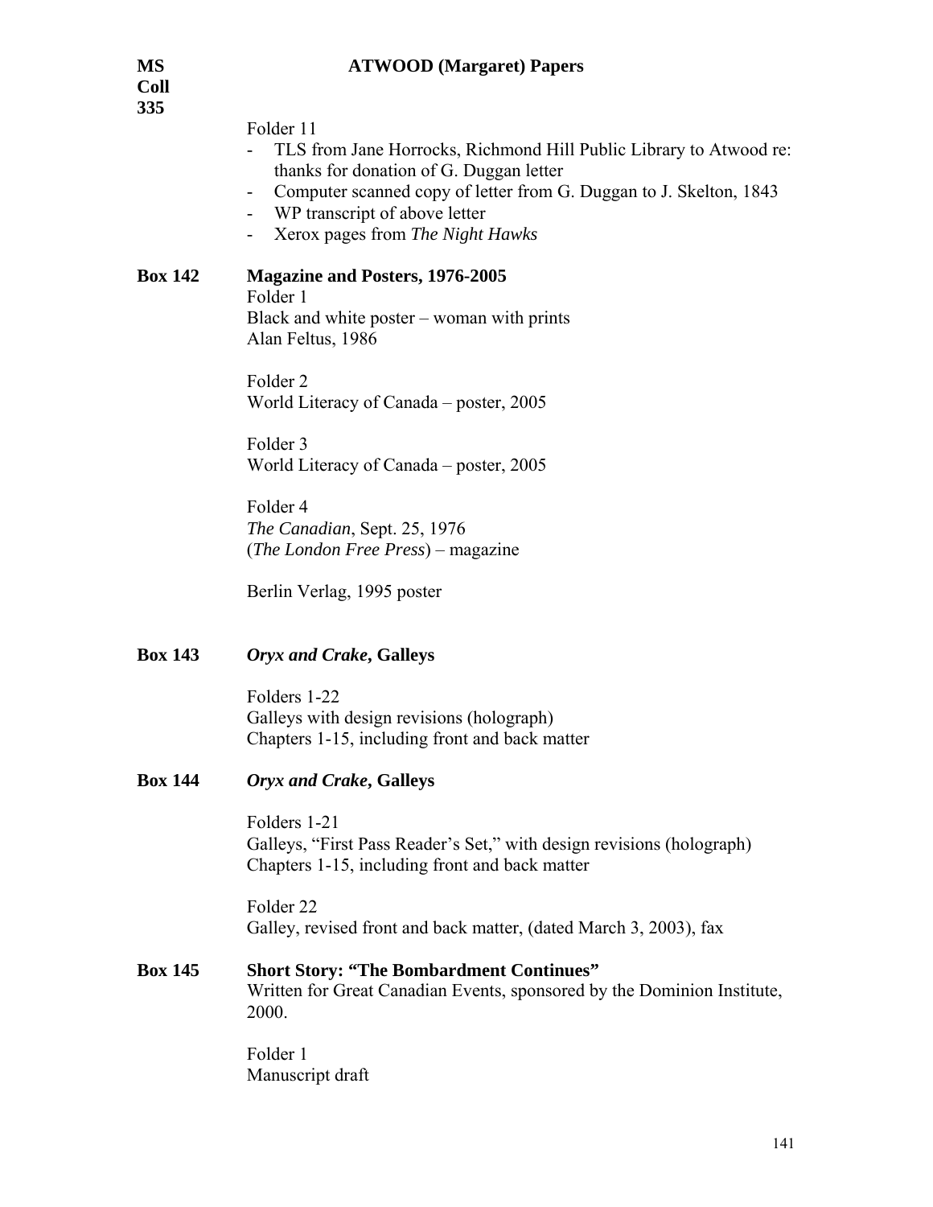Folder 11

- TLS from Jane Horrocks, Richmond Hill Public Library to Atwood re: thanks for donation of G. Duggan letter
- Computer scanned copy of letter from G. Duggan to J. Skelton, 1843
- WP transcript of above letter
- Xerox pages from *The Night Hawks*

**Box 142** **Magazine and Posters, 1976-2005**

Folder 1
Black and white poster – woman with prints
Alan Feltus, 1986

Folder 2
World Literacy of Canada – poster, 2005

Folder 3
World Literacy of Canada – poster, 2005

Folder 4
*The Canadian*, Sept. 25, 1976
(*The London Free Press*) – magazine

Berlin Verlag, 1995 poster

**Box 143** ***Oryx and Crake*, Galleys**

Folders 1-22
Galleys with design revisions (holograph)
Chapters 1-15, including front and back matter

**Box 144** ***Oryx and Crake*, Galleys**

Folders 1-21
Galleys, "First Pass Reader's Set," with design revisions (holograph)
Chapters 1-15, including front and back matter

Folder 22
Galley, revised front and back matter, (dated March 3, 2003), fax

**Box 145** **Short Story: "The Bombardment Continues"**
Written for Great Canadian Events, sponsored by the Dominion Institute, 2000.

Folder 1
Manuscript draft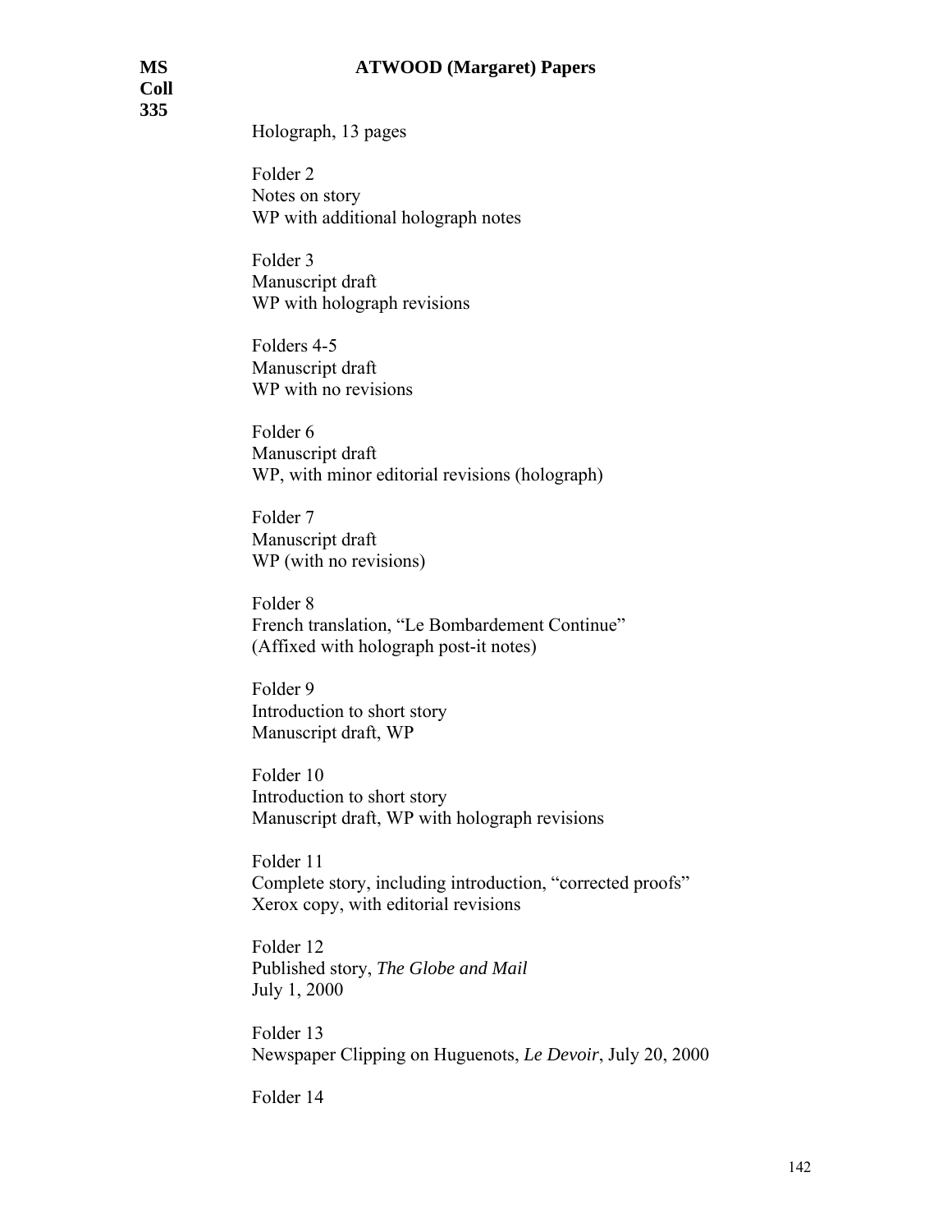Holograph, 13 pages

Folder 2
Notes on story
WP with additional holograph notes

Folder 3
Manuscript draft
WP with holograph revisions

Folders 4-5
Manuscript draft
WP with no revisions

Folder 6
Manuscript draft
WP, with minor editorial revisions (holograph)

Folder 7
Manuscript draft
WP (with no revisions)

Folder 8
French translation, "Le Bombardement Continue"
(Affixed with holograph post-it notes)

Folder 9
Introduction to short story
Manuscript draft, WP

Folder 10
Introduction to short story
Manuscript draft, WP with holograph revisions

Folder 11
Complete story, including introduction, "corrected proofs"
Xerox copy, with editorial revisions

Folder 12
Published story, *The Globe and Mail*
July 1, 2000

Folder 13
Newspaper Clipping on Huguenots, *Le Devoir*, July 20, 2000

Folder 14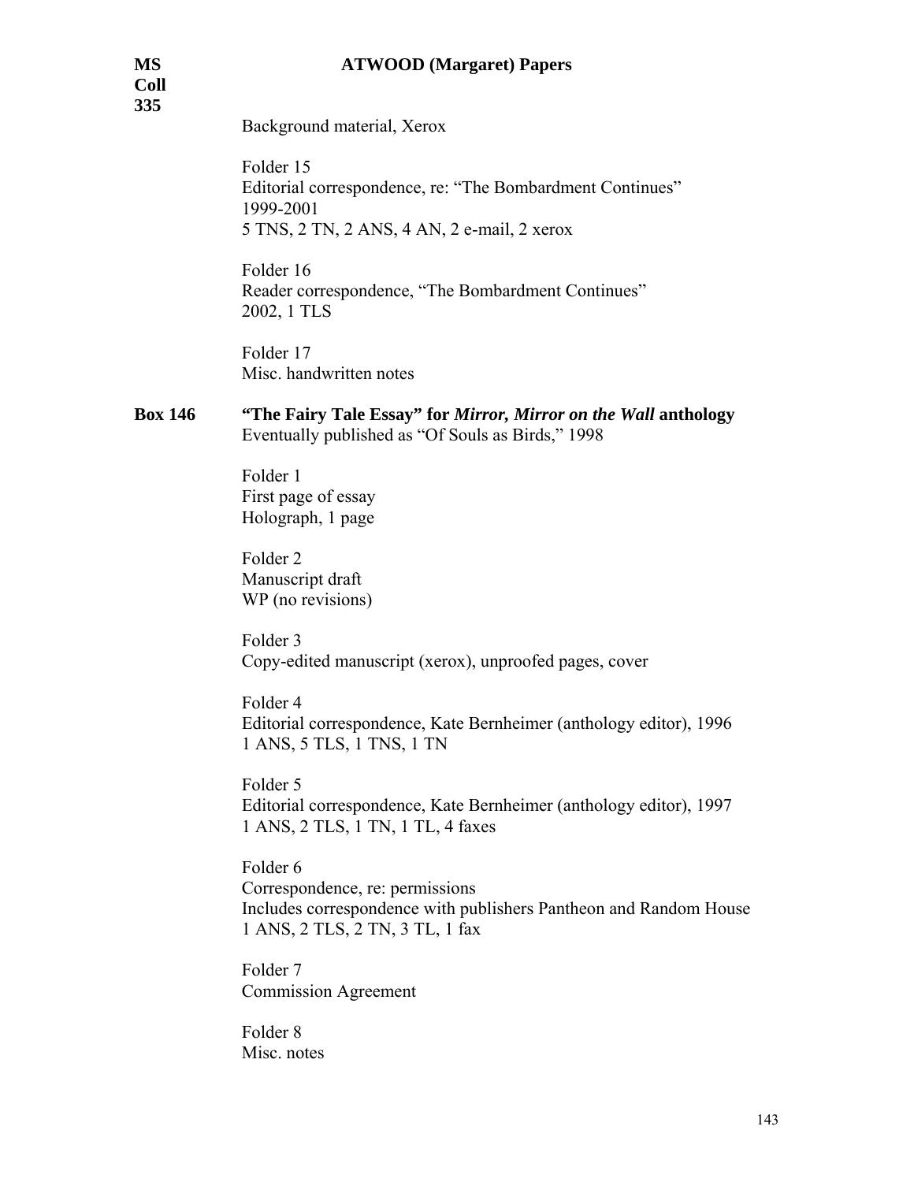Background material, Xerox

Folder 15
Editorial correspondence, re: "The Bombardment Continues"
1999-2001
5 TNS, 2 TN, 2 ANS, 4 AN, 2 e-mail, 2 xerox

Folder 16
Reader correspondence, "The Bombardment Continues"
2002, 1 TLS

Folder 17
Misc. handwritten notes

**Box 146** **"The Fairy Tale Essay" for *Mirror, Mirror on the Wall* anthology**
Eventually published as "Of Souls as Birds," 1998

Folder 1
First page of essay
Holograph, 1 page

Folder 2
Manuscript draft
WP (no revisions)

Folder 3
Copy-edited manuscript (xerox), unproofed pages, cover

Folder 4
Editorial correspondence, Kate Bernheimer (anthology editor), 1996
1 ANS, 5 TLS, 1 TNS, 1 TN

Folder 5
Editorial correspondence, Kate Bernheimer (anthology editor), 1997
1 ANS, 2 TLS, 1 TN, 1 TL, 4 faxes

Folder 6
Correspondence, re: permissions
Includes correspondence with publishers Pantheon and Random House
1 ANS, 2 TLS, 2 TN, 3 TL, 1 fax

Folder 7
Commission Agreement

Folder 8
Misc. notes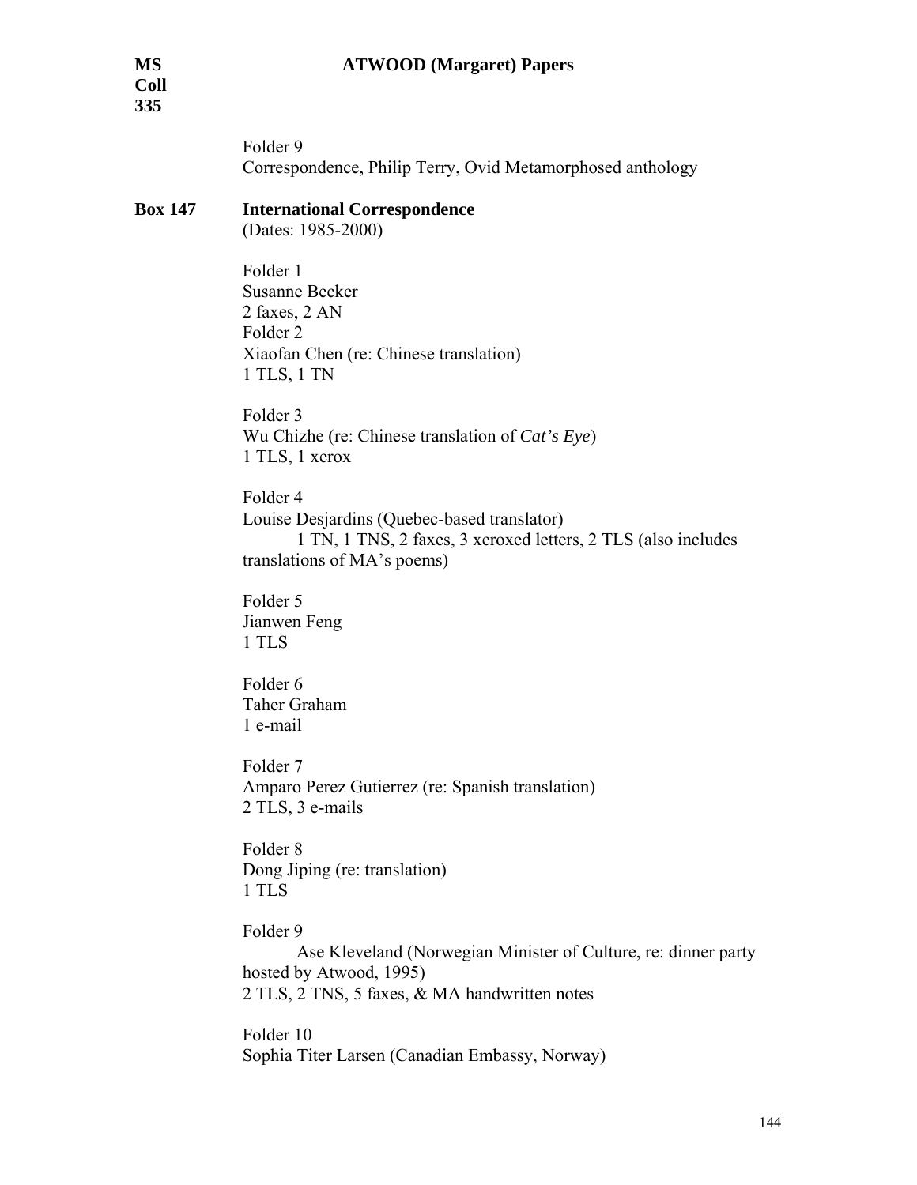Folder 9
Correspondence, Philip Terry, Ovid Metamorphosed anthology

**Box 147** **International Correspondence**
(Dates: 1985-2000)

Folder 1
Susanne Becker
2 faxes, 2 AN
Folder 2
Xiaofan Chen (re: Chinese translation)
1 TLS, 1 TN

Folder 3
Wu Chizhe (re: Chinese translation of *Cat's Eye*)
1 TLS, 1 xerox

Folder 4
Louise Desjardins (Quebec-based translator)
1 TN, 1 TNS, 2 faxes, 3 xeroxed letters, 2 TLS (also includes translations of MA's poems)

Folder 5
Jianwen Feng
1 TLS

Folder 6
Taher Graham
1 e-mail

Folder 7
Amparo Perez Gutierrez (re: Spanish translation)
2 TLS, 3 e-mails

Folder 8
Dong Jiping (re: translation)
1 TLS

Folder 9
Ase Kleveland (Norwegian Minister of Culture, re: dinner party hosted by Atwood, 1995)
2 TLS, 2 TNS, 5 faxes, & MA handwritten notes

Folder 10
Sophia Titer Larsen (Canadian Embassy, Norway)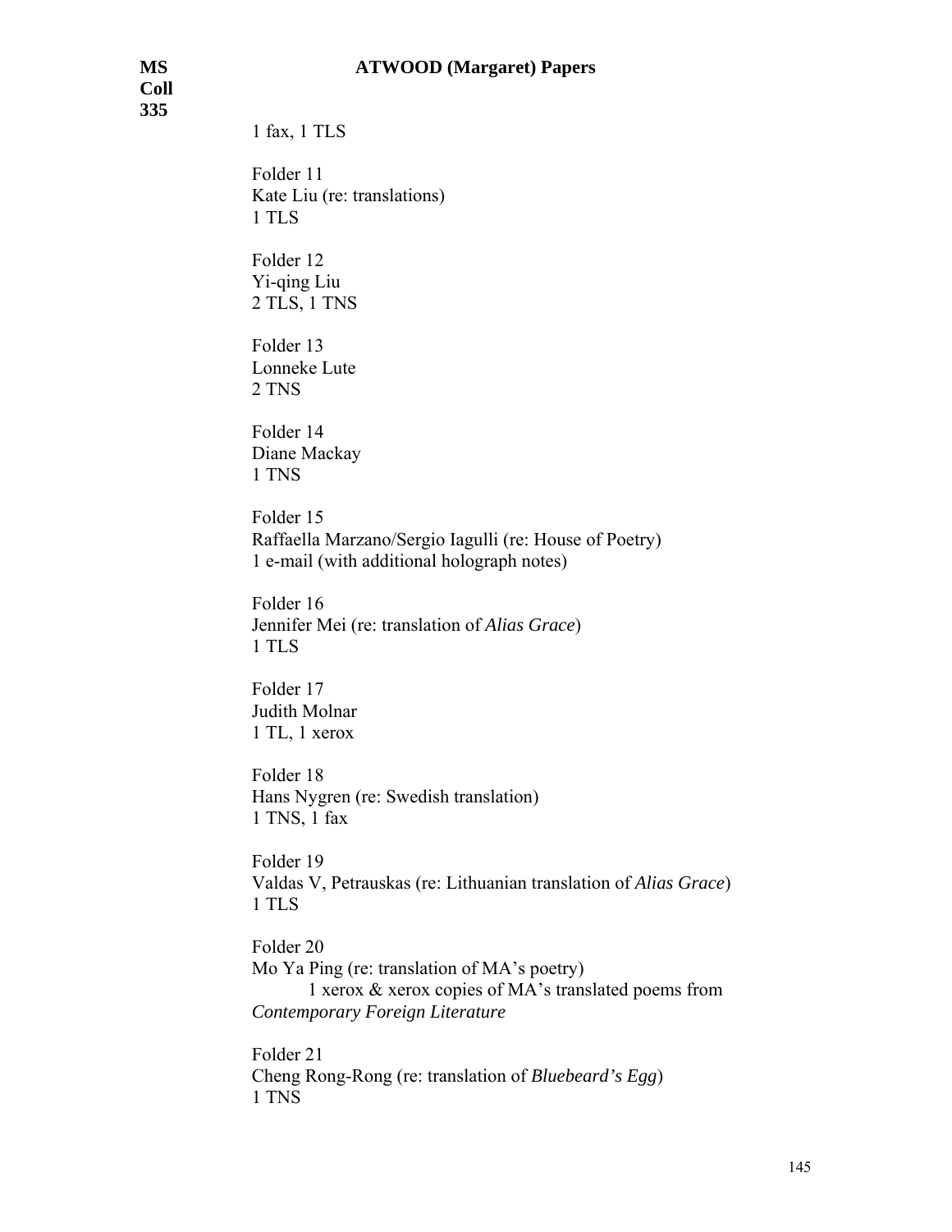1 fax, 1 TLS

Folder 11
Kate Liu (re: translations)
1 TLS

Folder 12
Yi-qing Liu
2 TLS, 1 TNS

Folder 13
Lonneke Lute
2 TNS

Folder 14
Diane Mackay
1 TNS

Folder 15
Raffaella Marzano/Sergio Iagulli (re: House of Poetry)
1 e-mail (with additional holograph notes)

Folder 16
Jennifer Mei (re: translation of *Alias Grace*)
1 TLS

Folder 17
Judith Molnar
1 TL, 1 xerox

Folder 18
Hans Nygren (re: Swedish translation)
1 TNS, 1 fax

Folder 19
Valdas V, Petrauskas (re: Lithuanian translation of *Alias Grace*)
1 TLS

Folder 20
Mo Ya Ping (re: translation of MA's poetry)
1 xerox & xerox copies of MA's translated poems from *Contemporary Foreign Literature*

Folder 21
Cheng Rong-Rong (re: translation of *Bluebeard's Egg*)
1 TNS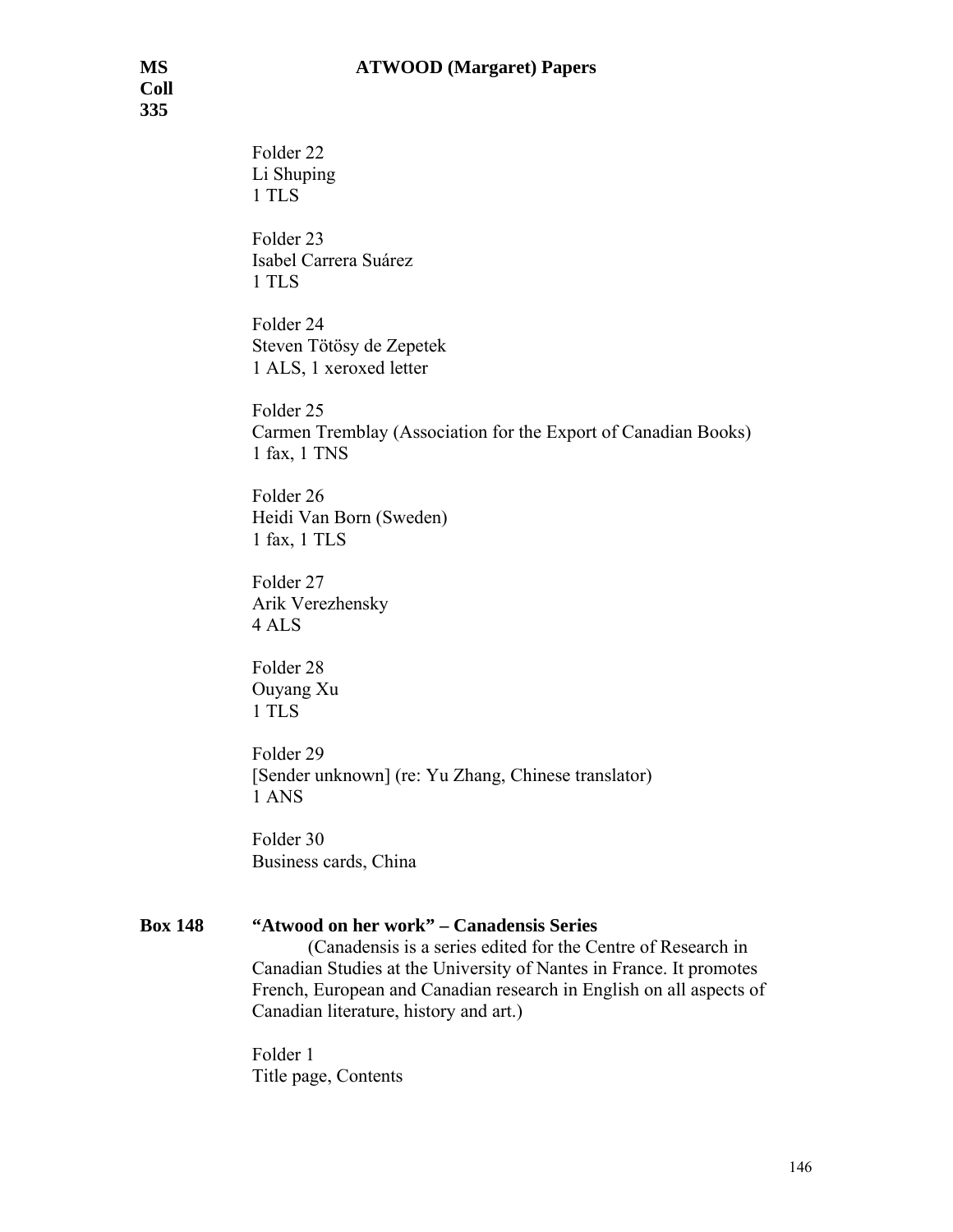Folder 22
Li Shuping
1 TLS

Folder 23
Isabel Carrera Suárez
1 TLS

Folder 24
Steven Tötösy de Zepetek
1 ALS, 1 xeroxed letter

Folder 25
Carmen Tremblay (Association for the Export of Canadian Books)
1 fax, 1 TNS

Folder 26
Heidi Van Born (Sweden)
1 fax, 1 TLS

Folder 27
Arik Verezhensky
4 ALS

Folder 28
Ouyang Xu
1 TLS

Folder 29
[Sender unknown] (re: Yu Zhang, Chinese translator)
1 ANS

Folder 30
Business cards, China

**Box 148** **"Atwood on her work" – Canadensis Series**

(Canadensis is a series edited for the Centre of Research in Canadian Studies at the University of Nantes in France. It promotes French, European and Canadian research in English on all aspects of Canadian literature, history and art.)

Folder 1
Title page, Contents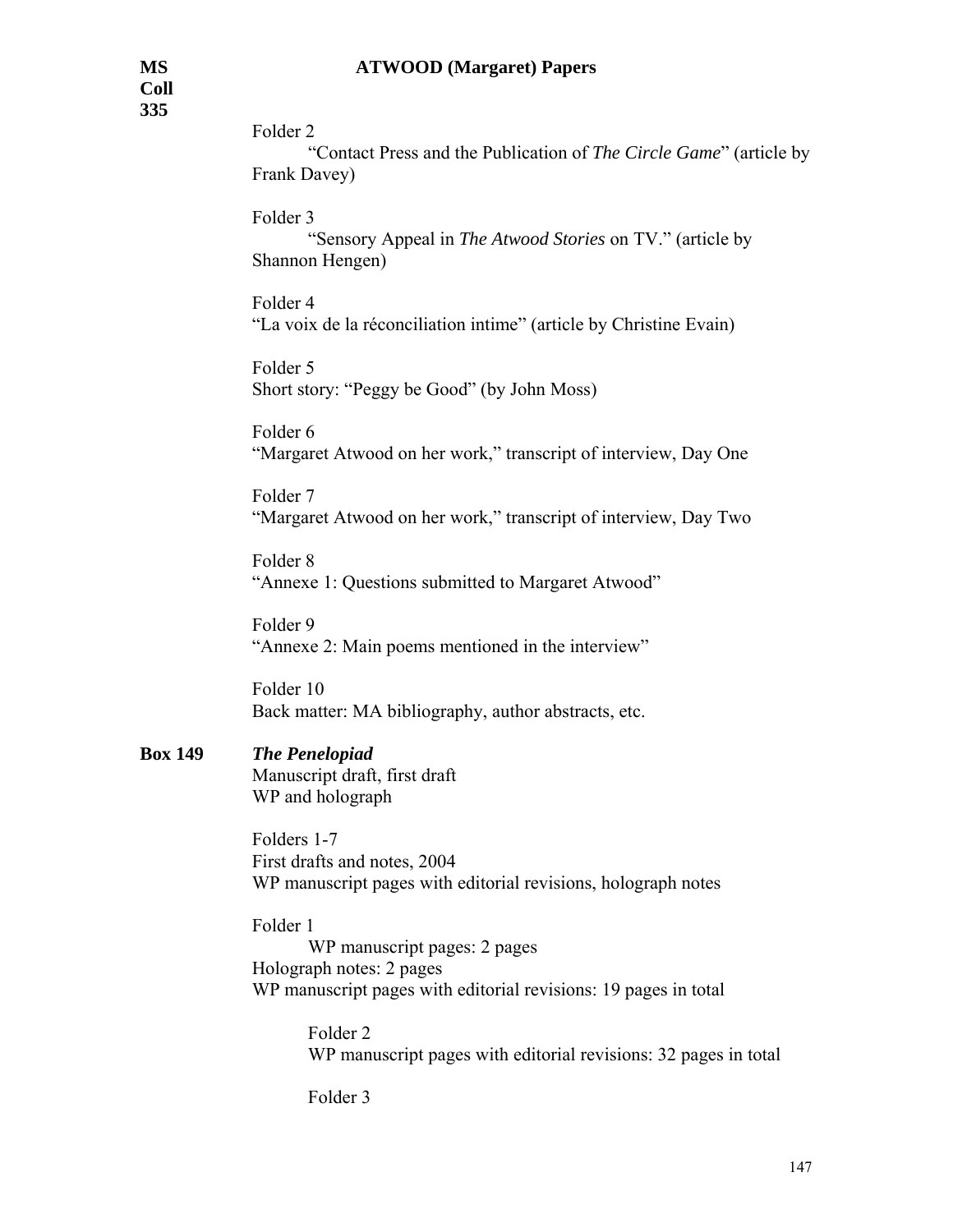Folder 2
"Contact Press and the Publication of *The Circle Game*" (article by Frank Davey)

Folder 3
"Sensory Appeal in *The Atwood Stories* on TV." (article by Shannon Hengen)

Folder 4
"La voix de la réconciliation intime" (article by Christine Evain)

Folder 5
Short story: "Peggy be Good" (by John Moss)

Folder 6
"Margaret Atwood on her work," transcript of interview, Day One

Folder 7
"Margaret Atwood on her work," transcript of interview, Day Two

Folder 8
"Annexe 1: Questions submitted to Margaret Atwood"

Folder 9
"Annexe 2: Main poems mentioned in the interview"

Folder 10
Back matter: MA bibliography, author abstracts, etc.

**Box 149** ***The Penelopiad***
Manuscript draft, first draft
WP and holograph

Folders 1-7
First drafts and notes, 2004
WP manuscript pages with editorial revisions, holograph notes

Folder 1
WP manuscript pages: 2 pages
Holograph notes: 2 pages
WP manuscript pages with editorial revisions: 19 pages in total

Folder 2
WP manuscript pages with editorial revisions: 32 pages in total

Folder 3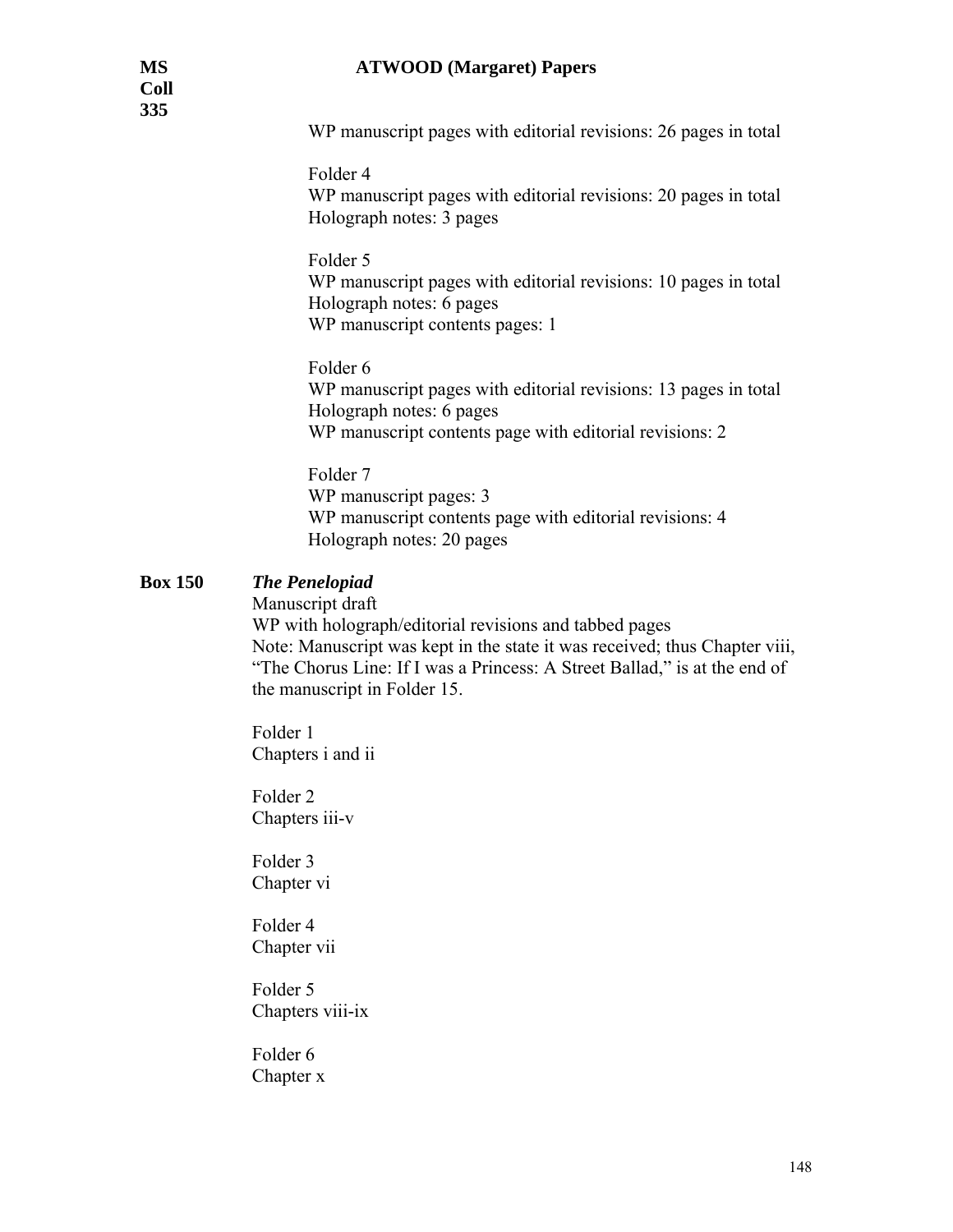WP manuscript pages with editorial revisions: 26 pages in total

Folder 4
WP manuscript pages with editorial revisions: 20 pages in total
Holograph notes: 3 pages

Folder 5
WP manuscript pages with editorial revisions: 10 pages in total
Holograph notes: 6 pages
WP manuscript contents pages: 1

Folder 6
WP manuscript pages with editorial revisions: 13 pages in total
Holograph notes: 6 pages
WP manuscript contents page with editorial revisions: 2

Folder 7
WP manuscript pages: 3
WP manuscript contents page with editorial revisions: 4
Holograph notes: 20 pages

**Box 150** ***The Penelopiad***

Manuscript draft
WP with holograph/editorial revisions and tabbed pages
Note: Manuscript was kept in the state it was received; thus Chapter viii, "The Chorus Line: If I was a Princess: A Street Ballad," is at the end of the manuscript in Folder 15.

Folder 1
Chapters i and ii

Folder 2
Chapters iii-v

Folder 3
Chapter vi

Folder 4
Chapter vii

Folder 5
Chapters viii-ix

Folder 6
Chapter x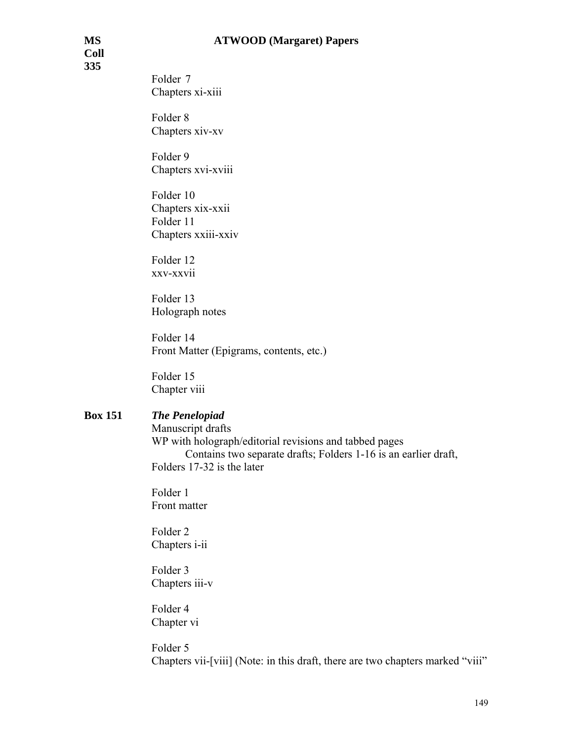Folder 7
Chapters xi-xiii

Folder 8
Chapters xiv-xv

Folder 9
Chapters xvi-xviii

Folder 10
Chapters xix-xxii
Folder 11
Chapters xxiii-xxiv

Folder 12
xxv-xxvii

Folder 13
Holograph notes

Folder 14
Front Matter (Epigrams, contents, etc.)

Folder 15
Chapter viii

**Box 151** ***The Penelopiad***
Manuscript drafts
WP with holograph/editorial revisions and tabbed pages
Contains two separate drafts; Folders 1-16 is an earlier draft, Folders 17-32 is the later

Folder 1
Front matter

Folder 2
Chapters i-ii

Folder 3
Chapters iii-v

Folder 4
Chapter vi

Folder 5
Chapters vii-[viii] (Note: in this draft, there are two chapters marked "viii"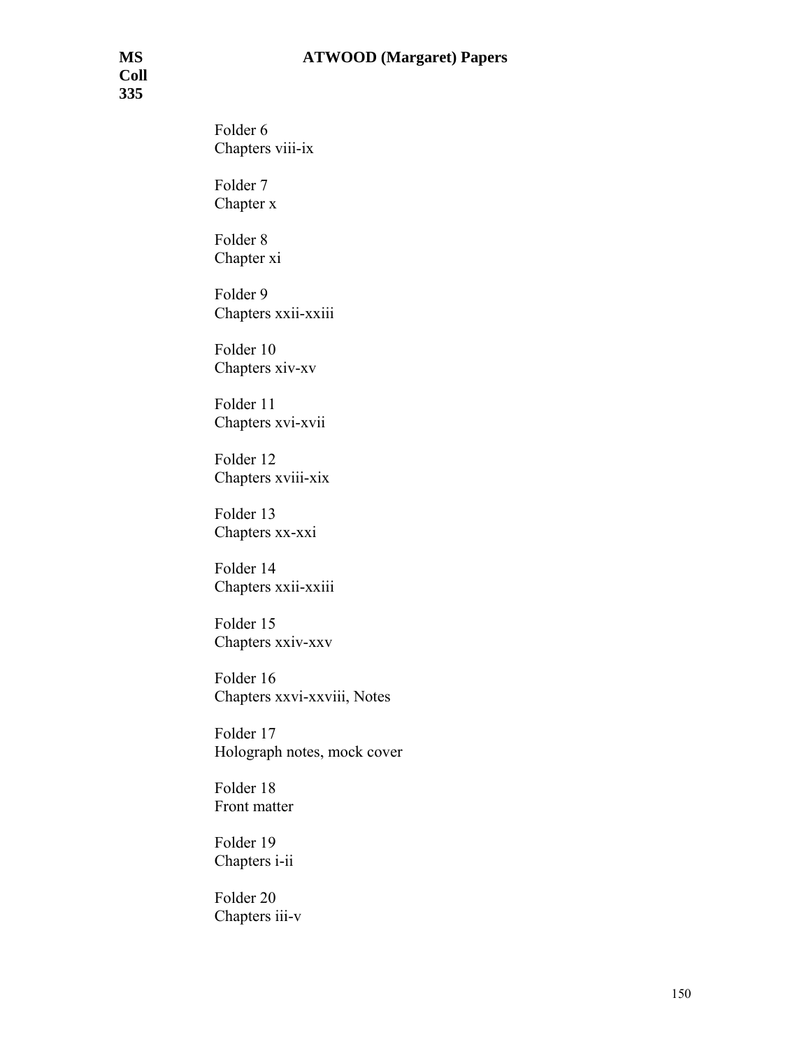Folder 6
Chapters viii-ix

Folder 7
Chapter x

Folder 8
Chapter xi

Folder 9
Chapters xxii-xxiii

Folder 10
Chapters xiv-xv

Folder 11
Chapters xvi-xvii

Folder 12
Chapters xviii-xix

Folder 13
Chapters xx-xxi

Folder 14
Chapters xxii-xxiii

Folder 15
Chapters xxiv-xxv

Folder 16
Chapters xxvi-xxviii, Notes

Folder 17
Holograph notes, mock cover

Folder 18
Front matter

Folder 19
Chapters i-ii

Folder 20
Chapters iii-v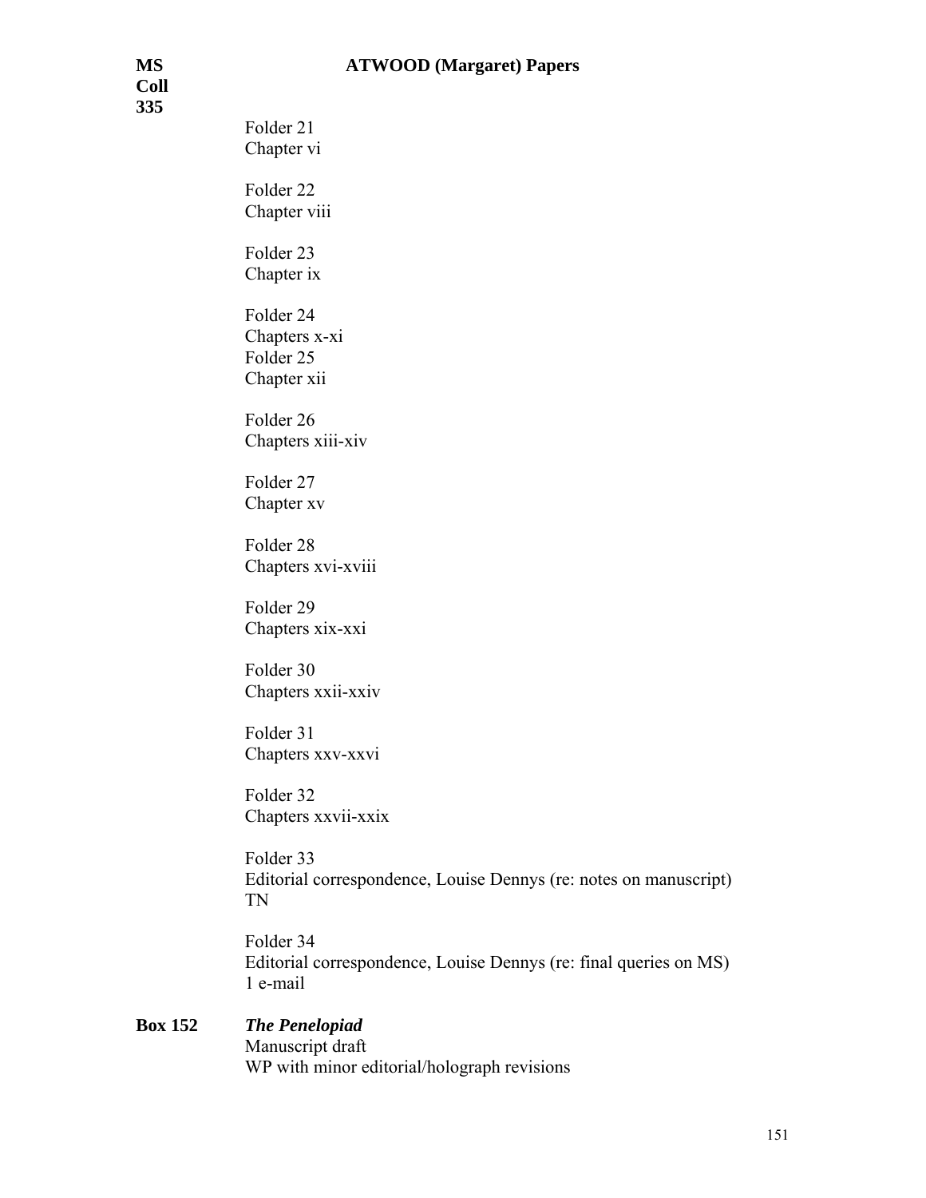Folder 21
Chapter vi

Folder 22
Chapter viii

Folder 23
Chapter ix

Folder 24
Chapters x-xi
Folder 25
Chapter xii

Folder 26
Chapters xiii-xiv

Folder 27
Chapter xv

Folder 28
Chapters xvi-xviii

Folder 29
Chapters xix-xxi

Folder 30
Chapters xxii-xxiv

Folder 31
Chapters xxv-xxvi

Folder 32
Chapters xxvii-xxix

Folder 33
Editorial correspondence, Louise Dennys (re: notes on manuscript)
TN

Folder 34
Editorial correspondence, Louise Dennys (re: final queries on MS)
1 e-mail

**Box 152** ***The Penelopiad***
Manuscript draft
WP with minor editorial/holograph revisions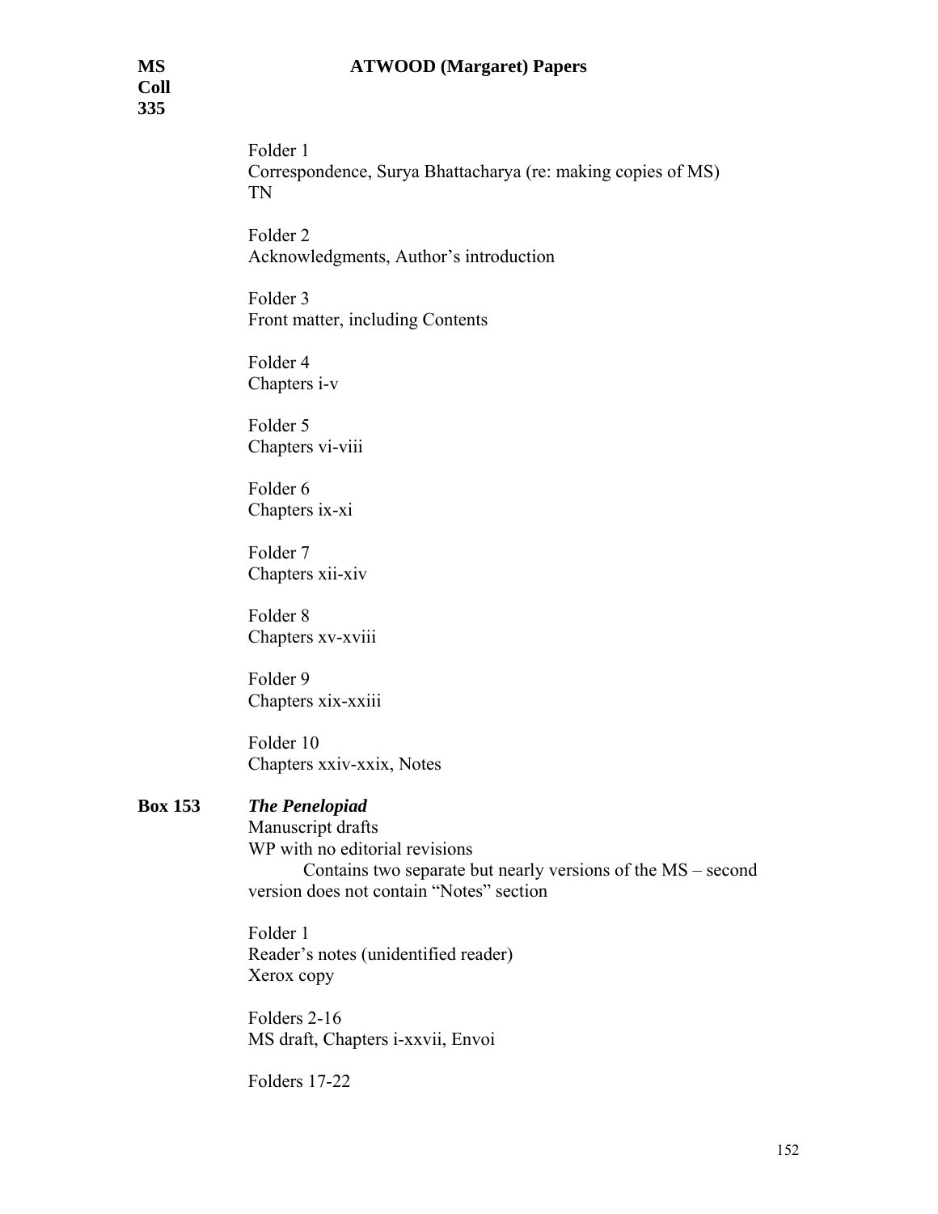Folder 1
Correspondence, Surya Bhattacharya (re: making copies of MS)
TN

Folder 2
Acknowledgments, Author's introduction

Folder 3
Front matter, including Contents

Folder 4
Chapters i-v

Folder 5
Chapters vi-viii

Folder 6
Chapters ix-xi

Folder 7
Chapters xii-xiv

Folder 8
Chapters xv-xviii

Folder 9
Chapters xix-xxiii

Folder 10
Chapters xxiv-xxix, Notes

**Box 153** ***The Penelopiad***
Manuscript drafts
WP with no editorial revisions
Contains two separate but nearly versions of the MS – second version does not contain "Notes" section

Folder 1
Reader's notes (unidentified reader)
Xerox copy

Folders 2-16
MS draft, Chapters i-xxvii, Envoi

Folders 17-22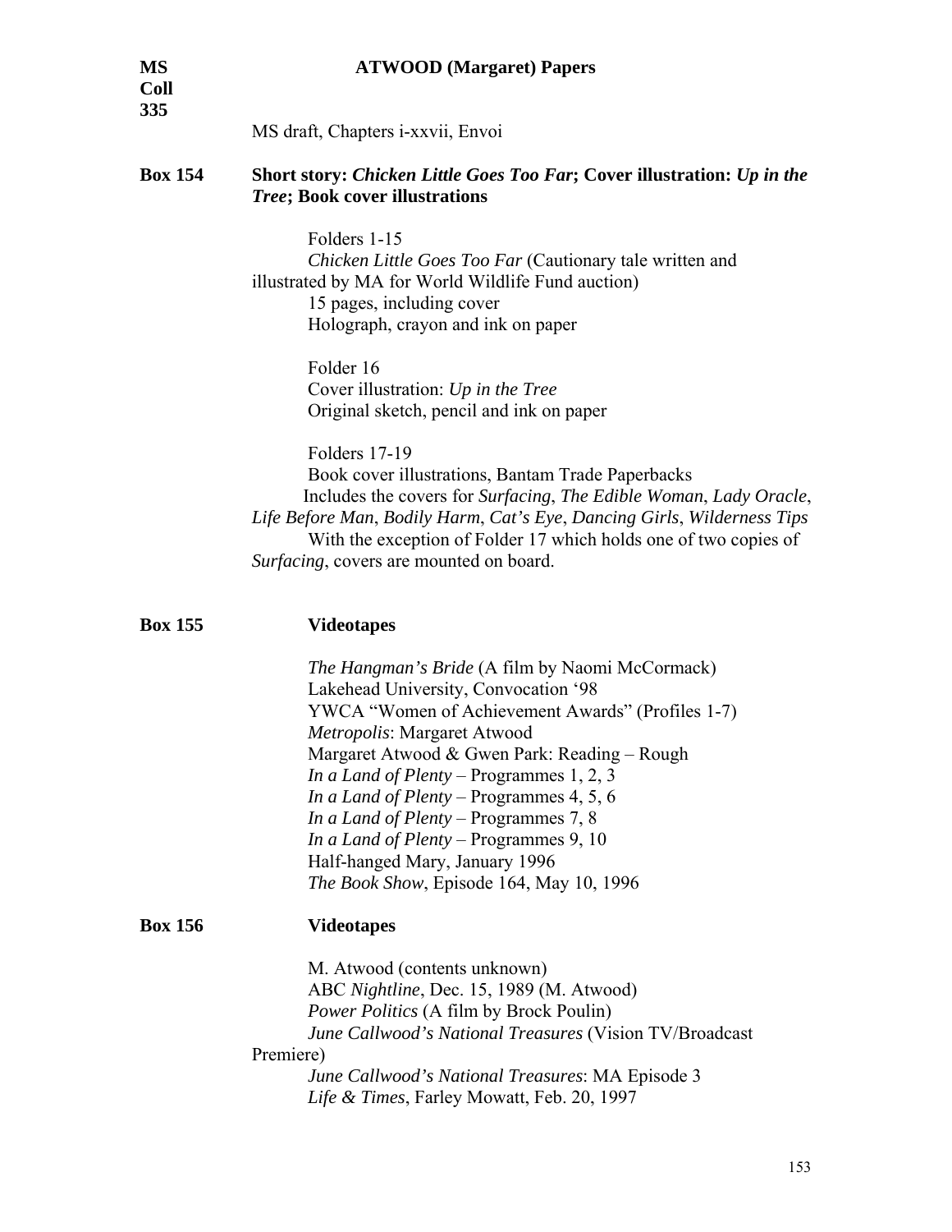MS draft, Chapters i-xxvii, Envoi

**Box 154** **Short story: *Chicken Little Goes Too Far*; Cover illustration: *Up in the Tree*; Book cover illustrations**

Folders 1-15
*Chicken Little Goes Too Far* (Cautionary tale written and illustrated by MA for World Wildlife Fund auction)
15 pages, including cover
Holograph, crayon and ink on paper

Folder 16
Cover illustration: *Up in the Tree*
Original sketch, pencil and ink on paper

Folders 17-19
Book cover illustrations, Bantam Trade Paperbacks
Includes the covers for *Surfacing*, *The Edible Woman*, *Lady Oracle*, *Life Before Man*, *Bodily Harm*, *Cat's Eye*, *Dancing Girls*, *Wilderness Tips*
With the exception of Folder 17 which holds one of two copies of *Surfacing*, covers are mounted on board.

**Box 155** **Videotapes**

*The Hangman's Bride* (A film by Naomi McCormack)
Lakehead University, Convocation '98
YWCA "Women of Achievement Awards" (Profiles 1-7)
*Metropolis*: Margaret Atwood
Margaret Atwood & Gwen Park: Reading – Rough
*In a Land of Plenty* – Programmes 1, 2, 3
*In a Land of Plenty* – Programmes 4, 5, 6
*In a Land of Plenty* – Programmes 7, 8
*In a Land of Plenty* – Programmes 9, 10
Half-hanged Mary, January 1996
*The Book Show*, Episode 164, May 10, 1996

**Box 156** **Videotapes**

M. Atwood (contents unknown)
ABC *Nightline*, Dec. 15, 1989 (M. Atwood)
*Power Politics* (A film by Brock Poulin)
*June Callwood's National Treasures* (Vision TV/Broadcast Premiere)
*June Callwood's National Treasures*: MA Episode 3
*Life & Times*, Farley Mowatt, Feb. 20, 1997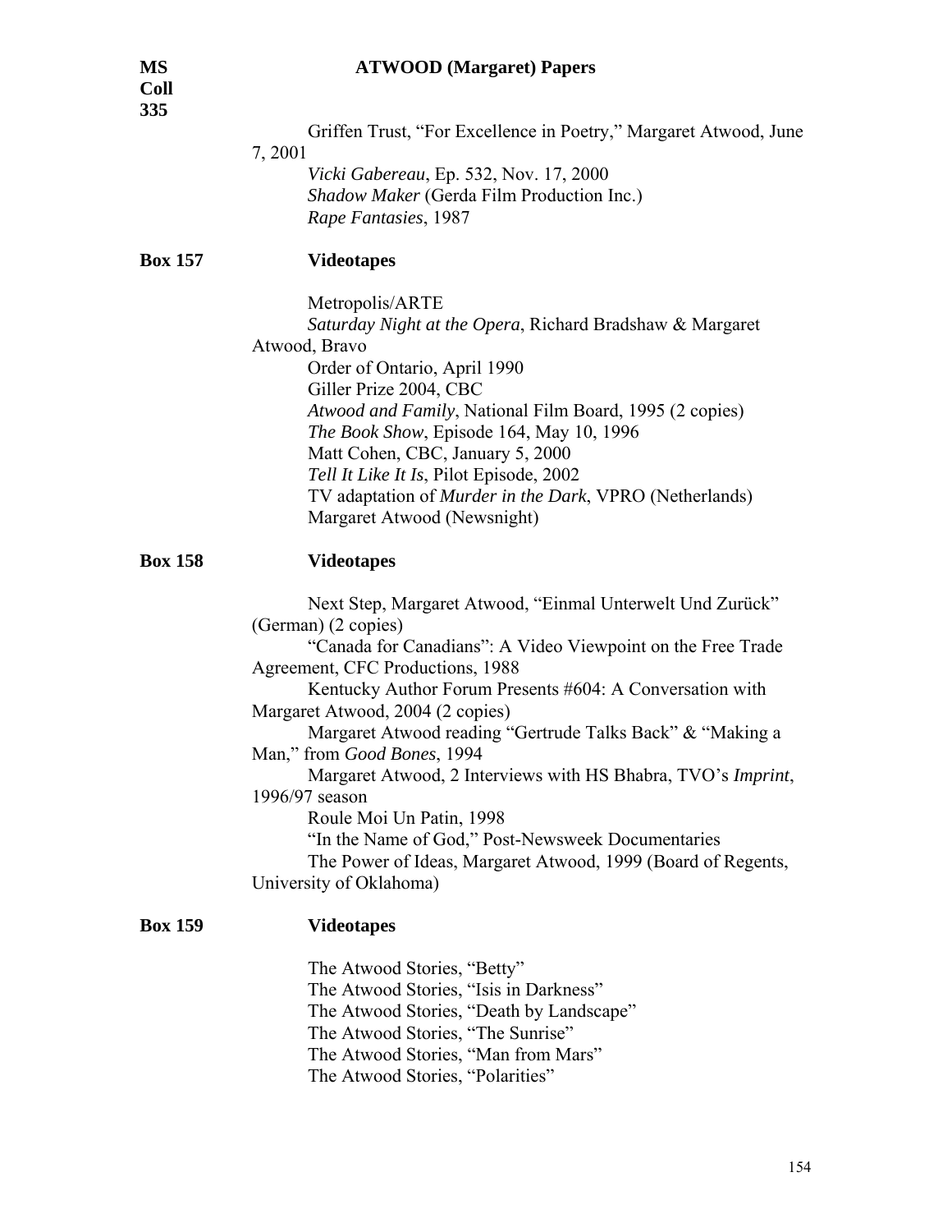Griffen Trust, "For Excellence in Poetry," Margaret Atwood, June 7, 2001

*Vicki Gabereau*, Ep. 532, Nov. 17, 2000

*Shadow Maker* (Gerda Film Production Inc.)

*Rape Fantasies*, 1987

**Box 157** **Videotapes**

Metropolis/ARTE

*Saturday Night at the Opera*, Richard Bradshaw & Margaret Atwood, Bravo

Order of Ontario, April 1990

Giller Prize 2004, CBC

*Atwood and Family*, National Film Board, 1995 (2 copies)

*The Book Show*, Episode 164, May 10, 1996

Matt Cohen, CBC, January 5, 2000

*Tell It Like It Is*, Pilot Episode, 2002

TV adaptation of *Murder in the Dark*, VPRO (Netherlands)

Margaret Atwood (Newsnight)

**Box 158** **Videotapes**

Next Step, Margaret Atwood, "Einmal Unterwelt Und Zurück" (German) (2 copies)

"Canada for Canadians": A Video Viewpoint on the Free Trade Agreement, CFC Productions, 1988

Kentucky Author Forum Presents #604: A Conversation with Margaret Atwood, 2004 (2 copies)

Margaret Atwood reading "Gertrude Talks Back" & "Making a Man," from *Good Bones*, 1994

Margaret Atwood, 2 Interviews with HS Bhabra, TVO's *Imprint*, 1996/97 season

Roule Moi Un Patin, 1998

"In the Name of God," Post-Newsweek Documentaries

The Power of Ideas, Margaret Atwood, 1999 (Board of Regents, University of Oklahoma)

**Box 159** **Videotapes**

The Atwood Stories, "Betty"

The Atwood Stories, "Isis in Darkness"

The Atwood Stories, "Death by Landscape"

The Atwood Stories, "The Sunrise"

The Atwood Stories, "Man from Mars"

The Atwood Stories, "Polarities"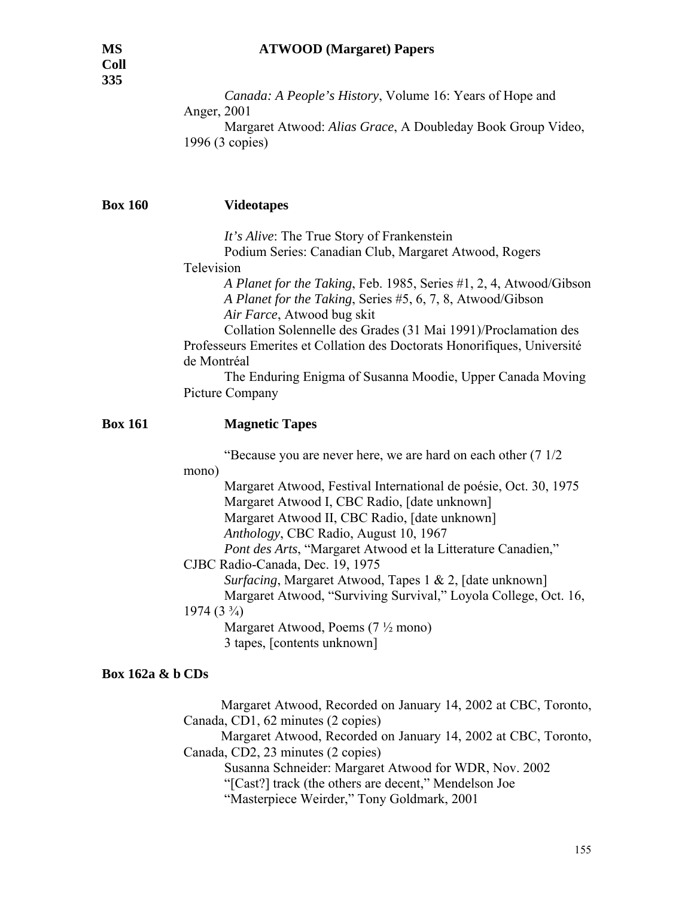*Canada: A People's History*, Volume 16: Years of Hope and Anger, 2001

Margaret Atwood: *Alias Grace*, A Doubleday Book Group Video, 1996 (3 copies)

**Box 160** **Videotapes**

*It's Alive*: The True Story of Frankenstein

Podium Series: Canadian Club, Margaret Atwood, Rogers Television

*A Planet for the Taking*, Feb. 1985, Series #1, 2, 4, Atwood/Gibson

*A Planet for the Taking*, Series #5, 6, 7, 8, Atwood/Gibson

*Air Farce*, Atwood bug skit

Collation Solennelle des Grades (31 Mai 1991)/Proclamation des Professeurs Emerites et Collation des Doctorats Honorifiques, Université de Montréal

The Enduring Enigma of Susanna Moodie, Upper Canada Moving Picture Company

**Box 161** **Magnetic Tapes**

"Because you are never here, we are hard on each other (7 1/2 mono)

Margaret Atwood, Festival International de poésie, Oct. 30, 1975

Margaret Atwood I, CBC Radio, [date unknown]

Margaret Atwood II, CBC Radio, [date unknown]

*Anthology*, CBC Radio, August 10, 1967

*Pont des Arts*, "Margaret Atwood et la Litterature Canadien," CJBC Radio-Canada, Dec. 19, 1975

*Surfacing*, Margaret Atwood, Tapes 1 & 2, [date unknown]

Margaret Atwood, "Surviving Survival," Loyola College, Oct. 16, 1974 (3 ¾)

Margaret Atwood, Poems (7 ½ mono)

3 tapes, [contents unknown]

**Box 162a & b CDs**

Margaret Atwood, Recorded on January 14, 2002 at CBC, Toronto, Canada, CD1, 62 minutes (2 copies)

Margaret Atwood, Recorded on January 14, 2002 at CBC, Toronto, Canada, CD2, 23 minutes (2 copies)

Susanna Schneider: Margaret Atwood for WDR, Nov. 2002

"[Cast?] track (the others are decent," Mendelson Joe

"Masterpiece Weirder," Tony Goldmark, 2001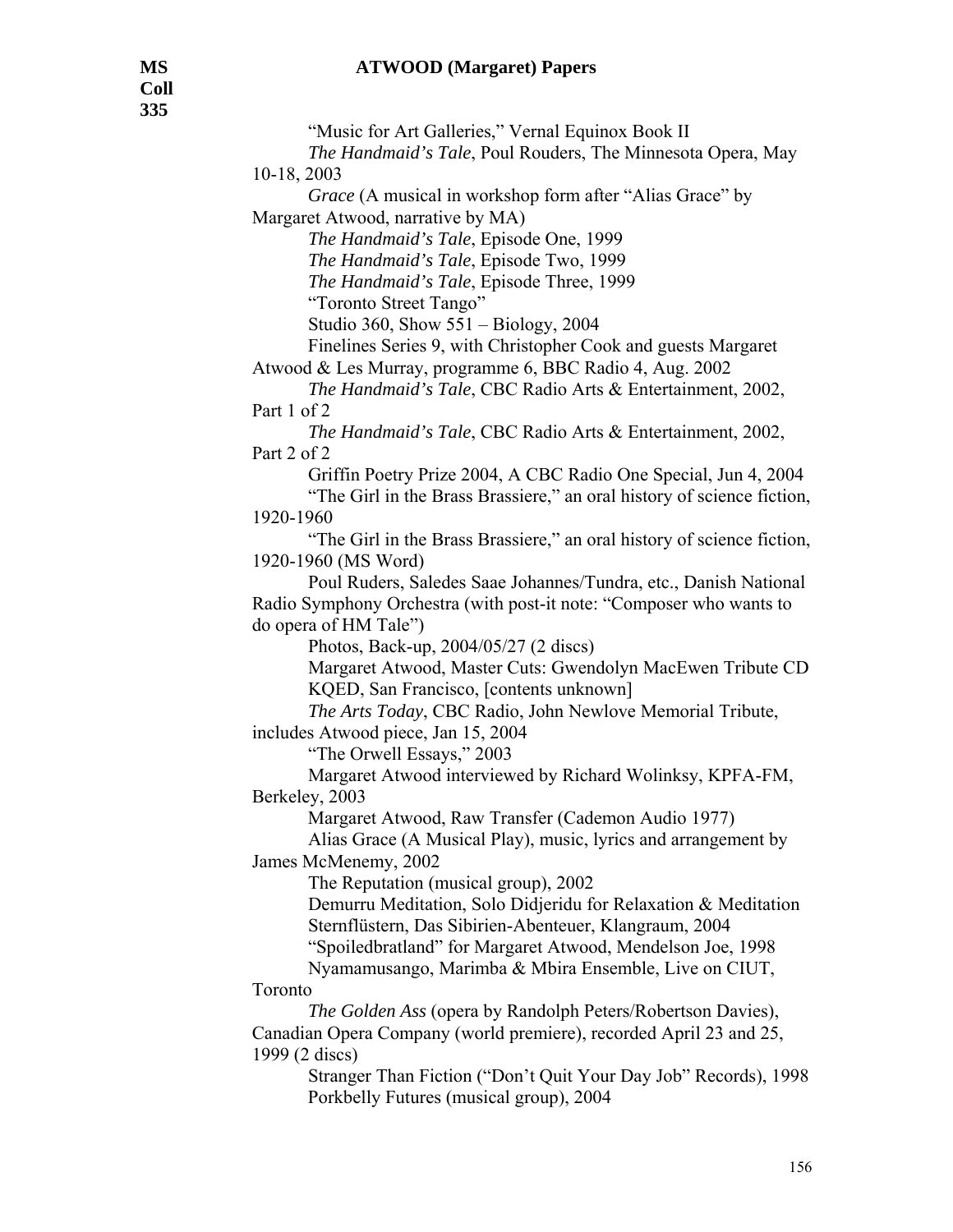"Music for Art Galleries," Vernal Equinox Book II

*The Handmaid's Tale*, Poul Rouders, The Minnesota Opera, May 10-18, 2003

*Grace* (A musical in workshop form after "Alias Grace" by Margaret Atwood, narrative by MA)

*The Handmaid's Tale*, Episode One, 1999

*The Handmaid's Tale*, Episode Two, 1999

*The Handmaid's Tale*, Episode Three, 1999

"Toronto Street Tango"

Studio 360, Show 551 – Biology, 2004

Finelines Series 9, with Christopher Cook and guests Margaret Atwood & Les Murray, programme 6, BBC Radio 4, Aug. 2002

*The Handmaid's Tale*, CBC Radio Arts & Entertainment, 2002, Part 1 of 2

*The Handmaid's Tale*, CBC Radio Arts & Entertainment, 2002, Part 2 of 2

Griffin Poetry Prize 2004, A CBC Radio One Special, Jun 4, 2004

"The Girl in the Brass Brassiere," an oral history of science fiction, 1920-1960

"The Girl in the Brass Brassiere," an oral history of science fiction, 1920-1960 (MS Word)

Poul Ruders, Saledes Saae Johannes/Tundra, etc., Danish National Radio Symphony Orchestra (with post-it note: "Composer who wants to do opera of HM Tale")

Photos, Back-up, 2004/05/27 (2 discs)

Margaret Atwood, Master Cuts: Gwendolyn MacEwen Tribute CD

KQED, San Francisco, [contents unknown]

*The Arts Today*, CBC Radio, John Newlove Memorial Tribute, includes Atwood piece, Jan 15, 2004

"The Orwell Essays," 2003

Margaret Atwood interviewed by Richard Wolinksy, KPFA-FM, Berkeley, 2003

Margaret Atwood, Raw Transfer (Cademon Audio 1977)

Alias Grace (A Musical Play), music, lyrics and arrangement by James McMenemy, 2002

The Reputation (musical group), 2002

Demurru Meditation, Solo Didjeridu for Relaxation & Meditation

Sternflüstern, Das Sibirien-Abenteuer, Klangraum, 2004

"Spoiledbratland" for Margaret Atwood, Mendelson Joe, 1998

Nyamamusango, Marimba & Mbira Ensemble, Live on CIUT, Toronto

*The Golden Ass* (opera by Randolph Peters/Robertson Davies), Canadian Opera Company (world premiere), recorded April 23 and 25, 1999 (2 discs)

Stranger Than Fiction ("Don't Quit Your Day Job" Records), 1998

Porkbelly Futures (musical group), 2004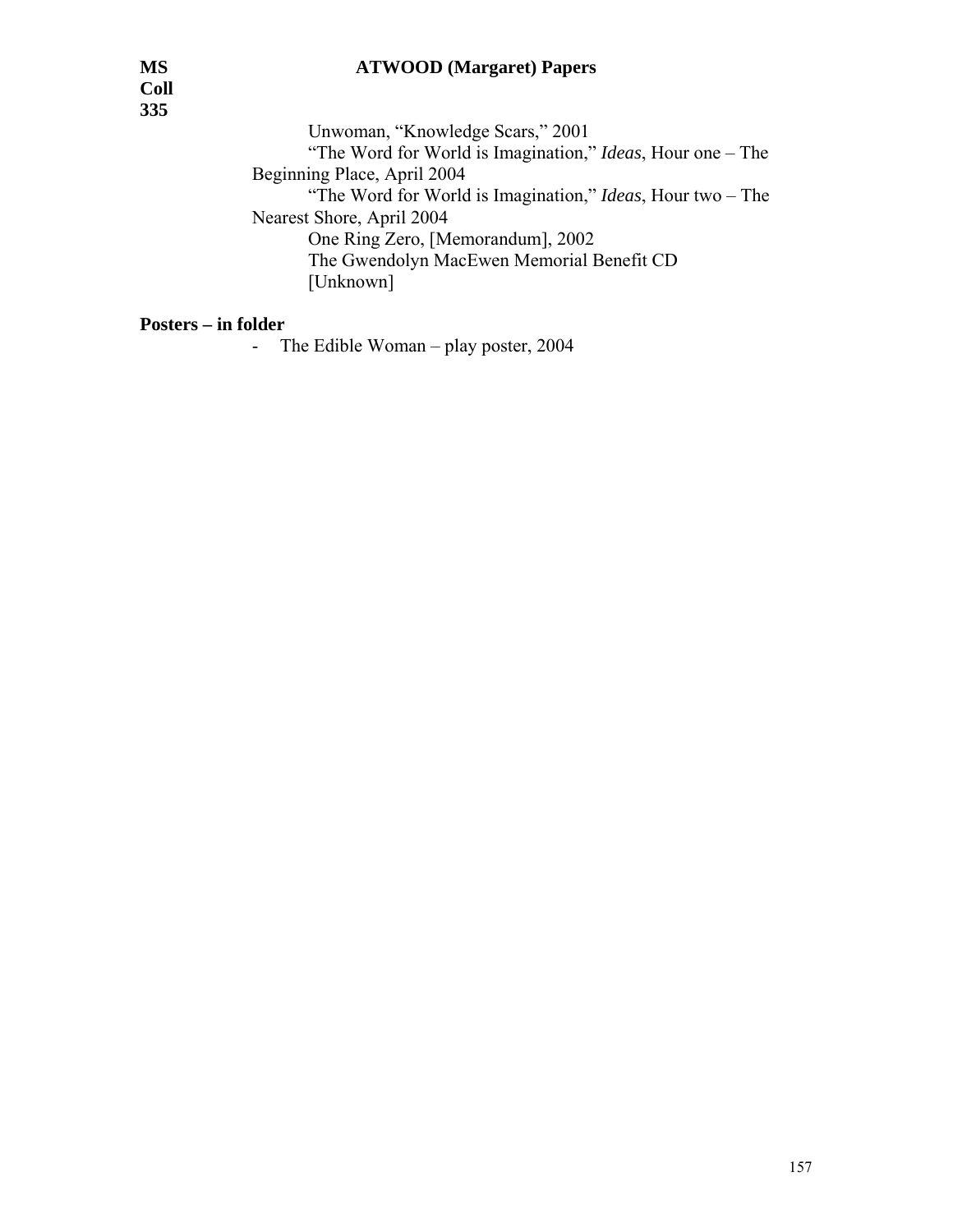Unwoman, “Knowledge Scars,” 2001

“The Word for World is Imagination,” *Ideas*, Hour one – The Beginning Place, April 2004

“The Word for World is Imagination,” *Ideas*, Hour two – The Nearest Shore, April 2004

One Ring Zero, [Memorandum], 2002

The Gwendolyn MacEwen Memorial Benefit CD

[Unknown]

**Posters – in folder**

- The Edible Woman – play poster, 2004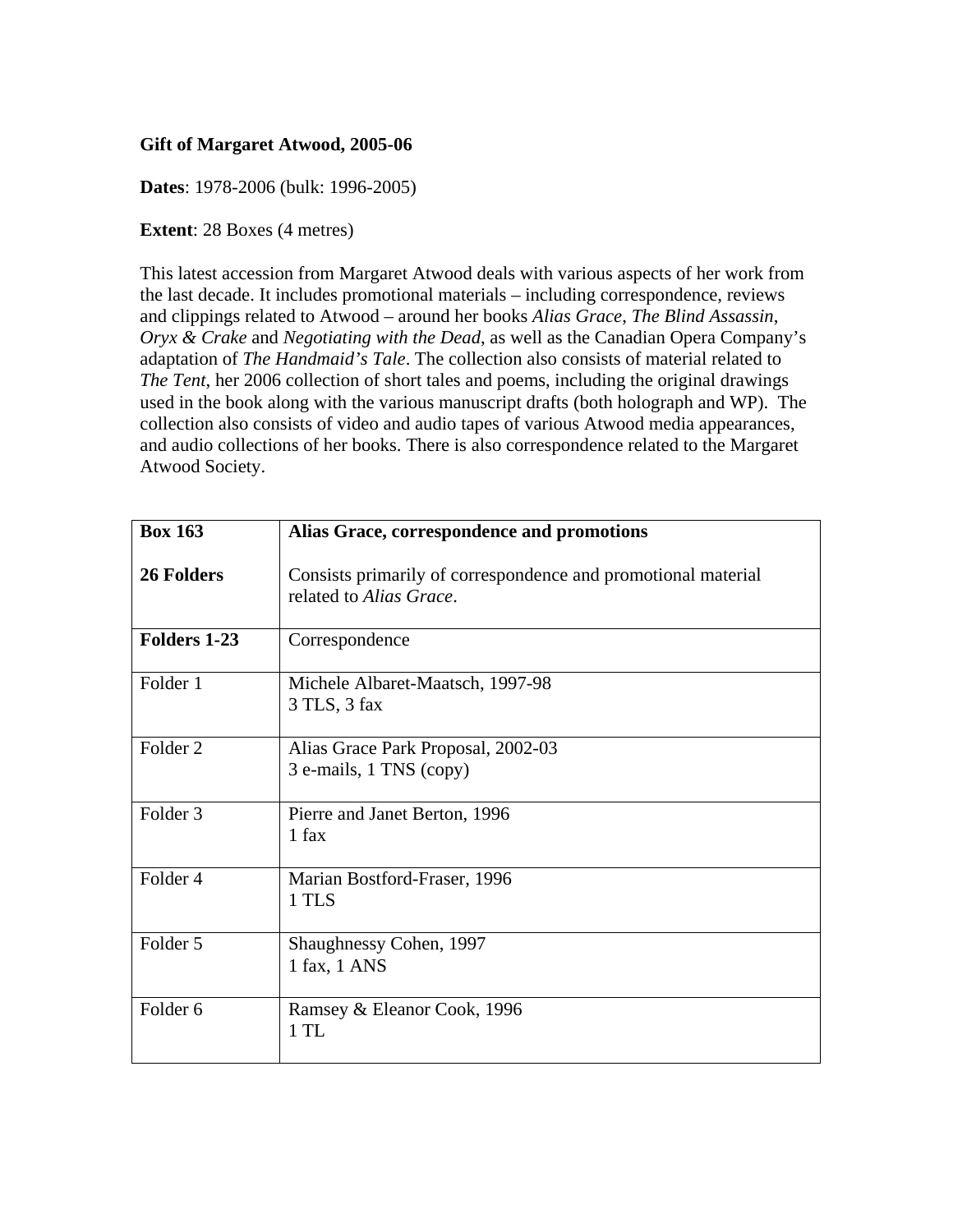**Gift of Margaret Atwood, 2005-06**

**Dates**: 1978-2006 (bulk: 1996-2005)

**Extent**: 28 Boxes (4 metres)

This latest accession from Margaret Atwood deals with various aspects of her work from the last decade. It includes promotional materials – including correspondence, reviews and clippings related to Atwood – around her books *Alias Grace*, *The Blind Assassin*, *Oryx & Crake* and *Negotiating with the Dead*, as well as the Canadian Opera Company's adaptation of *The Handmaid's Tale*. The collection also consists of material related to *The Tent*, her 2006 collection of short tales and poems, including the original drawings used in the book along with the various manuscript drafts (both holograph and WP). The collection also consists of video and audio tapes of various Atwood media appearances, and audio collections of her books. There is also correspondence related to the Margaret Atwood Society.

| | |
|---|---|
| **Box 163**<br><br>**26 Folders** | **Alias Grace, correspondence and promotions**<br><br>Consists primarily of correspondence and promotional material related to *Alias Grace*. |
| **Folders 1-23** | Correspondence |
| Folder 1 | Michele Albaret-Maatsch, 1997-98<br>3 TLS, 3 fax |
| Folder 2 | Alias Grace Park Proposal, 2002-03<br>3 e-mails, 1 TNS (copy) |
| Folder 3 | Pierre and Janet Berton, 1996<br>1 fax |
| Folder 4 | Marian Bostford-Fraser, 1996<br>1 TLS |
| Folder 5 | Shaughnessy Cohen, 1997<br>1 fax, 1 ANS |
| Folder 6 | Ramsey & Eleanor Cook, 1996<br>1 TL |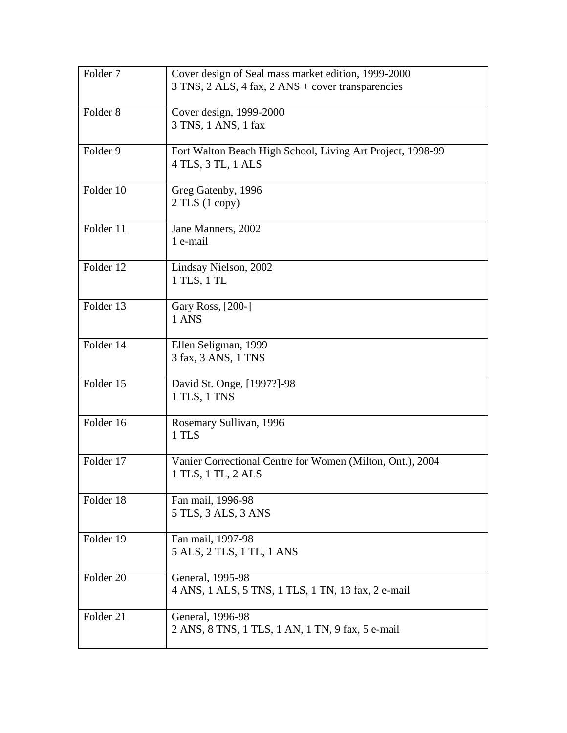| | |
|---|---|
| Folder 7 | Cover design of Seal mass market edition, 1999-2000<br>3 TNS, 2 ALS, 4 fax, 2 ANS + cover transparencies |
| Folder 8 | Cover design, 1999-2000<br>3 TNS, 1 ANS, 1 fax |
| Folder 9 | Fort Walton Beach High School, Living Art Project, 1998-99<br>4 TLS, 3 TL, 1 ALS |
| Folder 10 | Greg Gatenby, 1996<br>2 TLS (1 copy) |
| Folder 11 | Jane Manners, 2002<br>1 e-mail |
| Folder 12 | Lindsay Nielson, 2002<br>1 TLS, 1 TL |
| Folder 13 | Gary Ross, [200-]<br>1 ANS |
| Folder 14 | Ellen Seligman, 1999<br>3 fax, 3 ANS, 1 TNS |
| Folder 15 | David St. Onge, [1997?]-98<br>1 TLS, 1 TNS |
| Folder 16 | Rosemary Sullivan, 1996<br>1 TLS |
| Folder 17 | Vanier Correctional Centre for Women (Milton, Ont.), 2004<br>1 TLS, 1 TL, 2 ALS |
| Folder 18 | Fan mail, 1996-98<br>5 TLS, 3 ALS, 3 ANS |
| Folder 19 | Fan mail, 1997-98<br>5 ALS, 2 TLS, 1 TL, 1 ANS |
| Folder 20 | General, 1995-98<br>4 ANS, 1 ALS, 5 TNS, 1 TLS, 1 TN, 13 fax, 2 e-mail |
| Folder 21 | General, 1996-98<br>2 ANS, 8 TNS, 1 TLS, 1 AN, 1 TN, 9 fax, 5 e-mail |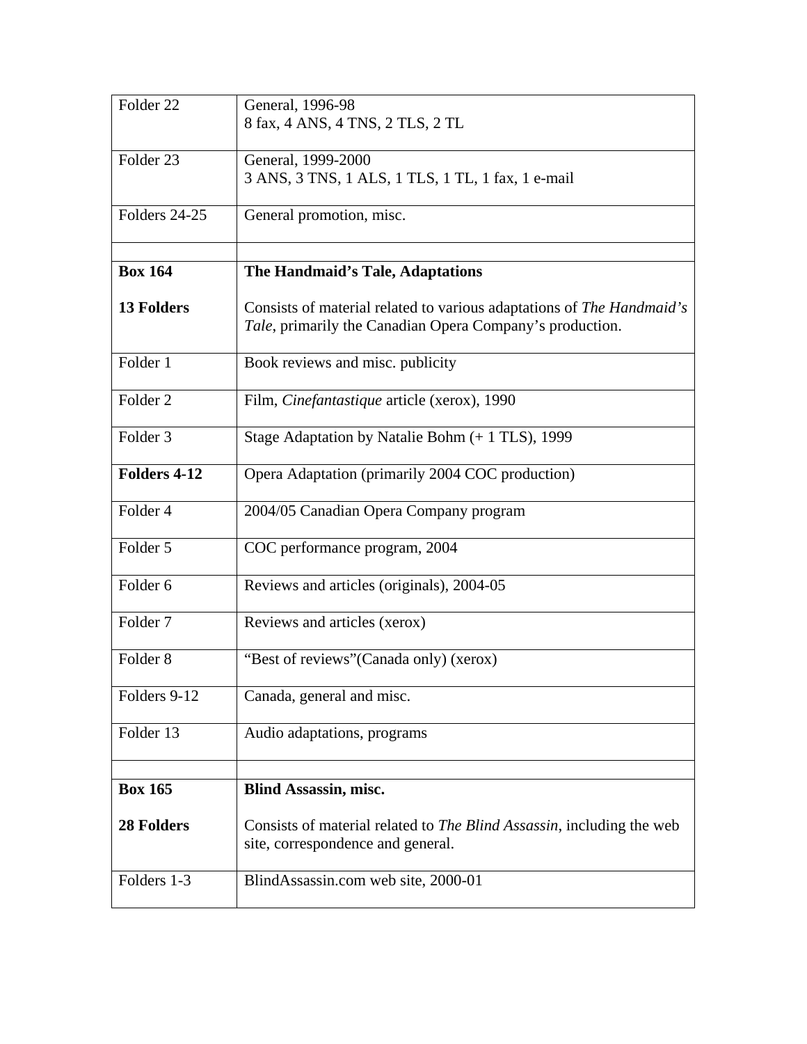| | |
|---|---|
| Folder 22 | General, 1996-98<br>8 fax, 4 ANS, 4 TNS, 2 TLS, 2 TL |
| Folder 23 | General, 1999-2000<br>3 ANS, 3 TNS, 1 ALS, 1 TLS, 1 TL, 1 fax, 1 e-mail |
| Folders 24-25 | General promotion, misc. |
| | |
| **Box 164**<br><br>**13 Folders** | **The Handmaid's Tale, Adaptations**<br><br>Consists of material related to various adaptations of *The Handmaid's Tale*, primarily the Canadian Opera Company's production. |
| Folder 1 | Book reviews and misc. publicity |
| Folder 2 | Film, *Cinefantastique* article (xerox), 1990 |
| Folder 3 | Stage Adaptation by Natalie Bohm (+ 1 TLS), 1999 |
| **Folders 4-12** | Opera Adaptation (primarily 2004 COC production) |
| Folder 4 | 2004/05 Canadian Opera Company program |
| Folder 5 | COC performance program, 2004 |
| Folder 6 | Reviews and articles (originals), 2004-05 |
| Folder 7 | Reviews and articles (xerox) |
| Folder 8 | "Best of reviews"(Canada only) (xerox) |
| Folders 9-12 | Canada, general and misc. |
| Folder 13 | Audio adaptations, programs |
| | |
| **Box 165**<br><br>**28 Folders** | **Blind Assassin, misc.**<br><br>Consists of material related to *The Blind Assassin*, including the web site, correspondence and general. |
| Folders 1-3 | BlindAssassin.com web site, 2000-01 |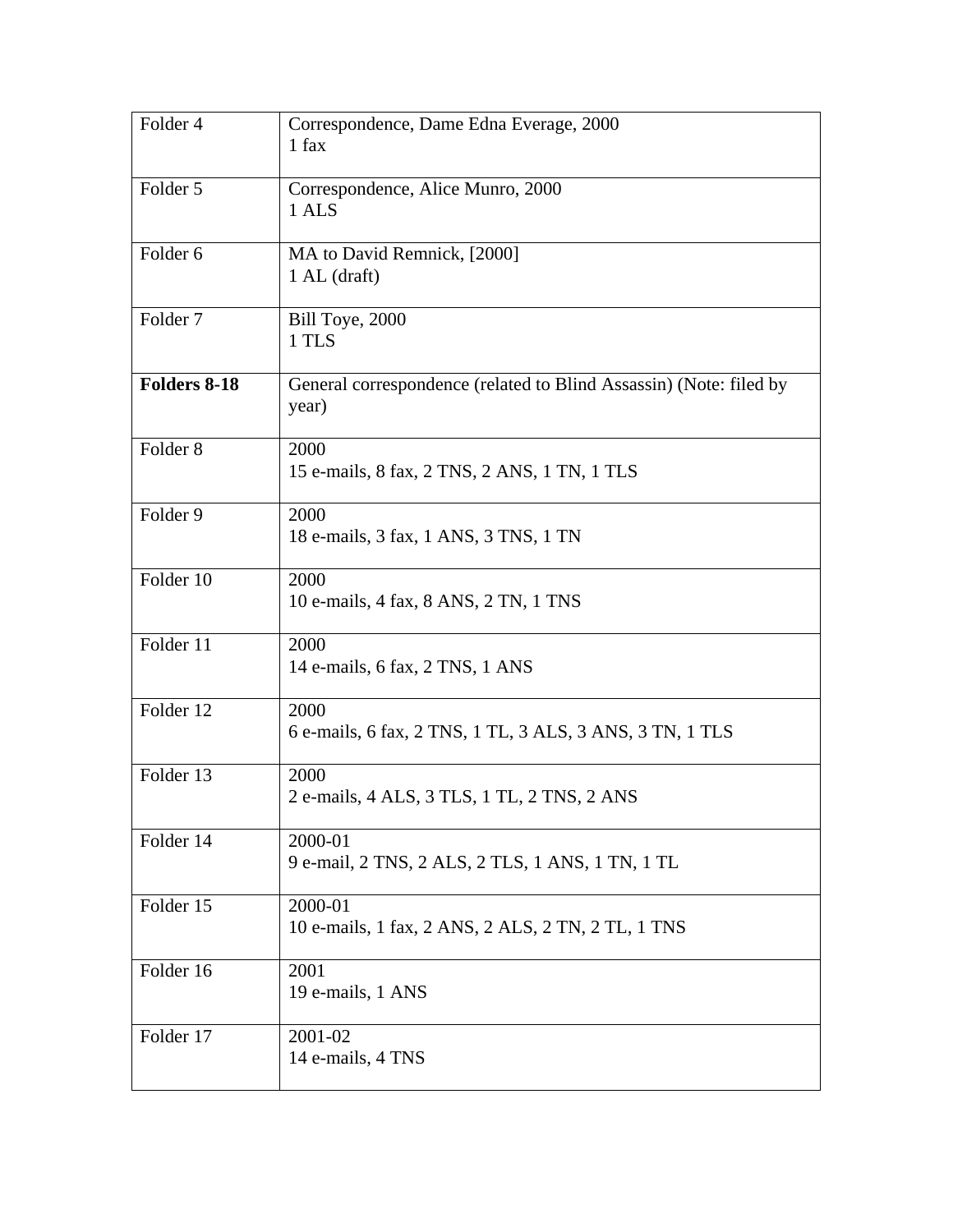| | |
|---|---|
| Folder 4 | Correspondence, Dame Edna Everage, 2000<br>1 fax |
| Folder 5 | Correspondence, Alice Munro, 2000<br>1 ALS |
| Folder 6 | MA to David Remnick, [2000]<br>1 AL (draft) |
| Folder 7 | Bill Toye, 2000<br>1 TLS |
| **Folders 8-18** | General correspondence (related to Blind Assassin) (Note: filed by year) |
| Folder 8 | 2000<br>15 e-mails, 8 fax, 2 TNS, 2 ANS, 1 TN, 1 TLS |
| Folder 9 | 2000<br>18 e-mails, 3 fax, 1 ANS, 3 TNS, 1 TN |
| Folder 10 | 2000<br>10 e-mails, 4 fax, 8 ANS, 2 TN, 1 TNS |
| Folder 11 | 2000<br>14 e-mails, 6 fax, 2 TNS, 1 ANS |
| Folder 12 | 2000<br>6 e-mails, 6 fax, 2 TNS, 1 TL, 3 ALS, 3 ANS, 3 TN, 1 TLS |
| Folder 13 | 2000<br>2 e-mails, 4 ALS, 3 TLS, 1 TL, 2 TNS, 2 ANS |
| Folder 14 | 2000-01<br>9 e-mail, 2 TNS, 2 ALS, 2 TLS, 1 ANS, 1 TN, 1 TL |
| Folder 15 | 2000-01<br>10 e-mails, 1 fax, 2 ANS, 2 ALS, 2 TN, 2 TL, 1 TNS |
| Folder 16 | 2001<br>19 e-mails, 1 ANS |
| Folder 17 | 2001-02<br>14 e-mails, 4 TNS |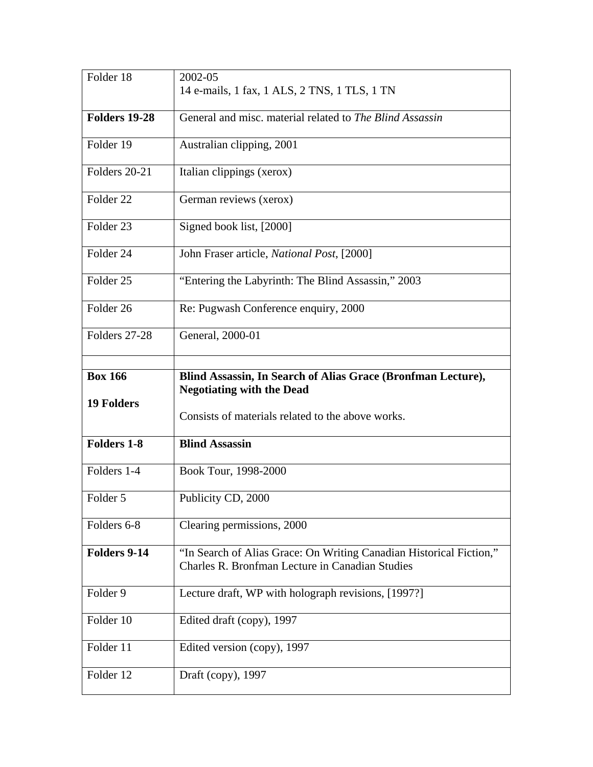| Folder 18 | 2002-05<br>14 e-mails, 1 fax, 1 ALS, 2 TNS, 1 TLS, 1 TN |
|---|---|
| **Folders 19-28** | General and misc. material related to *The Blind Assassin* |
| Folder 19 | Australian clipping, 2001 |
| Folders 20-21 | Italian clippings (xerox) |
| Folder 22 | German reviews (xerox) |
| Folder 23 | Signed book list, [2000] |
| Folder 24 | John Fraser article, *National Post*, [2000] |
| Folder 25 | "Entering the Labyrinth: The Blind Assassin," 2003 |
| Folder 26 | Re: Pugwash Conference enquiry, 2000 |
| Folders 27-28 | General, 2000-01 |
| | |
| **Box 166**<br><br>**19 Folders** | **Blind Assassin, In Search of Alias Grace (Bronfman Lecture), Negotiating with the Dead**<br><br>Consists of materials related to the above works. |
| **Folders 1-8** | **Blind Assassin** |
| Folders 1-4 | Book Tour, 1998-2000 |
| Folder 5 | Publicity CD, 2000 |
| Folders 6-8 | Clearing permissions, 2000 |
| **Folders 9-14** | "In Search of Alias Grace: On Writing Canadian Historical Fiction," Charles R. Bronfman Lecture in Canadian Studies |
| Folder 9 | Lecture draft, WP with holograph revisions, [1997?] |
| Folder 10 | Edited draft (copy), 1997 |
| Folder 11 | Edited version (copy), 1997 |
| Folder 12 | Draft (copy), 1997 |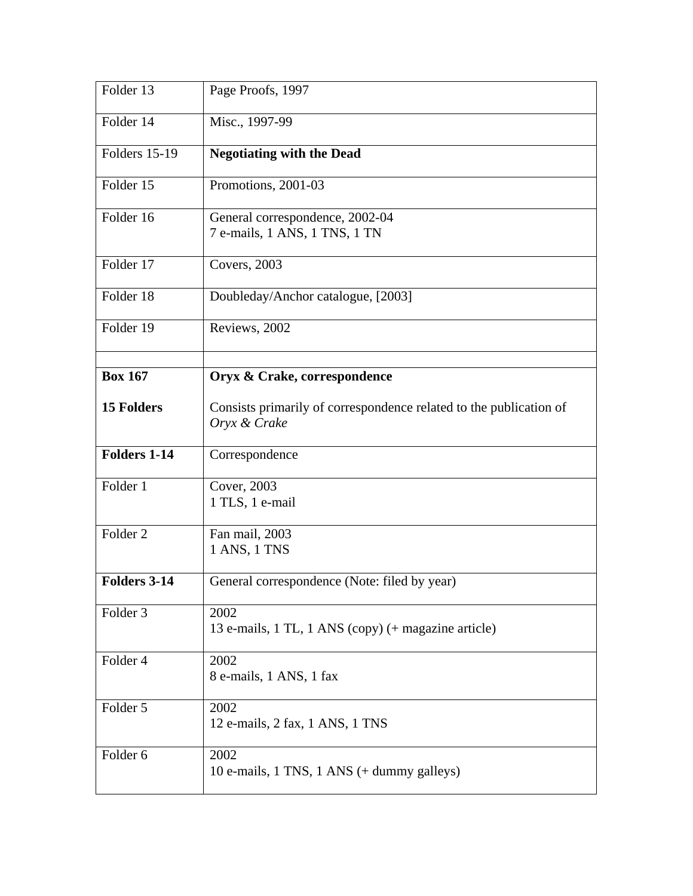| | |
|---|---|
| Folder 13 | Page Proofs, 1997 |
| Folder 14 | Misc., 1997-99 |
| Folders 15-19 | **Negotiating with the Dead** |
| Folder 15 | Promotions, 2001-03 |
| Folder 16 | General correspondence, 2002-04<br>7 e-mails, 1 ANS, 1 TNS, 1 TN |
| Folder 17 | Covers, 2003 |
| Folder 18 | Doubleday/Anchor catalogue, [2003] |
| Folder 19 | Reviews, 2002 |
| | |
| **Box 167**<br><br>**15 Folders** | **Oryx & Crake, correspondence**<br><br>Consists primarily of correspondence related to the publication of *Oryx & Crake* |
| **Folders 1-14** | Correspondence |
| Folder 1 | Cover, 2003<br>1 TLS, 1 e-mail |
| Folder 2 | Fan mail, 2003<br>1 ANS, 1 TNS |
| **Folders 3-14** | General correspondence (Note: filed by year) |
| Folder 3 | 2002<br>13 e-mails, 1 TL, 1 ANS (copy) (+ magazine article) |
| Folder 4 | 2002<br>8 e-mails, 1 ANS, 1 fax |
| Folder 5 | 2002<br>12 e-mails, 2 fax, 1 ANS, 1 TNS |
| Folder 6 | 2002<br>10 e-mails, 1 TNS, 1 ANS (+ dummy galleys) |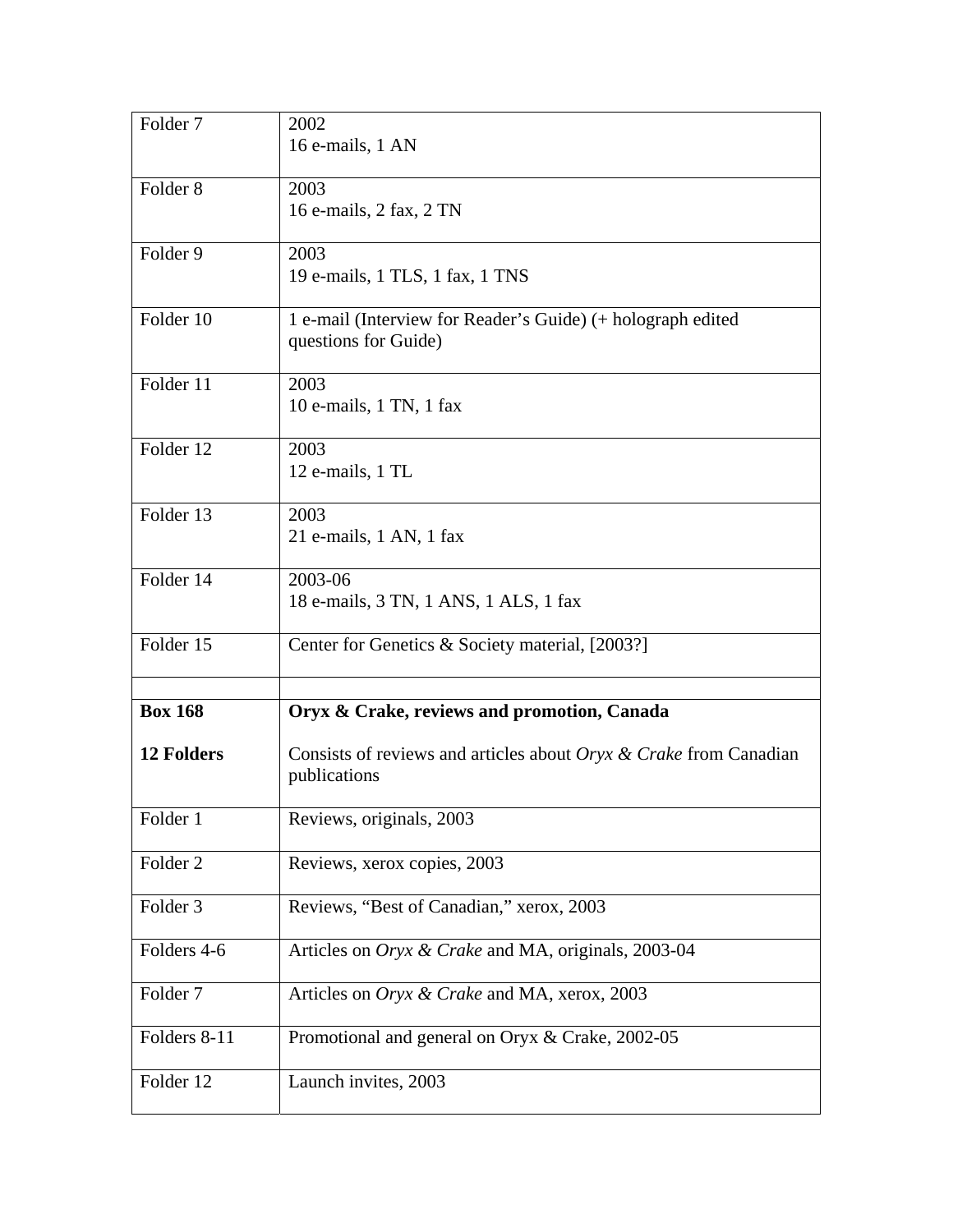| | |
|---|---|
| Folder 7 | 2002<br>16 e-mails, 1 AN |
| Folder 8 | 2003<br>16 e-mails, 2 fax, 2 TN |
| Folder 9 | 2003<br>19 e-mails, 1 TLS, 1 fax, 1 TNS |
| Folder 10 | 1 e-mail (Interview for Reader's Guide) (+ holograph edited questions for Guide) |
| Folder 11 | 2003<br>10 e-mails, 1 TN, 1 fax |
| Folder 12 | 2003<br>12 e-mails, 1 TL |
| Folder 13 | 2003<br>21 e-mails, 1 AN, 1 fax |
| Folder 14 | 2003-06<br>18 e-mails, 3 TN, 1 ANS, 1 ALS, 1 fax |
| Folder 15 | Center for Genetics & Society material, [2003?] |
| | |
| **Box 168**<br><br>**12 Folders** | **Oryx & Crake, reviews and promotion, Canada**<br><br>Consists of reviews and articles about *Oryx & Crake* from Canadian publications |
| Folder 1 | Reviews, originals, 2003 |
| Folder 2 | Reviews, xerox copies, 2003 |
| Folder 3 | Reviews, "Best of Canadian," xerox, 2003 |
| Folders 4-6 | Articles on *Oryx & Crake* and MA, originals, 2003-04 |
| Folder 7 | Articles on *Oryx & Crake* and MA, xerox, 2003 |
| Folders 8-11 | Promotional and general on Oryx & Crake, 2002-05 |
| Folder 12 | Launch invites, 2003 |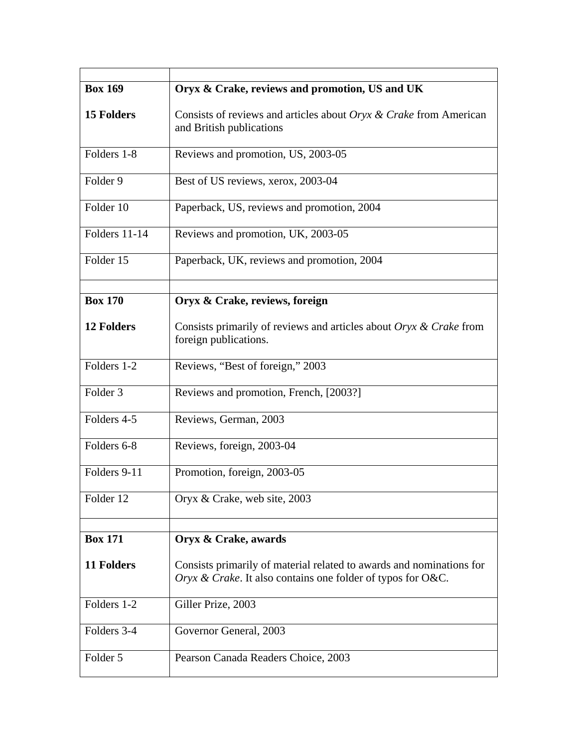| | |
|---|---|
| **Box 169** | **Oryx & Crake, reviews and promotion, US and UK** |
| **15 Folders** | Consists of reviews and articles about *Oryx & Crake* from American and British publications |
| Folders 1-8 | Reviews and promotion, US, 2003-05 |
| Folder 9 | Best of US reviews, xerox, 2003-04 |
| Folder 10 | Paperback, US, reviews and promotion, 2004 |
| Folders 11-14 | Reviews and promotion, UK, 2003-05 |
| Folder 15 | Paperback, UK, reviews and promotion, 2004 |
| | |
| **Box 170** | **Oryx & Crake, reviews, foreign** |
| **12 Folders** | Consists primarily of reviews and articles about *Oryx & Crake* from foreign publications. |
| Folders 1-2 | Reviews, "Best of foreign," 2003 |
| Folder 3 | Reviews and promotion, French, [2003?] |
| Folders 4-5 | Reviews, German, 2003 |
| Folders 6-8 | Reviews, foreign, 2003-04 |
| Folders 9-11 | Promotion, foreign, 2003-05 |
| Folder 12 | Oryx & Crake, web site, 2003 |
| | |
| **Box 171** | **Oryx & Crake, awards** |
| **11 Folders** | Consists primarily of material related to awards and nominations for *Oryx & Crake*. It also contains one folder of typos for O&C. |
| Folders 1-2 | Giller Prize, 2003 |
| Folders 3-4 | Governor General, 2003 |
| Folder 5 | Pearson Canada Readers Choice, 2003 |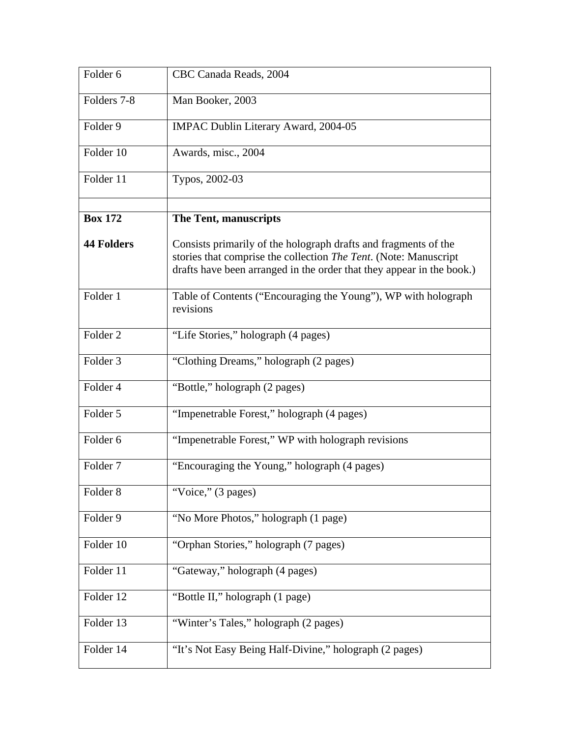| | |
|---|---|
| Folder 6 | CBC Canada Reads, 2004 |
| Folders 7-8 | Man Booker, 2003 |
| Folder 9 | IMPAC Dublin Literary Award, 2004-05 |
| Folder 10 | Awards, misc., 2004 |
| Folder 11 | Typos, 2002-03 |
| | |
| **Box 172** | **The Tent, manuscripts** |
| **44 Folders** | Consists primarily of the holograph drafts and fragments of the stories that comprise the collection *The Tent*. (Note: Manuscript drafts have been arranged in the order that they appear in the book.) |
| Folder 1 | Table of Contents ("Encouraging the Young"), WP with holograph revisions |
| Folder 2 | "Life Stories," holograph (4 pages) |
| Folder 3 | "Clothing Dreams," holograph (2 pages) |
| Folder 4 | "Bottle," holograph (2 pages) |
| Folder 5 | "Impenetrable Forest," holograph (4 pages) |
| Folder 6 | "Impenetrable Forest," WP with holograph revisions |
| Folder 7 | "Encouraging the Young," holograph (4 pages) |
| Folder 8 | "Voice," (3 pages) |
| Folder 9 | "No More Photos," holograph (1 page) |
| Folder 10 | "Orphan Stories," holograph (7 pages) |
| Folder 11 | "Gateway," holograph (4 pages) |
| Folder 12 | "Bottle II," holograph (1 page) |
| Folder 13 | "Winter's Tales," holograph (2 pages) |
| Folder 14 | "It's Not Easy Being Half-Divine," holograph (2 pages) |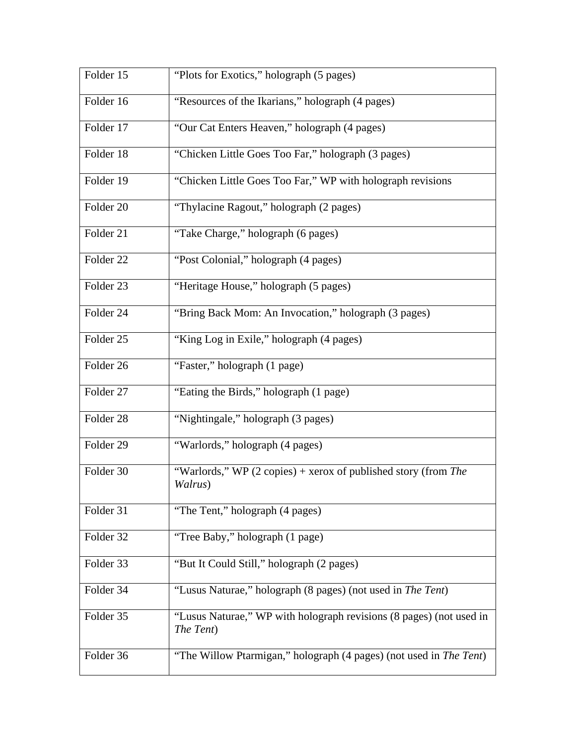| | |
|---|---|
| Folder 15 | "Plots for Exotics," holograph (5 pages) |
| Folder 16 | "Resources of the Ikarians," holograph (4 pages) |
| Folder 17 | "Our Cat Enters Heaven," holograph (4 pages) |
| Folder 18 | "Chicken Little Goes Too Far," holograph (3 pages) |
| Folder 19 | "Chicken Little Goes Too Far," WP with holograph revisions |
| Folder 20 | "Thylacine Ragout," holograph (2 pages) |
| Folder 21 | "Take Charge," holograph (6 pages) |
| Folder 22 | "Post Colonial," holograph (4 pages) |
| Folder 23 | "Heritage House," holograph (5 pages) |
| Folder 24 | "Bring Back Mom: An Invocation," holograph (3 pages) |
| Folder 25 | "King Log in Exile," holograph (4 pages) |
| Folder 26 | "Faster," holograph (1 page) |
| Folder 27 | "Eating the Birds," holograph (1 page) |
| Folder 28 | "Nightingale," holograph (3 pages) |
| Folder 29 | "Warlords," holograph (4 pages) |
| Folder 30 | "Warlords," WP (2 copies) + xerox of published story (from *The Walrus*) |
| Folder 31 | "The Tent," holograph (4 pages) |
| Folder 32 | "Tree Baby," holograph (1 page) |
| Folder 33 | "But It Could Still," holograph (2 pages) |
| Folder 34 | "Lusus Naturae," holograph (8 pages) (not used in *The Tent*) |
| Folder 35 | "Lusus Naturae," WP with holograph revisions (8 pages) (not used in *The Tent*) |
| Folder 36 | "The Willow Ptarmigan," holograph (4 pages) (not used in *The Tent*) |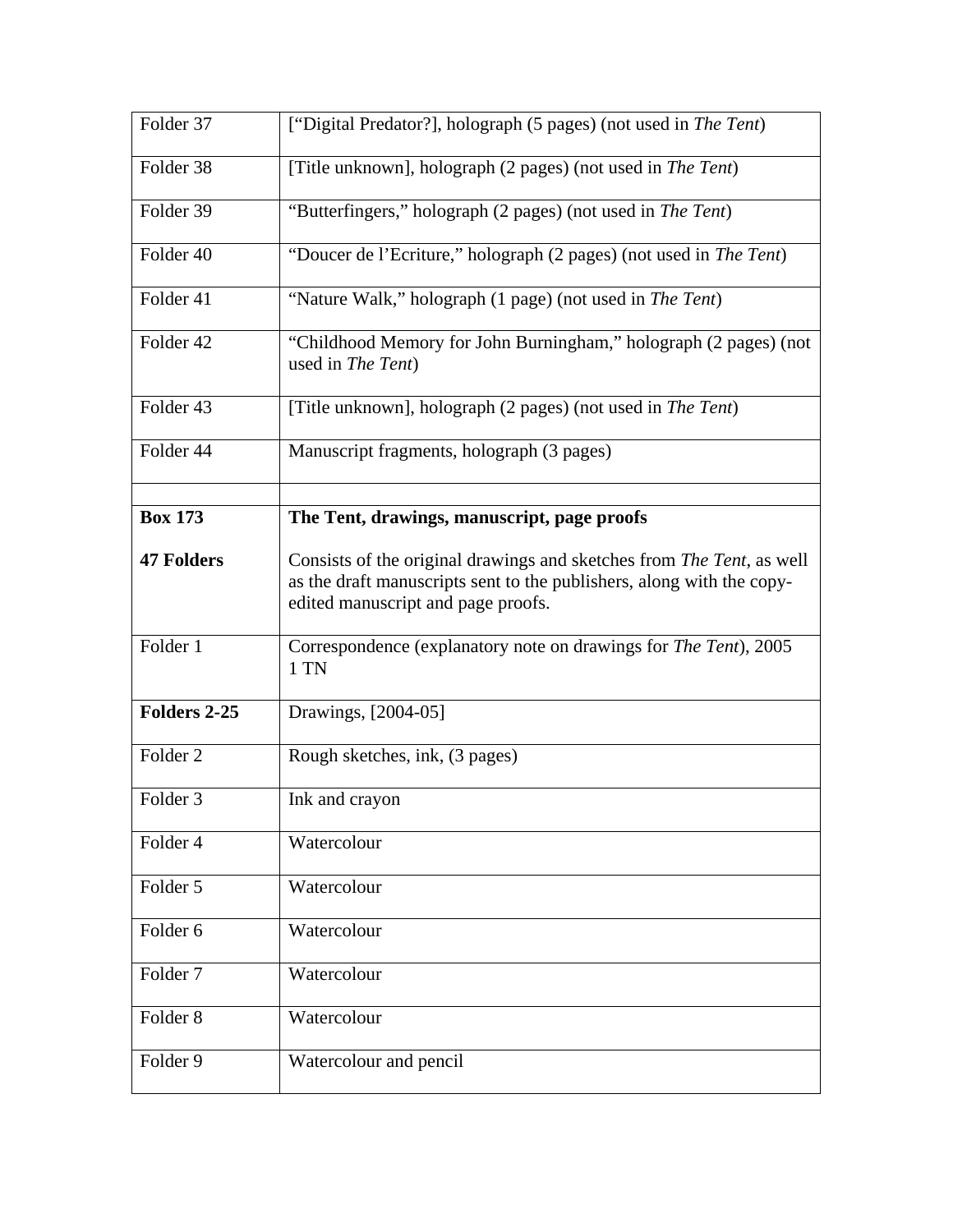| | |
|---|---|
| Folder 37 | [“Digital Predator?], holograph (5 pages) (not used in *The Tent*) |
| Folder 38 | [Title unknown], holograph (2 pages) (not used in *The Tent*) |
| Folder 39 | “Butterfingers,” holograph (2 pages) (not used in *The Tent*) |
| Folder 40 | “Doucer de l’Ecriture,” holograph (2 pages) (not used in *The Tent*) |
| Folder 41 | “Nature Walk,” holograph (1 page) (not used in *The Tent*) |
| Folder 42 | “Childhood Memory for John Burningham,” holograph (2 pages) (not used in *The Tent*) |
| Folder 43 | [Title unknown], holograph (2 pages) (not used in *The Tent*) |
| Folder 44 | Manuscript fragments, holograph (3 pages) |
| | |
| **Box 173**<br><br>**47 Folders** | **The Tent, drawings, manuscript, page proofs**<br><br>Consists of the original drawings and sketches from *The Tent*, as well as the draft manuscripts sent to the publishers, along with the copy-edited manuscript and page proofs. |
| Folder 1 | Correspondence (explanatory note on drawings for *The Tent*), 2005<br>1 TN |
| **Folders 2-25** | Drawings, [2004-05] |
| Folder 2 | Rough sketches, ink, (3 pages) |
| Folder 3 | Ink and crayon |
| Folder 4 | Watercolour |
| Folder 5 | Watercolour |
| Folder 6 | Watercolour |
| Folder 7 | Watercolour |
| Folder 8 | Watercolour |
| Folder 9 | Watercolour and pencil |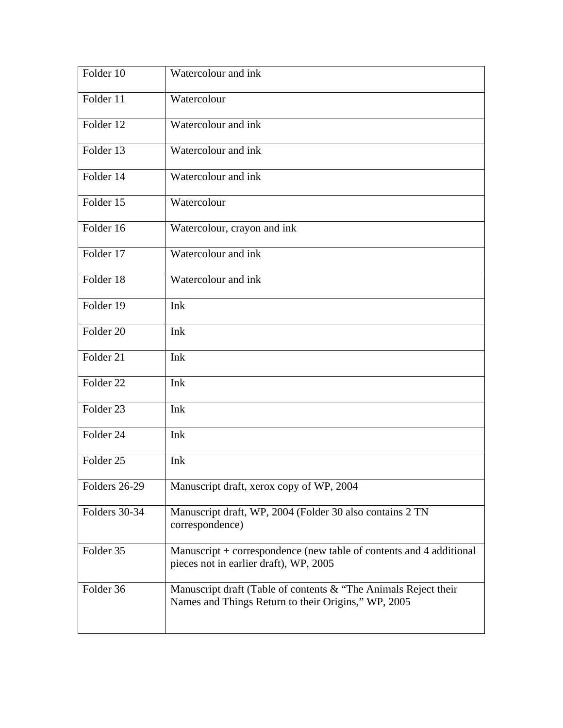| | |
|---|---|
| Folder 10 | Watercolour and ink |
| Folder 11 | Watercolour |
| Folder 12 | Watercolour and ink |
| Folder 13 | Watercolour and ink |
| Folder 14 | Watercolour and ink |
| Folder 15 | Watercolour |
| Folder 16 | Watercolour, crayon and ink |
| Folder 17 | Watercolour and ink |
| Folder 18 | Watercolour and ink |
| Folder 19 | Ink |
| Folder 20 | Ink |
| Folder 21 | Ink |
| Folder 22 | Ink |
| Folder 23 | Ink |
| Folder 24 | Ink |
| Folder 25 | Ink |
| Folders 26-29 | Manuscript draft, xerox copy of WP, 2004 |
| Folders 30-34 | Manuscript draft, WP, 2004 (Folder 30 also contains 2 TN correspondence) |
| Folder 35 | Manuscript + correspondence (new table of contents and 4 additional pieces not in earlier draft), WP, 2005 |
| Folder 36 | Manuscript draft (Table of contents & "The Animals Reject their Names and Things Return to their Origins," WP, 2005 |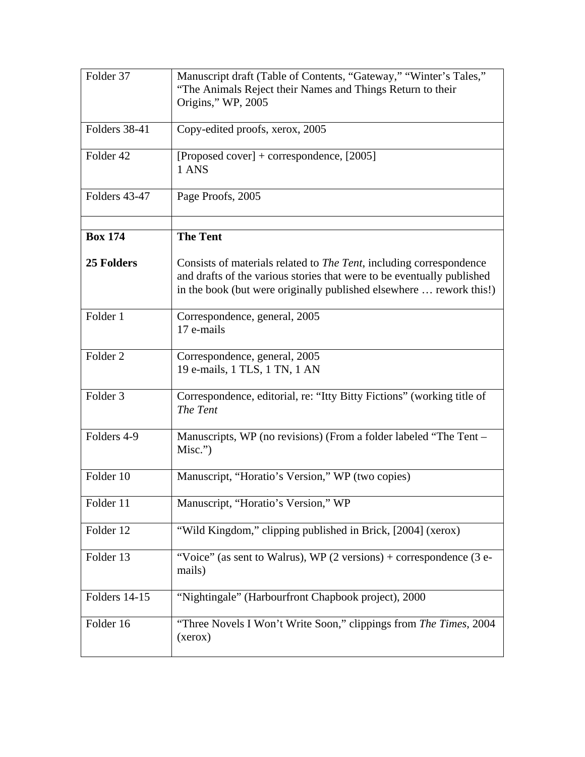| | |
|---|---|
| Folder 37 | Manuscript draft (Table of Contents, "Gateway," "Winter's Tales," "The Animals Reject their Names and Things Return to their Origins," WP, 2005 |
| Folders 38-41 | Copy-edited proofs, xerox, 2005 |
| Folder 42 | [Proposed cover] + correspondence, [2005]<br>1 ANS |
| Folders 43-47 | Page Proofs, 2005 |
| | |
| **Box 174**<br><br>**25 Folders** | **The Tent**<br><br>Consists of materials related to *The Tent*, including correspondence and drafts of the various stories that were to be eventually published in the book (but were originally published elsewhere … rework this!) |
| Folder 1 | Correspondence, general, 2005<br>17 e-mails |
| Folder 2 | Correspondence, general, 2005<br>19 e-mails, 1 TLS, 1 TN, 1 AN |
| Folder 3 | Correspondence, editorial, re: "Itty Bitty Fictions" (working title of *The Tent* |
| Folders 4-9 | Manuscripts, WP (no revisions) (From a folder labeled "The Tent – Misc.") |
| Folder 10 | Manuscript, "Horatio's Version," WP (two copies) |
| Folder 11 | Manuscript, "Horatio's Version," WP |
| Folder 12 | "Wild Kingdom," clipping published in Brick, [2004] (xerox) |
| Folder 13 | "Voice" (as sent to Walrus), WP (2 versions) + correspondence (3 e-mails) |
| Folders 14-15 | "Nightingale" (Harbourfront Chapbook project), 2000 |
| Folder 16 | "Three Novels I Won't Write Soon," clippings from *The Times*, 2004 (xerox) |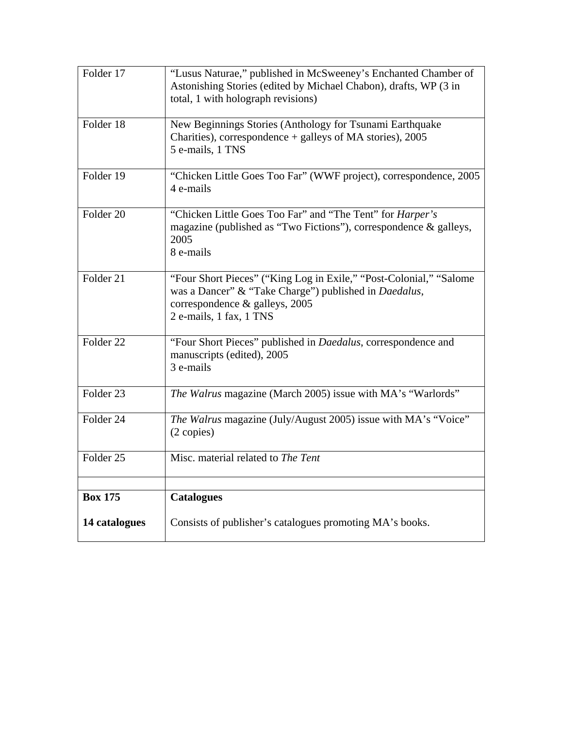| | |
|---|---|
| Folder 17 | "Lusus Naturae," published in McSweeney's Enchanted Chamber of Astonishing Stories (edited by Michael Chabon), drafts, WP (3 in total, 1 with holograph revisions) |
| Folder 18 | New Beginnings Stories (Anthology for Tsunami Earthquake Charities), correspondence + galleys of MA stories), 2005<br>5 e-mails, 1 TNS |
| Folder 19 | "Chicken Little Goes Too Far" (WWF project), correspondence, 2005<br>4 e-mails |
| Folder 20 | "Chicken Little Goes Too Far" and "The Tent" for *Harper's* magazine (published as "Two Fictions"), correspondence & galleys, 2005<br>8 e-mails |
| Folder 21 | "Four Short Pieces" ("King Log in Exile," "Post-Colonial," "Salome was a Dancer" & "Take Charge") published in *Daedalus*, correspondence & galleys, 2005<br>2 e-mails, 1 fax, 1 TNS |
| Folder 22 | "Four Short Pieces" published in *Daedalus*, correspondence and manuscripts (edited), 2005<br>3 e-mails |
| Folder 23 | *The Walrus* magazine (March 2005) issue with MA's "Warlords" |
| Folder 24 | *The Walrus* magazine (July/August 2005) issue with MA's "Voice" (2 copies) |
| Folder 25 | Misc. material related to *The Tent* |
| | |
| **Box 175**<br><br>**14 catalogues** | **Catalogues**<br><br>Consists of publisher's catalogues promoting MA's books. |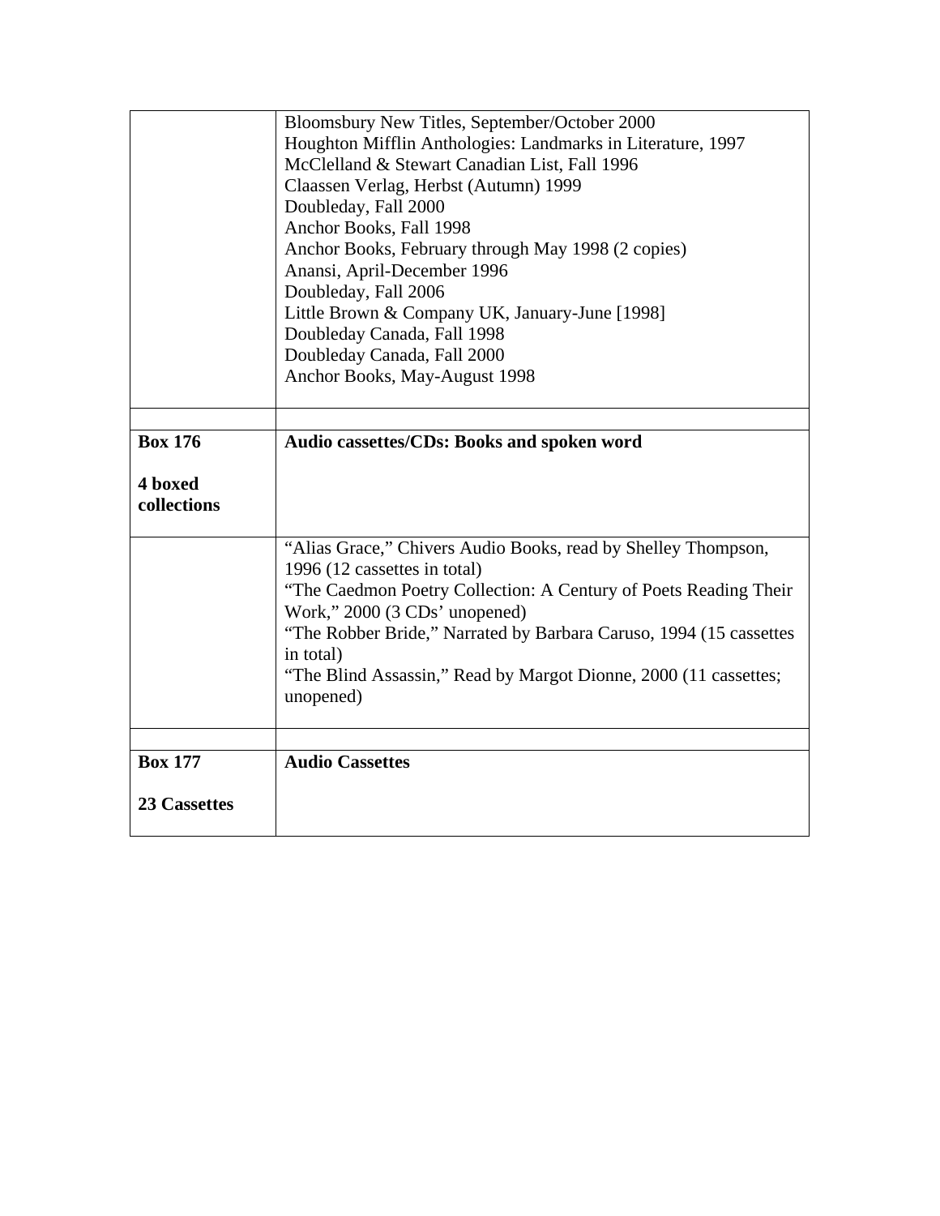| | |
|---|---|
| | Bloomsbury New Titles, September/October 2000<br>Houghton Mifflin Anthologies: Landmarks in Literature, 1997<br>McClelland & Stewart Canadian List, Fall 1996<br>Claassen Verlag, Herbst (Autumn) 1999<br>Doubleday, Fall 2000<br>Anchor Books, Fall 1998<br>Anchor Books, February through May 1998 (2 copies)<br>Anansi, April-December 1996<br>Doubleday, Fall 2006<br>Little Brown & Company UK, January-June [1998]<br>Doubleday Canada, Fall 1998<br>Doubleday Canada, Fall 2000<br>Anchor Books, May-August 1998 |
| | |
| **Box 176**<br><br>**4 boxed collections** | **Audio cassettes/CDs: Books and spoken word** |
| | "Alias Grace," Chivers Audio Books, read by Shelley Thompson, 1996 (12 cassettes in total)<br>"The Caedmon Poetry Collection: A Century of Poets Reading Their Work," 2000 (3 CDs' unopened)<br>"The Robber Bride," Narrated by Barbara Caruso, 1994 (15 cassettes in total)<br>"The Blind Assassin," Read by Margot Dionne, 2000 (11 cassettes; unopened) |
| | |
| **Box 177**<br><br>**23 Cassettes** | **Audio Cassettes** |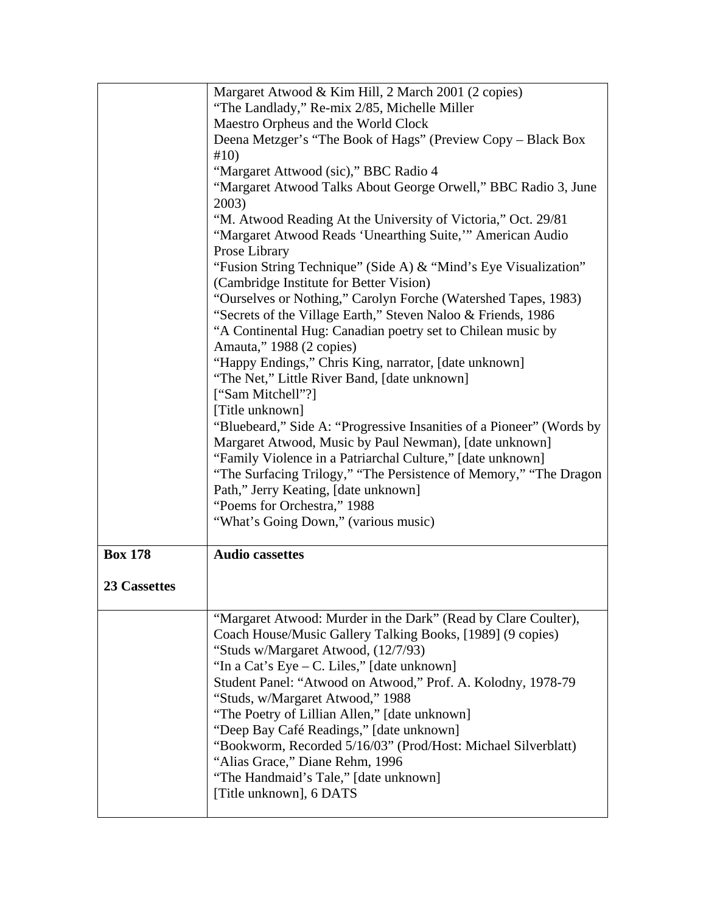| | |
|---|---|
| | Margaret Atwood & Kim Hill, 2 March 2001 (2 copies)<br>"The Landlady," Re-mix 2/85, Michelle Miller<br>Maestro Orpheus and the World Clock<br>Deena Metzger's "The Book of Hags" (Preview Copy – Black Box #10)<br>"Margaret Attwood (sic)," BBC Radio 4<br>"Margaret Atwood Talks About George Orwell," BBC Radio 3, June 2003)<br>"M. Atwood Reading At the University of Victoria," Oct. 29/81<br>"Margaret Atwood Reads 'Unearthing Suite,'" American Audio Prose Library<br>"Fusion String Technique" (Side A) & "Mind's Eye Visualization" (Cambridge Institute for Better Vision)<br>"Ourselves or Nothing," Carolyn Forche (Watershed Tapes, 1983)<br>"Secrets of the Village Earth," Steven Naloo & Friends, 1986<br>"A Continental Hug: Canadian poetry set to Chilean music by Amauta," 1988 (2 copies)<br>"Happy Endings," Chris King, narrator, [date unknown]<br>"The Net," Little River Band, [date unknown]<br>["Sam Mitchell"?]<br>[Title unknown]<br>"Bluebeard," Side A: "Progressive Insanities of a Pioneer" (Words by Margaret Atwood, Music by Paul Newman), [date unknown]<br>"Family Violence in a Patriarchal Culture," [date unknown]<br>"The Surfacing Trilogy," "The Persistence of Memory," "The Dragon Path," Jerry Keating, [date unknown]<br>"Poems for Orchestra," 1988<br>"What's Going Down," (various music) |
| **Box 178**<br><br>**23 Cassettes** | **Audio cassettes** |
| | "Margaret Atwood: Murder in the Dark" (Read by Clare Coulter), Coach House/Music Gallery Talking Books, [1989] (9 copies)<br>"Studs w/Margaret Atwood, (12/7/93)<br>"In a Cat's Eye – C. Liles," [date unknown]<br>Student Panel: "Atwood on Atwood," Prof. A. Kolodny, 1978-79<br>"Studs, w/Margaret Atwood," 1988<br>"The Poetry of Lillian Allen," [date unknown]<br>"Deep Bay Café Readings," [date unknown]<br>"Bookworm, Recorded 5/16/03" (Prod/Host: Michael Silverblatt)<br>"Alias Grace," Diane Rehm, 1996<br>"The Handmaid's Tale," [date unknown]<br>[Title unknown], 6 DATS |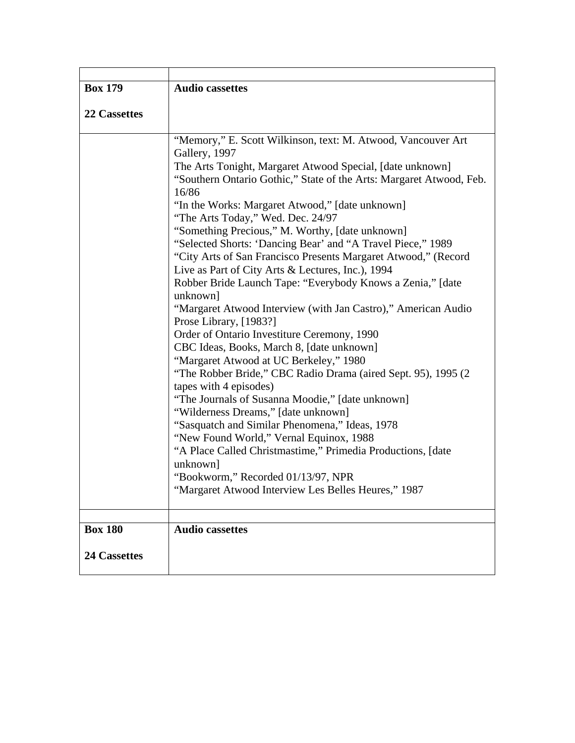| | |
|---|---|
| **Box 179**<br><br>**22 Cassettes** | **Audio cassettes** |
| | "Memory," E. Scott Wilkinson, text: M. Atwood, Vancouver Art Gallery, 1997<br>The Arts Tonight, Margaret Atwood Special, [date unknown]<br>"Southern Ontario Gothic," State of the Arts: Margaret Atwood, Feb. 16/86<br>"In the Works: Margaret Atwood," [date unknown]<br>"The Arts Today," Wed. Dec. 24/97<br>"Something Precious," M. Worthy, [date unknown]<br>"Selected Shorts: 'Dancing Bear' and "A Travel Piece," 1989<br>"City Arts of San Francisco Presents Margaret Atwood," (Record Live as Part of City Arts & Lectures, Inc.), 1994<br>Robber Bride Launch Tape: "Everybody Knows a Zenia," [date unknown]<br>"Margaret Atwood Interview (with Jan Castro)," American Audio Prose Library, [1983?]<br>Order of Ontario Investiture Ceremony, 1990<br>CBC Ideas, Books, March 8, [date unknown]<br>"Margaret Atwood at UC Berkeley," 1980<br>"The Robber Bride," CBC Radio Drama (aired Sept. 95), 1995 (2 tapes with 4 episodes)<br>"The Journals of Susanna Moodie," [date unknown]<br>"Wilderness Dreams," [date unknown]<br>"Sasquatch and Similar Phenomena," Ideas, 1978<br>"New Found World," Vernal Equinox, 1988<br>"A Place Called Christmastime," Primedia Productions, [date unknown]<br>"Bookworm," Recorded 01/13/97, NPR<br>"Margaret Atwood Interview Les Belles Heures," 1987 |
| | |
| **Box 180**<br><br>**24 Cassettes** | **Audio cassettes** |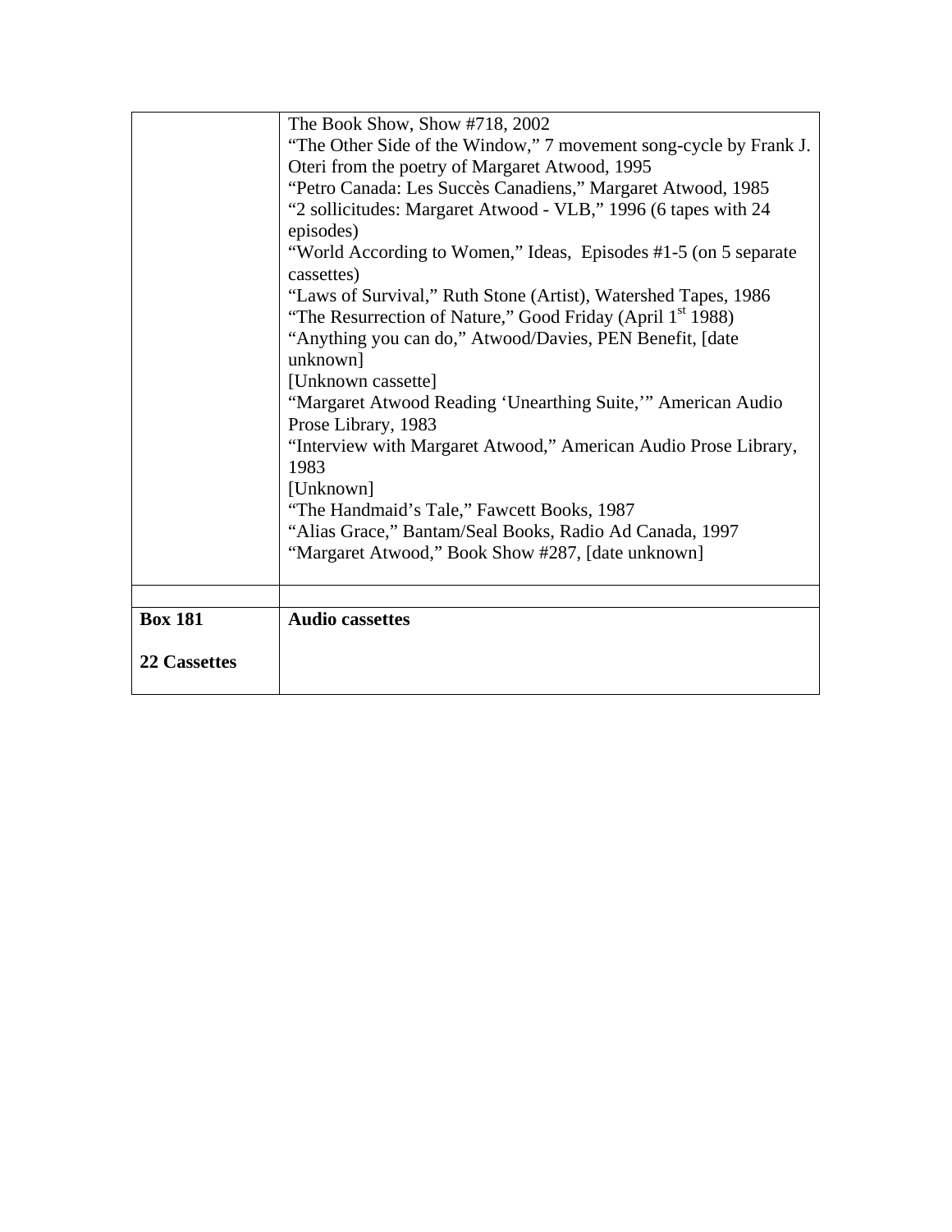|  |  |
|---|---|
|  | The Book Show, Show #718, 2002<br>"The Other Side of the Window," 7 movement song-cycle by Frank J. Oteri from the poetry of Margaret Atwood, 1995<br>"Petro Canada: Les Succès Canadiens," Margaret Atwood, 1985<br>"2 sollicitudes: Margaret Atwood - VLB," 1996 (6 tapes with 24 episodes)<br>"World According to Women," Ideas, Episodes #1-5 (on 5 separate cassettes)<br>"Laws of Survival," Ruth Stone (Artist), Watershed Tapes, 1986<br>"The Resurrection of Nature," Good Friday (April 1st 1988)<br>"Anything you can do," Atwood/Davies, PEN Benefit, [date unknown]<br>[Unknown cassette]<br>"Margaret Atwood Reading 'Unearthing Suite,'" American Audio Prose Library, 1983<br>"Interview with Margaret Atwood," American Audio Prose Library, 1983<br>[Unknown]<br>"The Handmaid's Tale," Fawcett Books, 1987<br>"Alias Grace," Bantam/Seal Books, Radio Ad Canada, 1997<br>"Margaret Atwood," Book Show #287, [date unknown] |
|  |  |
| **Box 181**<br><br>**22 Cassettes** | **Audio cassettes** |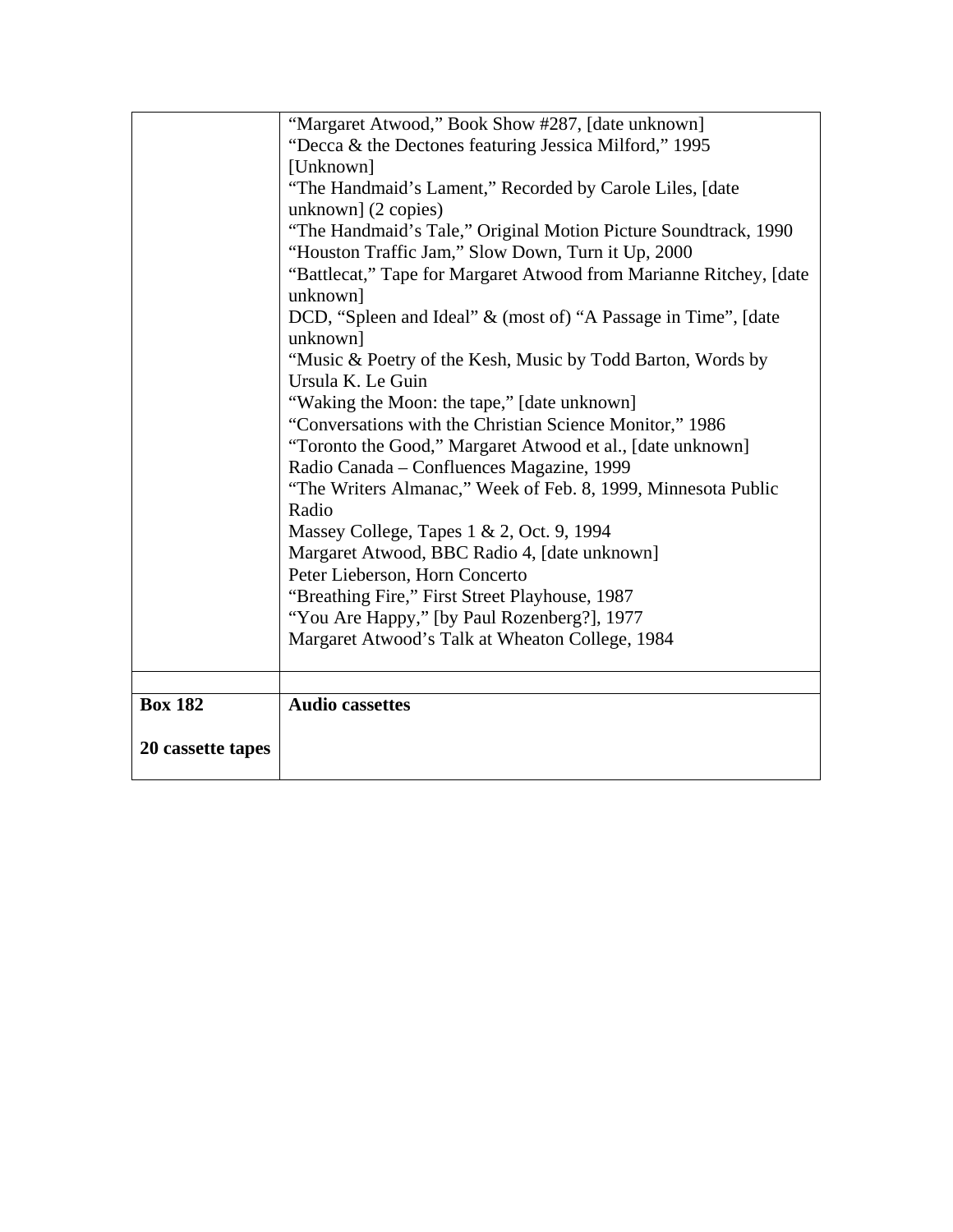| | |
|---|---|
| | "Margaret Atwood," Book Show #287, [date unknown]<br>"Decca & the Dectones featuring Jessica Milford," 1995 [Unknown]<br>"The Handmaid's Lament," Recorded by Carole Liles, [date unknown] (2 copies)<br>"The Handmaid's Tale," Original Motion Picture Soundtrack, 1990<br>"Houston Traffic Jam," Slow Down, Turn it Up, 2000<br>"Battlecat," Tape for Margaret Atwood from Marianne Ritchey, [date unknown]<br>DCD, "Spleen and Ideal" & (most of) "A Passage in Time", [date unknown]<br>"Music & Poetry of the Kesh, Music by Todd Barton, Words by Ursula K. Le Guin<br>"Waking the Moon: the tape," [date unknown]<br>"Conversations with the Christian Science Monitor," 1986<br>"Toronto the Good," Margaret Atwood et al., [date unknown]<br>Radio Canada – Confluences Magazine, 1999<br>"The Writers Almanac," Week of Feb. 8, 1999, Minnesota Public Radio<br>Massey College, Tapes 1 & 2, Oct. 9, 1994<br>Margaret Atwood, BBC Radio 4, [date unknown]<br>Peter Lieberson, Horn Concerto<br>"Breathing Fire," First Street Playhouse, 1987<br>"You Are Happy," [by Paul Rozenberg?], 1977<br>Margaret Atwood's Talk at Wheaton College, 1984 |
| | |
| **Box 182**<br><br>**20 cassette tapes** | **Audio cassettes** |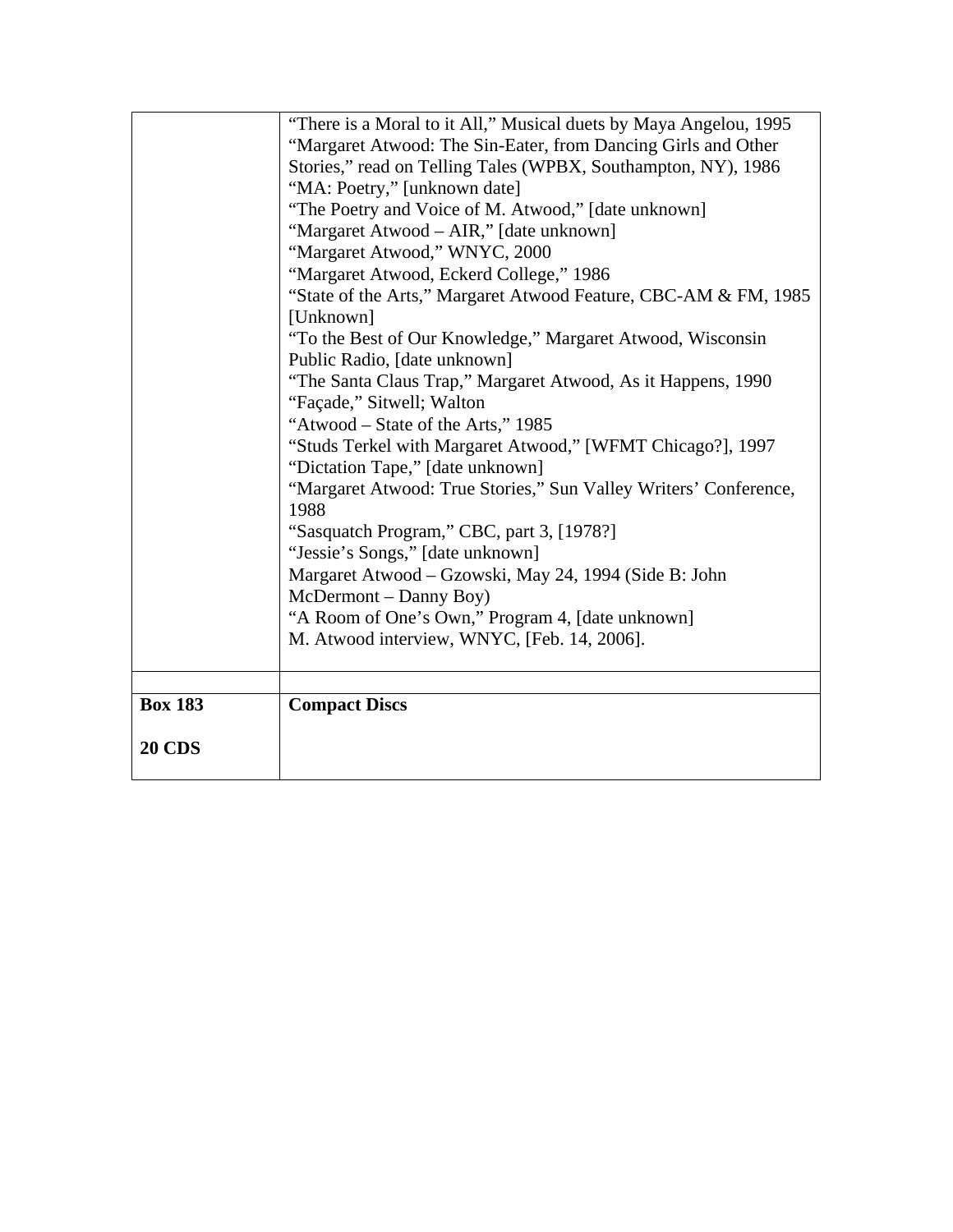| | |
|---|---|
| | "There is a Moral to it All," Musical duets by Maya Angelou, 1995<br>"Margaret Atwood: The Sin-Eater, from Dancing Girls and Other Stories," read on Telling Tales (WPBX, Southampton, NY), 1986<br>"MA: Poetry," [unknown date]<br>"The Poetry and Voice of M. Atwood," [date unknown]<br>"Margaret Atwood – AIR," [date unknown]<br>"Margaret Atwood," WNYC, 2000<br>"Margaret Atwood, Eckerd College," 1986<br>"State of the Arts," Margaret Atwood Feature, CBC-AM & FM, 1985<br>[Unknown]<br>"To the Best of Our Knowledge," Margaret Atwood, Wisconsin Public Radio, [date unknown]<br>"The Santa Claus Trap," Margaret Atwood, As it Happens, 1990<br>"Façade," Sitwell; Walton<br>"Atwood – State of the Arts," 1985<br>"Studs Terkel with Margaret Atwood," [WFMT Chicago?], 1997<br>"Dictation Tape," [date unknown]<br>"Margaret Atwood: True Stories," Sun Valley Writers' Conference, 1988<br>"Sasquatch Program," CBC, part 3, [1978?]<br>"Jessie's Songs," [date unknown]<br>Margaret Atwood – Gzowski, May 24, 1994 (Side B: John McDermont – Danny Boy)<br>"A Room of One's Own," Program 4, [date unknown]<br>M. Atwood interview, WNYC, [Feb. 14, 2006]. |
| | |
| **Box 183**<br><br>**20 CDS** | **Compact Discs** |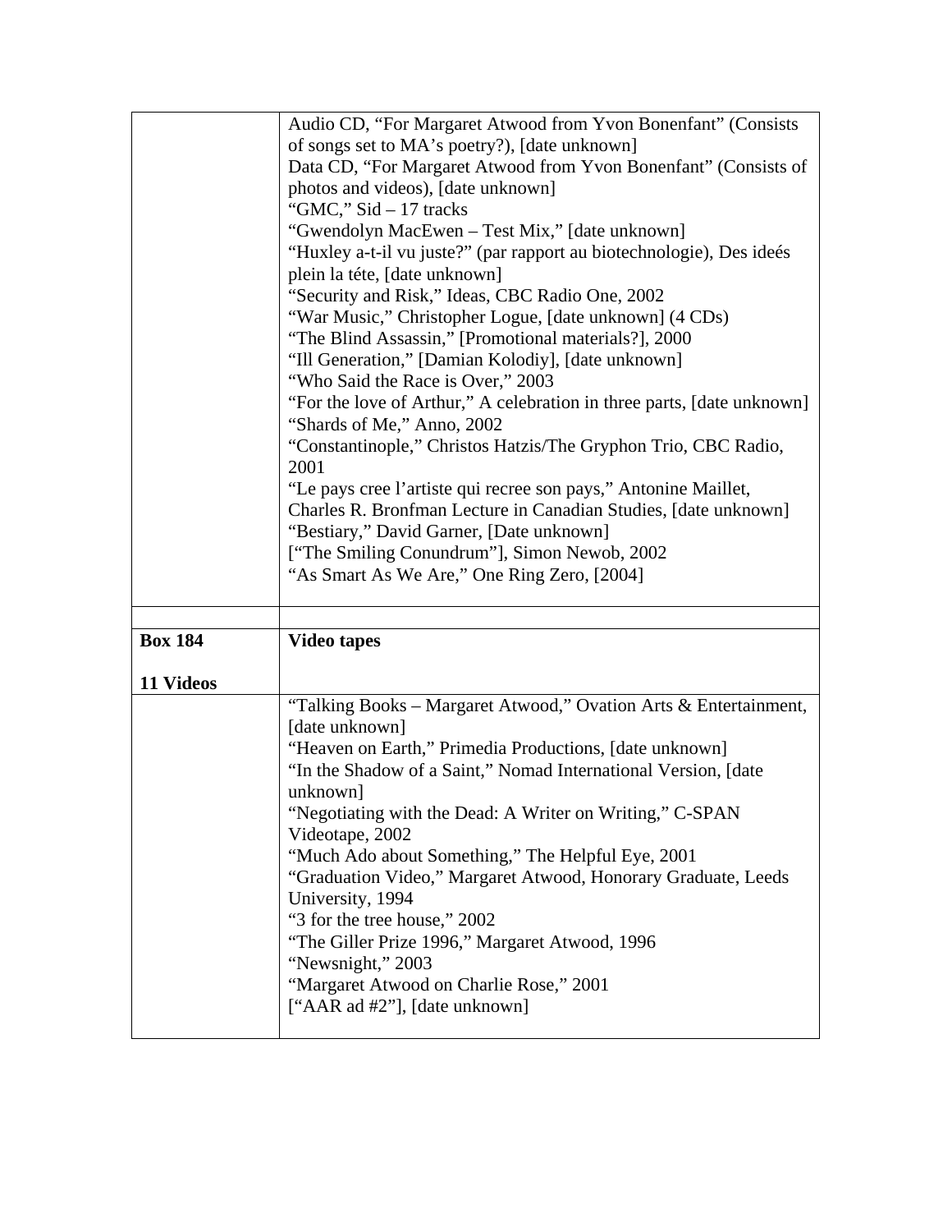| | |
|---|---|
| | Audio CD, "For Margaret Atwood from Yvon Bonenfant" (Consists of songs set to MA's poetry?), [date unknown]<br>Data CD, "For Margaret Atwood from Yvon Bonenfant" (Consists of photos and videos), [date unknown]<br>"GMC," Sid – 17 tracks<br>"Gwendolyn MacEwen – Test Mix," [date unknown]<br>"Huxley a-t-il vu juste?" (par rapport au biotechnologie), Des ideés plein la téte, [date unknown]<br>"Security and Risk," Ideas, CBC Radio One, 2002<br>"War Music," Christopher Logue, [date unknown] (4 CDs)<br>"The Blind Assassin," [Promotional materials?], 2000<br>"Ill Generation," [Damian Kolodiy], [date unknown]<br>"Who Said the Race is Over," 2003<br>"For the love of Arthur," A celebration in three parts, [date unknown]<br>"Shards of Me," Anno, 2002<br>"Constantinople," Christos Hatzis/The Gryphon Trio, CBC Radio, 2001<br>"Le pays cree l'artiste qui recree son pays," Antonine Maillet, Charles R. Bronfman Lecture in Canadian Studies, [date unknown]<br>"Bestiary," David Garner, [Date unknown]<br>["The Smiling Conundrum"], Simon Newob, 2002<br>"As Smart As We Are," One Ring Zero, [2004] |
| | |
| **Box 184**<br><br>**11 Videos** | **Video tapes** |
| | "Talking Books – Margaret Atwood," Ovation Arts & Entertainment, [date unknown]<br>"Heaven on Earth," Primedia Productions, [date unknown]<br>"In the Shadow of a Saint," Nomad International Version, [date unknown]<br>"Negotiating with the Dead: A Writer on Writing," C-SPAN Videotape, 2002<br>"Much Ado about Something," The Helpful Eye, 2001<br>"Graduation Video," Margaret Atwood, Honorary Graduate, Leeds University, 1994<br>"3 for the tree house," 2002<br>"The Giller Prize 1996," Margaret Atwood, 1996<br>"Newsnight," 2003<br>"Margaret Atwood on Charlie Rose," 2001<br>["AAR ad #2"], [date unknown] |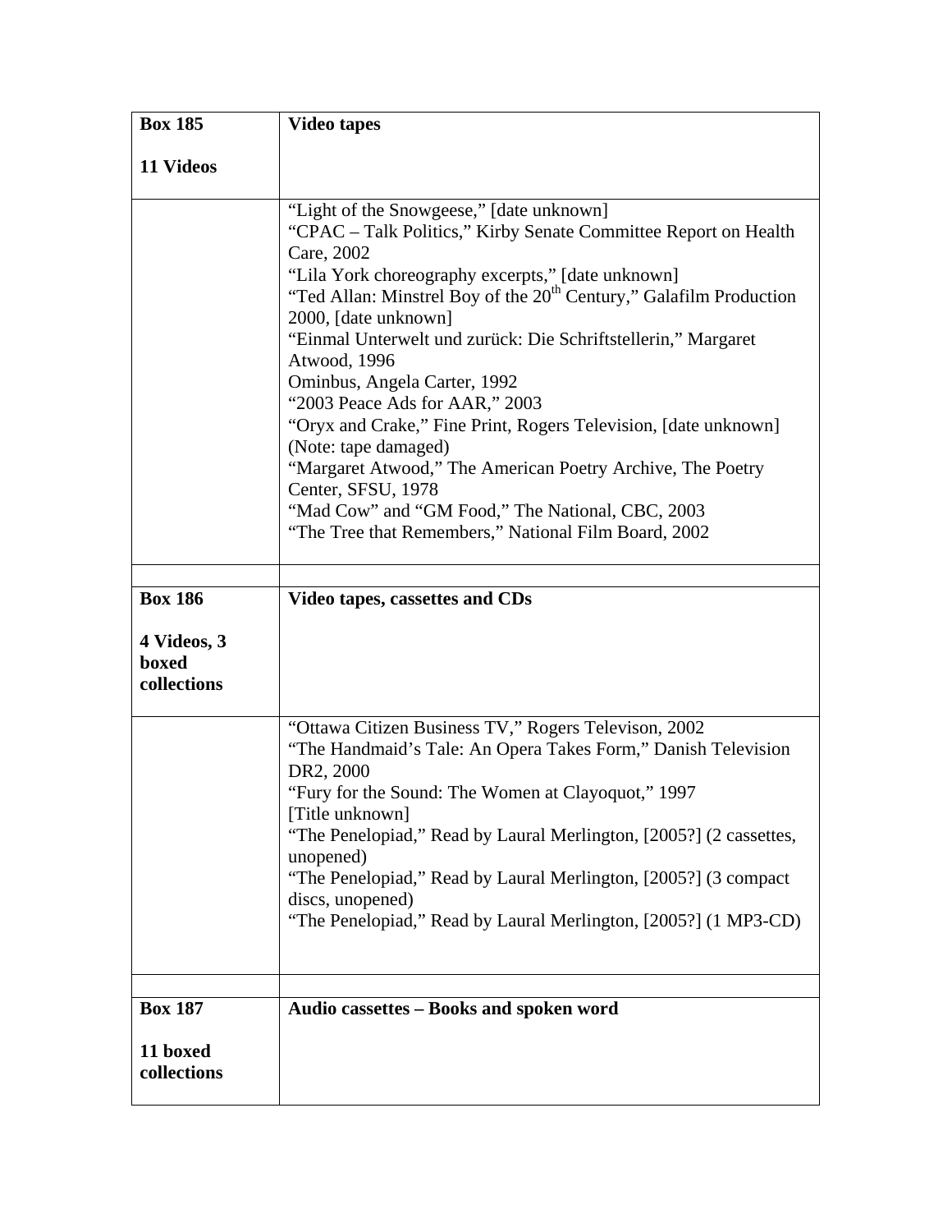| **Box 185**<br><br>**11 Videos** | **Video tapes** |
|---|---|
| | "Light of the Snowgeese," [date unknown]<br>"CPAC – Talk Politics," Kirby Senate Committee Report on Health Care, 2002<br>"Lila York choreography excerpts," [date unknown]<br>"Ted Allan: Minstrel Boy of the 20th Century," Galafilm Production 2000, [date unknown]<br>"Einmal Unterwelt und zurück: Die Schriftstellerin," Margaret Atwood, 1996<br>Ominbus, Angela Carter, 1992<br>"2003 Peace Ads for AAR," 2003<br>"Oryx and Crake," Fine Print, Rogers Television, [date unknown] (Note: tape damaged)<br>"Margaret Atwood," The American Poetry Archive, The Poetry Center, SFSU, 1978<br>"Mad Cow" and "GM Food," The National, CBC, 2003<br>"The Tree that Remembers," National Film Board, 2002 |
| | |
| **Box 186**<br><br>**4 Videos, 3 boxed collections** | **Video tapes, cassettes and CDs** |
| | "Ottawa Citizen Business TV," Rogers Televison, 2002<br>"The Handmaid's Tale: An Opera Takes Form," Danish Television DR2, 2000<br>"Fury for the Sound: The Women at Clayoquot," 1997<br>[Title unknown]<br>"The Penelopiad," Read by Laural Merlington, [2005?] (2 cassettes, unopened)<br>"The Penelopiad," Read by Laural Merlington, [2005?] (3 compact discs, unopened)<br>"The Penelopiad," Read by Laural Merlington, [2005?] (1 MP3-CD) |
| | |
| **Box 187**<br><br>**11 boxed collections** | **Audio cassettes – Books and spoken word** |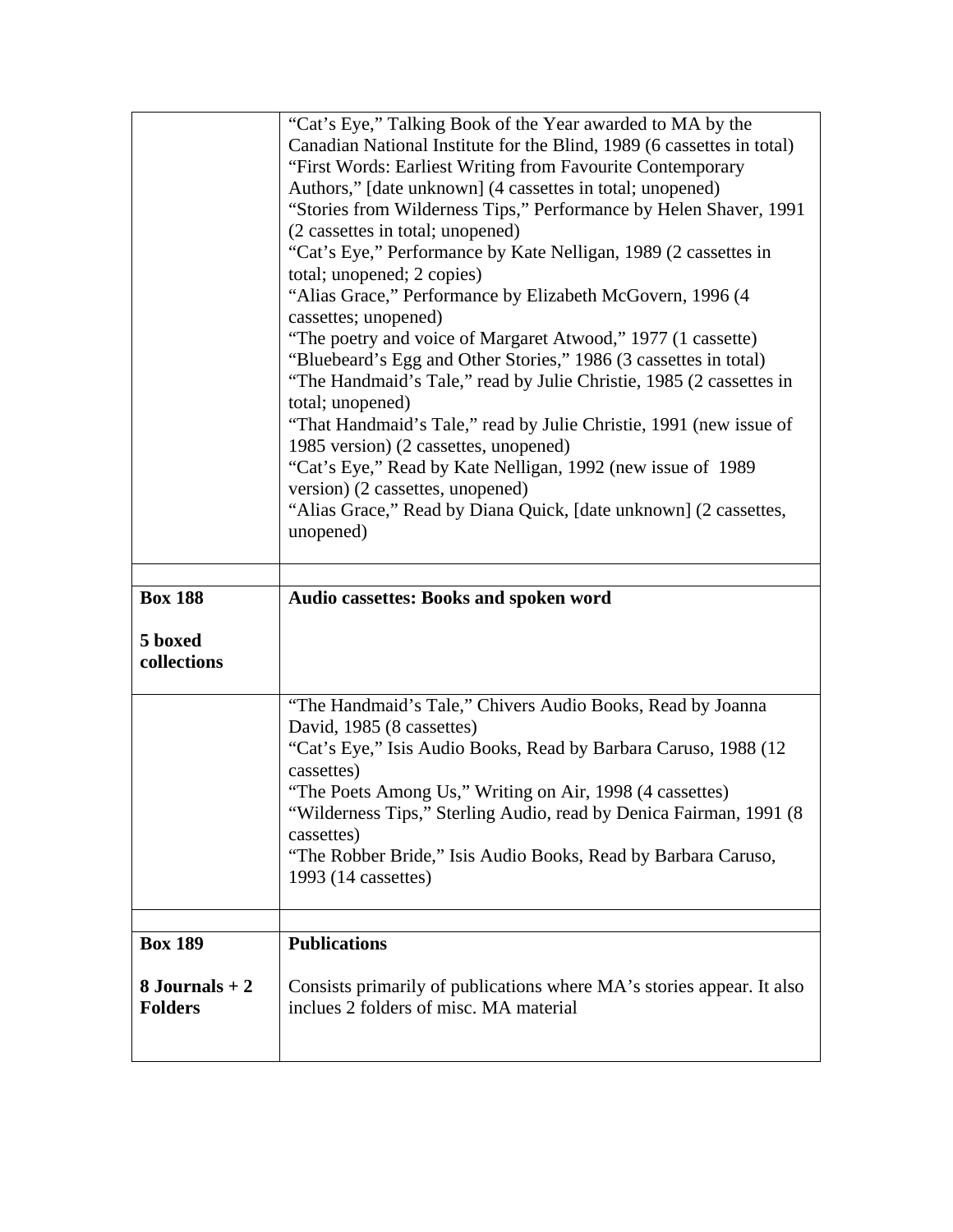| | |
|---|---|
| | "Cat's Eye," Talking Book of the Year awarded to MA by the Canadian National Institute for the Blind, 1989 (6 cassettes in total)<br>"First Words: Earliest Writing from Favourite Contemporary Authors," [date unknown] (4 cassettes in total; unopened)<br>"Stories from Wilderness Tips," Performance by Helen Shaver, 1991 (2 cassettes in total; unopened)<br>"Cat's Eye," Performance by Kate Nelligan, 1989 (2 cassettes in total; unopened; 2 copies)<br>"Alias Grace," Performance by Elizabeth McGovern, 1996 (4 cassettes; unopened)<br>"The poetry and voice of Margaret Atwood," 1977 (1 cassette)<br>"Bluebeard's Egg and Other Stories," 1986 (3 cassettes in total)<br>"The Handmaid's Tale," read by Julie Christie, 1985 (2 cassettes in total; unopened)<br>"That Handmaid's Tale," read by Julie Christie, 1991 (new issue of 1985 version) (2 cassettes, unopened)<br>"Cat's Eye," Read by Kate Nelligan, 1992 (new issue of 1989 version) (2 cassettes, unopened)<br>"Alias Grace," Read by Diana Quick, [date unknown] (2 cassettes, unopened) |
| | |
| **Box 188**<br><br>**5 boxed collections** | **Audio cassettes: Books and spoken word** |
| | "The Handmaid's Tale," Chivers Audio Books, Read by Joanna David, 1985 (8 cassettes)<br>"Cat's Eye," Isis Audio Books, Read by Barbara Caruso, 1988 (12 cassettes)<br>"The Poets Among Us," Writing on Air, 1998 (4 cassettes)<br>"Wilderness Tips," Sterling Audio, read by Denica Fairman, 1991 (8 cassettes)<br>"The Robber Bride," Isis Audio Books, Read by Barbara Caruso, 1993 (14 cassettes) |
| | |
| **Box 189**<br><br>**8 Journals + 2 Folders** | **Publications**<br><br>Consists primarily of publications where MA's stories appear. It also inclues 2 folders of misc. MA material |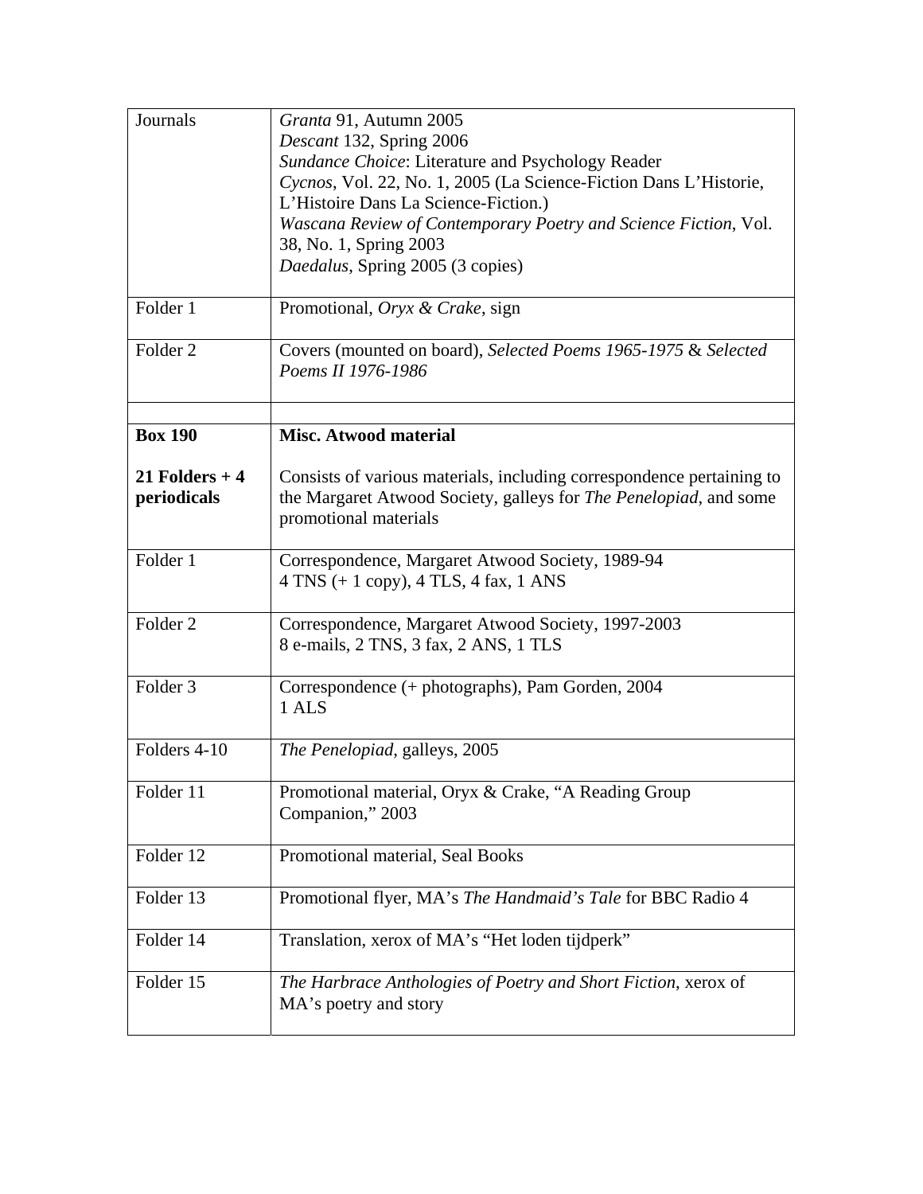| | |
|---|---|
| Journals | *Granta* 91, Autumn 2005<br>*Descant* 132, Spring 2006<br>*Sundance Choice*: Literature and Psychology Reader<br>*Cycnos*, Vol. 22, No. 1, 2005 (La Science-Fiction Dans L'Historie, L'Histoire Dans La Science-Fiction.)<br>*Wascana Review of Contemporary Poetry and Science Fiction*, Vol. 38, No. 1, Spring 2003<br>*Daedalus*, Spring 2005 (3 copies) |
| Folder 1 | Promotional, *Oryx & Crake*, sign |
| Folder 2 | Covers (mounted on board), *Selected Poems 1965-1975* & *Selected Poems II 1976-1986* |
| | |
| **Box 190**<br><br>**21 Folders + 4 periodicals** | **Misc. Atwood material**<br><br>Consists of various materials, including correspondence pertaining to the Margaret Atwood Society, galleys for *The Penelopiad*, and some promotional materials |
| Folder 1 | Correspondence, Margaret Atwood Society, 1989-94<br>4 TNS (+ 1 copy), 4 TLS, 4 fax, 1 ANS |
| Folder 2 | Correspondence, Margaret Atwood Society, 1997-2003<br>8 e-mails, 2 TNS, 3 fax, 2 ANS, 1 TLS |
| Folder 3 | Correspondence (+ photographs), Pam Gorden, 2004<br>1 ALS |
| Folders 4-10 | *The Penelopiad*, galleys, 2005 |
| Folder 11 | Promotional material, Oryx & Crake, "A Reading Group Companion," 2003 |
| Folder 12 | Promotional material, Seal Books |
| Folder 13 | Promotional flyer, MA's *The Handmaid's Tale* for BBC Radio 4 |
| Folder 14 | Translation, xerox of MA's "Het loden tijdperk" |
| Folder 15 | *The Harbrace Anthologies of Poetry and Short Fiction*, xerox of MA's poetry and story |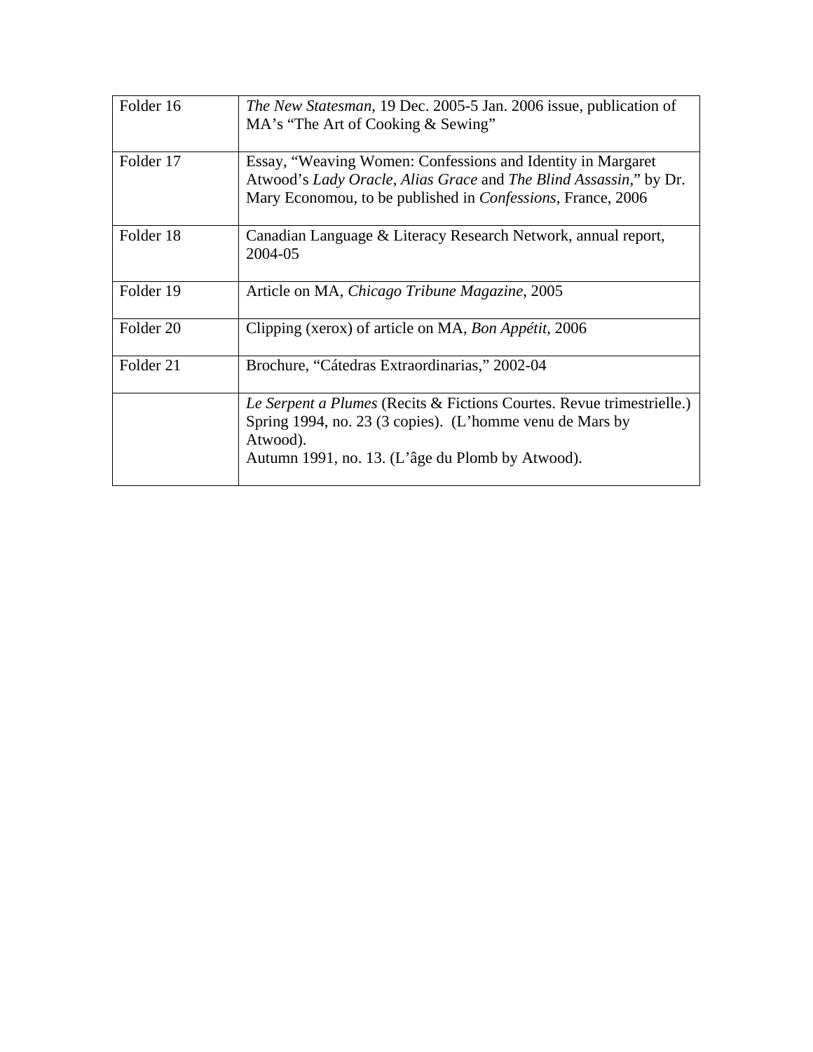| | |
|---|---|
| Folder 16 | *The New Statesman*, 19 Dec. 2005-5 Jan. 2006 issue, publication of MA's "The Art of Cooking & Sewing" |
| Folder 17 | Essay, "Weaving Women: Confessions and Identity in Margaret Atwood's *Lady Oracle*, *Alias Grace* and *The Blind Assassin*," by Dr. Mary Economou, to be published in *Confessions*, France, 2006 |
| Folder 18 | Canadian Language & Literacy Research Network, annual report, 2004-05 |
| Folder 19 | Article on MA, *Chicago Tribune Magazine*, 2005 |
| Folder 20 | Clipping (xerox) of article on MA, *Bon Appétit*, 2006 |
| Folder 21 | Brochure, "Cátedras Extraordinarias," 2002-04 |
| | *Le Serpent a Plumes* (Recits & Fictions Courtes. Revue trimestrielle.) Spring 1994, no. 23 (3 copies). (L'homme venu de Mars by Atwood).<br>Autumn 1991, no. 13. (L'âge du Plomb by Atwood). |